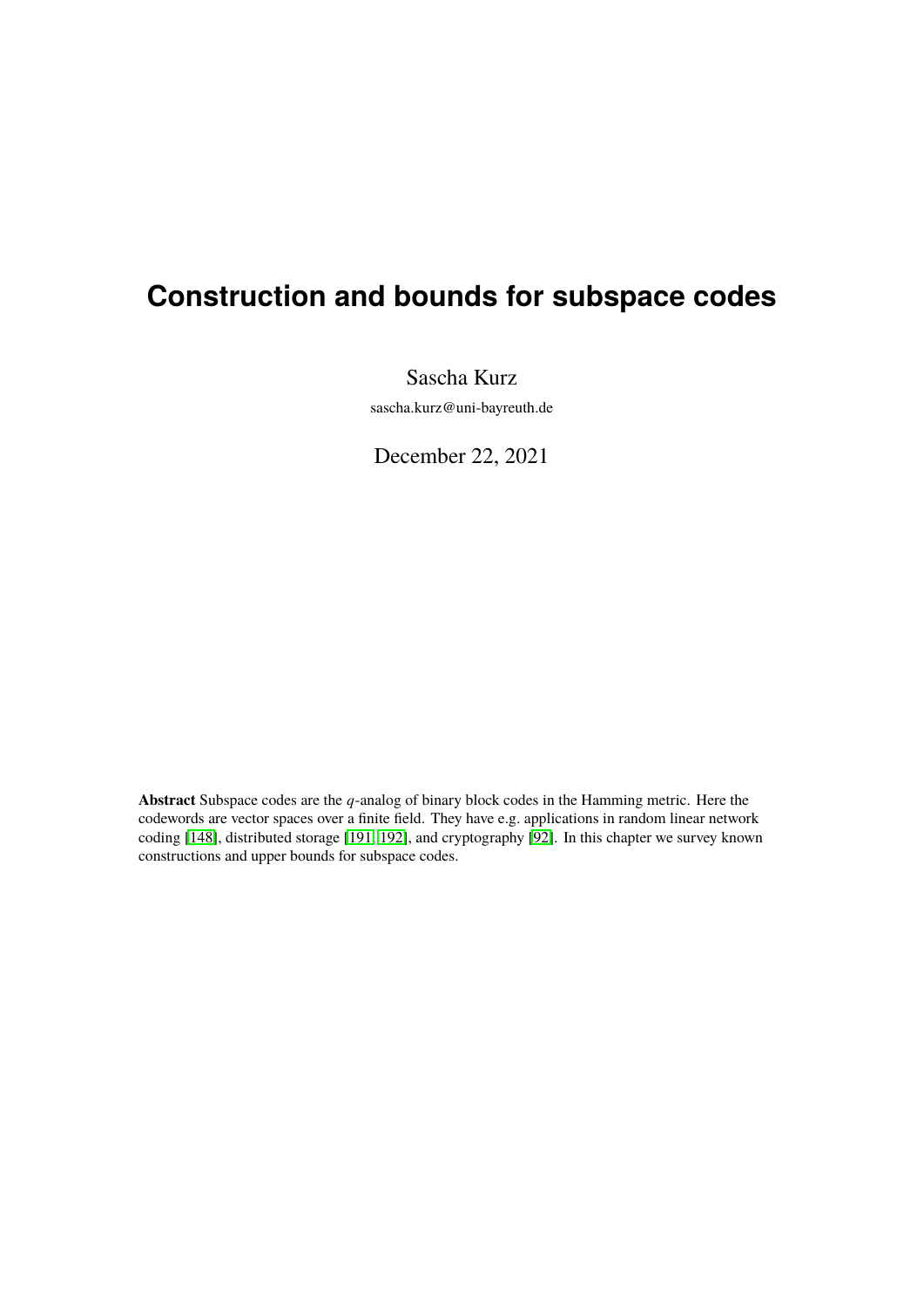# Construction and bounds for subspace codes

Sascha Kurz

sascha.kurz@uni-bayreuth.de

December 22, 2021

**Abstract** Subspace codes are the $q$-analog of binary block codes in the Hamming metric. Here the codewords are vector spaces over a finite field. They have e.g. applications in random linear network coding [148], distributed storage [191, 192], and cryptography [92]. In this chapter we survey known constructions and upper bounds for subspace codes.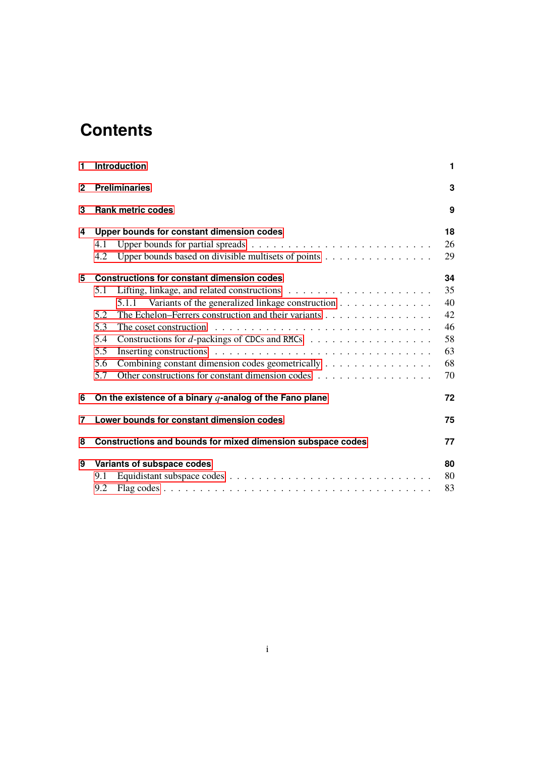# Contents

1 Introduction 1

2 Preliminaries 3

3 Rank metric codes 9

4 Upper bounds for constant dimension codes 18
- 4.1 Upper bounds for partial spreads 26
- 4.2 Upper bounds based on divisible multisets of points 29

5 Constructions for constant dimension codes 34
- 5.1 Lifting, linkage, and related constructions 35
  - 5.1.1 Variants of the generalized linkage construction 40
- 5.2 The Echelon–Ferrers construction and their variants 42
- 5.3 The coset construction 46
- 5.4 Constructions for $d$-packings of CDCs and RMCs 58
- 5.5 Inserting constructions 63
- 5.6 Combining constant dimension codes geometrically 68
- 5.7 Other constructions for constant dimension codes 70

6 On the existence of a binary $q$-analog of the Fano plane 72

7 Lower bounds for constant dimension codes 75

8 Constructions and bounds for mixed dimension subspace codes 77

9 Variants of subspace codes 80
- 9.1 Equidistant subspace codes 80
- 9.2 Flag codes 83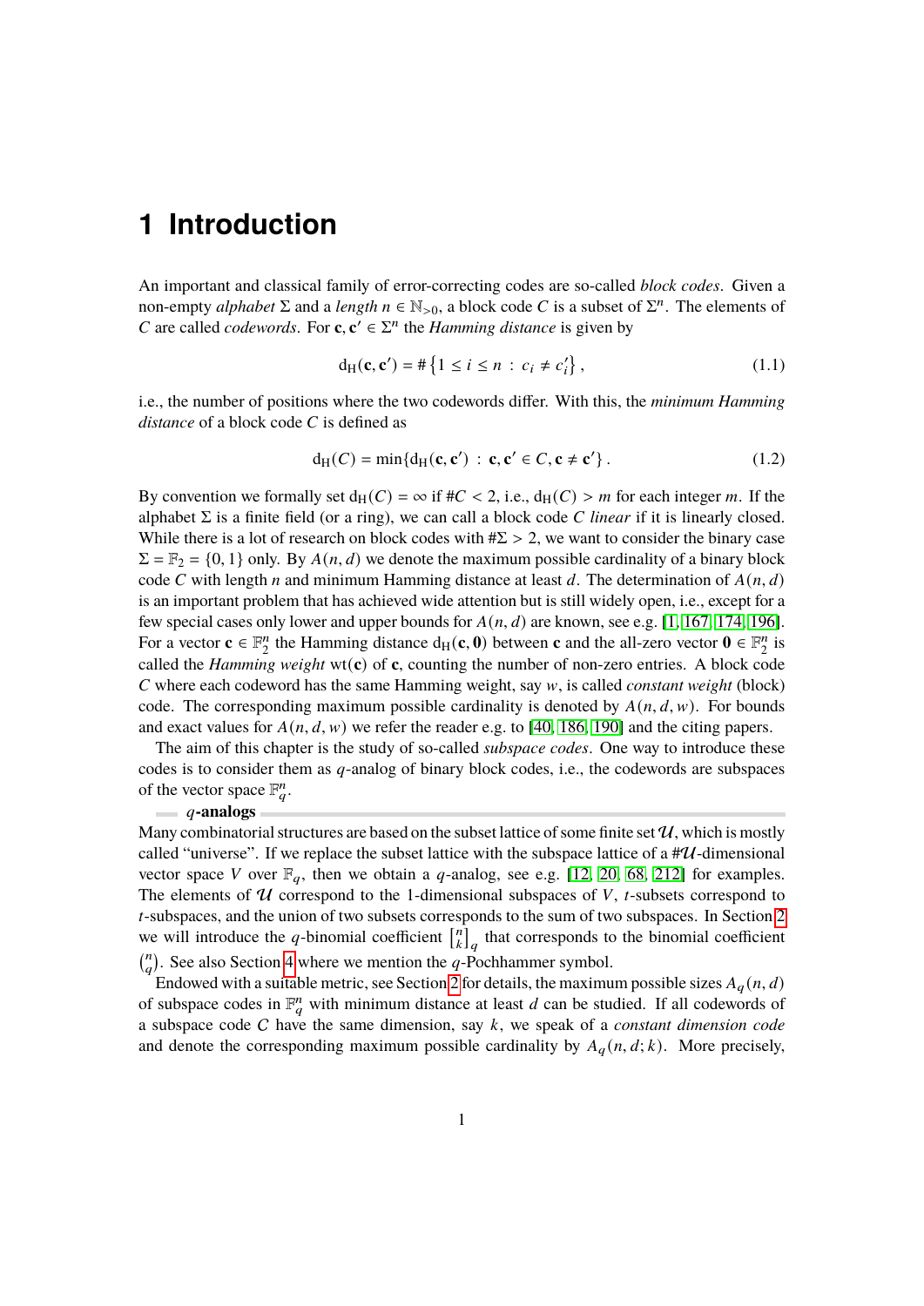# 1 Introduction

An important and classical family of error-correcting codes are so-called *block codes*. Given a non-empty *alphabet* $\Sigma$ and a *length* $n \in \mathbb{N}_{>0}$, a block code $C$ is a subset of $\Sigma^n$. The elements of $C$ are called *codewords*. For $\mathbf{c}, \mathbf{c}' \in \Sigma^n$ the *Hamming distance* is given by

$$\mathrm{d_H}(\mathbf{c}, \mathbf{c}') = \#\left\{1 \le i \le n \,:\, c_i \neq c_i'\right\}, \tag{1.1}$$

i.e., the number of positions where the two codewords differ. With this, the *minimum Hamming distance* of a block code $C$ is defined as

$$\mathrm{d_H}(C) = \min\{\mathrm{d_H}(\mathbf{c}, \mathbf{c}') \,:\, \mathbf{c}, \mathbf{c}' \in C, \mathbf{c} \neq \mathbf{c}'\}. \tag{1.2}$$

By convention we formally set $\mathrm{d_H}(C) = \infty$ if $\#C < 2$, i.e., $\mathrm{d_H}(C) > m$ for each integer $m$. If the alphabet $\Sigma$ is a finite field (or a ring), we can call a block code $C$ *linear* if it is linearly closed. While there is a lot of research on block codes with $\#\Sigma > 2$, we want to consider the binary case $\Sigma = \mathbb{F}_2 = \{0, 1\}$ only. By $A(n, d)$ we denote the maximum possible cardinality of a binary block code $C$ with length $n$ and minimum Hamming distance at least $d$. The determination of $A(n, d)$ is an important problem that has achieved wide attention but is still widely open, i.e., except for a few special cases only lower and upper bounds for $A(n, d)$ are known, see e.g. [1, 167, 174, 196]. For a vector $\mathbf{c} \in \mathbb{F}_2^n$ the Hamming distance $\mathrm{d_H}(\mathbf{c}, \mathbf{0})$ between $\mathbf{c}$ and the all-zero vector $\mathbf{0} \in \mathbb{F}_2^n$ is called the *Hamming weight* $\mathrm{wt}(\mathbf{c})$ of $\mathbf{c}$, counting the number of non-zero entries. A block code $C$ where each codeword has the same Hamming weight, say $w$, is called *constant weight* (block) code. The corresponding maximum possible cardinality is denoted by $A(n, d, w)$. For bounds and exact values for $A(n, d, w)$ we refer the reader e.g. to [40, 186, 190] and the citing papers.

The aim of this chapter is the study of so-called *subspace codes*. One way to introduce these codes is to consider them as $q$-analog of binary block codes, i.e., the codewords are subspaces of the vector space $\mathbb{F}_q^n$.

**$q$-analogs**

Many combinatorial structures are based on the subset lattice of some finite set $\mathcal{U}$, which is mostly called "universe". If we replace the subset lattice with the subspace lattice of a $\#\mathcal{U}$-dimensional vector space $V$ over $\mathbb{F}_q$, then we obtain a $q$-analog, see e.g. [12, 20, 68, 212] for examples. The elements of $\mathcal{U}$ correspond to the 1-dimensional subspaces of $V$, $t$-subsets correspond to $t$-subspaces, and the union of two subsets corresponds to the sum of two subspaces. In Section 2 we will introduce the $q$-binomial coefficient $\begin{bmatrix} n \\ k \end{bmatrix}_q$ that corresponds to the binomial coefficient $\binom{n}{q}$. See also Section 4 where we mention the $q$-Pochhammer symbol.

Endowed with a suitable metric, see Section 2 for details, the maximum possible sizes $A_q(n, d)$ of subspace codes in $\mathbb{F}_q^n$ with minimum distance at least $d$ can be studied. If all codewords of a subspace code $C$ have the same dimension, say $k$, we speak of a *constant dimension code* and denote the corresponding maximum possible cardinality by $A_q(n, d; k)$. More precisely,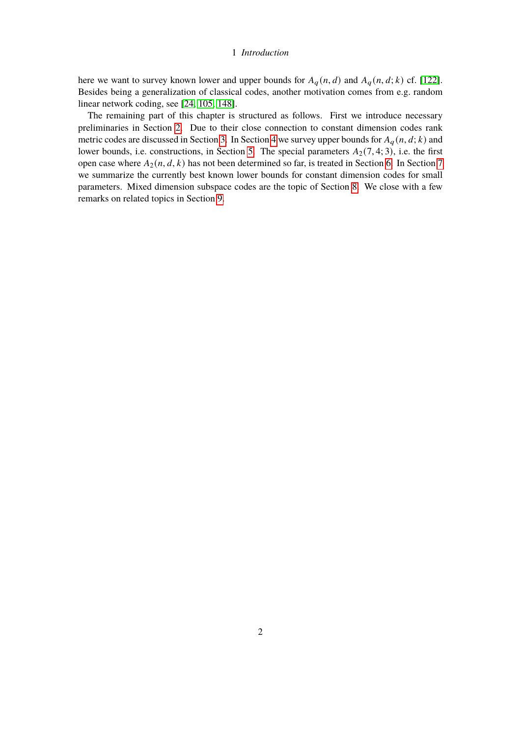here we want to survey known lower and upper bounds for $A_q(n, d)$ and $A_q(n, d; k)$ cf. [122]. Besides being a generalization of classical codes, another motivation comes from e.g. random linear network coding, see [24, 105, 148].

The remaining part of this chapter is structured as follows. First we introduce necessary preliminaries in Section 2. Due to their close connection to constant dimension codes rank metric codes are discussed in Section 3. In Section 4 we survey upper bounds for $A_q(n, d; k)$ and lower bounds, i.e. constructions, in Section 5. The special parameters $A_2(7, 4; 3)$, i.e. the first open case where $A_2(n, d, k)$ has not been determined so far, is treated in Section 6. In Section 7 we summarize the currently best known lower bounds for constant dimension codes for small parameters. Mixed dimension subspace codes are the topic of Section 8. We close with a few remarks on related topics in Section 9.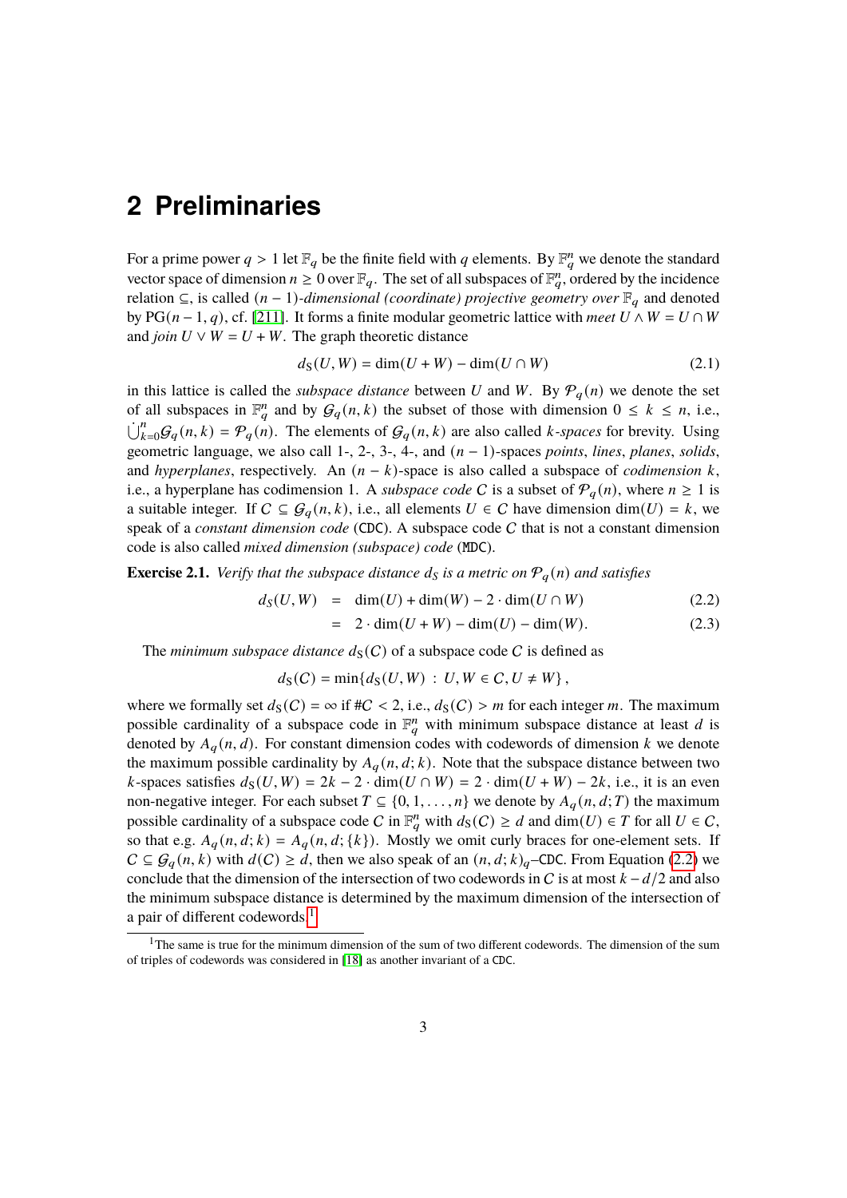# 2 Preliminaries

For a prime power $q > 1$ let $\mathbb{F}_q$ be the finite field with $q$ elements. By $\mathbb{F}_q^n$ we denote the standard vector space of dimension $n \ge 0$ over $\mathbb{F}_q$. The set of all subspaces of $\mathbb{F}_q^n$, ordered by the incidence relation $\subseteq$, is called $(n-1)$*-dimensional (coordinate) projective geometry over* $\mathbb{F}_q$ and denoted by $\operatorname{PG}(n-1,q)$, cf. [211]. It forms a finite modular geometric lattice with *meet* $U \wedge W = U \cap W$ and *join* $U \vee W = U + W$. The graph theoretic distance

$$d_S(U,W) = \dim(U+W) - \dim(U \cap W) \tag{2.1}$$

in this lattice is called the *subspace distance* between $U$ and $W$. By $\mathcal{P}_q(n)$ we denote the set of all subspaces in $\mathbb{F}_q^n$ and by $\mathcal{G}_q(n,k)$ the subset of those with dimension $0 \le k \le n$, i.e., $\dot{\bigcup}_{k=0}^{n} \mathcal{G}_q(n,k) = \mathcal{P}_q(n)$. The elements of $\mathcal{G}_q(n,k)$ are also called $k$*-spaces* for brevity. Using geometric language, we also call 1-, 2-, 3-, 4-, and $(n-1)$-spaces *points*, *lines*, *planes*, *solids*, and *hyperplanes*, respectively. An $(n-k)$-space is also called a subspace of *codimension* $k$, i.e., a hyperplane has codimension 1. A *subspace code* $\mathcal{C}$ is a subset of $\mathcal{P}_q(n)$, where $n \ge 1$ is a suitable integer. If $\mathcal{C} \subseteq \mathcal{G}_q(n,k)$, i.e., all elements $U \in \mathcal{C}$ have dimension $\dim(U) = k$, we speak of a *constant dimension code* (CDC). A subspace code $\mathcal{C}$ that is not a constant dimension code is also called *mixed dimension (subspace) code* (MDC).

**Exercise 2.1.** *Verify that the subspace distance $d_S$ is a metric on $\mathcal{P}_q(n)$ and satisfies*

$$d_S(U,W) = \dim(U) + \dim(W) - 2 \cdot \dim(U \cap W) \tag{2.2}$$

$$= 2 \cdot \dim(U+W) - \dim(U) - \dim(W). \tag{2.3}$$

The *minimum subspace distance* $d_S(\mathcal{C})$ of a subspace code $\mathcal{C}$ is defined as

$$d_S(\mathcal{C}) = \min\{d_S(U,W) \,:\, U,W \in \mathcal{C}, U \ne W\},$$

where we formally set $d_S(\mathcal{C}) = \infty$ if $\#\mathcal{C} < 2$, i.e., $d_S(\mathcal{C}) > m$ for each integer $m$. The maximum possible cardinality of a subspace code in $\mathbb{F}_q^n$ with minimum subspace distance at least $d$ is denoted by $A_q(n,d)$. For constant dimension codes with codewords of dimension $k$ we denote the maximum possible cardinality by $A_q(n,d;k)$. Note that the subspace distance between two $k$-spaces satisfies $d_S(U,W) = 2k - 2 \cdot \dim(U \cap W) = 2 \cdot \dim(U+W) - 2k$, i.e., it is an even non-negative integer. For each subset $T \subseteq \{0,1,\dots,n\}$ we denote by $A_q(n,d;T)$ the maximum possible cardinality of a subspace code $\mathcal{C}$ in $\mathbb{F}_q^n$ with $d_S(\mathcal{C}) \ge d$ and $\dim(U) \in T$ for all $U \in \mathcal{C}$, so that e.g. $A_q(n,d;k) = A_q(n,d;\{k\})$. Mostly we omit curly braces for one-element sets. If $\mathcal{C} \subseteq \mathcal{G}_q(n,k)$ with $d(\mathcal{C}) \ge d$, then we also speak of an $(n,d;k)_q$–CDC. From Equation (2.2) we conclude that the dimension of the intersection of two codewords in $\mathcal{C}$ is at most $k - d/2$ and also the minimum subspace distance is determined by the maximum dimension of the intersection of a pair of different codewords.[1]

[1] The same is true for the minimum dimension of the sum of two different codewords. The dimension of the sum of triples of codewords was considered in [18] as another invariant of a CDC.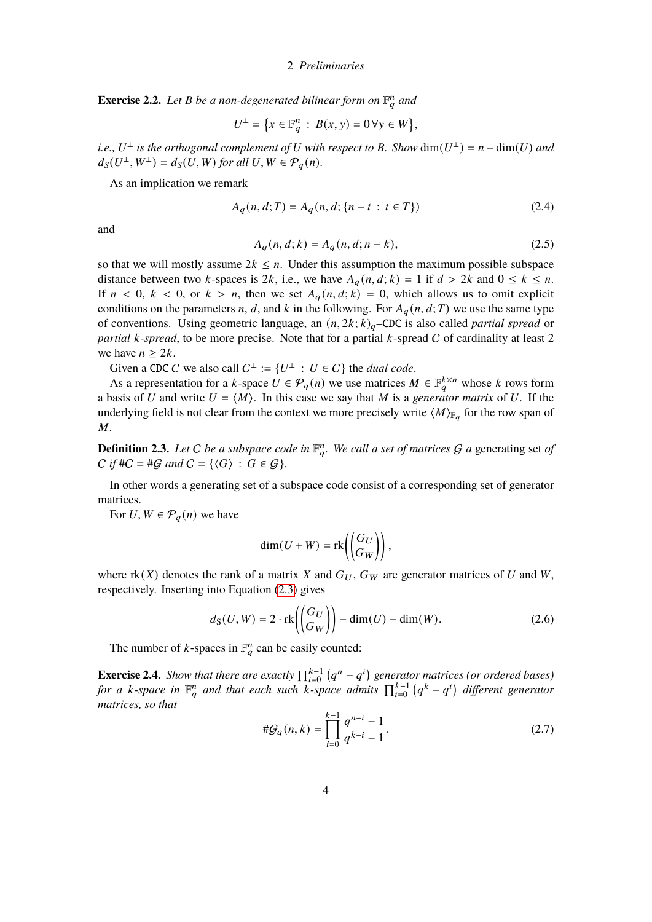**Exercise 2.2.** *Let $B$ be a non-degenerated bilinear form on $\mathbb{F}_q^n$ and*

$$U^\perp = \left\{x \in \mathbb{F}_q^n \,:\, B(x, y) = 0 \,\forall y \in W\right\},$$

*i.e., $U^\perp$ is the orthogonal complement of $U$ with respect to $B$. Show* $\dim(U^\perp) = n - \dim(U)$ *and* $d_S(U^\perp, W^\perp) = d_S(U, W)$ *for all $U, W \in \mathcal{P}_q(n)$.*

As an implication we remark

$$A_q(n, d; T) = A_q(n, d; \{n - t \,:\, t \in T\}) \tag{2.4}$$

and

$$A_q(n, d; k) = A_q(n, d; n - k), \tag{2.5}$$

so that we will mostly assume $2k \le n$. Under this assumption the maximum possible subspace distance between two $k$-spaces is $2k$, i.e., we have $A_q(n, d; k) = 1$ if $d > 2k$ and $0 \le k \le n$. If $n < 0$, $k < 0$, or $k > n$, then we set $A_q(n, d; k) = 0$, which allows us to omit explicit conditions on the parameters $n$, $d$, and $k$ in the following. For $A_q(n, d; T)$ we use the same type of conventions. Using geometric language, an $(n, 2k; k)_q$–CDC is also called *partial spread* or *partial $k$-spread*, to be more precise. Note that for a partial $k$-spread $\mathcal{C}$ of cardinality at least 2 we have $n \ge 2k$.

Given a CDC $\mathcal{C}$ we also call $\mathcal{C}^\perp := \{U^\perp \,:\, U \in \mathcal{C}\}$ the *dual code*.

As a representation for a $k$-space $U \in \mathcal{P}_q(n)$ we use matrices $M \in \mathbb{F}_q^{k \times n}$ whose $k$ rows form a basis of $U$ and write $U = \langle M \rangle$. In this case we say that $M$ is a *generator matrix* of $U$. If the underlying field is not clear from the context we more precisely write $\langle M \rangle_{\mathbb{F}_q}$ for the row span of $M$.

**Definition 2.3.** *Let $\mathcal{C}$ be a subspace code in $\mathbb{F}_q^n$. We call a set of matrices $\mathcal{G}$ a* generating set *of $\mathcal{C}$ if $\#\mathcal{C} = \#\mathcal{G}$ and $\mathcal{C} = \{\langle G \rangle \,:\, G \in \mathcal{G}\}$.*

In other words a generating set of a subspace code consist of a corresponding set of generator matrices.

For $U, W \in \mathcal{P}_q(n)$ we have

$$\dim(U + W) = \operatorname{rk}\left(\begin{pmatrix} G_U \\ G_W \end{pmatrix}\right),$$

where $\operatorname{rk}(X)$ denotes the rank of a matrix $X$ and $G_U$, $G_W$ are generator matrices of $U$ and $W$, respectively. Inserting into Equation (2.3) gives

$$d_S(U, W) = 2 \cdot \operatorname{rk}\left(\begin{pmatrix} G_U \\ G_W \end{pmatrix}\right) - \dim(U) - \dim(W). \tag{2.6}$$

The number of $k$-spaces in $\mathbb{F}_q^n$ can be easily counted:

**Exercise 2.4.** *Show that there are exactly $\prod_{i=0}^{k-1}\left(q^n - q^i\right)$ generator matrices (or ordered bases) for a $k$-space in $\mathbb{F}_q^n$ and that each such $k$-space admits $\prod_{i=0}^{k-1}\left(q^k - q^i\right)$ different generator matrices, so that*

$$\#\mathcal{G}_q(n, k) = \prod_{i=0}^{k-1} \frac{q^{n-i} - 1}{q^{k-i} - 1}. \tag{2.7}$$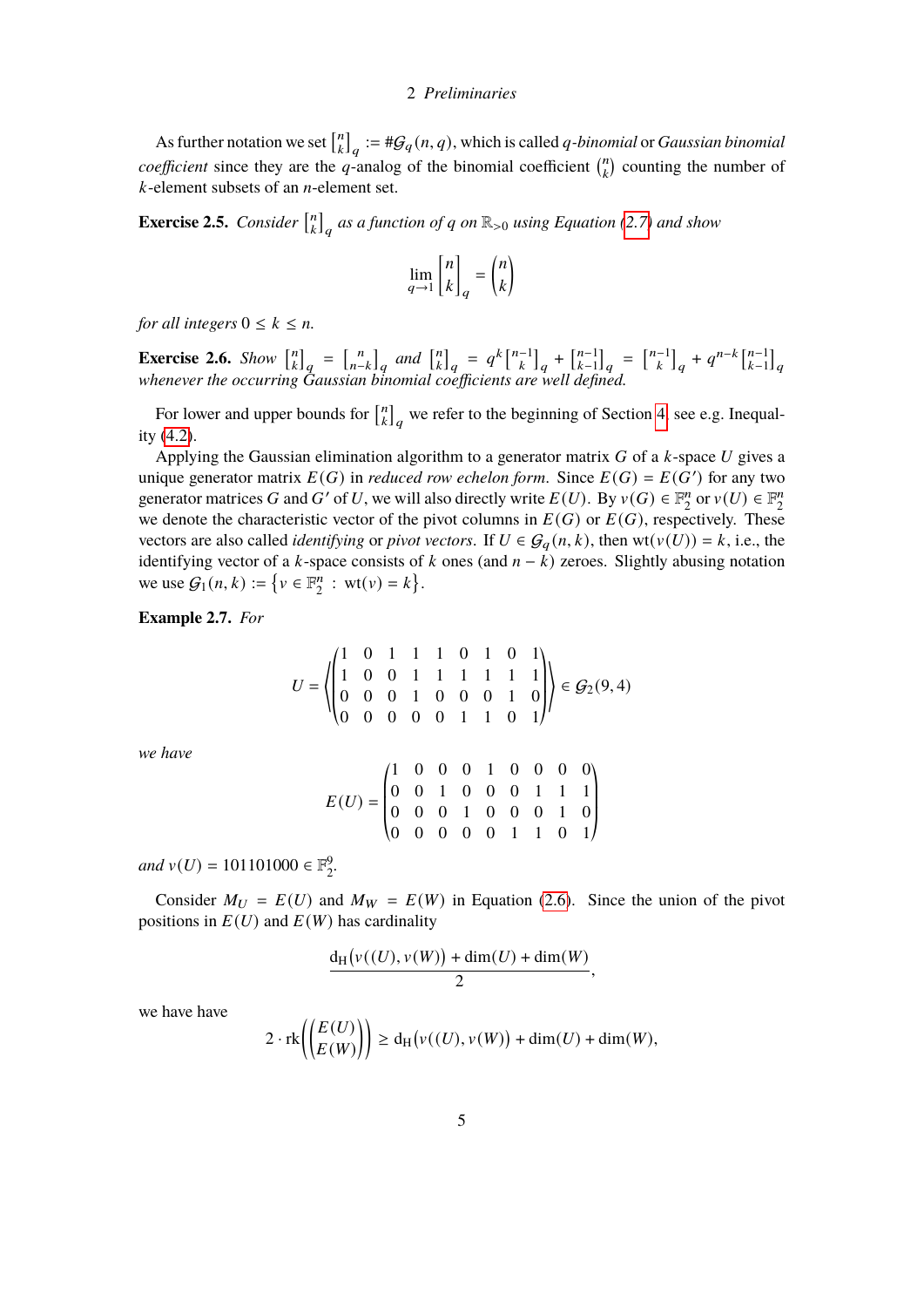As further notation we set $\begin{bmatrix} n \\ k \end{bmatrix}_q := \#\mathcal{G}_q(n, q)$, which is called *q-binomial* or *Gaussian binomial coefficient* since they are the $q$-analog of the binomial coefficient $\binom{n}{k}$ counting the number of $k$-element subsets of an $n$-element set.

**Exercise 2.5.** *Consider* $\begin{bmatrix} n \\ k \end{bmatrix}_q$ *as a function of* $q$ *on* $\mathbb{R}_{>0}$ *using Equation (2.7) and show*

$$\lim_{q \to 1} \begin{bmatrix} n \\ k \end{bmatrix}_q = \binom{n}{k}$$

*for all integers* $0 \le k \le n$.

**Exercise 2.6.** *Show* $\begin{bmatrix} n \\ k \end{bmatrix}_q = \begin{bmatrix} n \\ n-k \end{bmatrix}_q$ *and* $\begin{bmatrix} n \\ k \end{bmatrix}_q = q^k \begin{bmatrix} n-1 \\ k \end{bmatrix}_q + \begin{bmatrix} n-1 \\ k-1 \end{bmatrix}_q = \begin{bmatrix} n-1 \\ k \end{bmatrix}_q + q^{n-k} \begin{bmatrix} n-1 \\ k-1 \end{bmatrix}_q$ *whenever the occurring Gaussian binomial coefficients are well defined.*

For lower and upper bounds for $\begin{bmatrix} n \\ k \end{bmatrix}_q$ we refer to the beginning of Section 4, see e.g. Inequality (4.2).

Applying the Gaussian elimination algorithm to a generator matrix $G$ of a $k$-space $U$ gives a unique generator matrix $E(G)$ in *reduced row echelon form*. Since $E(G) = E(G')$ for any two generator matrices $G$ and $G'$ of $U$, we will also directly write $E(U)$. By $v(G) \in \mathbb{F}_2^n$ or $v(U) \in \mathbb{F}_2^n$ we denote the characteristic vector of the pivot columns in $E(G)$ or $E(G)$, respectively. These vectors are also called *identifying* or *pivot vectors*. If $U \in \mathcal{G}_q(n, k)$, then $\operatorname{wt}(v(U)) = k$, i.e., the identifying vector of a $k$-space consists of $k$ ones (and $n - k$) zeroes. Slightly abusing notation we use $\mathcal{G}_1(n, k) := \left\{ v \in \mathbb{F}_2^n \,:\, \operatorname{wt}(v) = k \right\}$.

**Example 2.7.** *For*

$$U = \left\langle \begin{pmatrix} 1 & 0 & 1 & 1 & 1 & 0 & 1 & 0 & 1 \\ 1 & 0 & 0 & 1 & 1 & 1 & 1 & 1 & 1 \\ 0 & 0 & 0 & 1 & 0 & 0 & 0 & 1 & 0 \\ 0 & 0 & 0 & 0 & 0 & 1 & 1 & 0 & 1 \end{pmatrix} \right\rangle \in \mathcal{G}_2(9, 4)$$

*we have*

$$E(U) = \begin{pmatrix} 1 & 0 & 0 & 0 & 1 & 0 & 0 & 0 & 0 \\ 0 & 0 & 1 & 0 & 0 & 0 & 1 & 1 & 1 \\ 0 & 0 & 0 & 1 & 0 & 0 & 0 & 1 & 0 \\ 0 & 0 & 0 & 0 & 0 & 1 & 1 & 0 & 1 \end{pmatrix}$$

*and* $v(U) = 101101000 \in \mathbb{F}_2^9$.

Consider $M_U = E(U)$ and $M_W = E(W)$ in Equation (2.6). Since the union of the pivot positions in $E(U)$ and $E(W)$ has cardinality

$$\frac{\mathrm{d_H}\big(v((U), v(W)\big) + \dim(U) + \dim(W)}{2},$$

we have have

$$2 \cdot \operatorname{rk}\left( \begin{pmatrix} E(U) \\ E(W) \end{pmatrix} \right) \ge \mathrm{d_H}\big(v((U), v(W)\big) + \dim(U) + \dim(W),$$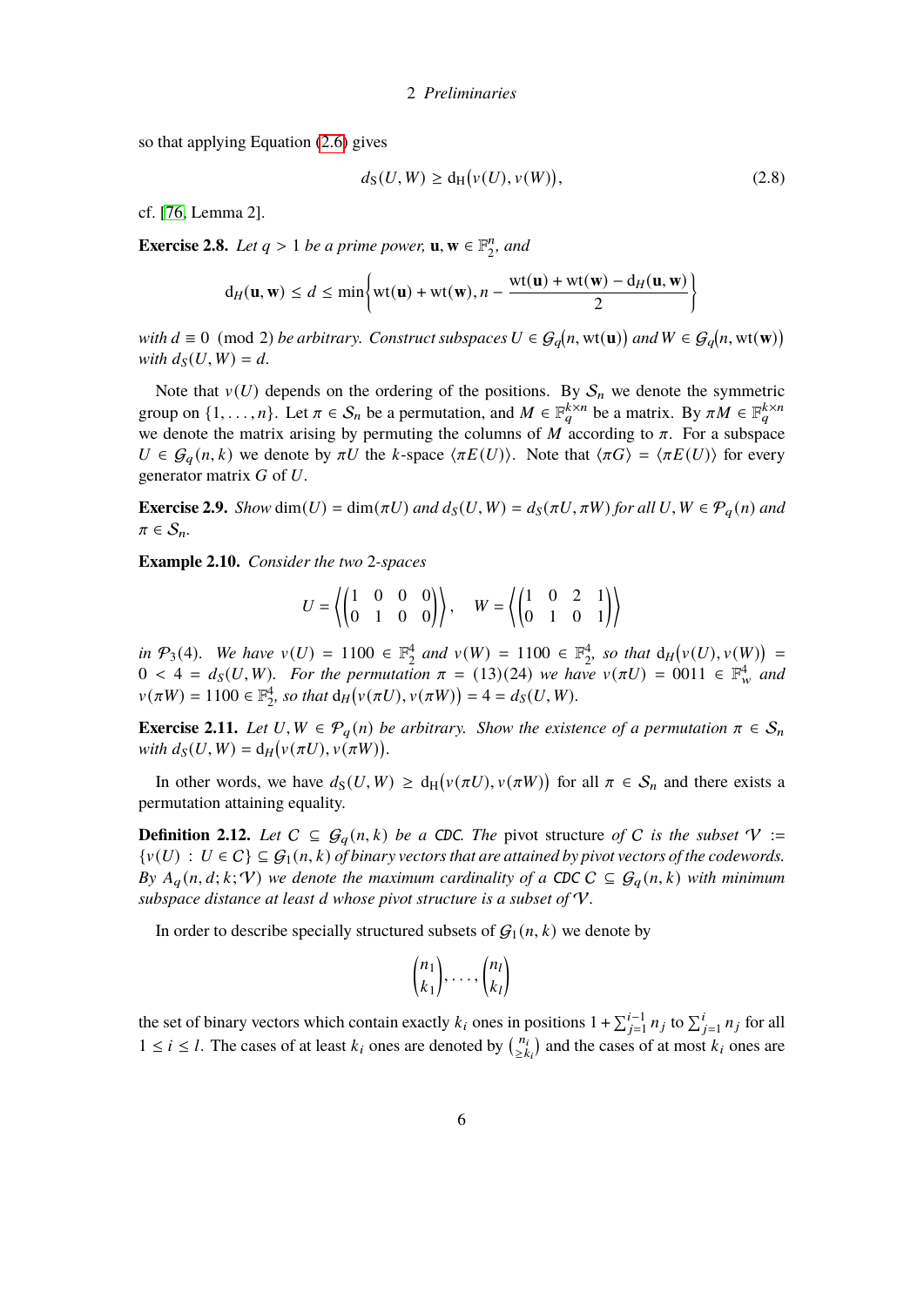so that applying Equation (2.6) gives

$$d_S(U,W) \ge d_H\big(v(U), v(W)\big), \tag{2.8}$$

cf. [76, Lemma 2].

**Exercise 2.8.** *Let $q > 1$ be a prime power, $\mathbf{u}, \mathbf{w} \in \mathbb{F}_2^n$, and*

$$d_H(\mathbf{u},\mathbf{w}) \le d \le \min\left\{\mathrm{wt}(\mathbf{u}) + \mathrm{wt}(\mathbf{w}), n - \frac{\mathrm{wt}(\mathbf{u}) + \mathrm{wt}(\mathbf{w}) - d_H(\mathbf{u},\mathbf{w})}{2}\right\}$$

*with $d \equiv 0 \pmod 2$ be arbitrary. Construct subspaces $U \in \mathcal{G}_q\big(n, \mathrm{wt}(\mathbf{u})\big)$ and $W \in \mathcal{G}_q\big(n, \mathrm{wt}(\mathbf{w})\big)$ with $d_S(U,W) = d$.*

Note that $v(U)$ depends on the ordering of the positions. By $\mathcal{S}_n$ we denote the symmetric group on $\{1,\dots,n\}$. Let $\pi \in \mathcal{S}_n$ be a permutation, and $M \in \mathbb{F}_q^{k\times n}$ be a matrix. By $\pi M \in \mathbb{F}_q^{k\times n}$ we denote the matrix arising by permuting the columns of $M$ according to $\pi$. For a subspace $U \in \mathcal{G}_q(n,k)$ we denote by $\pi U$ the $k$-space $\langle \pi E(U)\rangle$. Note that $\langle \pi G\rangle = \langle \pi E(U)\rangle$ for every generator matrix $G$ of $U$.

**Exercise 2.9.** *Show $\dim(U) = \dim(\pi U)$ and $d_S(U,W) = d_S(\pi U, \pi W)$ for all $U, W \in \mathcal{P}_q(n)$ and $\pi \in \mathcal{S}_n$.*

**Example 2.10.** *Consider the two 2-spaces*

$$U = \left\langle \begin{pmatrix} 1 & 0 & 0 & 0 \\ 0 & 1 & 0 & 0 \end{pmatrix} \right\rangle, \quad W = \left\langle \begin{pmatrix} 1 & 0 & 2 & 1 \\ 0 & 1 & 0 & 1 \end{pmatrix} \right\rangle$$

*in $\mathcal{P}_3(4)$. We have $v(U) = 1100 \in \mathbb{F}_2^4$ and $v(W) = 1100 \in \mathbb{F}_2^4$, so that $d_H\big(v(U), v(W)\big) = 0 < 4 = d_S(U,W)$. For the permutation $\pi = (13)(24)$ we have $v(\pi U) = 0011 \in \mathbb{F}_w^4$ and $v(\pi W) = 1100 \in \mathbb{F}_2^4$, so that $d_H\big(v(\pi U), v(\pi W)\big) = 4 = d_S(U,W)$.*

**Exercise 2.11.** *Let $U, W \in \mathcal{P}_q(n)$ be arbitrary. Show the existence of a permutation $\pi \in \mathcal{S}_n$ with $d_S(U,W) = d_H\big(v(\pi U), v(\pi W)\big)$.*

In other words, we have $d_S(U,W) \ge d_H\big(v(\pi U), v(\pi W)\big)$ for all $\pi \in \mathcal{S}_n$ and there exists a permutation attaining equality.

**Definition 2.12.** *Let $C \subseteq \mathcal{G}_q(n,k)$ be a CDC. The* pivot structure *of $C$ is the subset $\mathcal{V} := \{v(U) : U \in C\} \subseteq \mathcal{G}_1(n,k)$ of binary vectors that are attained by pivot vectors of the codewords. By $A_q(n,d;k;\mathcal{V})$ we denote the maximum cardinality of a CDC $C \subseteq \mathcal{G}_q(n,k)$ with minimum subspace distance at least $d$ whose pivot structure is a subset of $\mathcal{V}$.*

In order to describe specially structured subsets of $\mathcal{G}_1(n,k)$ we denote by

$$\binom{n_1}{k_1}, \dots, \binom{n_l}{k_l}$$

the set of binary vectors which contain exactly $k_i$ ones in positions $1 + \sum_{j=1}^{i-1} n_j$ to $\sum_{j=1}^{i} n_j$ for all $1 \le i \le l$. The cases of at least $k_i$ ones are denoted by $\binom{n_i}{\ge k_i}$ and the cases of at most $k_i$ ones are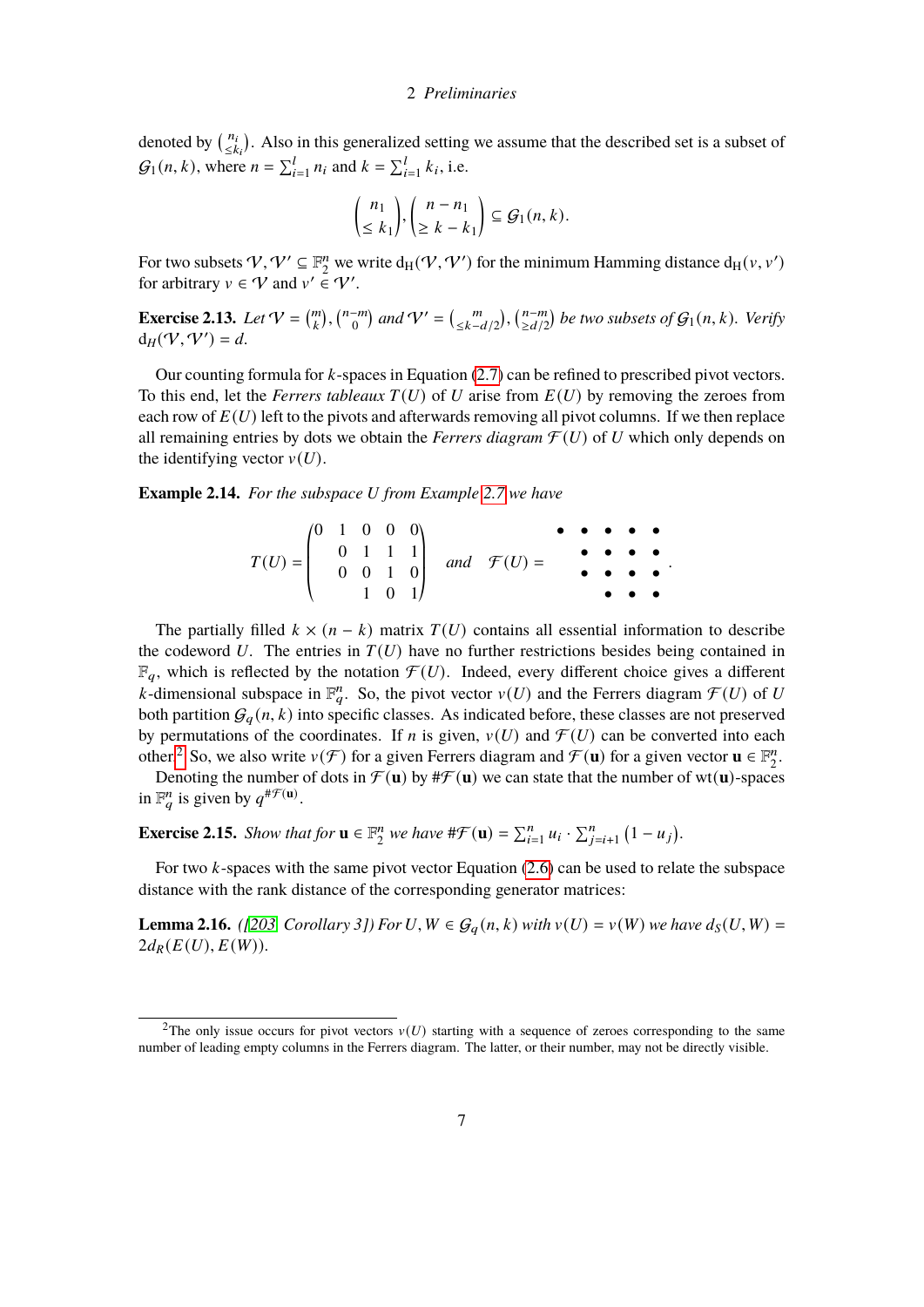denoted by $\binom{n_i}{\le k_i}$. Also in this generalized setting we assume that the described set is a subset of $\mathcal{G}_1(n,k)$, where $n = \sum_{i=1}^{l} n_i$ and $k = \sum_{i=1}^{l} k_i$, i.e.

$$\binom{n_1}{\le k_1}, \binom{n-n_1}{\ge k-k_1} \subseteq \mathcal{G}_1(n,k).$$

For two subsets $\mathcal{V}, \mathcal{V}' \subseteq \mathbb{F}_2^n$ we write $\mathrm{d_H}(\mathcal{V}, \mathcal{V}')$ for the minimum Hamming distance $\mathrm{d_H}(v, v')$ for arbitrary $v \in \mathcal{V}$ and $v' \in \mathcal{V}'$.

**Exercise 2.13.** *Let $\mathcal{V} = \binom{m}{k}, \binom{n-m}{0}$ and $\mathcal{V}' = \binom{m}{\le k-d/2}, \binom{n-m}{\ge d/2}$ be two subsets of $\mathcal{G}_1(n,k)$. Verify $\mathrm{d}_H(\mathcal{V}, \mathcal{V}') = d$.*

Our counting formula for $k$-spaces in Equation (2.7) can be refined to prescribed pivot vectors. To this end, let the *Ferrers tableaux* $T(U)$ of $U$ arise from $E(U)$ by removing the zeroes from each row of $E(U)$ left to the pivots and afterwards removing all pivot columns. If we then replace all remaining entries by dots we obtain the *Ferrers diagram* $\mathcal{F}(U)$ of $U$ which only depends on the identifying vector $v(U)$.

**Example 2.14.** *For the subspace U from Example 2.7 we have*

$$T(U) = \begin{pmatrix} 0 & 1 & 0 & 0 & 0 \\ & 0 & 1 & 1 & 1 \\ & 0 & 0 & 1 & 0 \\ & & 1 & 0 & 1 \end{pmatrix} \quad \text{and} \quad \mathcal{F}(U) = \begin{matrix} \bullet & \bullet & \bullet & \bullet & \bullet \\ & \bullet & \bullet & \bullet & \bullet \\ & \bullet & \bullet & \bullet & \bullet \\ & & \bullet & \bullet & \bullet \end{matrix}.$$

The partially filled $k \times (n-k)$ matrix $T(U)$ contains all essential information to describe the codeword $U$. The entries in $T(U)$ have no further restrictions besides being contained in $\mathbb{F}_q$, which is reflected by the notation $\mathcal{F}(U)$. Indeed, every different choice gives a different $k$-dimensional subspace in $\mathbb{F}_q^n$. So, the pivot vector $v(U)$ and the Ferrers diagram $\mathcal{F}(U)$ of $U$ both partition $\mathcal{G}_q(n,k)$ into specific classes. As indicated before, these classes are not preserved by permutations of the coordinates. If $n$ is given, $v(U)$ and $\mathcal{F}(U)$ can be converted into each other.[2] So, we also write $v(\mathcal{F})$ for a given Ferrers diagram and $\mathcal{F}(\mathbf{u})$ for a given vector $\mathbf{u} \in \mathbb{F}_2^n$.

Denoting the number of dots in $\mathcal{F}(\mathbf{u})$ by $\#\mathcal{F}(\mathbf{u})$ we can state that the number of $\mathrm{wt}(\mathbf{u})$-spaces in $\mathbb{F}_q^n$ is given by $q^{\#\mathcal{F}(\mathbf{u})}$.

**Exercise 2.15.** *Show that for $\mathbf{u} \in \mathbb{F}_2^n$ we have $\#\mathcal{F}(\mathbf{u}) = \sum_{i=1}^{n} u_i \cdot \sum_{j=i+1}^{n} (1-u_j)$.*

For two $k$-spaces with the same pivot vector Equation (2.6) can be used to relate the subspace distance with the rank distance of the corresponding generator matrices:

**Lemma 2.16.** *([203, Corollary 3]) For $U, W \in \mathcal{G}_q(n,k)$ with $v(U) = v(W)$ we have $d_S(U,W) = 2d_R(E(U), E(W))$.*

---

[2] The only issue occurs for pivot vectors $v(U)$ starting with a sequence of zeroes corresponding to the same number of leading empty columns in the Ferrers diagram. The latter, or their number, may not be directly visible.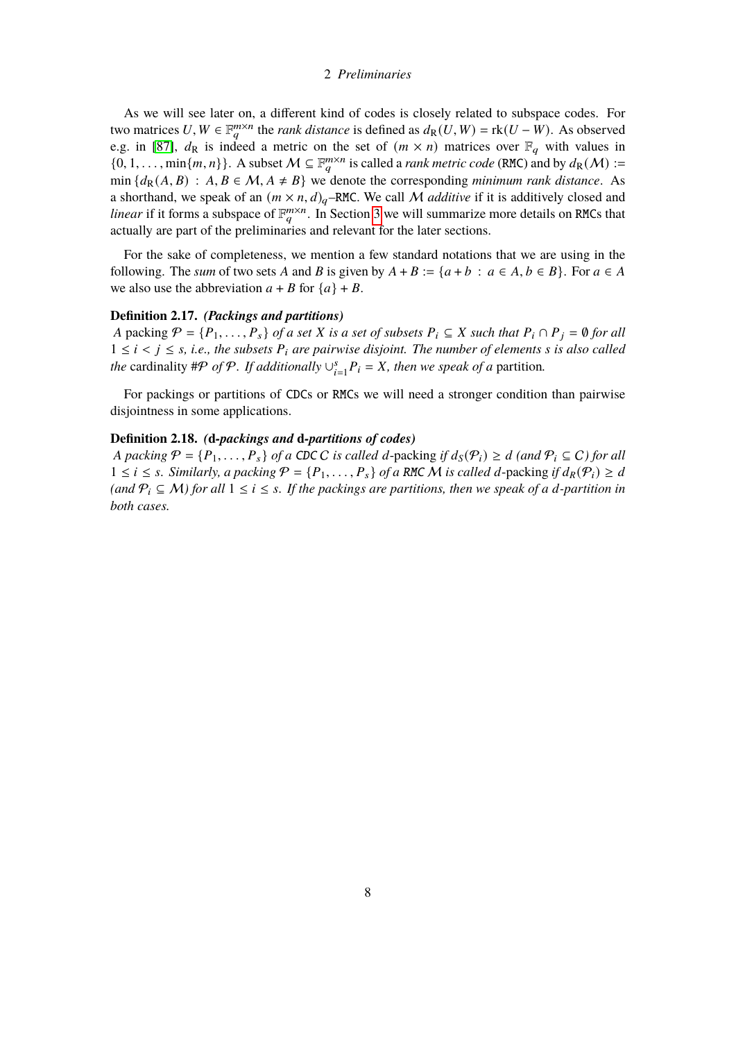As we will see later on, a different kind of codes is closely related to subspace codes. For two matrices $U, W \in \mathbb{F}_q^{m\times n}$ the *rank distance* is defined as $d_{\mathrm{R}}(U, W) = \mathrm{rk}(U - W)$. As observed e.g. in [87], $d_{\mathrm{R}}$ is indeed a metric on the set of $(m \times n)$ matrices over $\mathbb{F}_q$ with values in $\{0, 1, \dots, \min\{m, n\}\}$. A subset $\mathcal{M} \subseteq \mathbb{F}_q^{m\times n}$ is called a *rank metric code* (RMC) and by $d_{\mathrm{R}}(\mathcal{M}) := \min \{d_{\mathrm{R}}(A, B) : A, B \in \mathcal{M}, A \neq B\}$ we denote the corresponding *minimum rank distance*. As a shorthand, we speak of an $(m \times n, d)_q$–RMC. We call $\mathcal{M}$ *additive* if it is additively closed and *linear* if it forms a subspace of $\mathbb{F}_q^{m\times n}$. In Section 3 we will summarize more details on RMCs that actually are part of the preliminaries and relevant for the later sections.

For the sake of completeness, we mention a few standard notations that we are using in the following. The *sum* of two sets $A$ and $B$ is given by $A + B := \{a + b : a \in A, b \in B\}$. For $a \in A$ we also use the abbreviation $a + B$ for $\{a\} + B$.

**Definition 2.17.** ***(Packings and partitions)***
*A* packing $\mathcal{P} = \{P_1, \dots, P_s\}$ *of a set* $X$ *is a set of subsets* $P_i \subseteq X$ *such that* $P_i \cap P_j = \emptyset$ *for all* $1 \leq i < j \leq s$*, i.e., the subsets* $P_i$ *are pairwise disjoint. The number of elements* $s$ *is also called the* cardinality $\#\mathcal{P}$ *of* $\mathcal{P}$*. If additionally* $\cup_{i=1}^{s} P_i = X$*, then we speak of a* partition*.*

For packings or partitions of CDCs or RMCs we will need a stronger condition than pairwise disjointness in some applications.

**Definition 2.18.** ***(d-packings and d-partitions of codes)***
*A packing* $\mathcal{P} = \{P_1, \dots, P_s\}$ *of a CDC* $C$ *is called* $d$-packing *if* $d_S(\mathcal{P}_i) \geq d$ *(and* $\mathcal{P}_i \subseteq C$*) for all* $1 \leq i \leq s$*. Similarly, a packing* $\mathcal{P} = \{P_1, \dots, P_s\}$ *of a RMC* $\mathcal{M}$ *is called* $d$-packing *if* $d_R(\mathcal{P}_i) \geq d$ *(and* $\mathcal{P}_i \subseteq \mathcal{M}$*) for all* $1 \leq i \leq s$*. If the packings are partitions, then we speak of a* $d$*-partition in both cases.*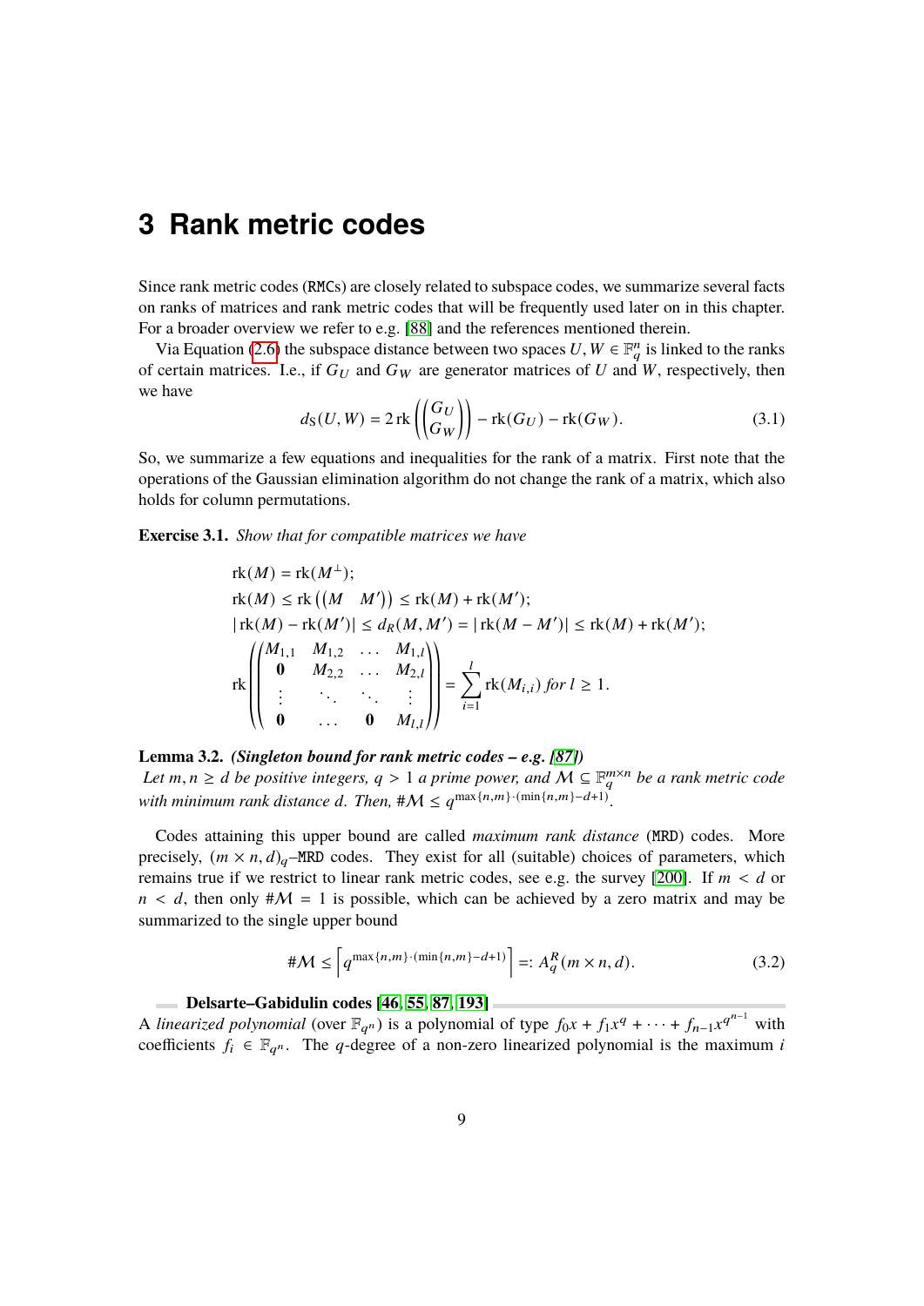# 3 Rank metric codes

Since rank metric codes (RMCs) are closely related to subspace codes, we summarize several facts on ranks of matrices and rank metric codes that will be frequently used later on in this chapter. For a broader overview we refer to e.g. [88] and the references mentioned therein.

Via Equation (2.6) the subspace distance between two spaces $U, W \in \mathbb{F}_q^n$ is linked to the ranks of certain matrices. I.e., if $G_U$ and $G_W$ are generator matrices of $U$ and $W$, respectively, then we have

$$d_S(U, W) = 2\operatorname{rk}\left(\begin{pmatrix} G_U \\ G_W \end{pmatrix}\right) - \operatorname{rk}(G_U) - \operatorname{rk}(G_W). \tag{3.1}$$

So, we summarize a few equations and inequalities for the rank of a matrix. First note that the operations of the Gaussian elimination algorithm do not change the rank of a matrix, which also holds for column permutations.

**Exercise 3.1.** *Show that for compatible matrices we have*

$$\operatorname{rk}(M) = \operatorname{rk}(M^\perp);$$
$$\operatorname{rk}(M) \le \operatorname{rk}\left(\begin{pmatrix} M & M' \end{pmatrix}\right) \le \operatorname{rk}(M) + \operatorname{rk}(M');$$
$$|\operatorname{rk}(M) - \operatorname{rk}(M')| \le d_R(M, M') = |\operatorname{rk}(M - M')| \le \operatorname{rk}(M) + \operatorname{rk}(M');$$
$$\operatorname{rk}\left(\begin{pmatrix} M_{1,1} & M_{1,2} & \dots & M_{1,l} \\ \mathbf{0} & M_{2,2} & \dots & M_{2,l} \\ \vdots & \ddots & \ddots & \vdots \\ \mathbf{0} & \dots & \mathbf{0} & M_{l,l} \end{pmatrix}\right) = \sum_{i=1}^{l} \operatorname{rk}(M_{i,i}) \text{ for } l \ge 1.$$

**Lemma 3.2.** ***(Singleton bound for rank metric codes – e.g. [87])***
*Let $m, n \ge d$ be positive integers, $q > 1$ a prime power, and $\mathcal{M} \subseteq \mathbb{F}_q^{m\times n}$ be a rank metric code with minimum rank distance $d$. Then, $\#\mathcal{M} \le q^{\max\{n,m\}\cdot(\min\{n,m\}-d+1)}$.*

Codes attaining this upper bound are called *maximum rank distance* (MRD) codes. More precisely, $(m \times n, d)_q$–MRD codes. They exist for all (suitable) choices of parameters, which remains true if we restrict to linear rank metric codes, see e.g. the survey [200]. If $m < d$ or $n < d$, then only $\#\mathcal{M} = 1$ is possible, which can be achieved by a zero matrix and may be summarized to the single upper bound

$$\#\mathcal{M} \le \left\lceil q^{\max\{n,m\}\cdot(\min\{n,m\}-d+1)} \right\rceil =: A_q^R(m \times n, d). \tag{3.2}$$

**Delsarte–Gabidulin codes [46, 55, 87, 193]**

A *linearized polynomial* (over $\mathbb{F}_{q^n}$) is a polynomial of type $f_0 x + f_1 x^q + \dots + f_{n-1} x^{q^{n-1}}$ with coefficients $f_i \in \mathbb{F}_{q^n}$. The $q$-degree of a non-zero linearized polynomial is the maximum $i$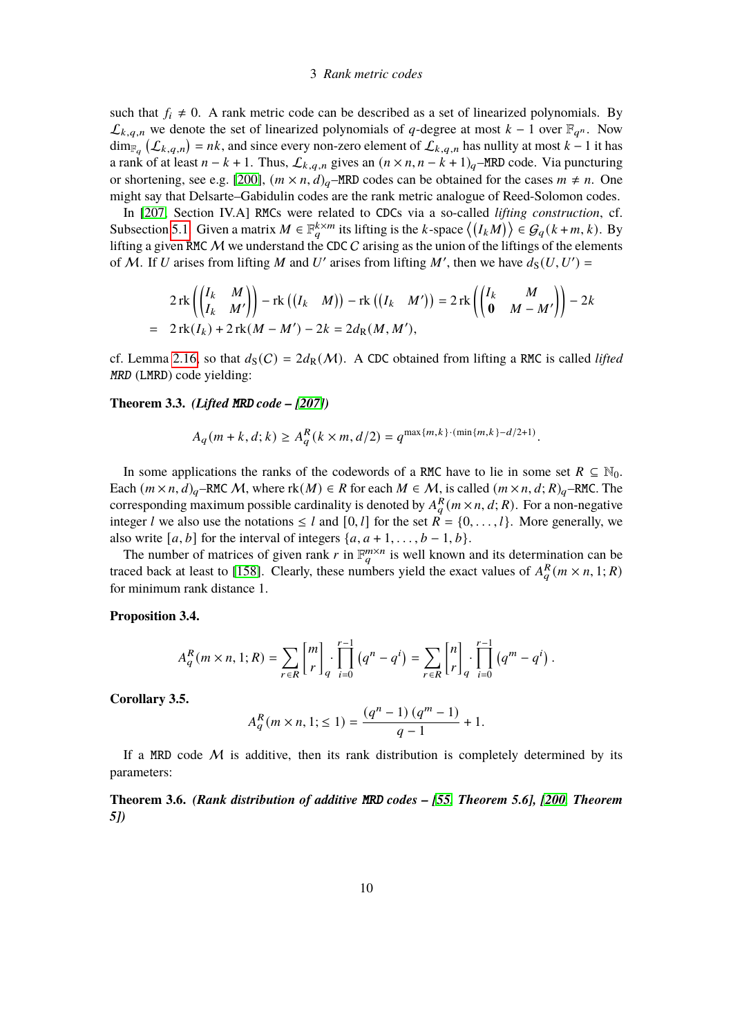such that $f_i \neq 0$. A rank metric code can be described as a set of linearized polynomials. By $\mathcal{L}_{k,q,n}$ we denote the set of linearized polynomials of $q$-degree at most $k-1$ over $\mathbb{F}_{q^n}$. Now $\dim_{\mathbb{F}_q}\left(\mathcal{L}_{k,q,n}\right) = nk$, and since every non-zero element of $\mathcal{L}_{k,q,n}$ has nullity at most $k-1$ it has a rank of at least $n-k+1$. Thus, $\mathcal{L}_{k,q,n}$ gives an $(n \times n, n-k+1)_q$–MRD code. Via puncturing or shortening, see e.g. [200], $(m \times n, d)_q$–MRD codes can be obtained for the cases $m \neq n$. One might say that Delsarte–Gabidulin codes are the rank metric analogue of Reed-Solomon codes.

In [207, Section IV.A] RMCs were related to CDCs via a so-called *lifting construction*, cf. Subsection 5.1. Given a matrix $M \in \mathbb{F}_q^{k \times m}$ its lifting is the $k$-space $\left\langle \begin{pmatrix} I_k & M \end{pmatrix} \right\rangle \in \mathcal{G}_q(k+m, k)$. By lifting a given RMC $\mathcal{M}$ we understand the CDC $C$ arising as the union of the liftings of the elements of $\mathcal{M}$. If $U$ arises from lifting $M$ and $U'$ arises from lifting $M'$, then we have $d_S(U, U') =$

$$
\begin{aligned}
& 2\operatorname{rk}\left(\begin{pmatrix} I_k & M \\ I_k & M' \end{pmatrix}\right) - \operatorname{rk}\left(\begin{pmatrix} I_k & M \end{pmatrix}\right) - \operatorname{rk}\left(\begin{pmatrix} I_k & M' \end{pmatrix}\right) = 2\operatorname{rk}\left(\begin{pmatrix} I_k & M \\ \mathbf{0} & M-M' \end{pmatrix}\right) - 2k \\
= \quad & 2\operatorname{rk}(I_k) + 2\operatorname{rk}(M-M') - 2k = 2d_R(M, M'),
\end{aligned}
$$

cf. Lemma 2.16, so that $d_S(C) = 2d_R(\mathcal{M})$. A CDC obtained from lifting a RMC is called *lifted MRD* (LMRD) code yielding:

**Theorem 3.3.** ***(Lifted MRD code – [207])***

$$
A_q(m+k, d; k) \ge A_q^R(k \times m, d/2) = q^{\max\{m,k\} \cdot (\min\{m,k\} - d/2 + 1)}.
$$

In some applications the ranks of the codewords of a RMC have to lie in some set $R \subseteq \mathbb{N}_0$. Each $(m \times n, d)_q$–RMC $\mathcal{M}$, where $\operatorname{rk}(M) \in R$ for each $M \in \mathcal{M}$, is called $(m \times n, d; R)_q$–RMC. The corresponding maximum possible cardinality is denoted by $A_q^R(m \times n, d; R)$. For a non-negative integer $l$ we also use the notations $\le l$ and $[0, l]$ for the set $R = \{0, \ldots, l\}$. More generally, we also write $[a, b]$ for the interval of integers $\{a, a+1, \ldots, b-1, b\}$.

The number of matrices of given rank $r$ in $\mathbb{F}_q^{m \times n}$ is well known and its determination can be traced back at least to [158]. Clearly, these numbers yield the exact values of $A_q^R(m \times n, 1; R)$ for minimum rank distance 1.

**Proposition 3.4.**

$$
A_q^R(m \times n, 1; R) = \sum_{r \in R} \begin{bmatrix} m \\ r \end{bmatrix}_q \cdot \prod_{i=0}^{r-1} \left(q^n - q^i\right) = \sum_{r \in R} \begin{bmatrix} n \\ r \end{bmatrix}_q \cdot \prod_{i=0}^{r-1} \left(q^m - q^i\right).
$$

**Corollary 3.5.**

$$
A_q^R(m \times n, 1; \le 1) = \frac{\left(q^n - 1\right)\left(q^m - 1\right)}{q-1} + 1.
$$

If a MRD code $\mathcal{M}$ is additive, then its rank distribution is completely determined by its parameters:

**Theorem 3.6.** ***(Rank distribution of additive MRD codes – [55, Theorem 5.6], [200, Theorem 5])***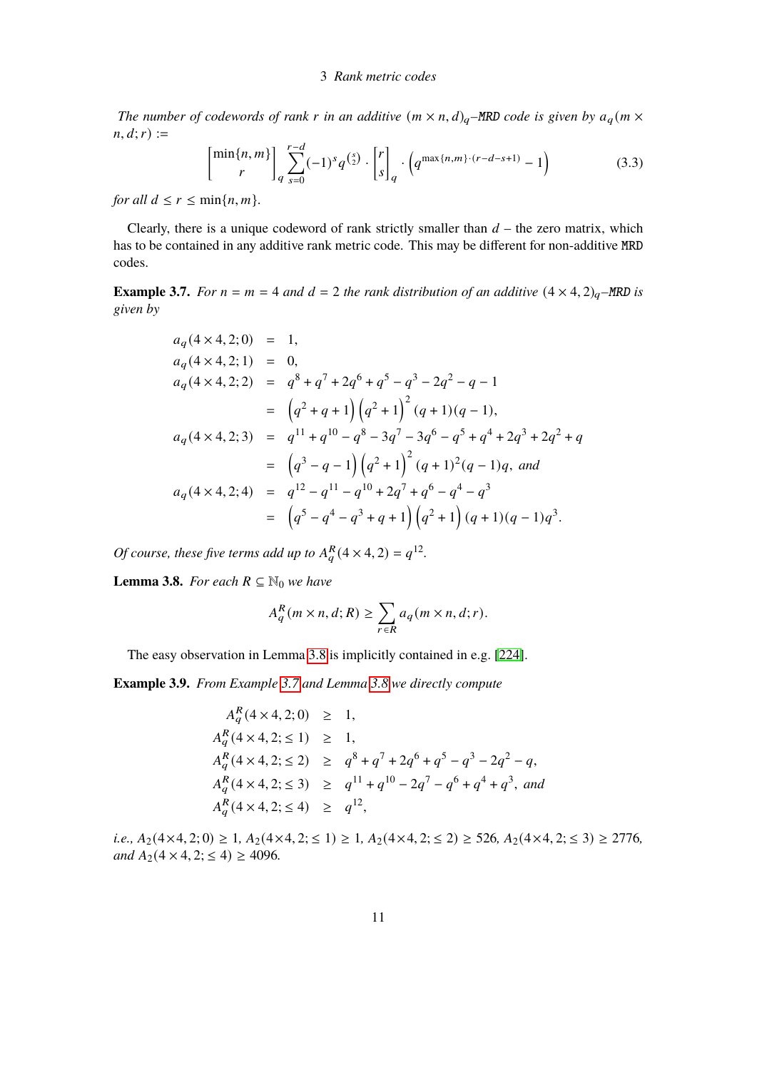*The number of codewords of rank $r$ in an additive $(m \times n, d)_q$–*`MRD` *code is given by $a_q(m \times n, d; r) :=$*

$$\begin{bmatrix} \min\{n,m\} \\ r \end{bmatrix}_q \sum_{s=0}^{r-d} (-1)^s q^{\binom{s}{2}} \cdot \begin{bmatrix} r \\ s \end{bmatrix}_q \cdot \left( q^{\max\{n,m\} \cdot (r-d-s+1)} - 1 \right) \tag{3.3}$$

*for all $d \le r \le \min\{n, m\}$.*

Clearly, there is a unique codeword of rank strictly smaller than $d$ – the zero matrix, which has to be contained in any additive rank metric code. This may be different for non-additive `MRD` codes.

**Example 3.7.** *For $n = m = 4$ and $d = 2$ the rank distribution of an additive $(4 \times 4, 2)_q$–*`MRD` *is given by*

$$\begin{aligned}
a_q(4\times 4, 2; 0) &= 1, \\
a_q(4\times 4, 2; 1) &= 0, \\
a_q(4\times 4, 2; 2) &= q^8 + q^7 + 2q^6 + q^5 - q^3 - 2q^2 - q - 1 \\
&= \left(q^2 + q + 1\right)\left(q^2 + 1\right)^2 (q+1)(q-1), \\
a_q(4\times 4, 2; 3) &= q^{11} + q^{10} - q^8 - 3q^7 - 3q^6 - q^5 + q^4 + 2q^3 + 2q^2 + q \\
&= \left(q^3 - q - 1\right)\left(q^2 + 1\right)^2 (q+1)^2(q-1)q, \text{ and} \\
a_q(4\times 4, 2; 4) &= q^{12} - q^{11} - q^{10} + 2q^7 + q^6 - q^4 - q^3 \\
&= \left(q^5 - q^4 - q^3 + q + 1\right)\left(q^2 + 1\right)(q+1)(q-1)q^3.
\end{aligned}$$

*Of course, these five terms add up to $A_q^R(4 \times 4, 2) = q^{12}$.*

**Lemma 3.8.** *For each $R \subseteq \mathbb{N}_0$ we have*

$$A_q^R(m \times n, d; R) \ge \sum_{r \in R} a_q(m \times n, d; r).$$

The easy observation in Lemma 3.8 is implicitly contained in e.g. [224].

**Example 3.9.** *From Example 3.7 and Lemma 3.8 we directly compute*

$$\begin{aligned}
A_q^R(4\times 4, 2; 0) &\ge 1, \\
A_q^R(4\times 4, 2; \le 1) &\ge 1, \\
A_q^R(4\times 4, 2; \le 2) &\ge q^8 + q^7 + 2q^6 + q^5 - q^3 - 2q^2 - q, \\
A_q^R(4\times 4, 2; \le 3) &\ge q^{11} + q^{10} - 2q^7 - q^6 + q^4 + q^3, \text{ and} \\
A_q^R(4\times 4, 2; \le 4) &\ge q^{12},
\end{aligned}$$

*i.e., $A_2(4\times 4, 2; 0) \ge 1$, $A_2(4\times 4, 2; \le 1) \ge 1$, $A_2(4\times 4, 2; \le 2) \ge 526$, $A_2(4\times 4, 2; \le 3) \ge 2776$, and $A_2(4\times 4, 2; \le 4) \ge 4096$.*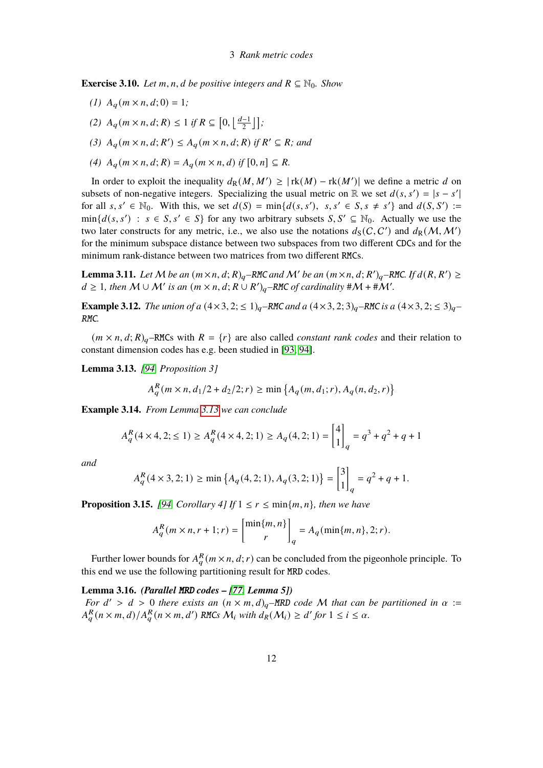**Exercise 3.10.** *Let $m, n, d$ be positive integers and $R \subseteq \mathbb{N}_0$. Show*

*(1) $A_q(m \times n, d; 0) = 1$;*

*(2) $A_q(m \times n, d; R) \le 1$ if $R \subseteq \left[0, \left\lfloor \frac{d-1}{2} \right\rfloor\right]$;*

*(3) $A_q(m \times n, d; R') \le A_q(m \times n, d; R)$ if $R' \subseteq R$; and*

*(4) $A_q(m \times n, d; R) = A_q(m \times n, d)$ if $[0, n] \subseteq R$.*

In order to exploit the inequality $d_R(M, M') \ge |\operatorname{rk}(M) - \operatorname{rk}(M')|$ we define a metric $d$ on subsets of non-negative integers. Specializing the usual metric on $\mathbb{R}$ we set $d(s, s') = |s - s'|$ for all $s, s' \in \mathbb{N}_0$. With this, we set $d(S) = \min\{d(s, s'),\ s, s' \in S, s \ne s'\}$ and $d(S, S') := \min\{d(s, s') : s \in S, s' \in S\}$ for any two arbitrary subsets $S, S' \subseteq \mathbb{N}_0$. Actually we use the two later constructs for any metric, i.e., we also use the notations $d_S(\mathcal{C}, \mathcal{C}')$ and $d_R(\mathcal{M}, \mathcal{M}')$ for the minimum subspace distance between two subspaces from two different CDCs and for the minimum rank-distance between two matrices from two different RMCs.

**Lemma 3.11.** *Let $\mathcal{M}$ be an $(m \times n, d; R)_q$–RMC and $\mathcal{M}'$ be an $(m \times n, d; R')_q$–RMC. If $d(R, R') \ge d \ge 1$, then $\mathcal{M} \cup \mathcal{M}'$ is an $(m \times n, d; R \cup R')_q$–RMC of cardinality $\#\mathcal{M} + \#\mathcal{M}'$.*

**Example 3.12.** *The union of a $(4 \times 3, 2; \le 1)_q$–RMC and a $(4 \times 3, 2; 3)_q$–RMC is a $(4 \times 3, 2; \le 3)_q$–RMC.*

$(m \times n, d; R)_q$–RMCs with $R = \{r\}$ are also called *constant rank codes* and their relation to constant dimension codes has e.g. been studied in [93, 94].

**Lemma 3.13.** *[94, Proposition 3]*

$$A_q^R(m \times n, d_1/2 + d_2/2; r) \ge \min\left\{A_q(m, d_1; r), A_q(n, d_2, r)\right\}$$

**Example 3.14.** *From Lemma 3.13 we can conclude*

$$A_q^R(4 \times 4, 2; \le 1) \ge A_q^R(4 \times 4, 2; 1) \ge A_q(4, 2; 1) = \begin{bmatrix}4\\1\end{bmatrix}_q = q^3 + q^2 + q + 1$$

*and*

$$A_q^R(4 \times 3, 2; 1) \ge \min\left\{A_q(4, 2; 1), A_q(3, 2; 1)\right\} = \begin{bmatrix}3\\1\end{bmatrix}_q = q^2 + q + 1.$$

**Proposition 3.15.** *[94, Corollary 4] If $1 \le r \le \min\{m, n\}$, then we have*

$$A_q^R(m \times n, r + 1; r) = \begin{bmatrix}\min\{m, n\}\\r\end{bmatrix}_q = A_q(\min\{m, n\}, 2; r).$$

Further lower bounds for $A_q^R(m \times n, d; r)$ can be concluded from the pigeonhole principle. To this end we use the following partitioning result for MRD codes.

**Lemma 3.16.** ***(Parallel MRD codes – [77, Lemma 5])***
*For $d' > d > 0$ there exists an $(n \times m, d)_q$–MRD code $\mathcal{M}$ that can be partitioned in $\alpha := A_q^R(n \times m, d)/A_q^R(n \times m, d')$ RMCs $\mathcal{M}_i$ with $d_R(\mathcal{M}_i) \ge d'$ for $1 \le i \le \alpha$.*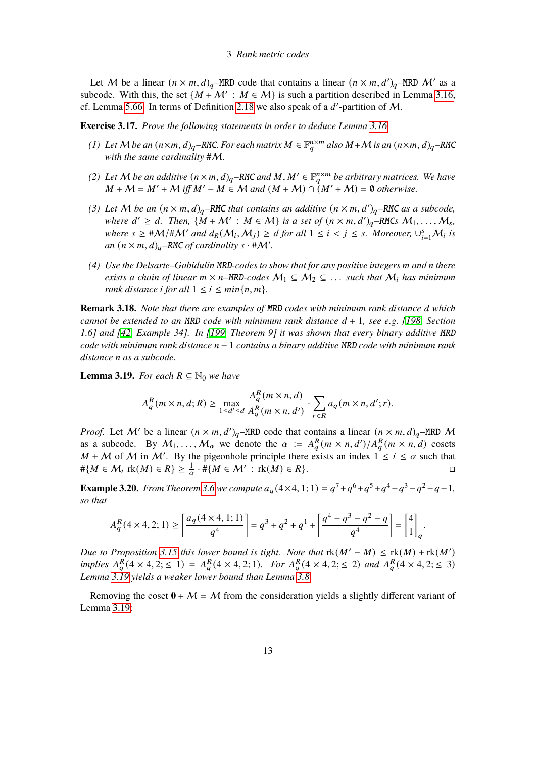Let $\mathcal{M}$ be a linear $(n \times m, d)_q$–MRD code that contains a linear $(n \times m, d')_q$–MRD $\mathcal{M}'$ as a subcode. With this, the set $\{M + \mathcal{M}' : M \in \mathcal{M}\}$ is such a partition described in Lemma 3.16, cf. Lemma 5.66. In terms of Definition 2.18 we also speak of a $d'$-partition of $\mathcal{M}$.

**Exercise 3.17.** *Prove the following statements in order to deduce Lemma 3.16.*

*(1) Let $\mathcal{M}$ be an $(n \times m, d)_q$–RMC. For each matrix $M \in \mathbb{F}_q^{n\times m}$ also $M + \mathcal{M}$ is an $(n \times m, d)_q$–RMC with the same cardinality $\#\mathcal{M}$.*

*(2) Let $\mathcal{M}$ be an additive $(n \times m, d)_q$–RMC and $M, M' \in \mathbb{F}_q^{n\times m}$ be arbitrary matrices. We have $M + \mathcal{M} = M' + \mathcal{M}$ iff $M' - M \in \mathcal{M}$ and $(M + \mathcal{M}) \cap (M' + \mathcal{M}) = \emptyset$ otherwise.*

*(3) Let $\mathcal{M}$ be an $(n \times m, d)_q$–RMC that contains an additive $(n \times m, d')_q$–RMC as a subcode, where $d' \ge d$. Then, $\{M + \mathcal{M}' : M \in \mathcal{M}\}$ is a set of $(n \times m, d')_q$–RMCs $\mathcal{M}_1, \ldots, \mathcal{M}_s$, where $s \ge \#\mathcal{M}/\#\mathcal{M}'$ and $d_R(\mathcal{M}_i, \mathcal{M}_j) \ge d$ for all $1 \le i < j \le s$. Moreover, $\cup_{i=1}^{s} \mathcal{M}_i$ is an $(n \times m, d)_q$–RMC of cardinality $s \cdot \#\mathcal{M}'$.*

*(4) Use the Delsarte–Gabidulin MRD-codes to show that for any positive integers $m$ and $n$ there exists a chain of linear $m \times n$–MRD-codes $\mathcal{M}_1 \subseteq \mathcal{M}_2 \subseteq \ldots$ such that $\mathcal{M}_i$ has minimum rank distance $i$ for all $1 \le i \le min\{n, m\}$.*

**Remark 3.18.** *Note that there are examples of MRD codes with minimum rank distance $d$ which cannot be extended to an MRD code with minimum rank distance $d + 1$, see e.g. [198, Section 1.6] and [42, Example 34]. In [199, Theorem 9] it was shown that every binary additive MRD code with minimum rank distance $n - 1$ contains a binary additive MRD code with minimum rank distance $n$ as a subcode.*

**Lemma 3.19.** *For each $R \subseteq \mathbb{N}_0$ we have*

$$A_q^R(m \times n, d; R) \ge \max_{1 \le d' \le d} \frac{A_q^R(m \times n, d)}{A_q^R(m \times n, d')} \cdot \sum_{r \in R} a_q(m \times n, d'; r).$$

*Proof.* Let $\mathcal{M}'$ be a linear $(n \times m, d')_q$–MRD code that contains a linear $(n \times m, d)_q$–MRD $\mathcal{M}$ as a subcode. By $\mathcal{M}_1, \ldots, \mathcal{M}_\alpha$ we denote the $\alpha := A_q^R(m \times n, d')/A_q^R(m \times n, d)$ cosets $M + \mathcal{M}$ of $\mathcal{M}$ in $\mathcal{M}'$. By the pigeonhole principle there exists an index $1 \le i \le \alpha$ such that $\#\{M \in \mathcal{M}_i \ \mathrm{rk}(M) \in R\} \ge \frac{1}{\alpha} \cdot \#\{M \in \mathcal{M}' : \mathrm{rk}(M) \in R\}$. □

**Example 3.20.** *From Theorem 3.6 we compute $a_q(4\times 4, 1; 1) = q^7 + q^6 + q^5 + q^4 - q^3 - q^2 - q - 1$, so that*

$$A_q^R(4 \times 4, 2; 1) \ge \left\lceil \frac{a_q(4 \times 4, 1; 1)}{q^4} \right\rceil = q^3 + q^2 + q^1 + \left\lceil \frac{q^4 - q^3 - q^2 - q}{q^4} \right\rceil = \begin{bmatrix} 4 \\ 1 \end{bmatrix}_q.$$

*Due to Proposition 3.15 this lower bound is tight. Note that $\mathrm{rk}(M' - M) \le \mathrm{rk}(M) + \mathrm{rk}(M')$ implies $A_q^R(4 \times 4, 2; \le 1) = A_q^R(4 \times 4, 2; 1)$. For $A_q^R(4 \times 4, 2; \le 2)$ and $A_q^R(4 \times 4, 2; \le 3)$ Lemma 3.19 yields a weaker lower bound than Lemma 3.8.*

Removing the coset $\mathbf{0} + \mathcal{M} = \mathcal{M}$ from the consideration yields a slightly different variant of Lemma 3.19: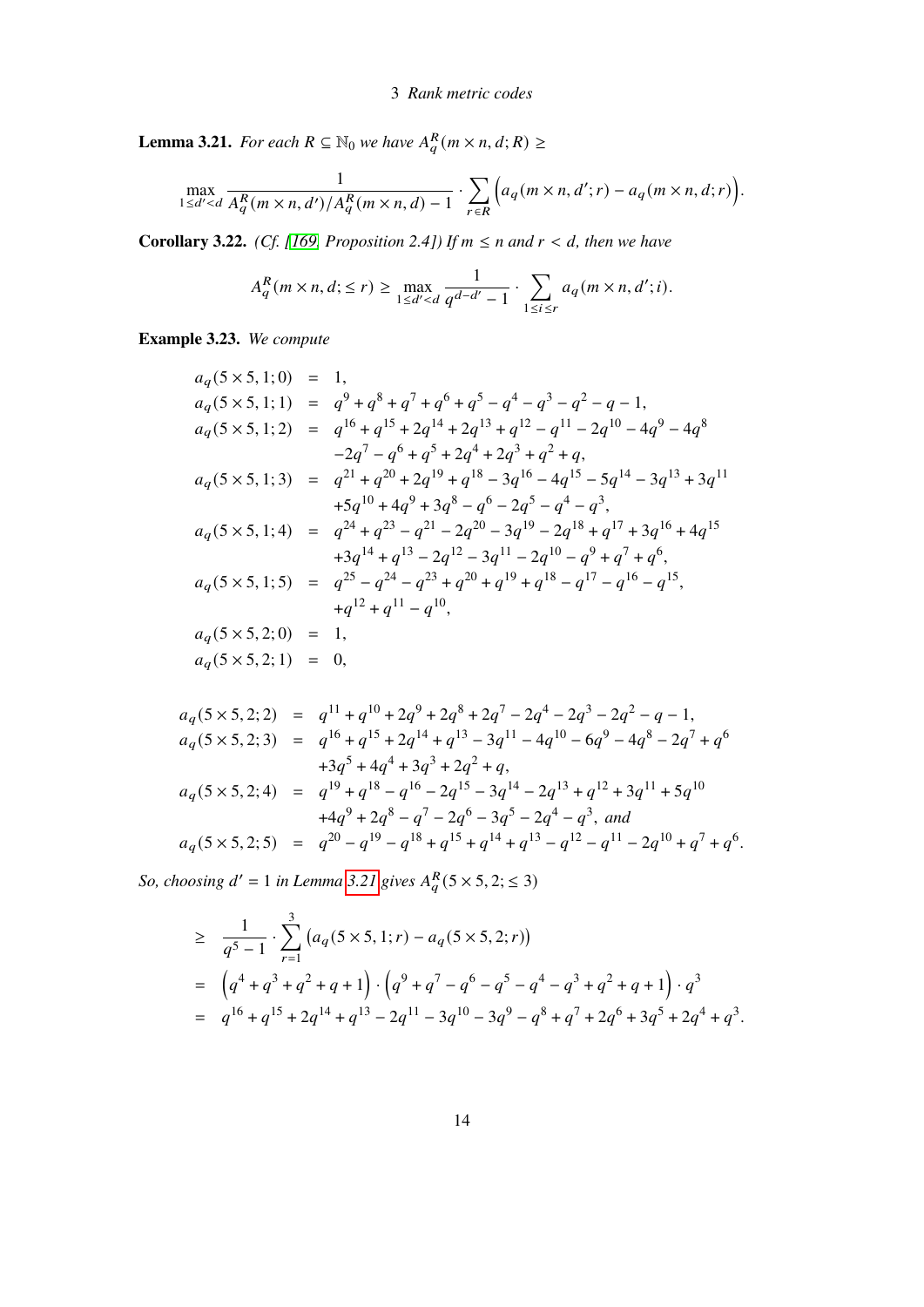**Lemma 3.21.** *For each $R \subseteq \mathbb{N}_0$ we have $A_q^R(m \times n, d; R) \geq$*

$$\max_{1 \leq d' < d} \frac{1}{A_q^R(m \times n, d') / A_q^R(m \times n, d) - 1} \cdot \sum_{r \in R} \Big( a_q(m \times n, d'; r) - a_q(m \times n, d; r) \Big).$$

**Corollary 3.22.** *(Cf. [169, Proposition 2.4]) If $m \leq n$ and $r < d$, then we have*

$$A_q^R(m \times n, d; \leq r) \geq \max_{1 \leq d' < d} \frac{1}{q^{d-d'} - 1} \cdot \sum_{1 \leq i \leq r} a_q(m \times n, d'; i).$$

**Example 3.23.** *We compute*

$$\begin{aligned}
a_q(5 \times 5, 1; 0) &= 1, \\
a_q(5 \times 5, 1; 1) &= q^9 + q^8 + q^7 + q^6 + q^5 - q^4 - q^3 - q^2 - q - 1, \\
a_q(5 \times 5, 1; 2) &= q^{16} + q^{15} + 2q^{14} + 2q^{13} + q^{12} - q^{11} - 2q^{10} - 4q^9 - 4q^8 \\
&\quad -2q^7 - q^6 + q^5 + 2q^4 + 2q^3 + q^2 + q, \\
a_q(5 \times 5, 1; 3) &= q^{21} + q^{20} + 2q^{19} + q^{18} - 3q^{16} - 4q^{15} - 5q^{14} - 3q^{13} + 3q^{11} \\
&\quad +5q^{10} + 4q^9 + 3q^8 - q^6 - 2q^5 - q^4 - q^3, \\
a_q(5 \times 5, 1; 4) &= q^{24} + q^{23} - q^{21} - 2q^{20} - 3q^{19} - 2q^{18} + q^{17} + 3q^{16} + 4q^{15} \\
&\quad +3q^{14} + q^{13} - 2q^{12} - 3q^{11} - 2q^{10} - q^9 + q^7 + q^6, \\
a_q(5 \times 5, 1; 5) &= q^{25} - q^{24} - q^{23} + q^{20} + q^{19} + q^{18} - q^{17} - q^{16} - q^{15}, \\
&\quad +q^{12} + q^{11} - q^{10}, \\
a_q(5 \times 5, 2; 0) &= 1, \\
a_q(5 \times 5, 2; 1) &= 0,
\end{aligned}$$

$$\begin{aligned}
a_q(5 \times 5, 2; 2) &= q^{11} + q^{10} + 2q^9 + 2q^8 + 2q^7 - 2q^4 - 2q^3 - 2q^2 - q - 1, \\
a_q(5 \times 5, 2; 3) &= q^{16} + q^{15} + 2q^{14} + q^{13} - 3q^{11} - 4q^{10} - 6q^9 - 4q^8 - 2q^7 + q^6 \\
&\quad +3q^5 + 4q^4 + 3q^3 + 2q^2 + q, \\
a_q(5 \times 5, 2; 4) &= q^{19} + q^{18} - q^{16} - 2q^{15} - 3q^{14} - 2q^{13} + q^{12} + 3q^{11} + 5q^{10} \\
&\quad +4q^9 + 2q^8 - q^7 - 2q^6 - 3q^5 - 2q^4 - q^3, \text{ and} \\
a_q(5 \times 5, 2; 5) &= q^{20} - q^{19} - q^{18} + q^{15} + q^{14} + q^{13} - q^{12} - q^{11} - 2q^{10} + q^7 + q^6.
\end{aligned}$$

*So, choosing $d' = 1$ in Lemma 3.21 gives $A_q^R(5 \times 5, 2; \leq 3)$*

$$\begin{aligned}
&\geq \frac{1}{q^5 - 1} \cdot \sum_{r=1}^{3} \big( a_q(5 \times 5, 1; r) - a_q(5 \times 5, 2; r) \big) \\
&= \Big( q^4 + q^3 + q^2 + q + 1 \Big) \cdot \Big( q^9 + q^7 - q^6 - q^5 - q^4 - q^3 + q^2 + q + 1 \Big) \cdot q^3 \\
&= q^{16} + q^{15} + 2q^{14} + q^{13} - 2q^{11} - 3q^{10} - 3q^9 - q^8 + q^7 + 2q^6 + 3q^5 + 2q^4 + q^3.
\end{aligned}$$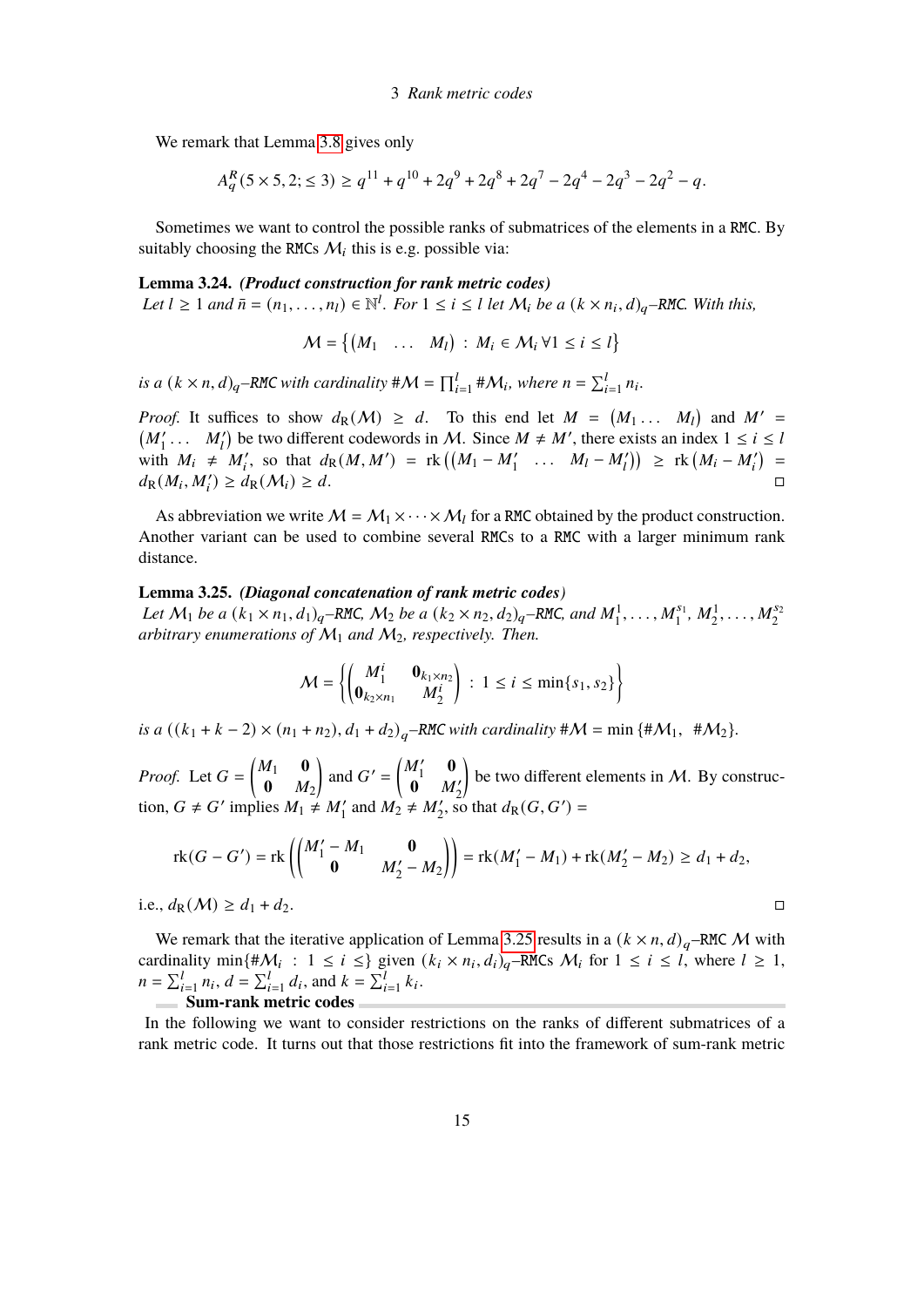We remark that Lemma 3.8 gives only

$$A_q^R(5 \times 5, 2; \leq 3) \geq q^{11} + q^{10} + 2q^9 + 2q^8 + 2q^7 - 2q^4 - 2q^3 - 2q^2 - q.$$

Sometimes we want to control the possible ranks of submatrices of the elements in a RMC. By suitably choosing the RMCs $\mathcal{M}_i$ this is e.g. possible via:

**Lemma 3.24.** ***(Product construction for rank metric codes)***
*Let $l \geq 1$ and $\bar{n} = (n_1, \dots, n_l) \in \mathbb{N}^l$. For $1 \leq i \leq l$ let $\mathcal{M}_i$ be a $(k \times n_i, d)_q$–RMC. With this,*

$$\mathcal{M} = \left\{ \begin{pmatrix} M_1 & \dots & M_l \end{pmatrix} : M_i \in \mathcal{M}_i \, \forall 1 \leq i \leq l \right\}$$

*is a $(k \times n, d)_q$–RMC with cardinality $\#\mathcal{M} = \prod_{i=1}^{l} \#\mathcal{M}_i$, where $n = \sum_{i=1}^{l} n_i$.*

*Proof.* It suffices to show $d_R(\mathcal{M}) \geq d$. To this end let $M = \begin{pmatrix} M_1 \dots & M_l \end{pmatrix}$ and $M' = \begin{pmatrix} M'_1 \dots & M'_l \end{pmatrix}$ be two different codewords in $\mathcal{M}$. Since $M \neq M'$, there exists an index $1 \leq i \leq l$ with $M_i \neq M'_i$, so that $d_R(M, M') = \operatorname{rk}\left(\begin{pmatrix} M_1 - M'_1 & \dots & M_l - M'_l \end{pmatrix}\right) \geq \operatorname{rk}\left(M_i - M'_i\right) = d_R(M_i, M'_i) \geq d_R(\mathcal{M}_i) \geq d$. □

As abbreviation we write $\mathcal{M} = \mathcal{M}_1 \times \dots \times \mathcal{M}_l$ for a RMC obtained by the product construction. Another variant can be used to combine several RMCs to a RMC with a larger minimum rank distance.

**Lemma 3.25.** ***(Diagonal concatenation of rank metric codes)***
*Let $\mathcal{M}_1$ be a $(k_1 \times n_1, d_1)_q$–RMC, $\mathcal{M}_2$ be a $(k_2 \times n_2, d_2)_q$–RMC, and $M_1^1, \dots, M_1^{s_1}$, $M_2^1, \dots, M_2^{s_2}$ arbitrary enumerations of $\mathcal{M}_1$ and $\mathcal{M}_2$, respectively. Then.*

$$\mathcal{M} = \left\{ \begin{pmatrix} M_1^i & \mathbf{0}_{k_1 \times n_2} \\ \mathbf{0}_{k_2 \times n_1} & M_2^i \end{pmatrix} : 1 \leq i \leq \min\{s_1, s_2\} \right\}$$

*is a $((k_1 + k - 2) \times (n_1 + n_2), d_1 + d_2)_q$–RMC with cardinality $\#\mathcal{M} = \min\{\#\mathcal{M}_1, \ \#\mathcal{M}_2\}$.*

*Proof.* Let $G = \begin{pmatrix} M_1 & \mathbf{0} \\ \mathbf{0} & M_2 \end{pmatrix}$ and $G' = \begin{pmatrix} M'_1 & \mathbf{0} \\ \mathbf{0} & M'_2 \end{pmatrix}$ be two different elements in $\mathcal{M}$. By construction, $G \neq G'$ implies $M_1 \neq M'_1$ and $M_2 \neq M'_2$, so that $d_R(G, G') =$

$$\operatorname{rk}(G - G') = \operatorname{rk}\left(\begin{pmatrix} M'_1 - M_1 & \mathbf{0} \\ \mathbf{0} & M'_2 - M_2 \end{pmatrix}\right) = \operatorname{rk}(M'_1 - M_1) + \operatorname{rk}(M'_2 - M_2) \geq d_1 + d_2,$$

i.e., $d_R(\mathcal{M}) \geq d_1 + d_2$. □

We remark that the iterative application of Lemma 3.25 results in a $(k \times n, d)_q$–RMC $\mathcal{M}$ with cardinality $\min\{\#\mathcal{M}_i : 1 \leq i \leq\}$ given $(k_i \times n_i, d_i)_q$–RMCs $\mathcal{M}_i$ for $1 \leq i \leq l$, where $l \geq 1$, $n = \sum_{i=1}^{l} n_i$, $d = \sum_{i=1}^{l} d_i$, and $k = \sum_{i=1}^{l} k_i$.

### Sum-rank metric codes

In the following we want to consider restrictions on the ranks of different submatrices of a rank metric code. It turns out that those restrictions fit into the framework of sum-rank metric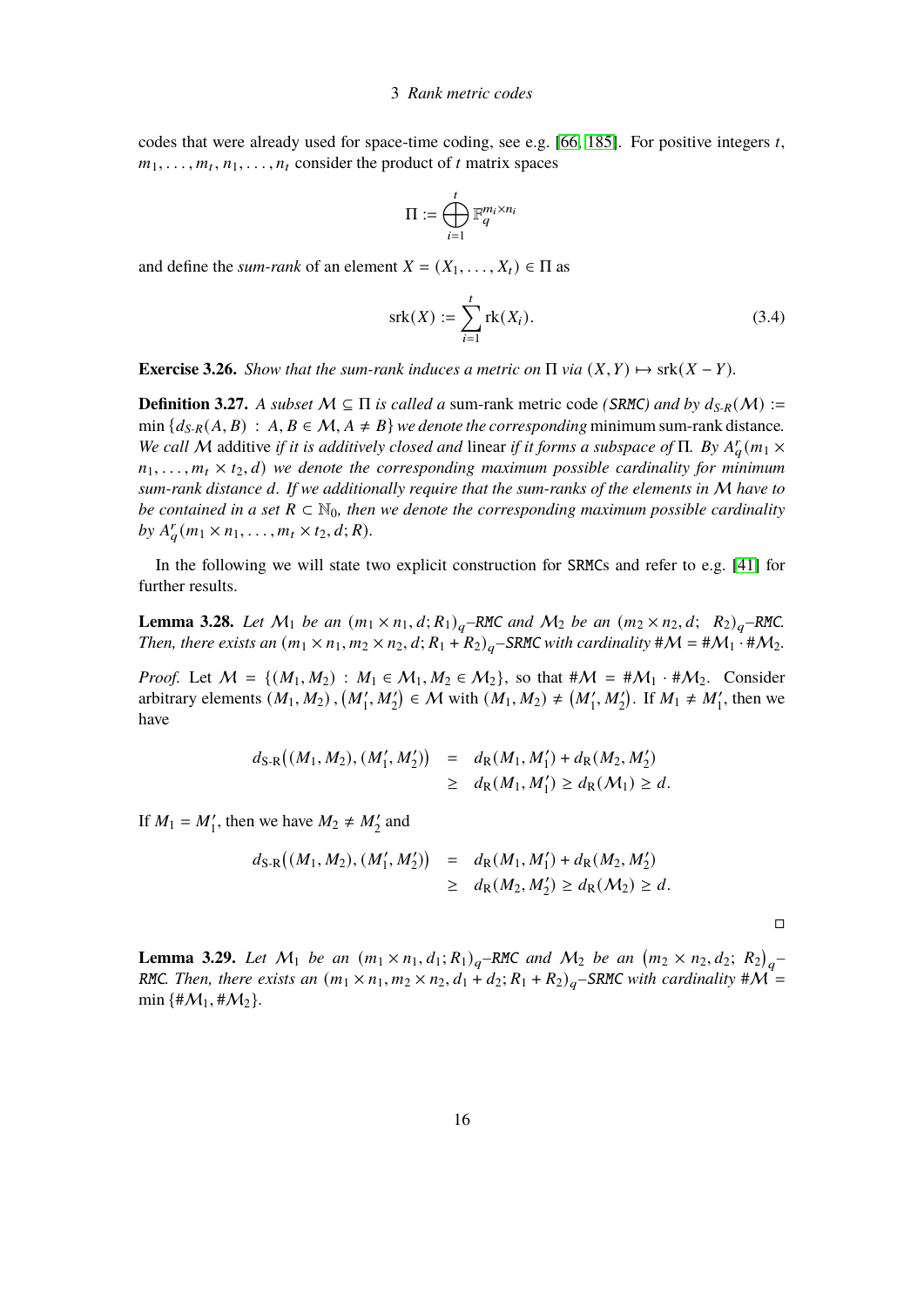codes that were already used for space-time coding, see e.g. [66, 185]. For positive integers $t$, $m_1, \ldots, m_t, n_1, \ldots, n_t$ consider the product of $t$ matrix spaces

$$\Pi := \bigoplus_{i=1}^{t} \mathbb{F}_q^{m_i \times n_i}$$

and define the *sum-rank* of an element $X = (X_1, \ldots, X_t) \in \Pi$ as

$$\mathrm{srk}(X) := \sum_{i=1}^{t} \mathrm{rk}(X_i). \tag{3.4}$$

**Exercise 3.26.** *Show that the sum-rank induces a metric on $\Pi$ via $(X, Y) \mapsto \mathrm{srk}(X - Y)$.*

**Definition 3.27.** *A subset $\mathcal{M} \subseteq \Pi$ is called a* sum-rank metric code *(SRMC) and by $d_{S\text{-}R}(\mathcal{M}) := \min\{d_{S\text{-}R}(A, B) : A, B \in \mathcal{M}, A \neq B\}$ we denote the corresponding* minimum sum-rank distance*. We call $\mathcal{M}$* additive *if it is additively closed and* linear *if it forms a subspace of $\Pi$. By $A_q^r(m_1 \times n_1, \ldots, m_t \times t_2, d)$ we denote the corresponding maximum possible cardinality for minimum sum-rank distance $d$. If we additionally require that the sum-ranks of the elements in $\mathcal{M}$ have to be contained in a set $R \subset \mathbb{N}_0$, then we denote the corresponding maximum possible cardinality by $A_q^r(m_1 \times n_1, \ldots, m_t \times t_2, d; R)$.*

In the following we will state two explicit construction for SRMCs and refer to e.g. [41] for further results.

**Lemma 3.28.** *Let $\mathcal{M}_1$ be an $(m_1 \times n_1, d; R_1)_q$–RMC and $\mathcal{M}_2$ be an $(m_2 \times n_2, d;\ R_2)_q$–RMC. Then, there exists an $(m_1 \times n_1, m_2 \times n_2, d; R_1 + R_2)_q$–SRMC with cardinality $\#\mathcal{M} = \#\mathcal{M}_1 \cdot \#\mathcal{M}_2$.*

*Proof.* Let $\mathcal{M} = \{(M_1, M_2) : M_1 \in \mathcal{M}_1, M_2 \in \mathcal{M}_2\}$, so that $\#\mathcal{M} = \#\mathcal{M}_1 \cdot \#\mathcal{M}_2$. Consider arbitrary elements $(M_1, M_2), (M_1', M_2') \in \mathcal{M}$ with $(M_1, M_2) \neq (M_1', M_2')$. If $M_1 \neq M_1'$, then we have

$$\begin{aligned} d_{\text{S-R}}\big((M_1, M_2), (M_1', M_2')\big) &= d_{\text{R}}(M_1, M_1') + d_{\text{R}}(M_2, M_2') \\ &\geq d_{\text{R}}(M_1, M_1') \geq d_{\text{R}}(\mathcal{M}_1) \geq d. \end{aligned}$$

If $M_1 = M_1'$, then we have $M_2 \neq M_2'$ and

$$\begin{aligned} d_{\text{S-R}}\big((M_1, M_2), (M_1', M_2')\big) &= d_{\text{R}}(M_1, M_1') + d_{\text{R}}(M_2, M_2') \\ &\geq d_{\text{R}}(M_2, M_2') \geq d_{\text{R}}(\mathcal{M}_2) \geq d. \end{aligned}$$

□

**Lemma 3.29.** *Let $\mathcal{M}_1$ be an $(m_1 \times n_1, d_1; R_1)_q$–RMC and $\mathcal{M}_2$ be an $\big(m_2 \times n_2, d_2;\ R_2\big)_q$–RMC. Then, there exists an $(m_1 \times n_1, m_2 \times n_2, d_1 + d_2; R_1 + R_2)_q$–SRMC with cardinality $\#\mathcal{M} = \min\{\#\mathcal{M}_1, \#\mathcal{M}_2\}$.*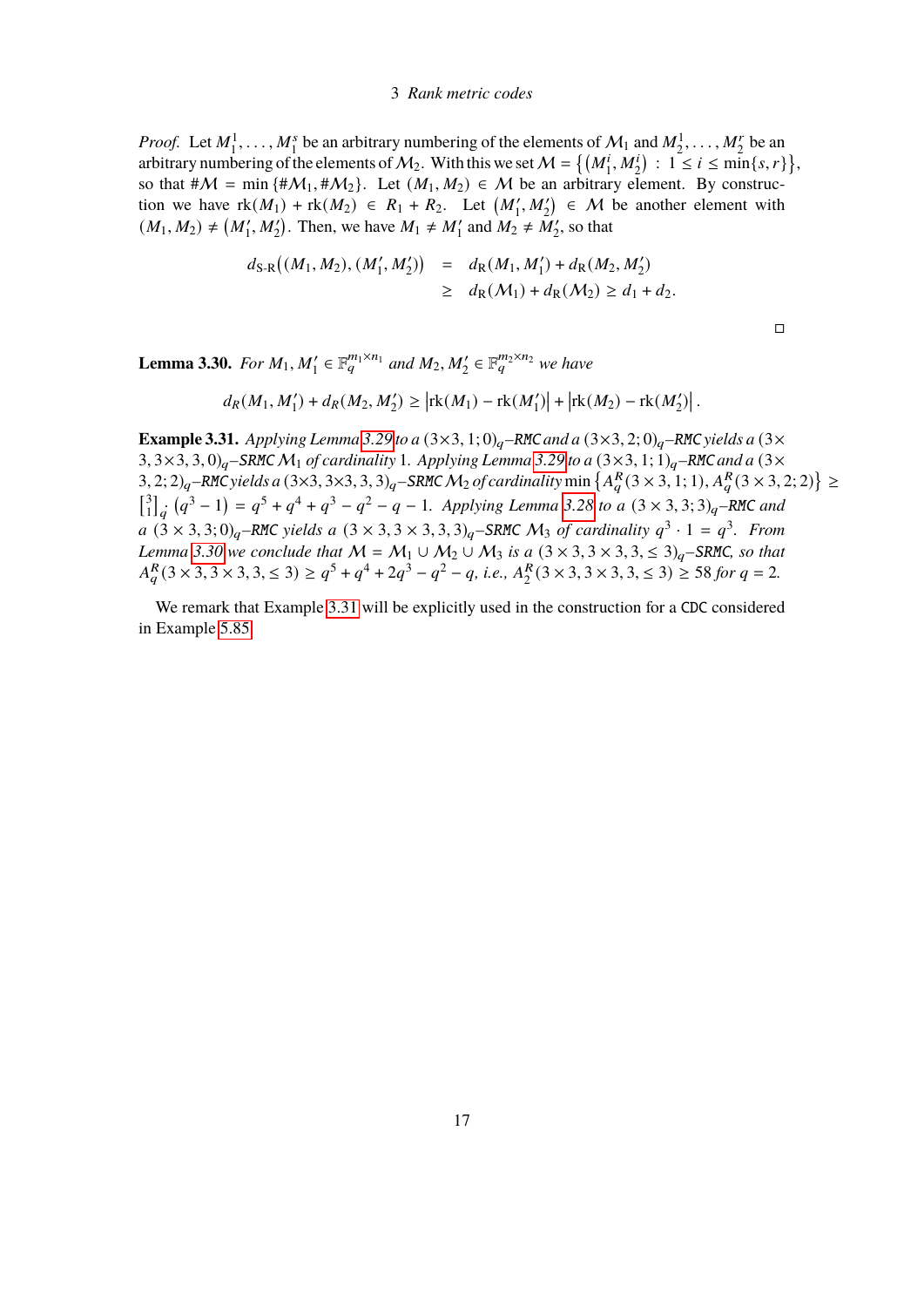*Proof.* Let $M_1^1, \dots, M_1^s$ be an arbitrary numbering of the elements of $\mathcal{M}_1$ and $M_2^1, \dots, M_2^r$ be an arbitrary numbering of the elements of $\mathcal{M}_2$. With this we set $\mathcal{M} = \left\{ \left(M_1^i, M_2^i\right) \,:\, 1 \le i \le \min\{s, r\} \right\}$, so that $\#\mathcal{M} = \min\{\#\mathcal{M}_1, \#\mathcal{M}_2\}$. Let $(M_1, M_2) \in \mathcal{M}$ be an arbitrary element. By construction we have $\operatorname{rk}(M_1) + \operatorname{rk}(M_2) \in R_1 + R_2$. Let $\left(M_1', M_2'\right) \in \mathcal{M}$ be another element with $(M_1, M_2) \neq \left(M_1', M_2'\right)$. Then, we have $M_1 \neq M_1'$ and $M_2 \neq M_2'$, so that

$$
\begin{aligned}
d_{\text{S-R}}\big((M_1, M_2), (M_1', M_2')\big) &= d_{\text{R}}(M_1, M_1') + d_{\text{R}}(M_2, M_2') \\
&\ge d_{\text{R}}(\mathcal{M}_1) + d_{\text{R}}(\mathcal{M}_2) \ge d_1 + d_2.
\end{aligned}
$$

□

**Lemma 3.30.** *For $M_1, M_1' \in \mathbb{F}_q^{m_1 \times n_1}$ and $M_2, M_2' \in \mathbb{F}_q^{m_2 \times n_2}$ we have*

$$
d_R(M_1, M_1') + d_R(M_2, M_2') \ge \left|\operatorname{rk}(M_1) - \operatorname{rk}(M_1')\right| + \left|\operatorname{rk}(M_2) - \operatorname{rk}(M_2')\right|.
$$

**Example 3.31.** *Applying Lemma 3.29 to a $(3\times 3, 1; 0)_q$–RMC and a $(3\times 3, 2; 0)_q$–RMC yields a $(3\times 3, 3\times 3, 3, 0)_q$–SRMC $\mathcal{M}_1$ of cardinality 1. Applying Lemma 3.29 to a $(3\times 3, 1; 1)_q$–RMC and a $(3\times 3, 2; 2)_q$–RMC yields a $(3\times 3, 3\times 3, 3, 3)_q$–SRMC $\mathcal{M}_2$ of cardinality $\min\left\{A_q^R(3\times 3, 1; 1), A_q^R(3\times 3, 2; 2)\right\} \ge \left[\begin{smallmatrix}3\\1\end{smallmatrix}\right]_q \cdot \left(q^3 - 1\right) = q^5 + q^4 + q^3 - q^2 - q - 1$. Applying Lemma 3.28 to a $(3\times 3, 3; 3)_q$–RMC and a $(3\times 3, 3; 0)_q$–RMC yields a $(3\times 3, 3\times 3, 3, 3)_q$–SRMC $\mathcal{M}_3$ of cardinality $q^3 \cdot 1 = q^3$. From Lemma 3.30 we conclude that $\mathcal{M} = \mathcal{M}_1 \cup \mathcal{M}_2 \cup \mathcal{M}_3$ is a $(3\times 3, 3\times 3, 3, \le 3)_q$–SRMC, so that $A_q^R(3\times 3, 3\times 3, 3, \le 3) \ge q^5 + q^4 + 2q^3 - q^2 - q$, i.e., $A_2^R(3\times 3, 3\times 3, 3, \le 3) \ge 58$ for $q = 2$.*

We remark that Example 3.31 will be explicitly used in the construction for a CDC considered in Example 5.85.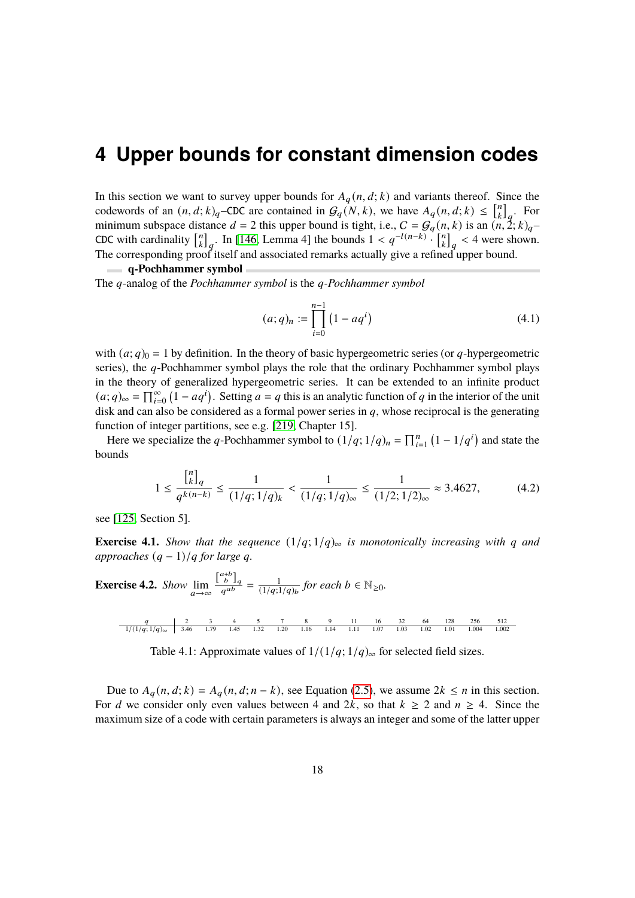// 4 Upper bounds for constant dimension codes

In this section we want to survey upper bounds for $A_q(n,d;k)$ and variants thereof. Since the codewords of an $(n,d;k)_q$–CDC are contained in $\mathcal{G}_q(N,k)$, we have $A_q(n,d;k) \le \begin{bmatrix} n \\ k \end{bmatrix}_q$. For minimum subspace distance $d=2$ this upper bound is tight, i.e., $\mathcal{C} = \mathcal{G}_q(n,k)$ is an $(n,2;k)_q$–CDC with cardinality $\begin{bmatrix} n \\ k \end{bmatrix}_q$. In [146, Lemma 4] the bounds $1 < q^{-l(n-k)} \cdot \begin{bmatrix} n \\ k \end{bmatrix}_q < 4$ were shown. The corresponding proof itself and associated remarks actually give a refined upper bound.

**q-Pochhammer symbol**

The $q$-analog of the *Pochhammer symbol* is the *q-Pochhammer symbol*

$$(a;q)_n := \prod_{i=0}^{n-1} \left(1 - aq^i\right) \tag{4.1}$$

with $(a;q)_0 = 1$ by definition. In the theory of basic hypergeometric series (or $q$-hypergeometric series), the $q$-Pochhammer symbol plays the role that the ordinary Pochhammer symbol plays in the theory of generalized hypergeometric series. It can be extended to an infinite product $(a;q)_\infty = \prod_{i=0}^{\infty} \left(1 - aq^i\right)$. Setting $a = q$ this is an analytic function of $q$ in the interior of the unit disk and can also be considered as a formal power series in $q$, whose reciprocal is the generating function of integer partitions, see e.g. [219, Chapter 15].

Here we specialize the $q$-Pochhammer symbol to $(1/q;1/q)_n = \prod_{i=1}^{n} \left(1 - 1/q^i\right)$ and state the bounds

$$1 \le \frac{\begin{bmatrix} n \\ k \end{bmatrix}_q}{q^{k(n-k)}} \le \frac{1}{(1/q;1/q)_k} < \frac{1}{(1/q;1/q)_\infty} \le \frac{1}{(1/2;1/2)_\infty} \approx 3.4627, \tag{4.2}$$

see [125, Section 5].

**Exercise 4.1.** *Show that the sequence $(1/q;1/q)_\infty$ is monotonically increasing with $q$ and approaches $(q-1)/q$ for large $q$.*

**Exercise 4.2.** *Show* $\lim\limits_{a\to\infty} \frac{\begin{bmatrix} a+b \\ b \end{bmatrix}_q}{q^{ab}} = \frac{1}{(1/q;1/q)_b}$ *for each $b \in \mathbb{N}_{\ge 0}$.*

| $q$ | 2 | 3 | 4 | 5 | 7 | 8 | 9 | 11 | 16 | 32 | 64 | 128 | 256 | 512 |
|---|---|---|---|---|---|---|---|---|---|---|---|---|---|---|
| $1/(1/q;1/q)_\infty$ | 3.46 | 1.79 | 1.45 | 1.32 | 1.20 | 1.16 | 1.14 | 1.11 | 1.07 | 1.03 | 1.02 | 1.01 | 1.004 | 1.002 |

Table 4.1: Approximate values of $1/(1/q;1/q)_\infty$ for selected field sizes.

Due to $A_q(n,d;k) = A_q(n,d;n-k)$, see Equation (2.5), we assume $2k \le n$ in this section. For $d$ we consider only even values between 4 and $2k$, so that $k \ge 2$ and $n \ge 4$. Since the maximum size of a code with certain parameters is always an integer and some of the latter upper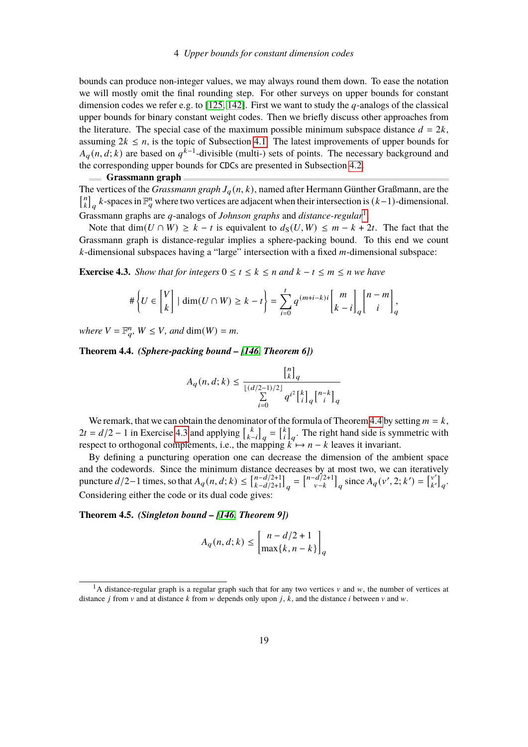bounds can produce non-integer values, we may always round them down. To ease the notation we will mostly omit the final rounding step. For other surveys on upper bounds for constant dimension codes we refer e.g. to [125, 142]. First we want to study the $q$-analogs of the classical upper bounds for binary constant weight codes. Then we briefly discuss other approaches from the literature. The special case of the maximum possible minimum subspace distance $d = 2k$, assuming $2k \le n$, is the topic of Subsection 4.1. The latest improvements of upper bounds for $A_q(n, d; k)$ are based on $q^{k-1}$-divisible (multi-) sets of points. The necessary background and the corresponding upper bounds for CDCs are presented in Subsection 4.2.

### Grassmann graph

The vertices of the *Grassmann graph* $J_q(n, k)$, named after Hermann Günther Graßmann, are the $\begin{bmatrix} n \\ k \end{bmatrix}_q$ $k$-spaces in $\mathbb{F}_q^n$ where two vertices are adjacent when their intersection is $(k-1)$-dimensional. Grassmann graphs are $q$-analogs of *Johnson graphs* and *distance-regular*[1].

Note that $\dim(U \cap W) \ge k - t$ is equivalent to $d_S(U, W) \le m - k + 2t$. The fact that the Grassmann graph is distance-regular implies a sphere-packing bound. To this end we count $k$-dimensional subspaces having a "large" intersection with a fixed $m$-dimensional subspace:

**Exercise 4.3.** *Show that for integers $0 \le t \le k \le n$ and $k - t \le m \le n$ we have*

$$\#\left\{U \in \begin{bmatrix} V \\ k \end{bmatrix} \mid \dim(U \cap W) \ge k - t\right\} = \sum_{i=0}^{t} q^{(m+i-k)i} \begin{bmatrix} m \\ k-i \end{bmatrix}_q \begin{bmatrix} n-m \\ i \end{bmatrix}_q,$$

*where $V = \mathbb{F}_q^n$, $W \le V$, and $\dim(W) = m$.*

**Theorem 4.4.** ***(Sphere-packing bound – [146, Theorem 6])***

$$A_q(n, d; k) \le \frac{\begin{bmatrix} n \\ k \end{bmatrix}_q}{\sum\limits_{i=0}^{\lfloor (d/2-1)/2 \rfloor} q^{i^2} \begin{bmatrix} k \\ i \end{bmatrix}_q \begin{bmatrix} n-k \\ i \end{bmatrix}_q}$$

We remark, that we can obtain the denominator of the formula of Theorem 4.4 by setting $m = k$, $2t = d/2 - 1$ in Exercise 4.3 and applying $\begin{bmatrix} k \\ k-i \end{bmatrix}_q = \begin{bmatrix} k \\ i \end{bmatrix}_q$. The right hand side is symmetric with respect to orthogonal complements, i.e., the mapping $k \mapsto n - k$ leaves it invariant.

By defining a puncturing operation one can decrease the dimension of the ambient space and the codewords. Since the minimum distance decreases by at most two, we can iteratively puncture $d/2-1$ times, so that $A_q(n, d; k) \le \begin{bmatrix} n-d/2+1 \\ k-d/2+1 \end{bmatrix}_q = \begin{bmatrix} n-d/2+1 \\ v-k \end{bmatrix}_q$ since $A_q(v', 2; k') = \begin{bmatrix} v' \\ k' \end{bmatrix}_q$. Considering either the code or its dual code gives:

**Theorem 4.5.** ***(Singleton bound – [146, Theorem 9])***

$$A_q(n, d; k) \le \begin{bmatrix} n - d/2 + 1 \\ \max\{k, n-k\} \end{bmatrix}_q$$

[1] A distance-regular graph is a regular graph such that for any two vertices $v$ and $w$, the number of vertices at distance $j$ from $v$ and at distance $k$ from $w$ depends only upon $j$, $k$, and the distance $i$ between $v$ and $w$.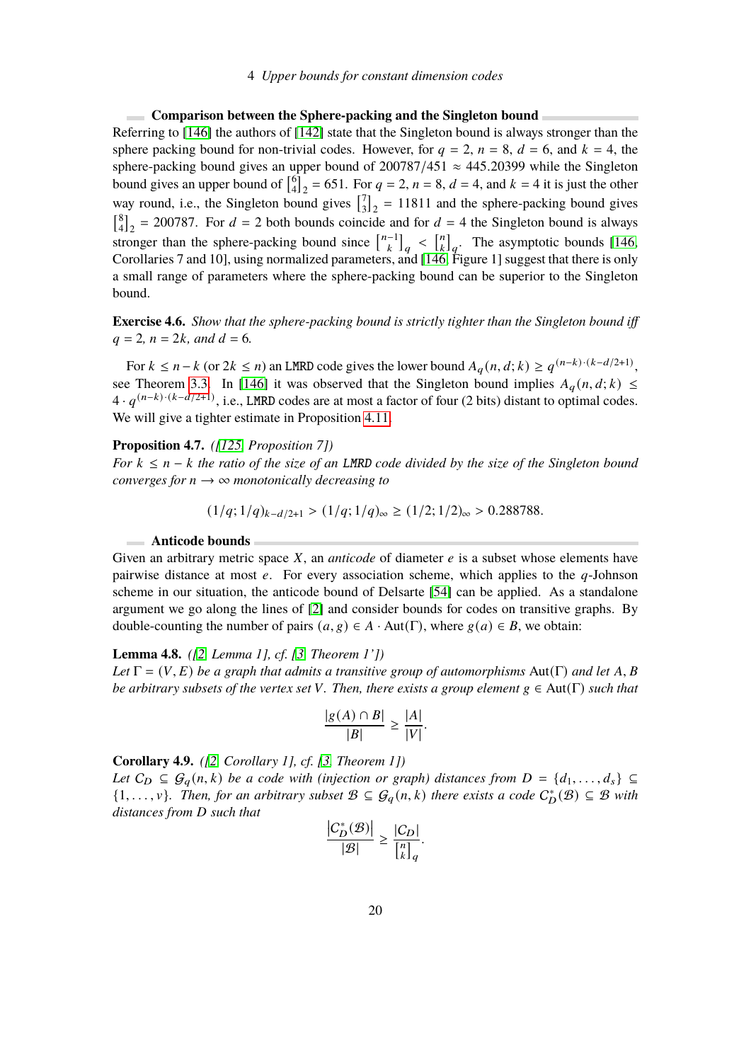### Comparison between the Sphere-packing and the Singleton bound

Referring to [146] the authors of [142] state that the Singleton bound is always stronger than the sphere packing bound for non-trivial codes. However, for $q = 2$, $n = 8$, $d = 6$, and $k = 4$, the sphere-packing bound gives an upper bound of $200787/451 \approx 445.20399$ while the Singleton bound gives an upper bound of $\begin{bmatrix}6\\4\end{bmatrix}_2 = 651$. For $q = 2$, $n = 8$, $d = 4$, and $k = 4$ it is just the other way round, i.e., the Singleton bound gives $\begin{bmatrix}7\\3\end{bmatrix}_2 = 11811$ and the sphere-packing bound gives $\begin{bmatrix}8\\4\end{bmatrix}_2 = 200787$. For $d = 2$ both bounds coincide and for $d = 4$ the Singleton bound is always stronger than the sphere-packing bound since $\begin{bmatrix}n-1\\k\end{bmatrix}_q < \begin{bmatrix}n\\k\end{bmatrix}_q$. The asymptotic bounds [146, Corollaries 7 and 10], using normalized parameters, and [146, Figure 1] suggest that there is only a small range of parameters where the sphere-packing bound can be superior to the Singleton bound.

**Exercise 4.6.** *Show that the sphere-packing bound is strictly tighter than the Singleton bound iff $q = 2$, $n = 2k$, and $d = 6$.*

For $k \le n - k$ (or $2k \le n$) an LMRD code gives the lower bound $A_q(n, d; k) \ge q^{(n-k)\cdot(k-d/2+1)}$, see Theorem 3.3. In [146] it was observed that the Singleton bound implies $A_q(n, d; k) \le 4 \cdot q^{(n-k)\cdot(k-d/2+1)}$, i.e., LMRD codes are at most a factor of four (2 bits) distant to optimal codes. We will give a tighter estimate in Proposition 4.11.

**Proposition 4.7.** *([125, Proposition 7])*
*For $k \le n - k$ the ratio of the size of an LMRD code divided by the size of the Singleton bound converges for $n \to \infty$ monotonically decreasing to*

$$(1/q; 1/q)_{k-d/2+1} > (1/q; 1/q)_\infty \ge (1/2; 1/2)_\infty > 0.288788.$$

### Anticode bounds

Given an arbitrary metric space $X$, an *anticode* of diameter $e$ is a subset whose elements have pairwise distance at most $e$. For every association scheme, which applies to the $q$-Johnson scheme in our situation, the anticode bound of Delsarte [54] can be applied. As a standalone argument we go along the lines of [2] and consider bounds for codes on transitive graphs. By double-counting the number of pairs $(a, g) \in A \cdot \mathrm{Aut}(\Gamma)$, where $g(a) \in B$, we obtain:

**Lemma 4.8.** *([2, Lemma 1], cf. [3, Theorem 1'])*
*Let $\Gamma = (V, E)$ be a graph that admits a transitive group of automorphisms $\mathrm{Aut}(\Gamma)$ and let $A, B$ be arbitrary subsets of the vertex set $V$. Then, there exists a group element $g \in \mathrm{Aut}(\Gamma)$ such that*

$$\frac{|g(A) \cap B|}{|B|} \ge \frac{|A|}{|V|}.$$

**Corollary 4.9.** *([2, Corollary 1], cf. [3, Theorem 1])*
*Let $\mathcal{C}_D \subseteq \mathcal{G}_q(n, k)$ be a code with (injection or graph) distances from $D = \{d_1, \ldots, d_s\} \subseteq \{1, \ldots, v\}$. Then, for an arbitrary subset $\mathcal{B} \subseteq \mathcal{G}_q(n, k)$ there exists a code $\mathcal{C}_D^*(\mathcal{B}) \subseteq \mathcal{B}$ with distances from $D$ such that*

$$\frac{|\mathcal{C}_D^*(\mathcal{B})|}{|\mathcal{B}|} \ge \frac{|\mathcal{C}_D|}{\begin{bmatrix}n\\k\end{bmatrix}_q}.$$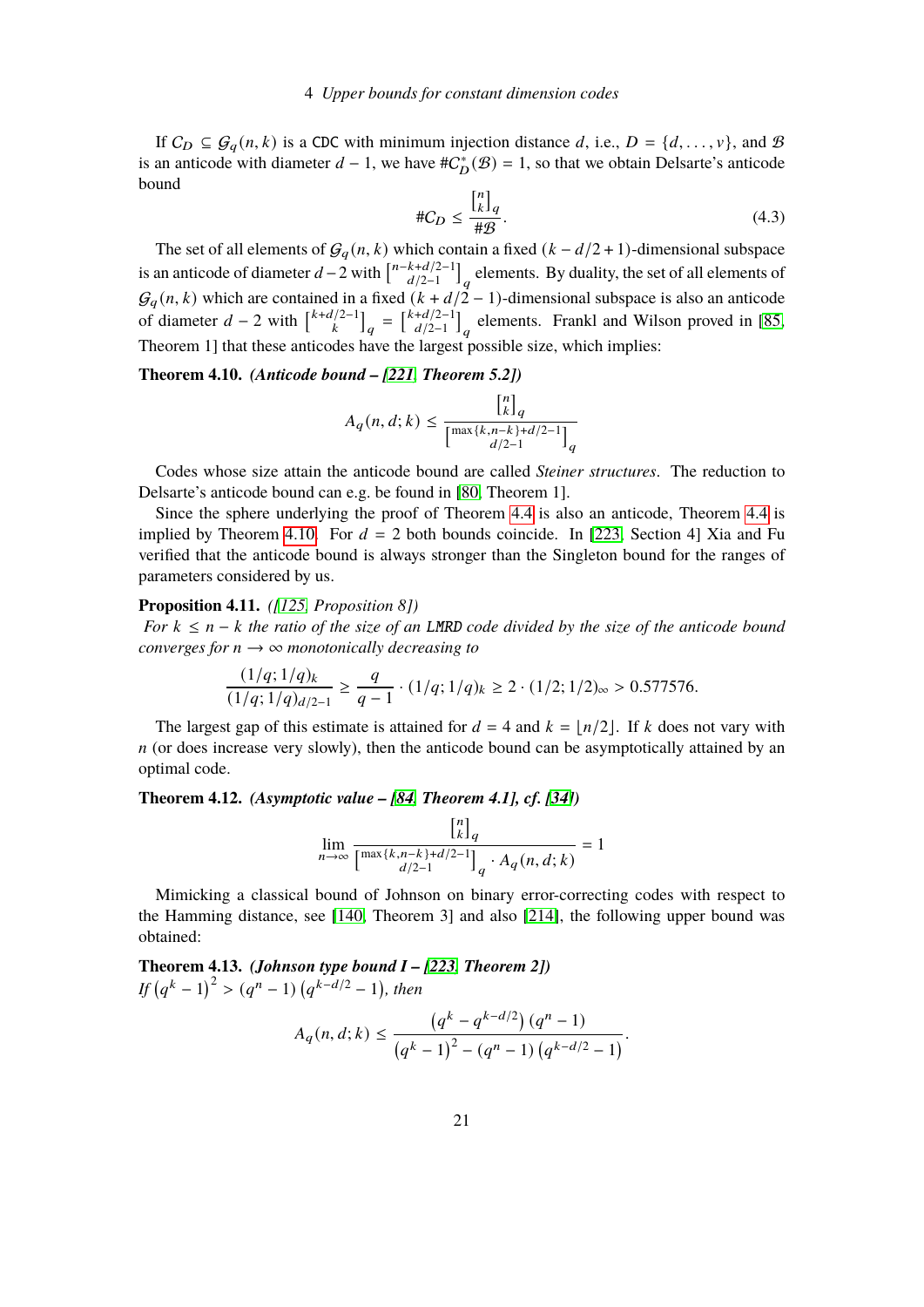If $C_D \subseteq \mathcal{G}_q(n,k)$ is a CDC with minimum injection distance $d$, i.e., $D = \{d, \dots, v\}$, and $\mathcal{B}$ is an anticode with diameter $d-1$, we have $\#C_D^*(\mathcal{B}) = 1$, so that we obtain Delsarte's anticode bound

$$\#C_D \le \frac{\begin{bmatrix} n \\ k \end{bmatrix}_q}{\#\mathcal{B}}. \tag{4.3}$$

The set of all elements of $\mathcal{G}_q(n,k)$ which contain a fixed $(k-d/2+1)$-dimensional subspace is an anticode of diameter $d-2$ with $\begin{bmatrix} n-k+d/2-1 \\ d/2-1 \end{bmatrix}_q$ elements. By duality, the set of all elements of $\mathcal{G}_q(n,k)$ which are contained in a fixed $(k+d/2-1)$-dimensional subspace is also an anticode of diameter $d-2$ with $\begin{bmatrix} k+d/2-1 \\ k \end{bmatrix}_q = \begin{bmatrix} k+d/2-1 \\ d/2-1 \end{bmatrix}_q$ elements. Frankl and Wilson proved in [85, Theorem 1] that these anticodes have the largest possible size, which implies:

**Theorem 4.10.** ***(Anticode bound – [221, Theorem 5.2])***

$$A_q(n,d;k) \le \frac{\begin{bmatrix} n \\ k \end{bmatrix}_q}{\begin{bmatrix} \max\{k,n-k\}+d/2-1 \\ d/2-1 \end{bmatrix}_q}$$

Codes whose size attain the anticode bound are called *Steiner structures*. The reduction to Delsarte's anticode bound can e.g. be found in [80, Theorem 1].

Since the sphere underlying the proof of Theorem 4.4 is also an anticode, Theorem 4.4 is implied by Theorem 4.10. For $d = 2$ both bounds coincide. In [223, Section 4] Xia and Fu verified that the anticode bound is always stronger than the Singleton bound for the ranges of parameters considered by us.

**Proposition 4.11.** *([125, Proposition 8])*
*For $k \le n-k$ the ratio of the size of an* LMRD *code divided by the size of the anticode bound converges for $n \to \infty$ monotonically decreasing to*

$$\frac{(1/q;1/q)_k}{(1/q;1/q)_{d/2-1}} \ge \frac{q}{q-1} \cdot (1/q;1/q)_k \ge 2 \cdot (1/2;1/2)_\infty > 0.577576.$$

The largest gap of this estimate is attained for $d = 4$ and $k = \lfloor n/2 \rfloor$. If $k$ does not vary with $n$ (or does increase very slowly), then the anticode bound can be asymptotically attained by an optimal code.

**Theorem 4.12.** ***(Asymptotic value – [84, Theorem 4.1], cf. [34])***

$$\lim_{n\to\infty} \frac{\begin{bmatrix} n \\ k \end{bmatrix}_q}{\begin{bmatrix} \max\{k,n-k\}+d/2-1 \\ d/2-1 \end{bmatrix}_q \cdot A_q(n,d;k)} = 1$$

Mimicking a classical bound of Johnson on binary error-correcting codes with respect to the Hamming distance, see [140, Theorem 3] and also [214], the following upper bound was obtained:

**Theorem 4.13.** ***(Johnson type bound I – [223, Theorem 2])***
*If $\left(q^k-1\right)^2 > (q^n-1)\left(q^{k-d/2}-1\right)$, then*

$$A_q(n,d;k) \le \frac{\left(q^k - q^{k-d/2}\right)(q^n-1)}{\left(q^k-1\right)^2 - (q^n-1)\left(q^{k-d/2}-1\right)}.$$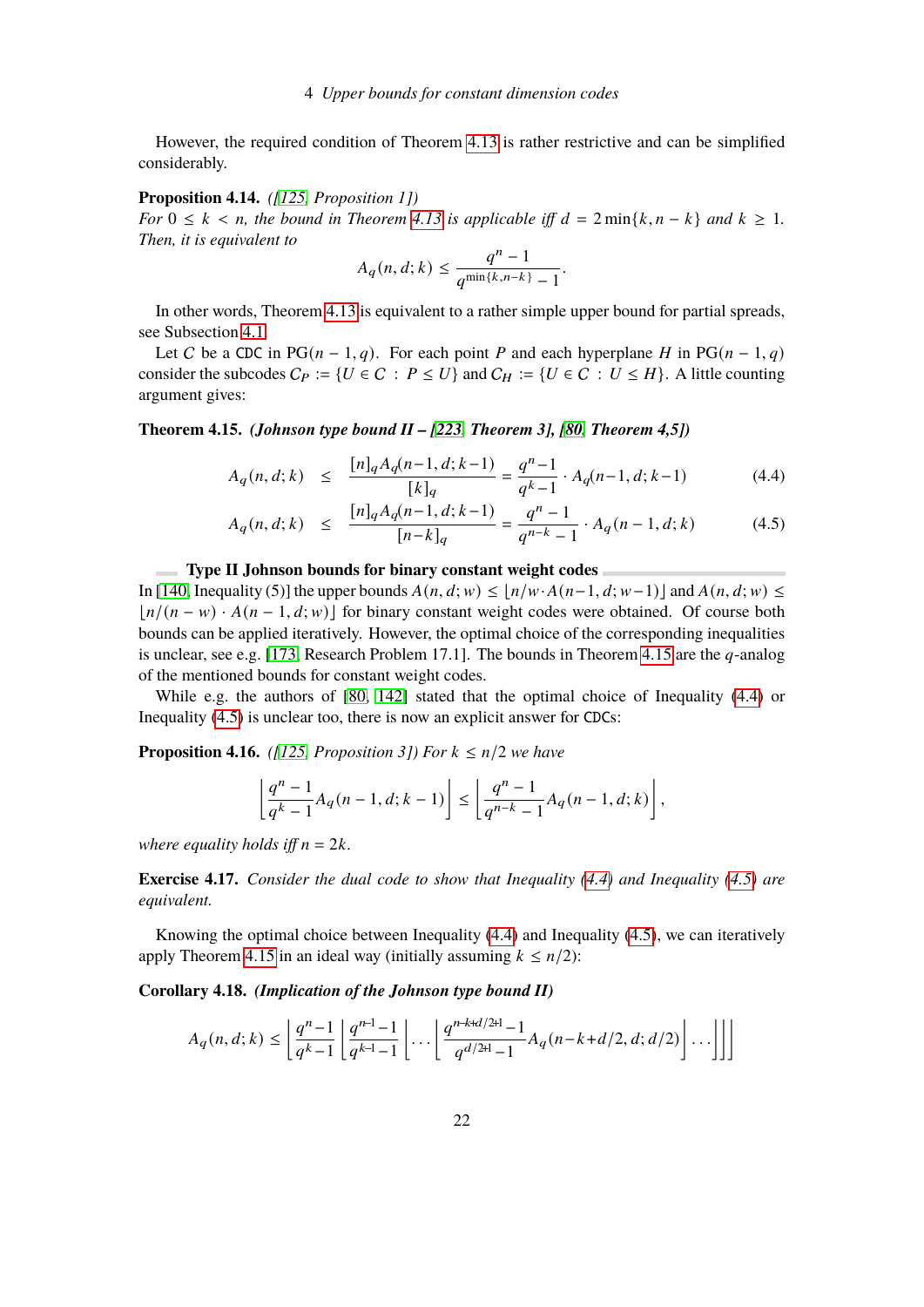However, the required condition of Theorem 4.13 is rather restrictive and can be simplified considerably.

**Proposition 4.14.** *([125, Proposition 1]) For $0 \le k < n$, the bound in Theorem 4.13 is applicable iff $d = 2\min\{k, n-k\}$ and $k \ge 1$. Then, it is equivalent to*

$$A_q(n, d; k) \le \frac{q^n - 1}{q^{\min\{k, n-k\}} - 1}.$$

In other words, Theorem 4.13 is equivalent to a rather simple upper bound for partial spreads, see Subsection 4.1.

Let $C$ be a CDC in $\mathrm{PG}(n-1, q)$. For each point $P$ and each hyperplane $H$ in $\mathrm{PG}(n-1, q)$ consider the subcodes $C_P := \{U \in C : P \le U\}$ and $C_H := \{U \in C : U \le H\}$. A little counting argument gives:

**Theorem 4.15.** ***(Johnson type bound II – [223, Theorem 3], [80, Theorem 4,5])***

$$A_q(n, d; k) \le \frac{[n]_q A_q(n-1, d; k-1)}{[k]_q} = \frac{q^n - 1}{q^k - 1} \cdot A_q(n-1, d; k-1) \tag{4.4}$$

$$A_q(n, d; k) \le \frac{[n]_q A_q(n-1, d; k-1)}{[n-k]_q} = \frac{q^n - 1}{q^{n-k} - 1} \cdot A_q(n-1, d; k) \tag{4.5}$$

**Type II Johnson bounds for binary constant weight codes**

In [140, Inequality (5)] the upper bounds $A(n, d; w) \le \lfloor n/w \cdot A(n-1, d; w-1) \rfloor$ and $A(n, d; w) \le \lfloor n/(n-w) \cdot A(n-1, d; w) \rfloor$ for binary constant weight codes were obtained. Of course both bounds can be applied iteratively. However, the optimal choice of the corresponding inequalities is unclear, see e.g. [173, Research Problem 17.1]. The bounds in Theorem 4.15 are the $q$-analog of the mentioned bounds for constant weight codes.

While e.g. the authors of [80, 142] stated that the optimal choice of Inequality (4.4) or Inequality (4.5) is unclear too, there is now an explicit answer for CDCs:

**Proposition 4.16.** *([125, Proposition 3]) For $k \le n/2$ we have*

$$\left\lfloor \frac{q^n - 1}{q^k - 1} A_q(n-1, d; k-1) \right\rfloor \le \left\lfloor \frac{q^n - 1}{q^{n-k} - 1} A_q(n-1, d; k) \right\rfloor,$$

*where equality holds iff $n = 2k$.*

**Exercise 4.17.** *Consider the dual code to show that Inequality (4.4) and Inequality (4.5) are equivalent.*

Knowing the optimal choice between Inequality (4.4) and Inequality (4.5), we can iteratively apply Theorem 4.15 in an ideal way (initially assuming $k \le n/2$):

**Corollary 4.18.** ***(Implication of the Johnson type bound II)***

$$A_q(n, d; k) \le \left\lfloor \frac{q^n - 1}{q^k - 1} \left\lfloor \frac{q^{n-1} - 1}{q^{k-1} - 1} \left\lfloor \ldots \left\lfloor \frac{q^{n-k+d/2+1} - 1}{q^{d/2+1} - 1} A_q(n-k+d/2, d; d/2) \right\rfloor \ldots \right\rfloor \right\rfloor \right\rfloor$$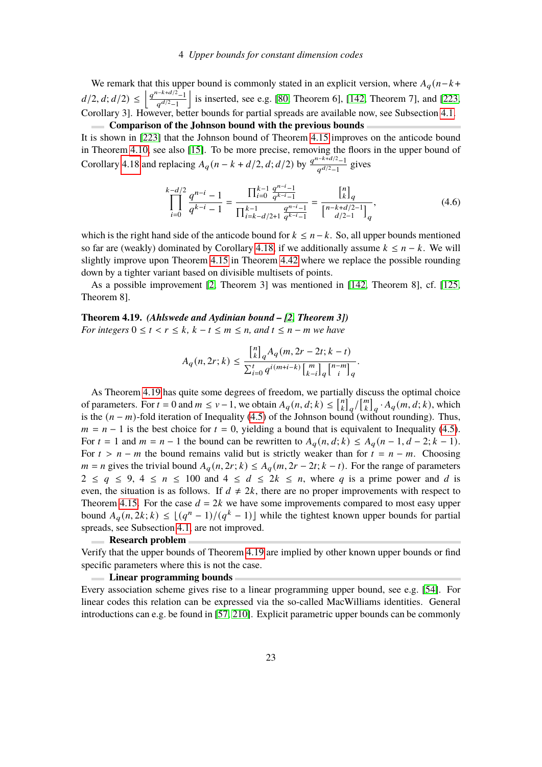We remark that this upper bound is commonly stated in an explicit version, where $A_q(n-k+d/2, d; d/2) \le \left\lfloor \frac{q^{n-k+d/2}-1}{q^{d/2}-1} \right\rfloor$ is inserted, see e.g. [80, Theorem 6], [142, Theorem 7], and [223, Corollary 3]. However, better bounds for partial spreads are available now, see Subsection 4.1.

**Comparison of the Johnson bound with the previous bounds**

It is shown in [223] that the Johnson bound of Theorem 4.15 improves on the anticode bound in Theorem 4.10, see also [15]. To be more precise, removing the floors in the upper bound of Corollary 4.18 and replacing $A_q(n-k+d/2, d; d/2)$ by $\frac{q^{n-k+d/2}-1}{q^{d/2}-1}$ gives

$$\prod_{i=0}^{k-d/2} \frac{q^{n-i}-1}{q^{k-i}-1} = \frac{\prod_{i=0}^{k-1} \frac{q^{n-i}-1}{q^{k-i}-1}}{\prod_{i=k-d/2+1}^{k-1} \frac{q^{n-i}-1}{q^{k-i}-1}} = \frac{\begin{bmatrix} n \\ k \end{bmatrix}_q}{\begin{bmatrix} n-k+d/2-1 \\ d/2-1 \end{bmatrix}_q}, \tag{4.6}$$

which is the right hand side of the anticode bound for $k \le n-k$. So, all upper bounds mentioned so far are (weakly) dominated by Corollary 4.18, if we additionally assume $k \le n-k$. We will slightly improve upon Theorem 4.15 in Theorem 4.42 where we replace the possible rounding down by a tighter variant based on divisible multisets of points.

As a possible improvement [2, Theorem 3] was mentioned in [142, Theorem 8], cf. [125, Theorem 8].

**Theorem 4.19.** ***(Ahlswede and Aydinian bound – [2, Theorem 3])***
*For integers $0 \le t < r \le k$, $k-t \le m \le n$, and $t \le n-m$ we have*

$$A_q(n, 2r; k) \le \frac{\begin{bmatrix} n \\ k \end{bmatrix}_q A_q(m, 2r-2t; k-t)}{\sum_{i=0}^{t} q^{i(m+i-k)} \begin{bmatrix} m \\ k-i \end{bmatrix}_q \begin{bmatrix} n-m \\ i \end{bmatrix}_q}.$$

As Theorem 4.19 has quite some degrees of freedom, we partially discuss the optimal choice of parameters. For $t = 0$ and $m \le v-1$, we obtain $A_q(n, d; k) \le \begin{bmatrix} n \\ k \end{bmatrix}_q / \begin{bmatrix} m \\ k \end{bmatrix}_q \cdot A_q(m, d; k)$, which is the $(n-m)$-fold iteration of Inequality (4.5) of the Johnson bound (without rounding). Thus, $m = n-1$ is the best choice for $t = 0$, yielding a bound that is equivalent to Inequality (4.5). For $t = 1$ and $m = n-1$ the bound can be rewritten to $A_q(n, d; k) \le A_q(n-1, d-2; k-1)$. For $t > n-m$ the bound remains valid but is strictly weaker than for $t = n-m$. Choosing $m = n$ gives the trivial bound $A_q(n, 2r; k) \le A_q(m, 2r-2t; k-t)$. For the range of parameters $2 \le q \le 9$, $4 \le n \le 100$ and $4 \le d \le 2k \le n$, where $q$ is a prime power and $d$ is even, the situation is as follows. If $d \ne 2k$, there are no proper improvements with respect to Theorem 4.15. For the case $d = 2k$ we have some improvements compared to most easy upper bound $A_q(n, 2k; k) \le \lfloor (q^n-1)/(q^k-1) \rfloor$ while the tightest known upper bounds for partial spreads, see Subsection 4.1, are not improved.

**Research problem**

Verify that the upper bounds of Theorem 4.19 are implied by other known upper bounds or find specific parameters where this is not the case.

**Linear programming bounds**

Every association scheme gives rise to a linear programming upper bound, see e.g. [54]. For linear codes this relation can be expressed via the so-called MacWilliams identities. General introductions can e.g. be found in [57, 210]. Explicit parametric upper bounds can be commonly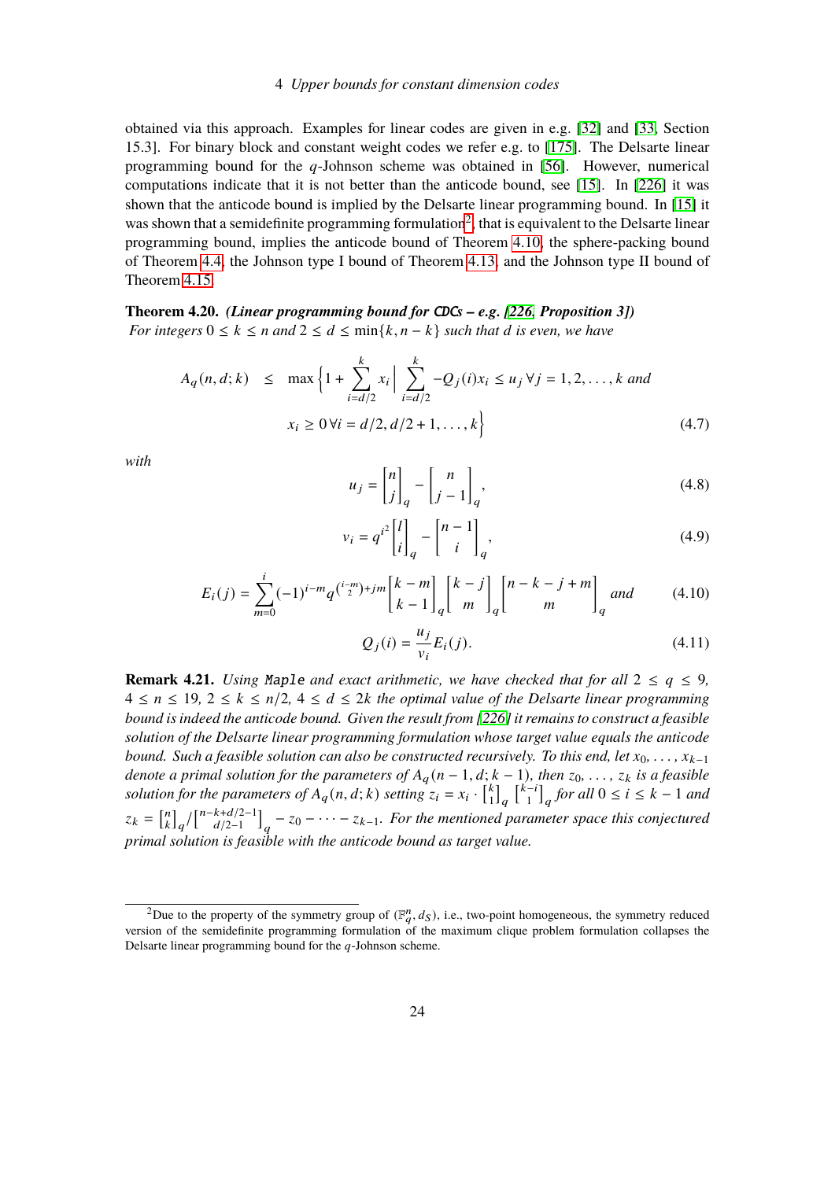obtained via this approach. Examples for linear codes are given in e.g. [32] and [33, Section 15.3]. For binary block and constant weight codes we refer e.g. to [175]. The Delsarte linear programming bound for the $q$-Johnson scheme was obtained in [56]. However, numerical computations indicate that it is not better than the anticode bound, see [15]. In [226] it was shown that the anticode bound is implied by the Delsarte linear programming bound. In [15] it was shown that a semidefinite programming formulation[2], that is equivalent to the Delsarte linear programming bound, implies the anticode bound of Theorem 4.10, the sphere-packing bound of Theorem 4.4, the Johnson type I bound of Theorem 4.13, and the Johnson type II bound of Theorem 4.15.

**Theorem 4.20.** ***(Linear programming bound for CDCs – e.g. [226, Proposition 3])***
*For integers $0 \le k \le n$ and $2 \le d \le \min\{k, n-k\}$ such that $d$ is even, we have*

$$A_q(n,d;k) \quad \le \quad \max\left\{1 + \sum_{i=d/2}^{k} x_i \,\middle|\, \sum_{i=d/2}^{k} -Q_j(i)x_i \le u_j \; \forall j = 1,2,\dots,k \text{ and } x_i \ge 0 \; \forall i = d/2, d/2+1, \dots, k\right\} \tag{4.7}$$

*with*

$$u_j = \begin{bmatrix} n \\ j \end{bmatrix}_q - \begin{bmatrix} n \\ j-1 \end{bmatrix}_q, \tag{4.8}$$

$$v_i = q^{i^2} \begin{bmatrix} l \\ i \end{bmatrix}_q - \begin{bmatrix} n-1 \\ i \end{bmatrix}_q, \tag{4.9}$$

$$E_i(j) = \sum_{m=0}^{i} (-1)^{i-m} q^{\binom{i-m}{2}+jm} \begin{bmatrix} k-m \\ k-1 \end{bmatrix}_q \begin{bmatrix} k-j \\ m \end{bmatrix}_q \begin{bmatrix} n-k-j+m \\ m \end{bmatrix}_q \text{ and} \tag{4.10}$$

$$Q_j(i) = \frac{u_j}{v_i} E_i(j). \tag{4.11}$$

**Remark 4.21.** *Using* `Maple` *and exact arithmetic, we have checked that for all $2 \le q \le 9$, $4 \le n \le 19$, $2 \le k \le n/2$, $4 \le d \le 2k$ the optimal value of the Delsarte linear programming bound is indeed the anticode bound. Given the result from [226] it remains to construct a feasible solution of the Delsarte linear programming formulation whose target value equals the anticode bound. Such a feasible solution can also be constructed recursively. To this end, let $x_0, \dots, x_{k-1}$ denote a primal solution for the parameters of $A_q(n-1, d; k-1)$, then $z_0, \dots, z_k$ is a feasible solution for the parameters of $A_q(n, d; k)$ setting $z_i = x_i \cdot \begin{bmatrix} k \\ 1 \end{bmatrix}_q \begin{bmatrix} k-i \\ 1 \end{bmatrix}_q$ for all $0 \le i \le k-1$ and $z_k = \begin{bmatrix} n \\ k \end{bmatrix}_q / \begin{bmatrix} n-k+d/2-1 \\ d/2-1 \end{bmatrix}_q - z_0 - \dots - z_{k-1}$. For the mentioned parameter space this conjectured primal solution is feasible with the anticode bound as target value.*

[2] Due to the property of the symmetry group of $(\mathbb{F}_q^n, d_S)$, i.e., two-point homogeneous, the symmetry reduced version of the semidefinite programming formulation of the maximum clique problem formulation collapses the Delsarte linear programming bound for the $q$-Johnson scheme.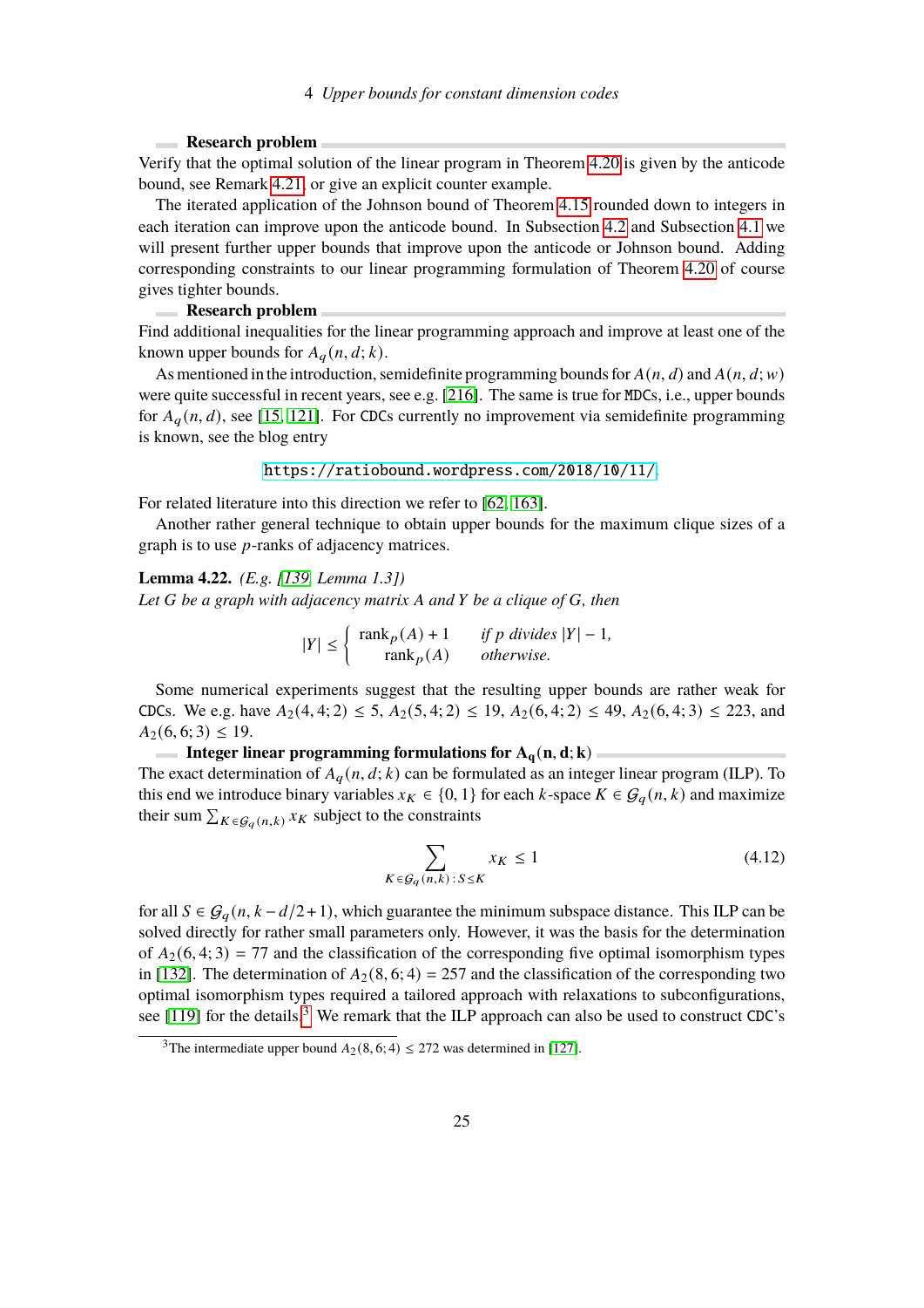**Research problem**

Verify that the optimal solution of the linear program in Theorem 4.20 is given by the anticode bound, see Remark 4.21, or give an explicit counter example.

The iterated application of the Johnson bound of Theorem 4.15 rounded down to integers in each iteration can improve upon the anticode bound. In Subsection 4.2 and Subsection 4.1 we will present further upper bounds that improve upon the anticode or Johnson bound. Adding corresponding constraints to our linear programming formulation of Theorem 4.20 of course gives tighter bounds.

**Research problem**

Find additional inequalities for the linear programming approach and improve at least one of the known upper bounds for $A_q(n, d; k)$.

As mentioned in the introduction, semidefinite programming bounds for $A(n, d)$ and $A(n, d; w)$ were quite successful in recent years, see e.g. [216]. The same is true for MDCs, i.e., upper bounds for $A_q(n, d)$, see [15, 121]. For CDCs currently no improvement via semidefinite programming is known, see the blog entry

https://ratiobound.wordpress.com/2018/10/11/.

For related literature into this direction we refer to [62, 163].

Another rather general technique to obtain upper bounds for the maximum clique sizes of a graph is to use $p$-ranks of adjacency matrices.

**Lemma 4.22.** *(E.g. [139, Lemma 1.3])*
*Let $G$ be a graph with adjacency matrix $A$ and $Y$ be a clique of $G$, then*

$$|Y| \le \begin{cases} \operatorname{rank}_p(A) + 1 & \text{if } p \text{ divides } |Y| - 1, \\ \operatorname{rank}_p(A) & \text{otherwise.} \end{cases}$$

Some numerical experiments suggest that the resulting upper bounds are rather weak for CDCs. We e.g. have $A_2(4, 4; 2) \le 5$, $A_2(5, 4; 2) \le 19$, $A_2(6, 4; 2) \le 49$, $A_2(6, 4; 3) \le 223$, and $A_2(6, 6; 3) \le 19$.

**Integer linear programming formulations for $\mathbf{A_q(n, d; k)}$**

The exact determination of $A_q(n, d; k)$ can be formulated as an integer linear program (ILP). To this end we introduce binary variables $x_K \in \{0, 1\}$ for each $k$-space $K \in \mathcal{G}_q(n, k)$ and maximize their sum $\sum_{K \in \mathcal{G}_q(n,k)} x_K$ subject to the constraints

$$\sum_{K \in \mathcal{G}_q(n,k) \,:\, S \le K} x_K \le 1 \tag{4.12}$$

for all $S \in \mathcal{G}_q(n, k - d/2 + 1)$, which guarantee the minimum subspace distance. This ILP can be solved directly for rather small parameters only. However, it was the basis for the determination of $A_2(6, 4; 3) = 77$ and the classification of the corresponding five optimal isomorphism types in [132]. The determination of $A_2(8, 6; 4) = 257$ and the classification of the corresponding two optimal isomorphism types required a tailored approach with relaxations to subconfigurations, see [119] for the details.[3] We remark that the ILP approach can also be used to construct CDC's

[3] The intermediate upper bound $A_2(8, 6; 4) \le 272$ was determined in [127].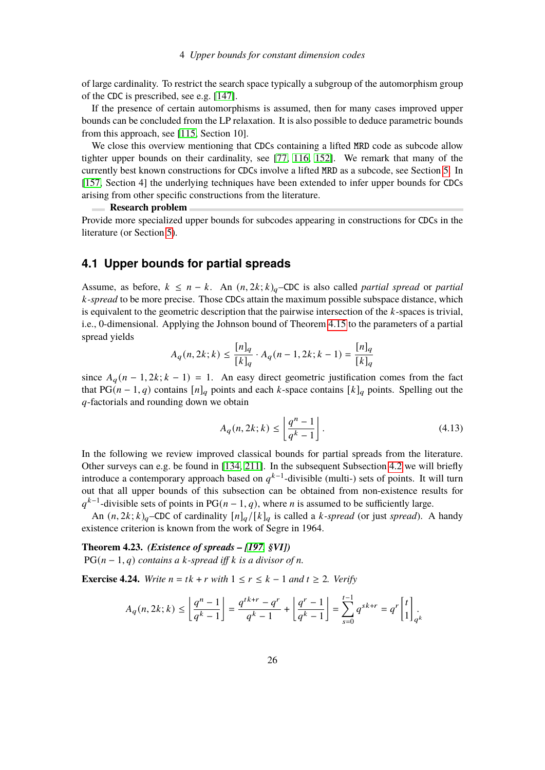of large cardinality. To restrict the search space typically a subgroup of the automorphism group of the CDC is prescribed, see e.g. [147].

If the presence of certain automorphisms is assumed, then for many cases improved upper bounds can be concluded from the LP relaxation. It is also possible to deduce parametric bounds from this approach, see [115, Section 10].

We close this overview mentioning that CDCs containing a lifted MRD code as subcode allow tighter upper bounds on their cardinality, see [77, 116, 152]. We remark that many of the currently best known constructions for CDCs involve a lifted MRD as a subcode, see Section 5. In [157, Section 4] the underlying techniques have been extended to infer upper bounds for CDCs arising from other specific constructions from the literature.

**Research problem**

Provide more specialized upper bounds for subcodes appearing in constructions for CDCs in the literature (or Section 5).

## 4.1 Upper bounds for partial spreads

Assume, as before, $k \le n-k$. An $(n, 2k; k)_q$–CDC is also called *partial spread* or *partial $k$-spread* to be more precise. Those CDCs attain the maximum possible subspace distance, which is equivalent to the geometric description that the pairwise intersection of the $k$-spaces is trivial, i.e., 0-dimensional. Applying the Johnson bound of Theorem 4.15 to the parameters of a partial spread yields

$$A_q(n, 2k; k) \le \frac{[n]_q}{[k]_q} \cdot A_q(n-1, 2k; k-1) = \frac{[n]_q}{[k]_q}$$

since $A_q(n-1, 2k; k-1) = 1$. An easy direct geometric justification comes from the fact that $\mathrm{PG}(n-1, q)$ contains $[n]_q$ points and each $k$-space contains $[k]_q$ points. Spelling out the $q$-factorials and rounding down we obtain

$$A_q(n, 2k; k) \le \left\lfloor \frac{q^n - 1}{q^k - 1} \right\rfloor. \tag{4.13}$$

In the following we review improved classical bounds for partial spreads from the literature. Other surveys can e.g. be found in [134, 211]. In the subsequent Subsection 4.2 we will briefly introduce a contemporary approach based on $q^{k-1}$-divisible (multi-) sets of points. It will turn out that all upper bounds of this subsection can be obtained from non-existence results for $q^{k-1}$-divisible sets of points in $\mathrm{PG}(n-1, q)$, where $n$ is assumed to be sufficiently large.

An $(n, 2k; k)_q$–CDC of cardinality $[n]_q/[k]_q$ is called a *$k$-spread* (or just *spread*). A handy existence criterion is known from the work of Segre in 1964.

**Theorem 4.23.** ***(Existence of spreads – [197, §VI])***
*$\mathrm{PG}(n-1, q)$ contains a $k$-spread iff $k$ is a divisor of $n$.*

**Exercise 4.24.** *Write $n = tk + r$ with $1 \le r \le k-1$ and $t \ge 2$. Verify*

$$A_q(n, 2k; k) \le \left\lfloor \frac{q^n - 1}{q^k - 1} \right\rfloor = \frac{q^{tk+r} - q^r}{q^k - 1} + \left\lfloor \frac{q^r - 1}{q^k - 1} \right\rfloor = \sum_{s=0}^{t-1} q^{sk+r} = q^r \begin{bmatrix} t \\ 1 \end{bmatrix}_{q^k}.$$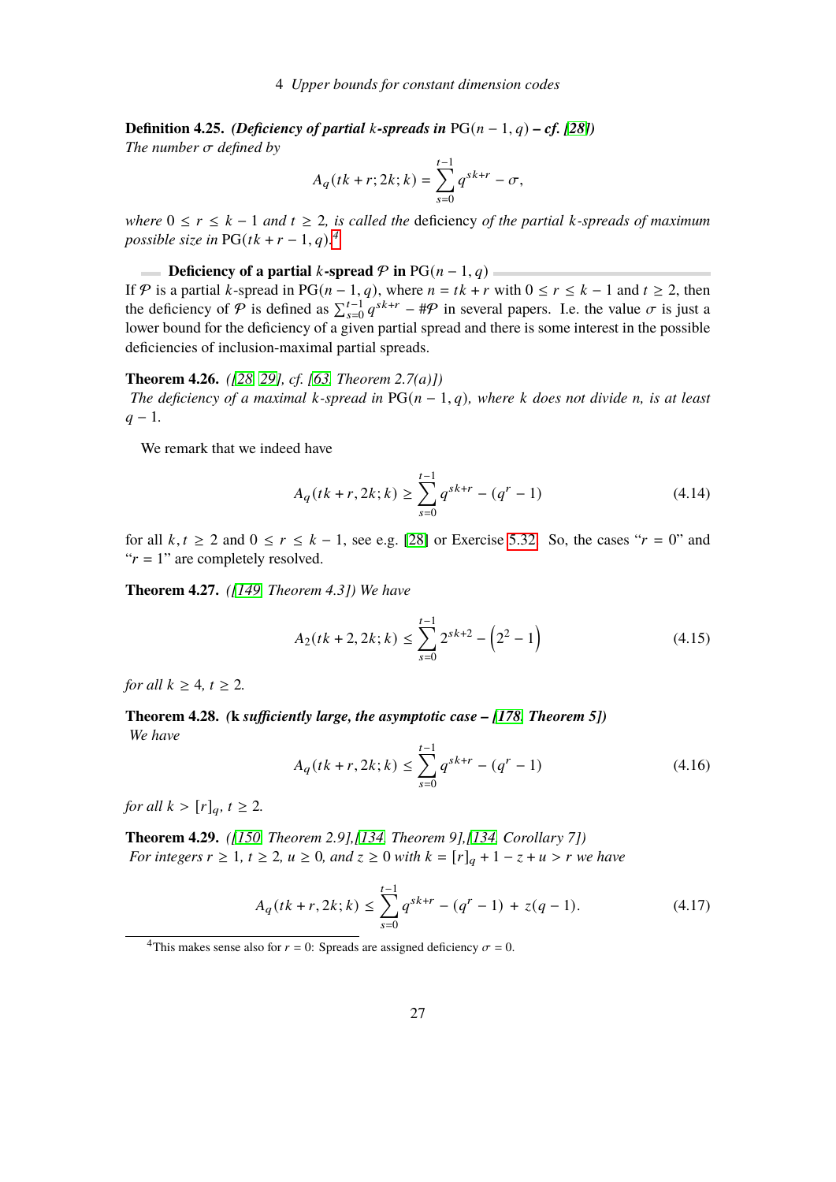**Definition 4.25.** ***(Deficiency of partial** $k$**-spreads in** $\mathrm{PG}(n-1,q)$ **– cf. [28])***
*The number $\sigma$ defined by*

$$A_q(tk+r;2k;k) = \sum_{s=0}^{t-1} q^{sk+r} - \sigma,$$

*where $0 \le r \le k-1$ and $t \ge 2$, is called the* deficiency *of the partial $k$-spreads of maximum possible size in $\mathrm{PG}(tk+r-1,q)$.*[4]

**Deficiency of a partial $k$-spread $\mathcal{P}$ in $\mathrm{PG}(n-1,q)$**

If $\mathcal{P}$ is a partial $k$-spread in $\mathrm{PG}(n-1,q)$, where $n = tk+r$ with $0 \le r \le k-1$ and $t \ge 2$, then the deficiency of $\mathcal{P}$ is defined as $\sum_{s=0}^{t-1} q^{sk+r} - \#\mathcal{P}$ in several papers. I.e. the value $\sigma$ is just a lower bound for the deficiency of a given partial spread and there is some interest in the possible deficiencies of inclusion-maximal partial spreads.

**Theorem 4.26.** *([28, 29], cf. [63, Theorem 2.7(a)])*
*The deficiency of a maximal $k$-spread in $\mathrm{PG}(n-1,q)$, where $k$ does not divide $n$, is at least $q-1$.*

We remark that we indeed have

$$A_q(tk+r,2k;k) \ge \sum_{s=0}^{t-1} q^{sk+r} - (q^r - 1) \tag{4.14}$$

for all $k,t \ge 2$ and $0 \le r \le k-1$, see e.g. [28] or Exercise 5.32. So, the cases "$r=0$" and "$r=1$" are completely resolved.

**Theorem 4.27.** *([149, Theorem 4.3]) We have*

$$A_2(tk+2,2k;k) \le \sum_{s=0}^{t-1} 2^{sk+2} - \left(2^2 - 1\right) \tag{4.15}$$

*for all $k \ge 4$, $t \ge 2$.*

**Theorem 4.28.** **(k *sufficiently large, the asymptotic case – [178, Theorem 5])***
*We have*

$$A_q(tk+r,2k;k) \le \sum_{s=0}^{t-1} q^{sk+r} - (q^r - 1) \tag{4.16}$$

*for all $k > [r]_q$, $t \ge 2$.*

**Theorem 4.29.** *([150, Theorem 2.9],[134, Theorem 9],[134, Corollary 7])*
*For integers $r \ge 1$, $t \ge 2$, $u \ge 0$, and $z \ge 0$ with $k = [r]_q + 1 - z + u > r$ we have*

$$A_q(tk+r,2k;k) \le \sum_{s=0}^{t-1} q^{sk+r} - (q^r - 1) + z(q-1). \tag{4.17}$$

[4] This makes sense also for $r=0$: Spreads are assigned deficiency $\sigma = 0$.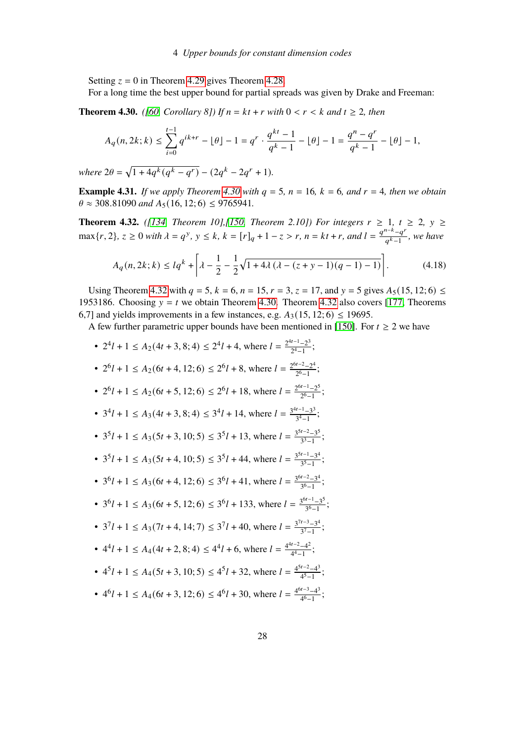Setting $z = 0$ in Theorem 4.29 gives Theorem 4.28.

For a long time the best upper bound for partial spreads was given by Drake and Freeman:

**Theorem 4.30.** *([60, Corollary 8]) If $n = kt + r$ with $0 < r < k$ and $t \geq 2$, then*

$$A_q(n, 2k; k) \leq \sum_{i=0}^{t-1} q^{ik+r} - \lfloor \theta \rfloor - 1 = q^r \cdot \frac{q^{kt} - 1}{q^k - 1} - \lfloor \theta \rfloor - 1 = \frac{q^n - q^r}{q^k - 1} - \lfloor \theta \rfloor - 1,$$

*where $2\theta = \sqrt{1 + 4q^k(q^k - q^r)} - (2q^k - 2q^r + 1)$.*

**Example 4.31.** *If we apply Theorem 4.30 with $q = 5$, $n = 16$, $k = 6$, and $r = 4$, then we obtain $\theta \approx 308.81090$ and $A_5(16, 12; 6) \leq 9765941$.*

**Theorem 4.32.** *([134, Theorem 10],[150, Theorem 2.10]) For integers $r \geq 1$, $t \geq 2$, $y \geq \max\{r, 2\}$, $z \geq 0$ with $\lambda = q^y$, $y \leq k$, $k = [r]_q + 1 - z > r$, $n = kt + r$, and $l = \frac{q^{n-k} - q^r}{q^k - 1}$, we have*

$$A_q(n, 2k; k) \leq lq^k + \left\lceil \lambda - \frac{1}{2} - \frac{1}{2}\sqrt{1 + 4\lambda\left(\lambda - (z + y - 1)(q - 1) - 1\right)} \right\rceil. \tag{4.18}$$

Using Theorem 4.32 with $q = 5$, $k = 6$, $n = 15$, $r = 3$, $z = 17$, and $y = 5$ gives $A_5(15, 12; 6) \leq 1953186$. Choosing $y = t$ we obtain Theorem 4.30. Theorem 4.32 also covers [177, Theorems 6,7] and yields improvements in a few instances, e.g. $A_3(15, 12; 6) \leq 19695$.

A few further parametric upper bounds have been mentioned in [150]. For $t \geq 2$ we have

- $2^4 l + 1 \leq A_2(4t + 3, 8; 4) \leq 2^4 l + 4$, where $l = \frac{2^{4t-1} - 2^3}{2^4 - 1}$;
- $2^6 l + 1 \leq A_2(6t + 4, 12; 6) \leq 2^6 l + 8$, where $l = \frac{2^{6t-2} - 2^4}{2^6 - 1}$;
- $2^6 l + 1 \leq A_2(6t + 5, 12; 6) \leq 2^6 l + 18$, where $l = \frac{2^{6t-1} - 2^5}{2^6 - 1}$;
- $3^4 l + 1 \leq A_3(4t + 3, 8; 4) \leq 3^4 l + 14$, where $l = \frac{3^{4t-1} - 3^3}{3^4 - 1}$;
- $3^5 l + 1 \leq A_3(5t + 3, 10; 5) \leq 3^5 l + 13$, where $l = \frac{3^{5t-2} - 3^5}{3^3 - 1}$;
- $3^5 l + 1 \leq A_3(5t + 4, 10; 5) \leq 3^5 l + 44$, where $l = \frac{3^{5t-1} - 3^4}{3^5 - 1}$;
- $3^6 l + 1 \leq A_3(6t + 4, 12; 6) \leq 3^6 l + 41$, where $l = \frac{3^{6t-2} - 3^4}{3^6 - 1}$;
- $3^6 l + 1 \leq A_3(6t + 5, 12; 6) \leq 3^6 l + 133$, where $l = \frac{3^{6t-1} - 3^5}{3^6 - 1}$;
- $3^7 l + 1 \leq A_3(7t + 4, 14; 7) \leq 3^7 l + 40$, where $l = \frac{3^{7t-3} - 3^4}{3^7 - 1}$;
- $4^4 l + 1 \leq A_4(4t + 2, 8; 4) \leq 4^4 l + 6$, where $l = \frac{4^{4t-2} - 4^2}{4^4 - 1}$;
- $4^5 l + 1 \leq A_4(5t + 3, 10; 5) \leq 4^5 l + 32$, where $l = \frac{4^{5t-2} - 4^3}{4^5 - 1}$;
- $4^6 l + 1 \leq A_4(6t + 3, 12; 6) \leq 4^6 l + 30$, where $l = \frac{4^{6t-3} - 4^3}{4^6 - 1}$;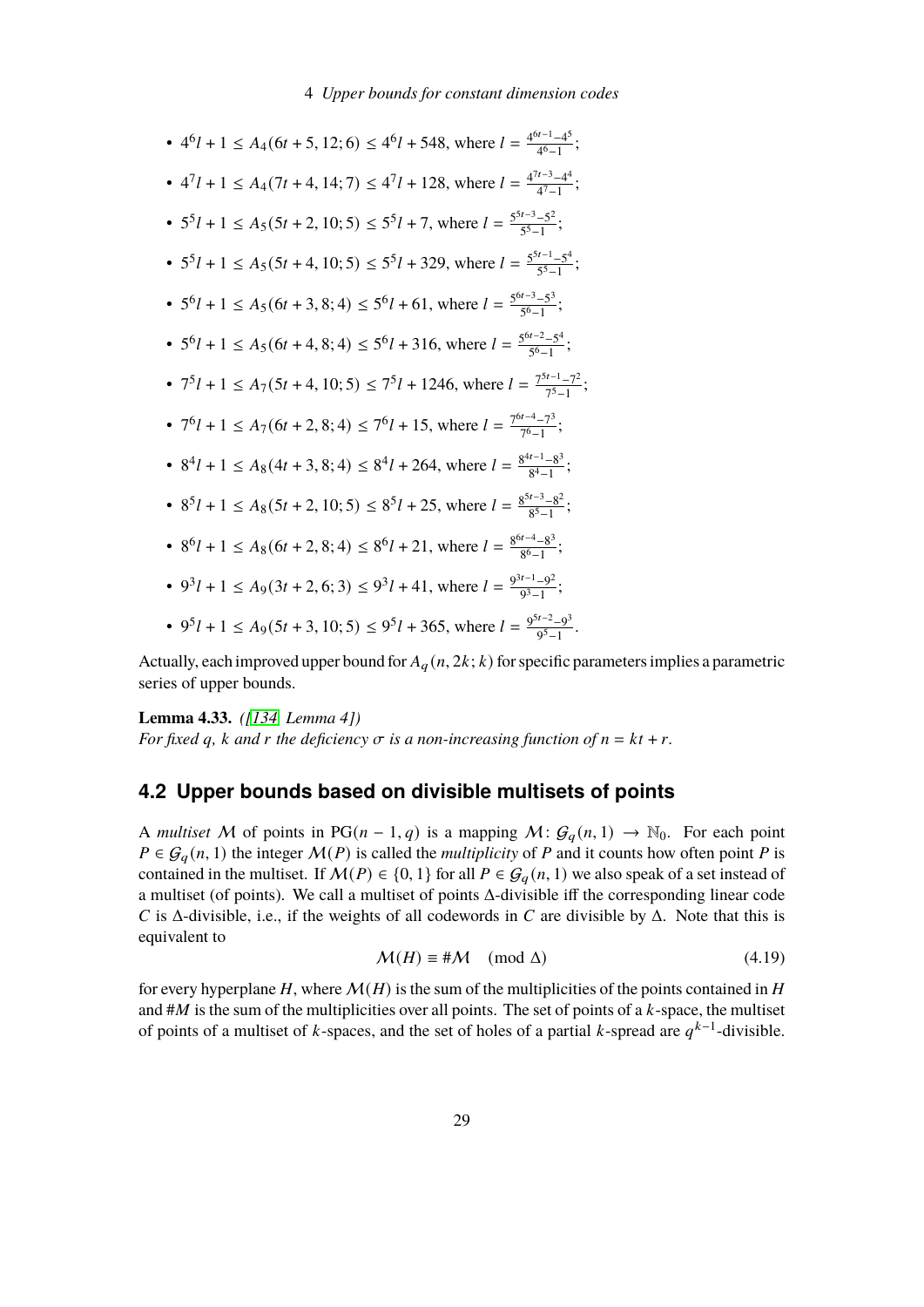- $4^6l + 1 \le A_4(6t+5, 12; 6) \le 4^6l + 548$, where $l = \frac{4^{6t-1}-4^5}{4^6-1}$;
- $4^7l + 1 \le A_4(7t+4, 14; 7) \le 4^7l + 128$, where $l = \frac{4^{7t-3}-4^4}{4^7-1}$;
- $5^5l + 1 \le A_5(5t+2, 10; 5) \le 5^5l + 7$, where $l = \frac{5^{5t-3}-5^2}{5^5-1}$;
- $5^5l + 1 \le A_5(5t+4, 10; 5) \le 5^5l + 329$, where $l = \frac{5^{5t-1}-5^4}{5^5-1}$;
- $5^6l + 1 \le A_5(6t+3, 8; 4) \le 5^6l + 61$, where $l = \frac{5^{6t-3}-5^3}{5^6-1}$;
- $5^6l + 1 \le A_5(6t+4, 8; 4) \le 5^6l + 316$, where $l = \frac{5^{6t-2}-5^4}{5^6-1}$;
- $7^5l + 1 \le A_7(5t+4, 10; 5) \le 7^5l + 1246$, where $l = \frac{7^{5t-1}-7^2}{7^5-1}$;
- $7^6l + 1 \le A_7(6t+2, 8; 4) \le 7^6l + 15$, where $l = \frac{7^{6t-4}-7^3}{7^6-1}$;
- $8^4l + 1 \le A_8(4t+3, 8; 4) \le 8^4l + 264$, where $l = \frac{8^{4t-1}-8^3}{8^4-1}$;
- $8^5l + 1 \le A_8(5t+2, 10; 5) \le 8^5l + 25$, where $l = \frac{8^{5t-3}-8^2}{8^5-1}$;
- $8^6l + 1 \le A_8(6t+2, 8; 4) \le 8^6l + 21$, where $l = \frac{8^{6t-4}-8^3}{8^6-1}$;
- $9^3l + 1 \le A_9(3t+2, 6; 3) \le 9^3l + 41$, where $l = \frac{9^{3t-1}-9^2}{9^3-1}$;
- $9^5l + 1 \le A_9(5t+3, 10; 5) \le 9^5l + 365$, where $l = \frac{9^{5t-2}-9^3}{9^5-1}$.

Actually, each improved upper bound for $A_q(n, 2k; k)$ for specific parameters implies a parametric series of upper bounds.

**Lemma 4.33.** *([134, Lemma 4])*
*For fixed $q$, $k$ and $r$ the deficiency $\sigma$ is a non-increasing function of $n = kt + r$.*

## 4.2 Upper bounds based on divisible multisets of points

A *multiset* $\mathcal{M}$ of points in $\mathrm{PG}(n-1, q)$ is a mapping $\mathcal{M}\colon \mathcal{G}_q(n, 1) \to \mathbb{N}_0$. For each point $P \in \mathcal{G}_q(n, 1)$ the integer $\mathcal{M}(P)$ is called the *multiplicity* of $P$ and it counts how often point $P$ is contained in the multiset. If $\mathcal{M}(P) \in \{0, 1\}$ for all $P \in \mathcal{G}_q(n, 1)$ we also speak of a set instead of a multiset (of points). We call a multiset of points $\Delta$-divisible iff the corresponding linear code $C$ is $\Delta$-divisible, i.e., if the weights of all codewords in $C$ are divisible by $\Delta$. Note that this is equivalent to

$$\mathcal{M}(H) \equiv \#\mathcal{M} \pmod{\Delta} \tag{4.19}$$

for every hyperplane $H$, where $\mathcal{M}(H)$ is the sum of the multiplicities of the points contained in $H$ and $\#M$ is the sum of the multiplicities over all points. The set of points of a $k$-space, the multiset of points of a multiset of $k$-spaces, and the set of holes of a partial $k$-spread are $q^{k-1}$-divisible.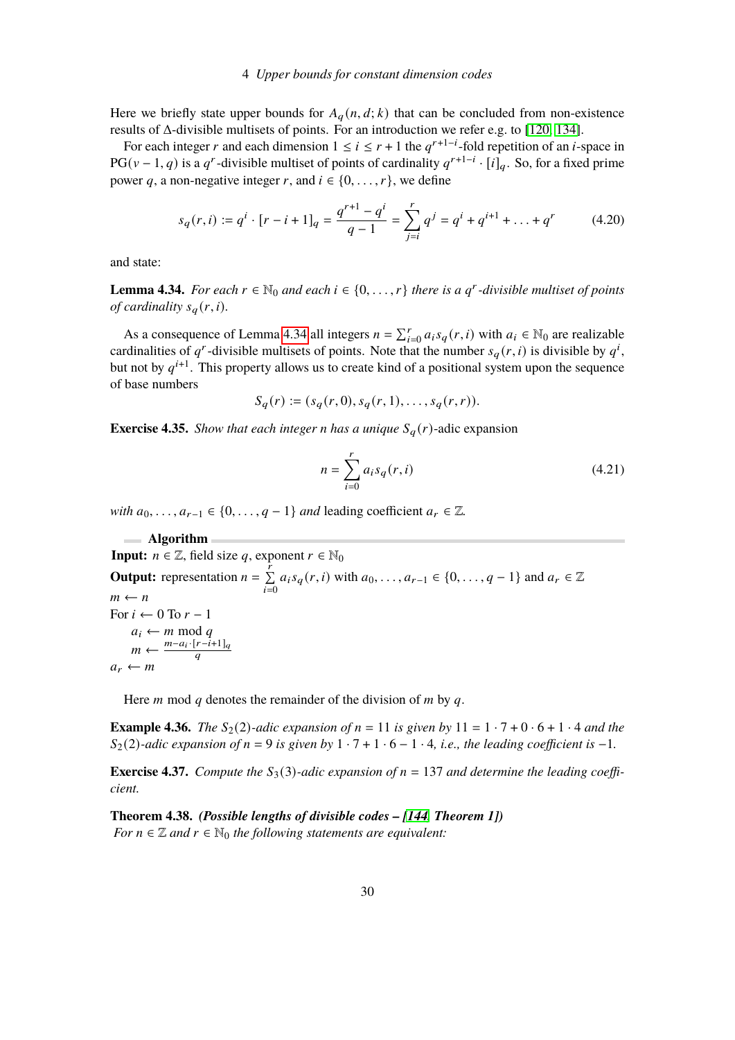Here we briefly state upper bounds for $A_q(n, d; k)$ that can be concluded from non-existence results of $\Delta$-divisible multisets of points. For an introduction we refer e.g. to [120, 134].

For each integer $r$ and each dimension $1 \le i \le r+1$ the $q^{r+1-i}$-fold repetition of an $i$-space in $\mathrm{PG}(v-1, q)$ is a $q^r$-divisible multiset of points of cardinality $q^{r+1-i} \cdot [i]_q$. So, for a fixed prime power $q$, a non-negative integer $r$, and $i \in \{0, \ldots, r\}$, we define

$$s_q(r, i) := q^i \cdot [r - i + 1]_q = \frac{q^{r+1} - q^i}{q - 1} = \sum_{j=i}^{r} q^j = q^i + q^{i+1} + \ldots + q^r \tag{4.20}$$

and state:

**Lemma 4.34.** *For each $r \in \mathbb{N}_0$ and each $i \in \{0, \ldots, r\}$ there is a $q^r$-divisible multiset of points of cardinality $s_q(r, i)$.*

As a consequence of Lemma 4.34 all integers $n = \sum_{i=0}^{r} a_i s_q(r, i)$ with $a_i \in \mathbb{N}_0$ are realizable cardinalities of $q^r$-divisible multisets of points. Note that the number $s_q(r, i)$ is divisible by $q^i$, but not by $q^{i+1}$. This property allows us to create kind of a positional system upon the sequence of base numbers

$$S_q(r) := (s_q(r, 0), s_q(r, 1), \ldots, s_q(r, r)).$$

**Exercise 4.35.** *Show that each integer n has a unique $S_q(r)$-adic* expansion

$$n = \sum_{i=0}^{r} a_i s_q(r, i) \tag{4.21}$$

*with $a_0, \ldots, a_{r-1} \in \{0, \ldots, q-1\}$ and* leading coefficient $a_r \in \mathbb{Z}$.

**Algorithm**

**Input:** $n \in \mathbb{Z}$, field size $q$, exponent $r \in \mathbb{N}_0$

**Output:** representation $n = \sum_{i=0}^{r} a_i s_q(r, i)$ with $a_0, \ldots, a_{r-1} \in \{0, \ldots, q-1\}$ and $a_r \in \mathbb{Z}$

$m \leftarrow n$

For $i \leftarrow 0$ To $r - 1$

  $a_i \leftarrow m \bmod q$

  $m \leftarrow \frac{m - a_i \cdot [r-i+1]_q}{q}$

$a_r \leftarrow m$

Here $m \bmod q$ denotes the remainder of the division of $m$ by $q$.

**Example 4.36.** *The $S_2(2)$-adic expansion of $n = 11$ is given by $11 = 1 \cdot 7 + 0 \cdot 6 + 1 \cdot 4$ and the $S_2(2)$-adic expansion of $n = 9$ is given by $1 \cdot 7 + 1 \cdot 6 - 1 \cdot 4$, i.e., the leading coefficient is $-1$.*

**Exercise 4.37.** *Compute the $S_3(3)$-adic expansion of $n = 137$ and determine the leading coefficient.*

**Theorem 4.38.** ***(Possible lengths of divisible codes – [144, Theorem 1])***
*For $n \in \mathbb{Z}$ and $r \in \mathbb{N}_0$ the following statements are equivalent:*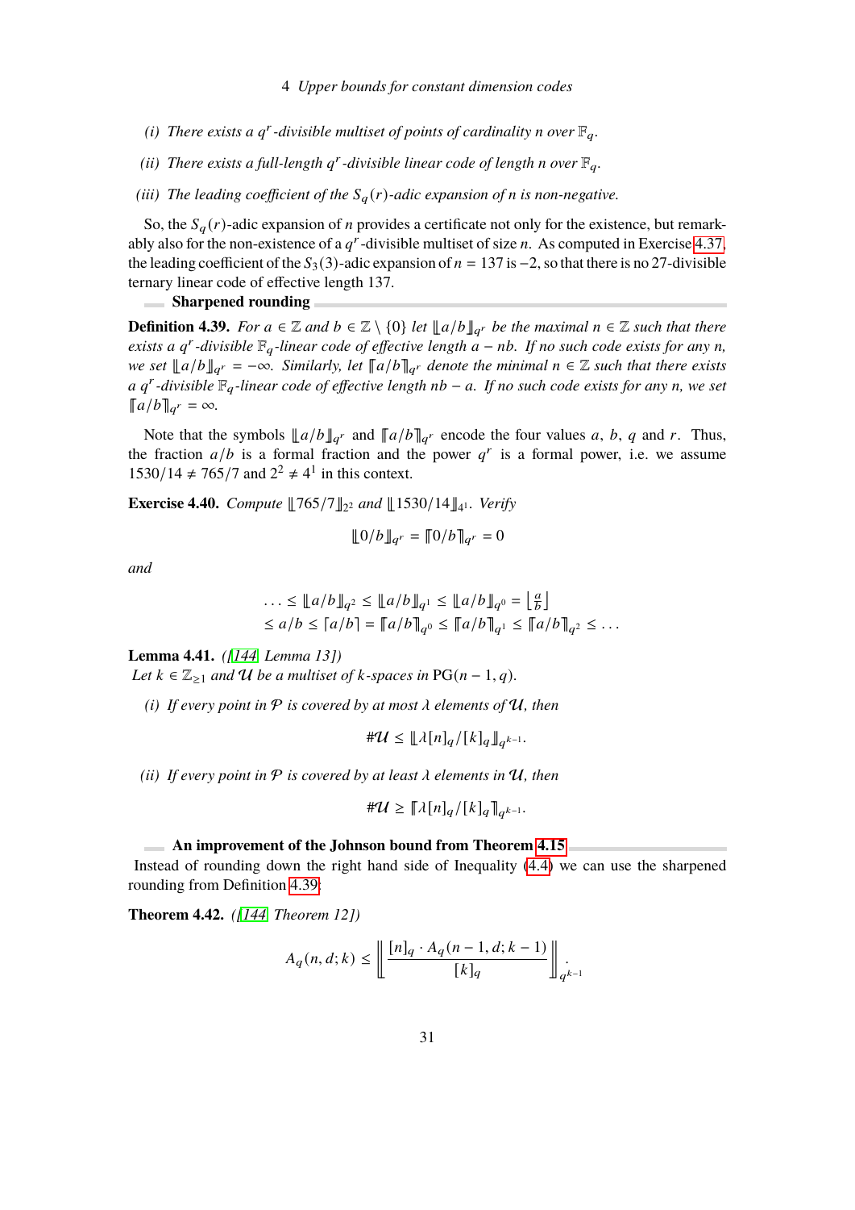*(i) There exists a $q^r$-divisible multiset of points of cardinality $n$ over $\mathbb{F}_q$.*

*(ii) There exists a full-length $q^r$-divisible linear code of length $n$ over $\mathbb{F}_q$.*

*(iii) The leading coefficient of the $S_q(r)$-adic expansion of $n$ is non-negative.*

So, the $S_q(r)$-adic expansion of $n$ provides a certificate not only for the existence, but remarkably also for the non-existence of a $q^r$-divisible multiset of size $n$. As computed in Exercise 4.37, the leading coefficient of the $S_3(3)$-adic expansion of $n = 137$ is $-2$, so that there is no 27-divisible ternary linear code of effective length 137.

### Sharpened rounding

**Definition 4.39.** *For $a \in \mathbb{Z}$ and $b \in \mathbb{Z} \setminus \{0\}$ let $\llbracket a/b \rrbracket_{q^r}$ be the maximal $n \in \mathbb{Z}$ such that there exists a $q^r$-divisible $\mathbb{F}_q$-linear code of effective length $a - nb$. If no such code exists for any $n$, we set $\llbracket a/b \rrbracket_{q^r} = -\infty$. Similarly, let $\lceil\!\lceil a/b \rceil\!\rceil_{q^r}$ denote the minimal $n \in \mathbb{Z}$ such that there exists a $q^r$-divisible $\mathbb{F}_q$-linear code of effective length $nb - a$. If no such code exists for any $n$, we set $\lceil\!\lceil a/b \rceil\!\rceil_{q^r} = \infty$.*

Note that the symbols $\llbracket a/b \rrbracket_{q^r}$ and $\lceil\!\lceil a/b \rceil\!\rceil_{q^r}$ encode the four values $a$, $b$, $q$ and $r$. Thus, the fraction $a/b$ is a formal fraction and the power $q^r$ is a formal power, i.e. we assume $1530/14 \neq 765/7$ and $2^2 \neq 4^1$ in this context.

**Exercise 4.40.** *Compute $\llbracket 765/7 \rrbracket_{2^2}$ and $\llbracket 1530/14 \rrbracket_{4^1}$. Verify*

$$\llbracket 0/b \rrbracket_{q^r} = \lceil\!\lceil 0/b \rceil\!\rceil_{q^r} = 0$$

*and*

$$\begin{aligned} \ldots \le \llbracket a/b \rrbracket_{q^2} \le \llbracket a/b \rrbracket_{q^1} \le \llbracket a/b \rrbracket_{q^0} = \left\lfloor \tfrac{a}{b} \right\rfloor \\ \le a/b \le \lceil a/b \rceil = \lceil\!\lceil a/b \rceil\!\rceil_{q^0} \le \lceil\!\lceil a/b \rceil\!\rceil_{q^1} \le \lceil\!\lceil a/b \rceil\!\rceil_{q^2} \le \ldots \end{aligned}$$

**Lemma 4.41.** *([144, Lemma 13])*
*Let $k \in \mathbb{Z}_{\ge 1}$ and $\mathcal{U}$ be a multiset of $k$-spaces in $\operatorname{PG}(n-1, q)$.*

*(i) If every point in $\mathcal{P}$ is covered by at most $\lambda$ elements of $\mathcal{U}$, then*

$$\#\mathcal{U} \le \llbracket \lambda [n]_q / [k]_q \rrbracket_{q^{k-1}}.$$

*(ii) If every point in $\mathcal{P}$ is covered by at least $\lambda$ elements in $\mathcal{U}$, then*

$$\#\mathcal{U} \ge \lceil\!\lceil \lambda [n]_q / [k]_q \rceil\!\rceil_{q^{k-1}}.$$

### An improvement of the Johnson bound from Theorem 4.15

Instead of rounding down the right hand side of Inequality (4.4) we can use the sharpened rounding from Definition 4.39:

**Theorem 4.42.** *([144, Theorem 12])*

$$A_q(n, d; k) \le \left\llbracket \frac{[n]_q \cdot A_q(n-1, d; k-1)}{[k]_q} \right\rrbracket_{q^{k-1}}.$$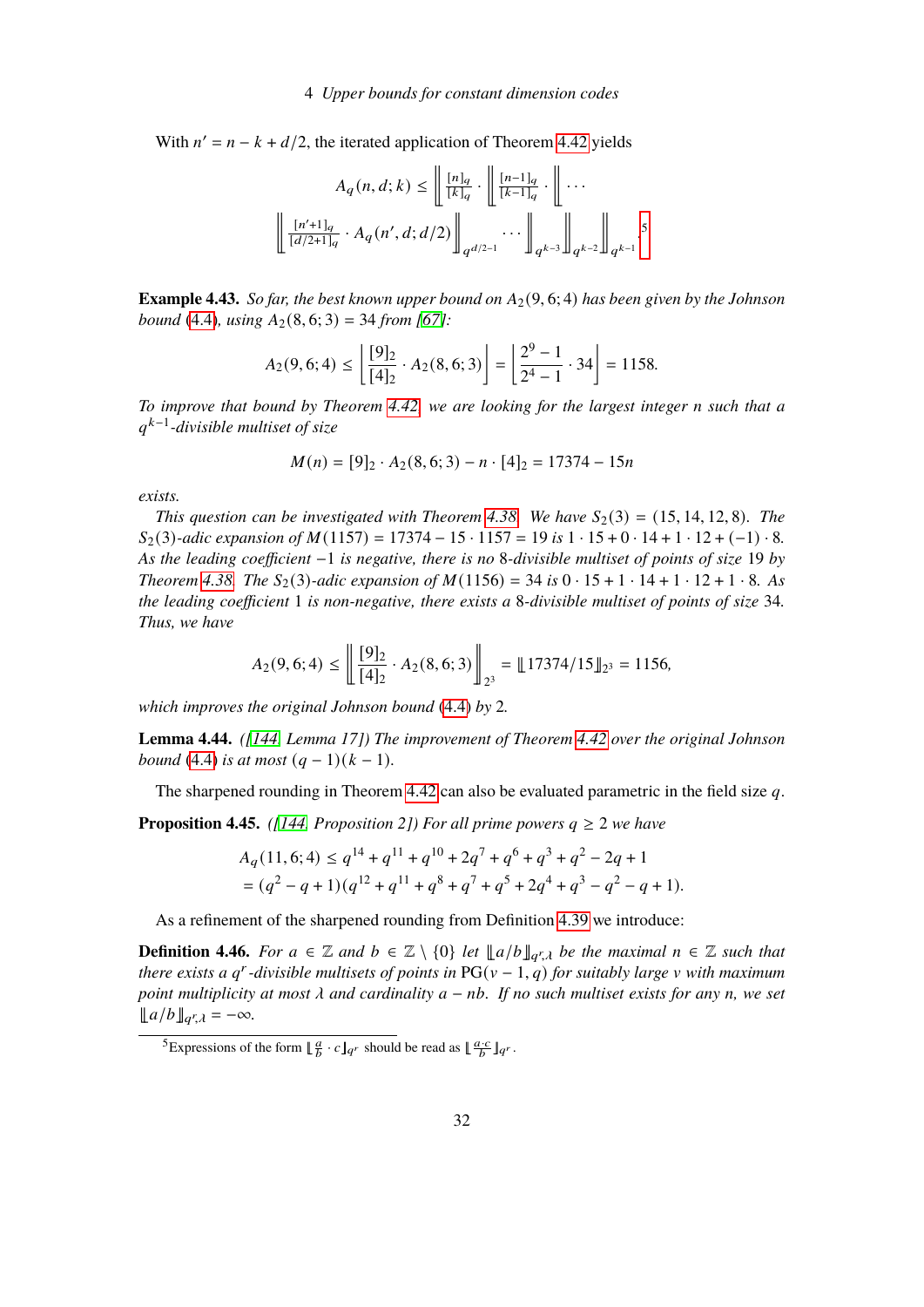With $n' = n - k + d/2$, the iterated application of Theorem 4.42 yields

$$A_q(n,d;k) \le \left\llbracket \frac{[n]_q}{[k]_q} \cdot \left\llbracket \frac{[n-1]_q}{[k-1]_q} \cdot \left\llbracket \cdots \right.\right.\right.$$
$$\left.\left.\left.\left\llbracket \frac{[n'+1]_q}{[d/2+1]_q} \cdot A_q(n',d;d/2) \right\rrbracket_{q^{d/2-1}} \cdots \right\rrbracket_{q^{k-3}} \right\rrbracket_{q^{k-2}} \right\rrbracket_{q^{k-1}}.$$ [5]

**Example 4.43.** *So far, the best known upper bound on $A_2(9,6;4)$ has been given by the Johnson bound (4.4), using $A_2(8,6;3) = 34$ from [67]:*

$$A_2(9,6;4) \le \left\lfloor \frac{[9]_2}{[4]_2} \cdot A_2(8,6;3) \right\rfloor = \left\lfloor \frac{2^9-1}{2^4-1} \cdot 34 \right\rfloor = 1158.$$

*To improve that bound by Theorem 4.42, we are looking for the largest integer $n$ such that a $q^{k-1}$-divisible multiset of size*

$$M(n) = [9]_2 \cdot A_2(8,6;3) - n \cdot [4]_2 = 17374 - 15n$$

*exists.*

*This question can be investigated with Theorem 4.38. We have $S_2(3) = (15,14,12,8)$. The $S_2(3)$-adic expansion of $M(1157) = 17374 - 15 \cdot 1157 = 19$ is $1 \cdot 15 + 0 \cdot 14 + 1 \cdot 12 + (-1) \cdot 8$. As the leading coefficient $-1$ is negative, there is no 8-divisible multiset of points of size 19 by Theorem 4.38. The $S_2(3)$-adic expansion of $M(1156) = 34$ is $0 \cdot 15 + 1 \cdot 14 + 1 \cdot 12 + 1 \cdot 8$. As the leading coefficient 1 is non-negative, there exists a 8-divisible multiset of points of size 34. Thus, we have*

$$A_2(9,6;4) \le \left\llbracket \frac{[9]_2}{[4]_2} \cdot A_2(8,6;3) \right\rrbracket_{2^3} = \llbracket 17374/15 \rrbracket_{2^3} = 1156,$$

*which improves the original Johnson bound (4.4) by 2.*

**Lemma 4.44.** *([144, Lemma 17]) The improvement of Theorem 4.42 over the original Johnson bound (4.4) is at most $(q-1)(k-1)$.*

The sharpened rounding in Theorem 4.42 can also be evaluated parametric in the field size $q$.

**Proposition 4.45.** *([144, Proposition 2]) For all prime powers $q \ge 2$ we have*

$$\begin{aligned} A_q(11,6;4) &\le q^{14} + q^{11} + q^{10} + 2q^7 + q^6 + q^3 + q^2 - 2q + 1 \\ &= (q^2 - q + 1)(q^{12} + q^{11} + q^8 + q^7 + q^5 + 2q^4 + q^3 - q^2 - q + 1). \end{aligned}$$

As a refinement of the sharpened rounding from Definition 4.39 we introduce:

**Definition 4.46.** *For $a \in \mathbb{Z}$ and $b \in \mathbb{Z} \setminus \{0\}$ let $\llbracket a/b \rrbracket_{q^r,\lambda}$ be the maximal $n \in \mathbb{Z}$ such that there exists a $q^r$-divisible multisets of points in $\mathrm{PG}(v-1,q)$ for suitably large $v$ with maximum point multiplicity at most $\lambda$ and cardinality $a - nb$. If no such multiset exists for any $n$, we set $\llbracket a/b \rrbracket_{q^r,\lambda} = -\infty$.*

---

[5] Expressions of the form $\llbracket \frac{a}{b} \cdot c \rrbracket_{q^r}$ should be read as $\llbracket \frac{a \cdot c}{b} \rrbracket_{q^r}$.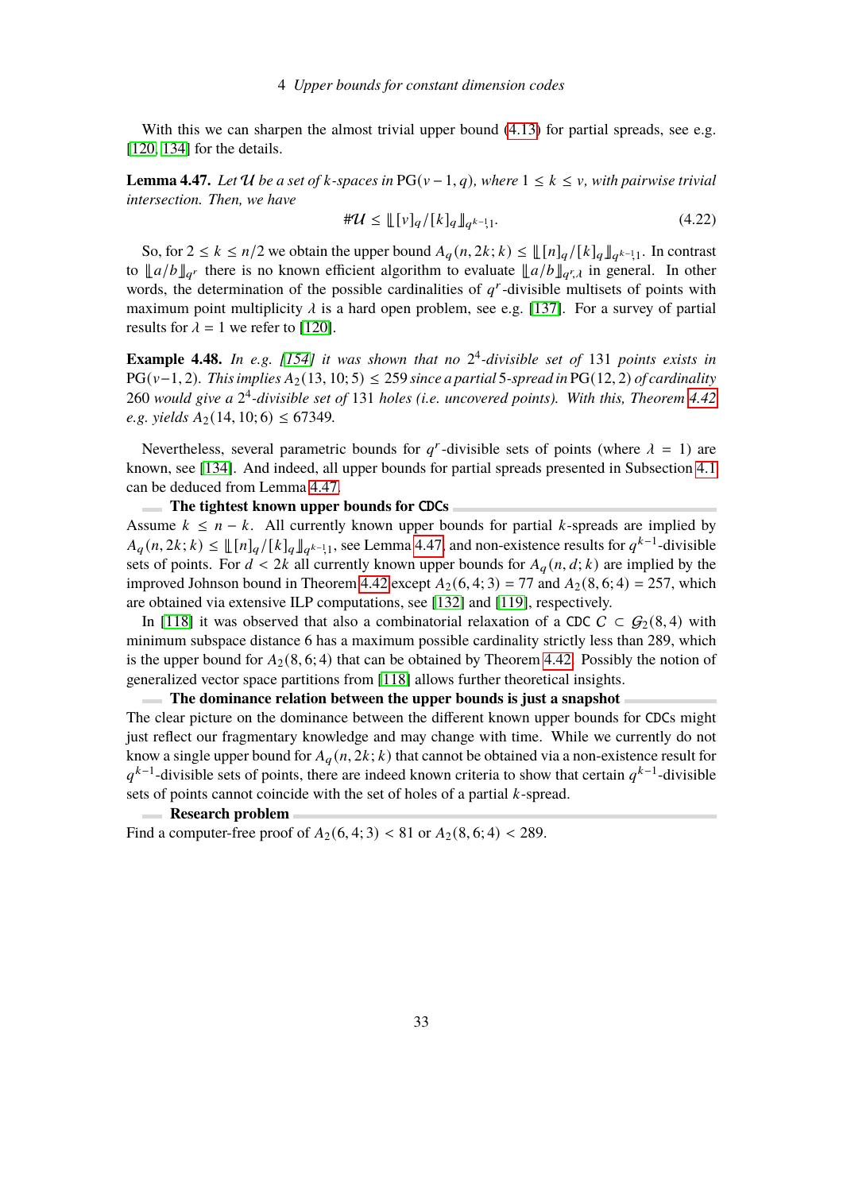With this we can sharpen the almost trivial upper bound (4.13) for partial spreads, see e.g. [120, 134] for the details.

**Lemma 4.47.** *Let $\mathcal{U}$ be a set of $k$-spaces in $\operatorname{PG}(v-1,q)$, where $1 \le k \le v$, with pairwise trivial intersection. Then, we have*

$$\#\mathcal{U} \le \llbracket [v]_q / [k]_q \rrbracket_{q^{k-1},1}. \tag{4.22}$$

So, for $2 \le k \le n/2$ we obtain the upper bound $A_q(n, 2k; k) \le \llbracket [n]_q / [k]_q \rrbracket_{q^{k-1},1}$. In contrast to $\llbracket a/b \rrbracket_{q^r}$ there is no known efficient algorithm to evaluate $\llbracket a/b \rrbracket_{q^r,\lambda}$ in general. In other words, the determination of the possible cardinalities of $q^r$-divisible multisets of points with maximum point multiplicity $\lambda$ is a hard open problem, see e.g. [137]. For a survey of partial results for $\lambda = 1$ we refer to [120].

**Example 4.48.** *In e.g. [154] it was shown that no $2^4$-divisible set of 131 points exists in $\operatorname{PG}(v-1,2)$. This implies $A_2(13, 10; 5) \le 259$ since a partial 5-spread in $\operatorname{PG}(12,2)$ of cardinality 260 would give a $2^4$-divisible set of 131 holes (i.e. uncovered points). With this, Theorem 4.42 e.g. yields $A_2(14, 10; 6) \le 67349$.*

Nevertheless, several parametric bounds for $q^r$-divisible sets of points (where $\lambda = 1$) are known, see [134]. And indeed, all upper bounds for partial spreads presented in Subsection 4.1 can be deduced from Lemma 4.47.

### The tightest known upper bounds for CDCs

Assume $k \le n-k$. All currently known upper bounds for partial $k$-spreads are implied by $A_q(n, 2k; k) \le \llbracket [n]_q / [k]_q \rrbracket_{q^{k-1},1}$, see Lemma 4.47, and non-existence results for $q^{k-1}$-divisible sets of points. For $d < 2k$ all currently known upper bounds for $A_q(n, d; k)$ are implied by the improved Johnson bound in Theorem 4.42 except $A_2(6, 4; 3) = 77$ and $A_2(8, 6; 4) = 257$, which are obtained via extensive ILP computations, see [132] and [119], respectively.

In [118] it was observed that also a combinatorial relaxation of a CDC $C \subset \mathcal{G}_2(8, 4)$ with minimum subspace distance 6 has a maximum possible cardinality strictly less than 289, which is the upper bound for $A_2(8, 6; 4)$ that can be obtained by Theorem 4.42. Possibly the notion of generalized vector space partitions from [118] allows further theoretical insights.

### The dominance relation between the upper bounds is just a snapshot

The clear picture on the dominance between the different known upper bounds for CDCs might just reflect our fragmentary knowledge and may change with time. While we currently do not know a single upper bound for $A_q(n, 2k; k)$ that cannot be obtained via a non-existence result for $q^{k-1}$-divisible sets of points, there are indeed known criteria to show that certain $q^{k-1}$-divisible sets of points cannot coincide with the set of holes of a partial $k$-spread.

### Research problem

Find a computer-free proof of $A_2(6, 4; 3) < 81$ or $A_2(8, 6; 4) < 289$.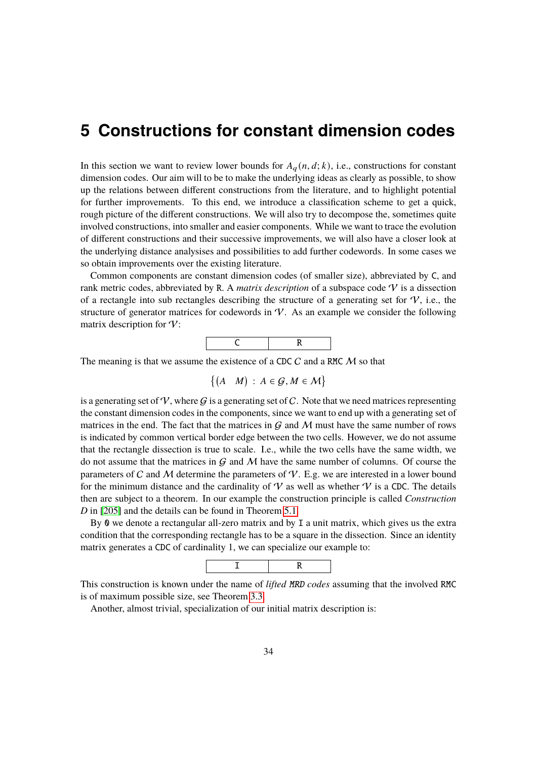# 5 Constructions for constant dimension codes

In this section we want to review lower bounds for $A_q(n, d; k)$, i.e., constructions for constant dimension codes. Our aim will to be to make the underlying ideas as clearly as possible, to show up the relations between different constructions from the literature, and to highlight potential for further improvements. To this end, we introduce a classification scheme to get a quick, rough picture of the different constructions. We will also try to decompose the, sometimes quite involved constructions, into smaller and easier components. While we want to trace the evolution of different constructions and their successive improvements, we will also have a closer look at the underlying distance analysises and possibilities to add further codewords. In some cases we so obtain improvements over the existing literature.

Common components are constant dimension codes (of smaller size), abbreviated by `C`, and rank metric codes, abbreviated by `R`. A *matrix description* of a subspace code $\mathcal{V}$ is a dissection of a rectangle into sub rectangles describing the structure of a generating set for $\mathcal{V}$, i.e., the structure of generator matrices for codewords in $\mathcal{V}$. As an example we consider the following matrix description for $\mathcal{V}$:

| C | R |
|---|---|

The meaning is that we assume the existence of a `CDC` $C$ and a `RMC` $\mathcal{M}$ so that

$$\left\{ \begin{pmatrix} A & M \end{pmatrix} \,:\, A \in \mathcal{G}, M \in \mathcal{M} \right\}$$

is a generating set of $\mathcal{V}$, where $\mathcal{G}$ is a generating set of $C$. Note that we need matrices representing the constant dimension codes in the components, since we want to end up with a generating set of matrices in the end. The fact that the matrices in $\mathcal{G}$ and $\mathcal{M}$ must have the same number of rows is indicated by common vertical border edge between the two cells. However, we do not assume that the rectangle dissection is true to scale. I.e., while the two cells have the same width, we do not assume that the matrices in $\mathcal{G}$ and $\mathcal{M}$ have the same number of columns. Of course the parameters of $C$ and $\mathcal{M}$ determine the parameters of $\mathcal{V}$. E.g. we are interested in a lower bound for the minimum distance and the cardinality of $\mathcal{V}$ as well as whether $\mathcal{V}$ is a `CDC`. The details then are subject to a theorem. In our example the construction principle is called *Construction D* in [205] and the details can be found in Theorem 5.1.

By `0` we denote a rectangular all-zero matrix and by `I` a unit matrix, which gives us the extra condition that the corresponding rectangle has to be a square in the dissection. Since an identity matrix generates a `CDC` of cardinality 1, we can specialize our example to:

| I | R |
|---|---|

This construction is known under the name of *lifted `MRD` codes* assuming that the involved `RMC` is of maximum possible size, see Theorem 3.3.

Another, almost trivial, specialization of our initial matrix description is: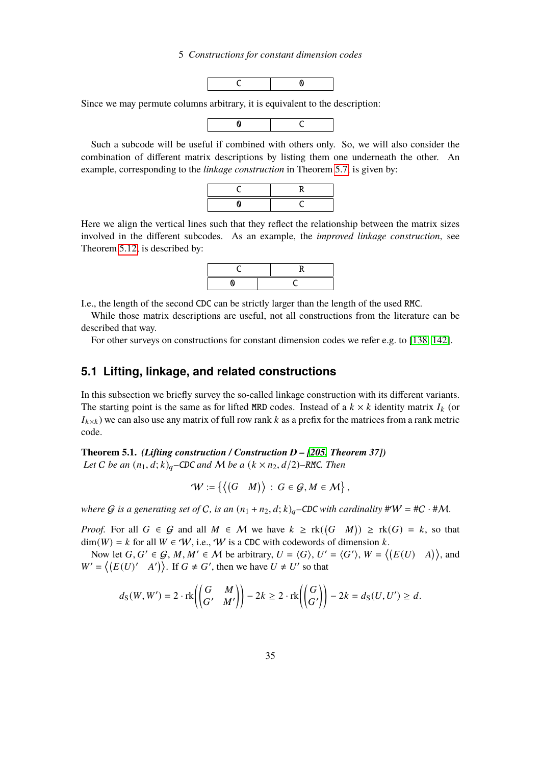| C | 0 |
|---|---|

Since we may permute columns arbitrary, it is equivalent to the description:

| 0 | C |
|---|---|

Such a subcode will be useful if combined with others only. So, we will also consider the combination of different matrix descriptions by listing them one underneath the other. An example, corresponding to the *linkage construction* in Theorem 5.7, is given by:

| C | R |
|---|---|
| 0 | C |

Here we align the vertical lines such that they reflect the relationship between the matrix sizes involved in the different subcodes. As an example, the *improved linkage construction*, see Theorem 5.12, is described by:

| C | | R |
|---|---|---|
| 0 | C | |

I.e., the length of the second CDC can be strictly larger than the length of the used RMC.

While those matrix descriptions are useful, not all constructions from the literature can be described that way.

For other surveys on constructions for constant dimension codes we refer e.g. to [138, 142].

## 5.1 Lifting, linkage, and related constructions

In this subsection we briefly survey the so-called linkage construction with its different variants. The starting point is the same as for lifted MRD codes. Instead of a $k \times k$ identity matrix $I_k$ (or $I_{k\times k}$) we can also use any matrix of full row rank $k$ as a prefix for the matrices from a rank metric code.

**Theorem 5.1.** ***(Lifting construction / Construction D – [205, Theorem 37])***
*Let $\mathcal{C}$ be an $(n_1, d; k)_q$–CDC and $\mathcal{M}$ be a $(k \times n_2, d/2)$–RMC. Then*

$$\mathcal{W} := \left\{ \left\langle \begin{pmatrix} G & M \end{pmatrix} \right\rangle \,:\, G \in \mathcal{G}, M \in \mathcal{M} \right\},$$

*where $\mathcal{G}$ is a generating set of $\mathcal{C}$, is an $(n_1 + n_2, d; k)_q$–CDC with cardinality $\#\mathcal{W} = \#\mathcal{C} \cdot \#\mathcal{M}$.*

*Proof.* For all $G \in \mathcal{G}$ and all $M \in \mathcal{M}$ we have $k \ge \operatorname{rk}(\begin{pmatrix} G & M \end{pmatrix}) \ge \operatorname{rk}(G) = k$, so that $\dim(W) = k$ for all $W \in \mathcal{W}$, i.e., $\mathcal{W}$ is a CDC with codewords of dimension $k$.

Now let $G, G' \in \mathcal{G}$, $M, M' \in \mathcal{M}$ be arbitrary, $U = \langle G \rangle$, $U' = \langle G' \rangle$, $W = \left\langle \begin{pmatrix} E(U) & A \end{pmatrix} \right\rangle$, and $W' = \left\langle \begin{pmatrix} E(U)' & A' \end{pmatrix} \right\rangle$. If $G \neq G'$, then we have $U \neq U'$ so that

$$d_S(W, W') = 2 \cdot \operatorname{rk}\left( \begin{pmatrix} G & M \\ G' & M' \end{pmatrix} \right) - 2k \ge 2 \cdot \operatorname{rk}\left( \begin{pmatrix} G \\ G' \end{pmatrix} \right) - 2k = d_S(U, U') \ge d.$$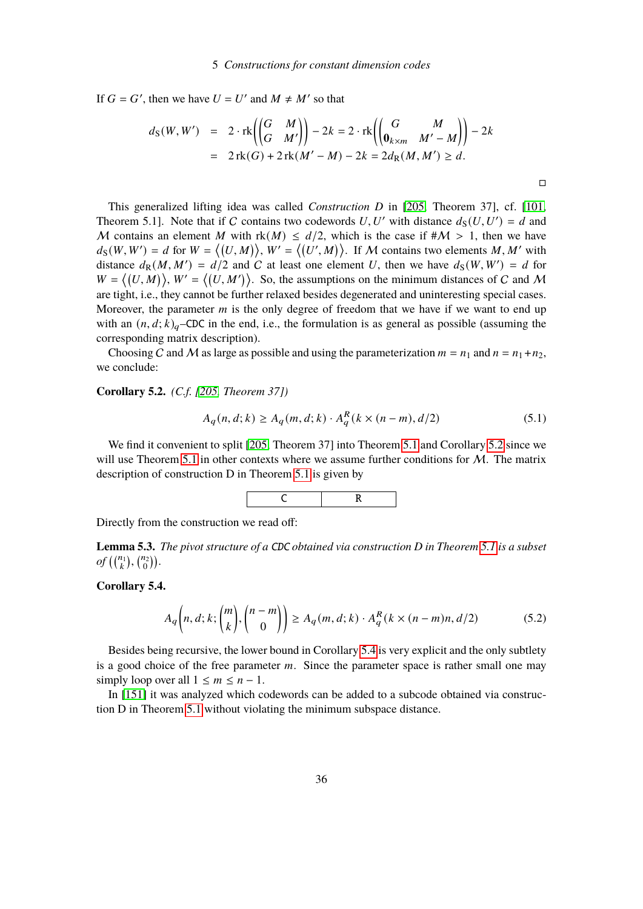If $G = G'$, then we have $U = U'$ and $M \neq M'$ so that

$$d_S(W, W') = 2 \cdot \operatorname{rk}\left(\begin{pmatrix} G & M \\ G & M' \end{pmatrix}\right) - 2k = 2 \cdot \operatorname{rk}\left(\begin{pmatrix} G & M \\ \mathbf{0}_{k\times m} & M' - M \end{pmatrix}\right) - 2k$$
$$= 2\operatorname{rk}(G) + 2\operatorname{rk}(M' - M) - 2k = 2d_R(M, M') \geq d.$$

□

This generalized lifting idea was called *Construction D* in [205, Theorem 37], cf. [101, Theorem 5.1]. Note that if $\mathcal{C}$ contains two codewords $U, U'$ with distance $d_S(U, U') = d$ and $\mathcal{M}$ contains an element $M$ with $\operatorname{rk}(M) \leq d/2$, which is the case if $\#\mathcal{M} > 1$, then we have $d_S(W, W') = d$ for $W = \langle (U, M) \rangle$, $W' = \langle (U', M) \rangle$. If $\mathcal{M}$ contains two elements $M, M'$ with distance $d_R(M, M') = d/2$ and $\mathcal{C}$ at least one element $U$, then we have $d_S(W, W') = d$ for $W = \langle (U, M) \rangle$, $W' = \langle (U, M') \rangle$. So, the assumptions on the minimum distances of $\mathcal{C}$ and $\mathcal{M}$ are tight, i.e., they cannot be further relaxed besides degenerated and uninteresting special cases. Moreover, the parameter $m$ is the only degree of freedom that we have if we want to end up with an $(n, d; k)_q$–CDC in the end, i.e., the formulation is as general as possible (assuming the corresponding matrix description).

Choosing $\mathcal{C}$ and $\mathcal{M}$ as large as possible and using the parameterization $m = n_1$ and $n = n_1 + n_2$, we conclude:

**Corollary 5.2.** *(C.f. [205, Theorem 37])*

$$A_q(n, d; k) \geq A_q(m, d; k) \cdot A_q^R(k \times (n - m), d/2) \tag{5.1}$$

We find it convenient to split [205, Theorem 37] into Theorem 5.1 and Corollary 5.2 since we will use Theorem 5.1 in other contexts where we assume further conditions for $\mathcal{M}$. The matrix description of construction D in Theorem 5.1 is given by

| C | R |
|---|---|

Directly from the construction we read off:

**Lemma 5.3.** *The pivot structure of a CDC obtained via construction D in Theorem 5.1 is a subset of* $\left(\binom{n_1}{k}, \binom{n_2}{0}\right)$.

**Corollary 5.4.**

$$A_q\left(n, d; k; \binom{m}{k}, \binom{n-m}{0}\right) \geq A_q(m, d; k) \cdot A_q^R(k \times (n-m)n, d/2) \tag{5.2}$$

Besides being recursive, the lower bound in Corollary 5.4 is very explicit and the only subtlety is a good choice of the free parameter $m$. Since the parameter space is rather small one may simply loop over all $1 \leq m \leq n - 1$.

In [151] it was analyzed which codewords can be added to a subcode obtained via construction D in Theorem 5.1 without violating the minimum subspace distance.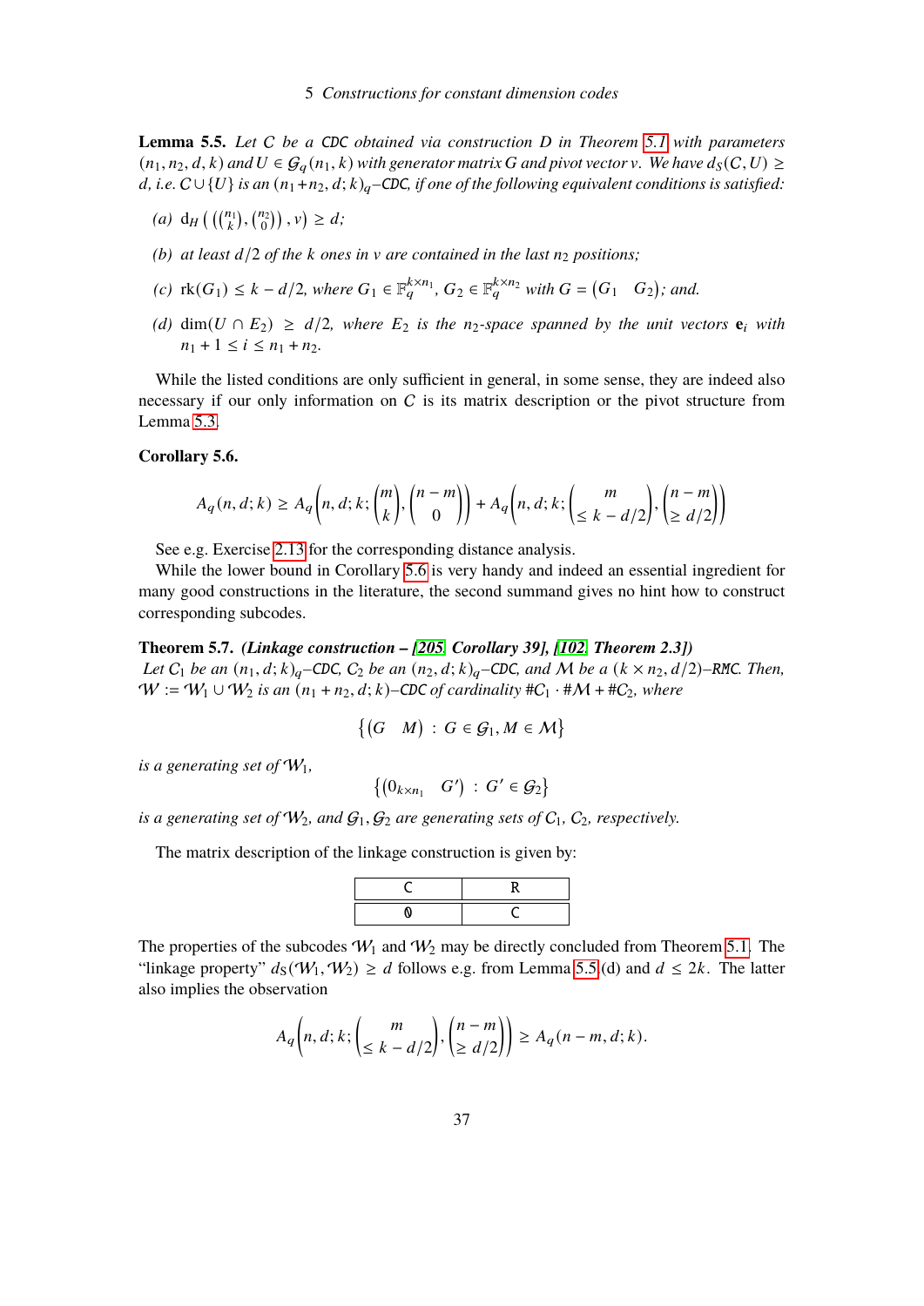**Lemma 5.5.** *Let $C$ be a* CDC *obtained via construction D in Theorem 5.1 with parameters $(n_1, n_2, d, k)$ and $U \in \mathcal{G}_q(n_1, k)$ with generator matrix $G$ and pivot vector $v$. We have $d_S(C, U) \geq d$, i.e. $C \cup \{U\}$ is an $(n_1+n_2, d; k)_q$–*CDC*, if one of the following equivalent conditions is satisfied:*

*(a)* $\mathrm{d}_H\left(\left(\binom{n_1}{k}, \binom{n_2}{0}\right), v\right) \geq d$;

*(b) at least $d/2$ of the $k$ ones in $v$ are contained in the last $n_2$ positions;*

*(c)* $\mathrm{rk}(G_1) \leq k - d/2$, *where* $G_1 \in \mathbb{F}_q^{k \times n_1}$, $G_2 \in \mathbb{F}_q^{k \times n_2}$ *with* $G = \begin{pmatrix} G_1 & G_2 \end{pmatrix}$; *and.*

*(d)* $\dim(U \cap E_2) \geq d/2$, *where $E_2$ is the $n_2$-space spanned by the unit vectors $\mathbf{e}_i$ with $n_1 + 1 \leq i \leq n_1 + n_2$.*

While the listed conditions are only sufficient in general, in some sense, they are indeed also necessary if our only information on $C$ is its matrix description or the pivot structure from Lemma 5.3.

**Corollary 5.6.**

$$A_q(n, d; k) \geq A_q\left(n, d; k; \binom{m}{k}, \binom{n-m}{0}\right) + A_q\left(n, d; k; \binom{m}{\leq k - d/2}, \binom{n-m}{\geq d/2}\right)$$

See e.g. Exercise 2.13 for the corresponding distance analysis.

While the lower bound in Corollary 5.6 is very handy and indeed an essential ingredient for many good constructions in the literature, the second summand gives no hint how to construct corresponding subcodes.

**Theorem 5.7.** ***(Linkage construction – [205, Corollary 39], [102, Theorem 2.3])***
*Let $C_1$ be an $(n_1, d; k)_q$–*CDC*, $C_2$ be an $(n_2, d; k)_q$–*CDC*, and $\mathcal{M}$ be a $(k \times n_2, d/2)$–*RMC*. Then, $\mathcal{W} := \mathcal{W}_1 \cup \mathcal{W}_2$ is an $(n_1 + n_2, d; k)$–*CDC* of cardinality $\#C_1 \cdot \#\mathcal{M} + \#C_2$, where*

$$\left\{\begin{pmatrix} G & M \end{pmatrix} \,:\, G \in \mathcal{G}_1, M \in \mathcal{M}\right\}$$

*is a generating set of $\mathcal{W}_1$,*

$$\left\{\begin{pmatrix} 0_{k \times n_1} & G' \end{pmatrix} \,:\, G' \in \mathcal{G}_2\right\}$$

*is a generating set of $\mathcal{W}_2$, and $\mathcal{G}_1, \mathcal{G}_2$ are generating sets of $C_1$, $C_2$, respectively.*

The matrix description of the linkage construction is given by:

| C | R |
|---|---|
| 0 | C |

The properties of the subcodes $\mathcal{W}_1$ and $\mathcal{W}_2$ may be directly concluded from Theorem 5.1. The "linkage property" $d_S(\mathcal{W}_1, \mathcal{W}_2) \geq d$ follows e.g. from Lemma 5.5.(d) and $d \leq 2k$. The latter also implies the observation

$$A_q\left(n, d; k; \binom{m}{\leq k - d/2}, \binom{n-m}{\geq d/2}\right) \geq A_q(n - m, d; k).$$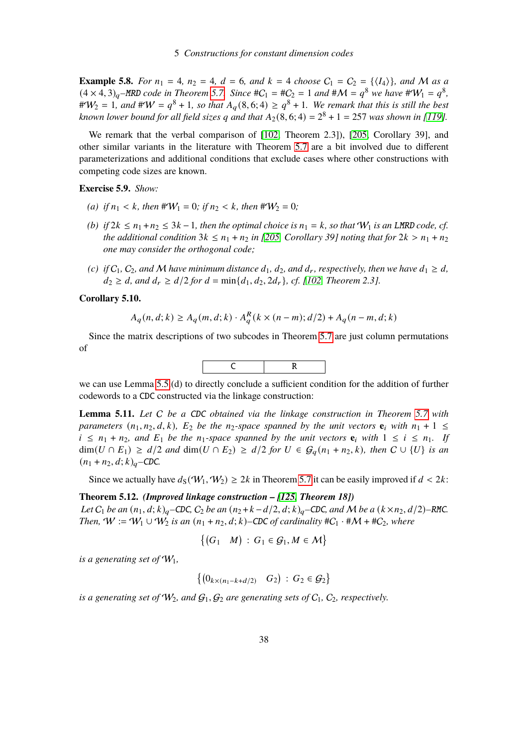**Example 5.8.** *For $n_1 = 4$, $n_2 = 4$, $d = 6$, and $k = 4$ choose $\mathcal{C}_1 = \mathcal{C}_2 = \{\langle I_4 \rangle\}$, and $\mathcal{M}$ as a $(4 \times 4, 3)_q$–MRD code in Theorem 5.7. Since $\#\mathcal{C}_1 = \#\mathcal{C}_2 = 1$ and $\#\mathcal{M} = q^8$ we have $\#\mathcal{W}_1 = q^8$, $\#\mathcal{W}_2 = 1$, and $\#\mathcal{W} = q^8 + 1$, so that $A_q(8, 6; 4) \ge q^8 + 1$. We remark that this is still the best known lower bound for all field sizes $q$ and that $A_2(8, 6; 4) = 2^8 + 1 = 257$ was shown in [119].*

We remark that the verbal comparison of [102, Theorem 2.3]), [205, Corollary 39], and other similar variants in the literature with Theorem 5.7 are a bit involved due to different parameterizations and additional conditions that exclude cases where other constructions with competing code sizes are known.

**Exercise 5.9.** *Show:*

*(a) if $n_1 < k$, then $\#\mathcal{W}_1 = 0$; if $n_2 < k$, then $\#\mathcal{W}_2 = 0$;*

*(b) if $2k \le n_1 + n_2 \le 3k - 1$, then the optimal choice is $n_1 = k$, so that $\mathcal{W}_1$ is an LMRD code, cf. the additional condition $3k \le n_1 + n_2$ in [205, Corollary 39] noting that for $2k > n_1 + n_2$ one may consider the orthogonal code;*

*(c) if $\mathcal{C}_1$, $\mathcal{C}_2$, and $\mathcal{M}$ have minimum distance $d_1$, $d_2$, and $d_r$, respectively, then we have $d_1 \ge d$, $d_2 \ge d$, and $d_r \ge d/2$ for $d = \min\{d_1, d_2, 2d_r\}$, cf. [102, Theorem 2.3].*

**Corollary 5.10.**

$$A_q(n, d; k) \ge A_q(m, d; k) \cdot A_q^R(k \times (n - m); d/2) + A_q(n - m, d; k)$$

Since the matrix descriptions of two subcodes in Theorem 5.7 are just column permutations of

| C | R |
|---|---|

we can use Lemma 5.5 (d) to directly conclude a sufficient condition for the addition of further codewords to a CDC constructed via the linkage construction:

**Lemma 5.11.** *Let $\mathcal{C}$ be a CDC obtained via the linkage construction in Theorem 5.7 with parameters $(n_1, n_2, d, k)$, $E_2$ be the $n_2$-space spanned by the unit vectors $\mathbf{e}_i$ with $n_1 + 1 \le i \le n_1 + n_2$, and $E_1$ be the $n_1$-space spanned by the unit vectors $\mathbf{e}_i$ with $1 \le i \le n_1$. If $\dim(U \cap E_1) \ge d/2$ and $\dim(U \cap E_2) \ge d/2$ for $U \in \mathcal{G}_q(n_1 + n_2, k)$, then $\mathcal{C} \cup \{U\}$ is an $(n_1 + n_2, d; k)_q$–CDC.*

Since we actually have $d_S(\mathcal{W}_1, \mathcal{W}_2) \ge 2k$ in Theorem 5.7 it can be easily improved if $d < 2k$:

**Theorem 5.12.** ***(Improved linkage construction – [125, Theorem 18])***
*Let $\mathcal{C}_1$ be an $(n_1, d; k)_q$–CDC, $\mathcal{C}_2$ be an $(n_2 + k - d/2, d; k)_q$–CDC, and $\mathcal{M}$ be a $(k \times n_2, d/2)$–RMC. Then, $\mathcal{W} := \mathcal{W}_1 \cup \mathcal{W}_2$ is an $(n_1 + n_2, d; k)$–CDC of cardinality $\#\mathcal{C}_1 \cdot \#\mathcal{M} + \#\mathcal{C}_2$, where*

$$\left\{ \begin{pmatrix} G_1 & M \end{pmatrix} \,:\, G_1 \in \mathcal{G}_1, M \in \mathcal{M} \right\}$$

*is a generating set of $\mathcal{W}_1$,*

$$\left\{ \begin{pmatrix} 0_{k \times (n_1 - k + d/2)} & G_2 \end{pmatrix} \,:\, G_2 \in \mathcal{G}_2 \right\}$$

*is a generating set of $\mathcal{W}_2$, and $\mathcal{G}_1, \mathcal{G}_2$ are generating sets of $\mathcal{C}_1$, $\mathcal{C}_2$, respectively.*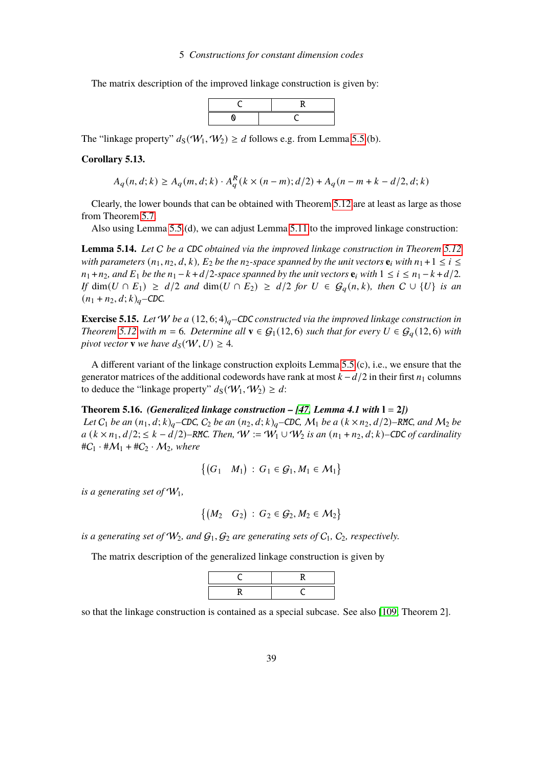The matrix description of the improved linkage construction is given by:

| C | R |
|---|---|
| 0 | C |

The "linkage property" $d_S(\mathcal{W}_1, \mathcal{W}_2) \geq d$ follows e.g. from Lemma 5.5(b).

**Corollary 5.13.**

$$A_q(n, d; k) \geq A_q(m, d; k) \cdot A_q^R(k \times (n - m); d/2) + A_q(n - m + k - d/2, d; k)$$

Clearly, the lower bounds that can be obtained with Theorem 5.12 are at least as large as those from Theorem 5.7.

Also using Lemma 5.5(d), we can adjust Lemma 5.11 to the improved linkage construction:

**Lemma 5.14.** *Let $C$ be a* CDC *obtained via the improved linkage construction in Theorem 5.12 with parameters $(n_1, n_2, d, k)$, $E_2$ be the $n_2$-space spanned by the unit vectors $\mathbf{e}_i$ with $n_1 + 1 \leq i \leq n_1 + n_2$, and $E_1$ be the $n_1 - k + d/2$-space spanned by the unit vectors $\mathbf{e}_i$ with $1 \leq i \leq n_1 - k + d/2$. If $\dim(U \cap E_1) \geq d/2$ and $\dim(U \cap E_2) \geq d/2$ for $U \in \mathcal{G}_q(n, k)$, then $C \cup \{U\}$ is an $(n_1 + n_2, d; k)_q$–*CDC*.*

**Exercise 5.15.** *Let $\mathcal{W}$ be a $(12, 6; 4)_q$–*CDC* constructed via the improved linkage construction in Theorem 5.12 with $m = 6$. Determine all $\mathbf{v} \in \mathcal{G}_1(12, 6)$ such that for every $U \in \mathcal{G}_q(12, 6)$ with pivot vector $\mathbf{v}$ we have $d_S(\mathcal{W}, U) \geq 4$.*

A different variant of the linkage construction exploits Lemma 5.5(c), i.e., we ensure that the generator matrices of the additional codewords have rank at most $k - d/2$ in their first $n_1$ columns to deduce the "linkage property" $d_S(\mathcal{W}_1, \mathcal{W}_2) \geq d$:

**Theorem 5.16.** ***(Generalized linkage construction – [47, Lemma 4.1 with l = 2])***
*Let $C_1$ be an $(n_1, d; k)_q$–*CDC*, $C_2$ be an $(n_2, d; k)_q$–*CDC*, $\mathcal{M}_1$ be a $(k \times n_2, d/2)$–*RMC*, and $\mathcal{M}_2$ be a $(k \times n_1, d/2; \leq k - d/2)$–*RMC*. Then, $\mathcal{W} := \mathcal{W}_1 \cup \mathcal{W}_2$ is an $(n_1 + n_2, d; k)$–*CDC* of cardinality $\#C_1 \cdot \#\mathcal{M}_1 + \#C_2 \cdot \mathcal{M}_2$, where*

$$\left\{ \begin{pmatrix} G_1 & M_1 \end{pmatrix} \,:\, G_1 \in \mathcal{G}_1, M_1 \in \mathcal{M}_1 \right\}$$

*is a generating set of $\mathcal{W}_1$,*

$$\left\{ \begin{pmatrix} M_2 & G_2 \end{pmatrix} \,:\, G_2 \in \mathcal{G}_2, M_2 \in \mathcal{M}_2 \right\}$$

*is a generating set of $\mathcal{W}_2$, and $\mathcal{G}_1, \mathcal{G}_2$ are generating sets of $C_1$, $C_2$, respectively.*

The matrix description of the generalized linkage construction is given by

| C | R |
|---|---|
| R | C |

so that the linkage construction is contained as a special subcase. See also [109, Theorem 2].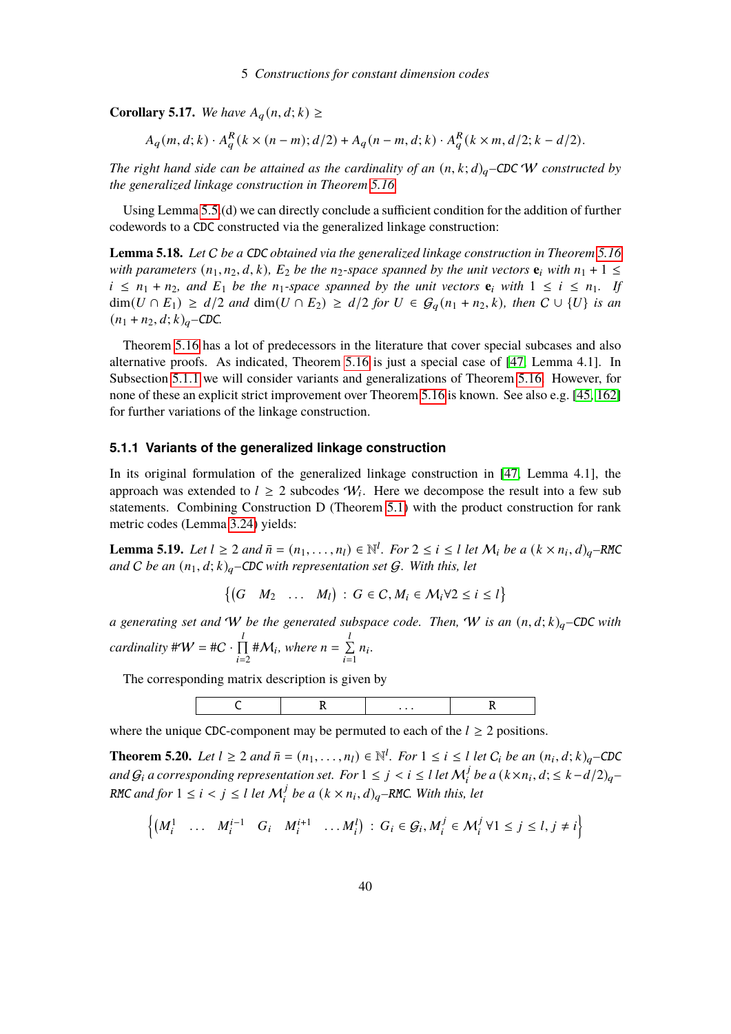**Corollary 5.17.** *We have* $A_q(n, d; k) \geq$

$$A_q(m, d; k) \cdot A_q^R(k \times (n-m); d/2) + A_q(n-m, d; k) \cdot A_q^R(k \times m, d/2; k - d/2).$$

*The right hand side can be attained as the cardinality of an* $(n, k; d)_q$*–*CDC $\mathcal{W}$ *constructed by the generalized linkage construction in Theorem 5.16.*

Using Lemma 5.5(d) we can directly conclude a sufficient condition for the addition of further codewords to a CDC constructed via the generalized linkage construction:

**Lemma 5.18.** *Let $C$ be a* CDC *obtained via the generalized linkage construction in Theorem 5.16 with parameters* $(n_1, n_2, d, k)$*,* $E_2$ *be the* $n_2$*-space spanned by the unit vectors* $\mathbf{e}_i$ *with* $n_1 + 1 \leq i \leq n_1 + n_2$*, and* $E_1$ *be the* $n_1$*-space spanned by the unit vectors* $\mathbf{e}_i$ *with* $1 \leq i \leq n_1$*. If* $\dim(U \cap E_1) \geq d/2$ *and* $\dim(U \cap E_2) \geq d/2$ *for* $U \in \mathcal{G}_q(n_1 + n_2, k)$*, then* $C \cup \{U\}$ *is an* $(n_1 + n_2, d; k)_q$*–*CDC*.*

Theorem 5.16 has a lot of predecessors in the literature that cover special subcases and also alternative proofs. As indicated, Theorem 5.16 is just a special case of [47, Lemma 4.1]. In Subsection 5.1.1 we will consider variants and generalizations of Theorem 5.16. However, for none of these an explicit strict improvement over Theorem 5.16 is known. See also e.g. [45, 162] for further variations of the linkage construction.

### 5.1.1 Variants of the generalized linkage construction

In its original formulation of the generalized linkage construction in [47, Lemma 4.1], the approach was extended to $l \geq 2$ subcodes $\mathcal{W}_i$. Here we decompose the result into a few sub statements. Combining Construction D (Theorem 5.1) with the product construction for rank metric codes (Lemma 3.24) yields:

**Lemma 5.19.** *Let* $l \geq 2$ *and* $\bar{n} = (n_1, \ldots, n_l) \in \mathbb{N}^l$*. For* $2 \leq i \leq l$ *let* $\mathcal{M}_i$ *be a* $(k \times n_i, d)_q$*–*RMC *and $C$ be an* $(n_1, d; k)_q$*–*CDC *with representation set* $\mathcal{G}$*. With this, let*

$$\left\{ \begin{pmatrix} G & M_2 & \ldots & M_l \end{pmatrix} : G \in C, M_i \in \mathcal{M}_i \forall 2 \leq i \leq l \right\}$$

*a generating set and* $\mathcal{W}$ *be the generated subspace code. Then,* $\mathcal{W}$ *is an* $(n, d; k)_q$*–*CDC *with cardinality* $\#\mathcal{W} = \#C \cdot \prod_{i=2}^{l} \#\mathcal{M}_i$*, where* $n = \sum_{i=1}^{l} n_i$*.*

The corresponding matrix description is given by

| C | R | ... | R |
|---|---|---|---|

where the unique CDC-component may be permuted to each of the $l \geq 2$ positions.

**Theorem 5.20.** *Let* $l \geq 2$ *and* $\bar{n} = (n_1, \ldots, n_l) \in \mathbb{N}^l$*. For* $1 \leq i \leq l$ *let* $C_i$ *be an* $(n_i, d; k)_q$*–*CDC *and* $\mathcal{G}_i$ *a corresponding representation set. For* $1 \leq j < i \leq l$ *let* $\mathcal{M}_i^j$ *be a* $(k \times n_i, d; \leq k - d/2)_q$*–*RMC *and for* $1 \leq i < j \leq l$ *let* $\mathcal{M}_i^j$ *be a* $(k \times n_i, d)_q$*–*RMC*. With this, let*

$$\left\{ \begin{pmatrix} M_i^1 & \ldots & M_i^{i-1} & G_i & M_i^{i+1} & \ldots M_i^l \end{pmatrix} : G_i \in \mathcal{G}_i, M_i^j \in \mathcal{M}_i^j \, \forall 1 \leq j \leq l, j \neq i \right\}$$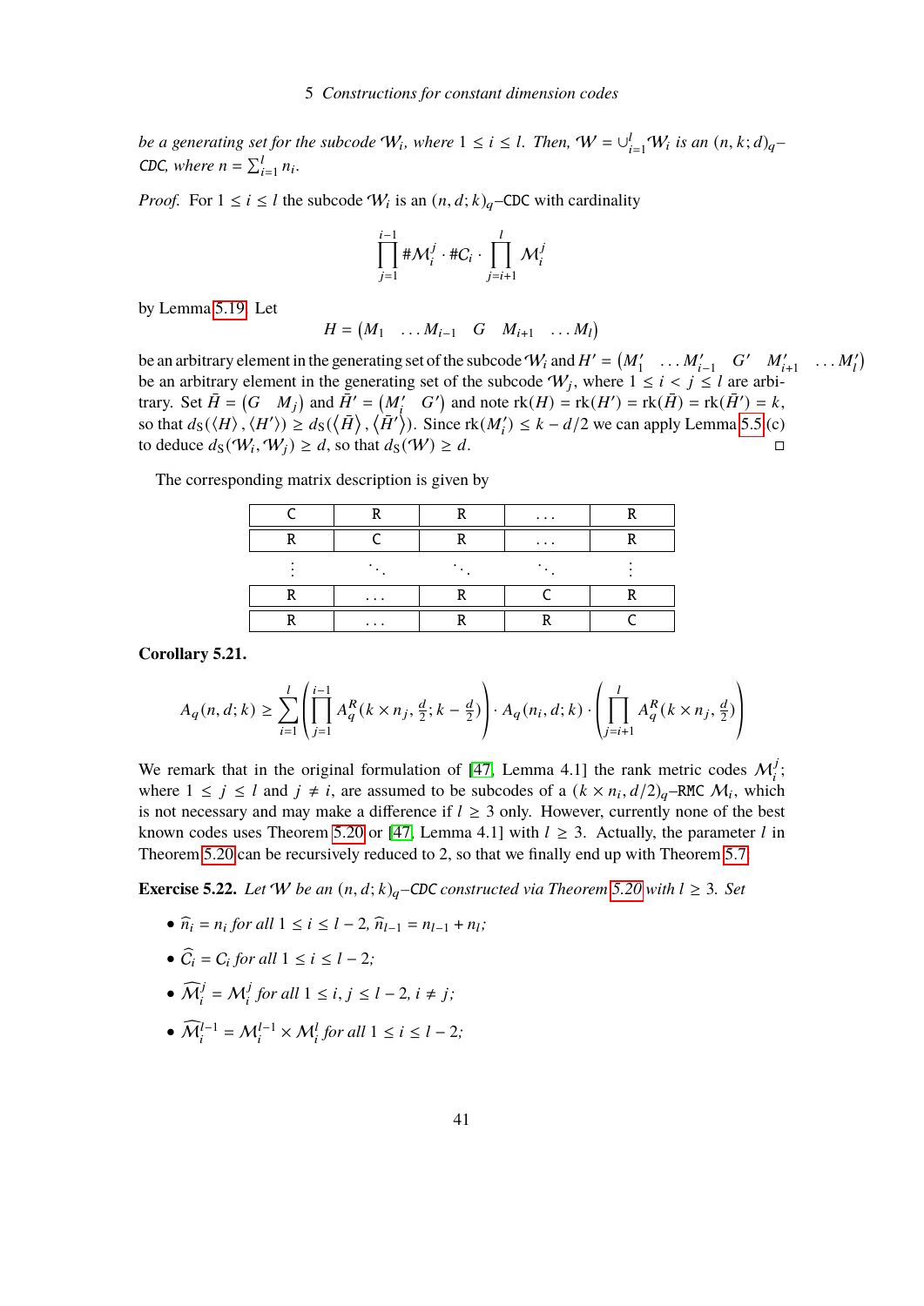*be a generating set for the subcode* $\mathcal{W}_i$*, where* $1 \le i \le l$*. Then,* $\mathcal{W} = \cup_{i=1}^{l} \mathcal{W}_i$ *is an* $(n, k; d)_q$*–*CDC*, where* $n = \sum_{i=1}^{l} n_i$*.*

*Proof.* For $1 \le i \le l$ the subcode $\mathcal{W}_i$ is an $(n, d; k)_q$–CDC with cardinality

$$\prod_{j=1}^{i-1} \#\mathcal{M}_i^j \cdot \#C_i \cdot \prod_{j=i+1}^{l} \mathcal{M}_i^j$$

by Lemma 5.19. Let

$$H = \begin{pmatrix} M_1 & \dots M_{i-1} & G & M_{i+1} & \dots M_l \end{pmatrix}$$

be an arbitrary element in the generating set of the subcode $\mathcal{W}_i$ and $H' = \begin{pmatrix} M'_1 & \dots M'_{i-1} & G' & M'_{i+1} & \dots M'_l \end{pmatrix}$ be an arbitrary element in the generating set of the subcode $\mathcal{W}_j$, where $1 \le i < j \le l$ are arbitrary. Set $\bar{H} = \begin{pmatrix} G & M_j \end{pmatrix}$ and $\bar{H}' = \begin{pmatrix} M'_i & G' \end{pmatrix}$ and note $\operatorname{rk}(H) = \operatorname{rk}(H') = \operatorname{rk}(\bar{H}) = \operatorname{rk}(\bar{H}') = k$, so that $d_S(\langle H \rangle, \langle H' \rangle) \ge d_S(\langle \bar{H} \rangle, \langle \bar{H}' \rangle)$. Since $\operatorname{rk}(M'_i) \le k - d/2$ we can apply Lemma 5.5 (c) to deduce $d_S(\mathcal{W}_i, \mathcal{W}_j) \ge d$, so that $d_S(\mathcal{W}) \ge d$. □

The corresponding matrix description is given by

| C | R | R | … | R |
|---|---|---|---|---|
| R | C | R | … | R |
| ⋮ | ⋱ | ⋱ | ⋱ | ⋮ |
| R | … | R | C | R |
| R | … | R | R | C |

**Corollary 5.21.**

$$A_q(n, d; k) \ge \sum_{i=1}^{l} \left( \prod_{j=1}^{i-1} A_q^R(k \times n_j, \tfrac{d}{2}; k - \tfrac{d}{2}) \right) \cdot A_q(n_i, d; k) \cdot \left( \prod_{j=i+1}^{l} A_q^R(k \times n_j, \tfrac{d}{2}) \right)$$

We remark that in the original formulation of [47, Lemma 4.1] the rank metric codes $\mathcal{M}_i^j$; where $1 \le j \le l$ and $j \ne i$, are assumed to be subcodes of a $(k \times n_i, d/2)_q$–RMC $\mathcal{M}_i$, which is not necessary and may make a difference if $l \ge 3$ only. However, currently none of the best known codes uses Theorem 5.20 or [47, Lemma 4.1] with $l \ge 3$. Actually, the parameter $l$ in Theorem 5.20 can be recursively reduced to 2, so that we finally end up with Theorem 5.7.

**Exercise 5.22.** *Let* $\mathcal{W}$ *be an* $(n, d; k)_q$*–*CDC *constructed via Theorem 5.20 with* $l \ge 3$*. Set*

- $\widehat{n}_i = n_i$ *for all* $1 \le i \le l-2$*,* $\widehat{n}_{l-1} = n_{l-1} + n_l$*;*
- $\widehat{C}_i = C_i$ *for all* $1 \le i \le l-2$*;*
- $\widehat{\mathcal{M}}_i^j = \mathcal{M}_i^j$ *for all* $1 \le i, j \le l-2$*,* $i \ne j$*;*
- $\widehat{\mathcal{M}}_i^{l-1} = \mathcal{M}_i^{l-1} \times \mathcal{M}_i^l$ *for all* $1 \le i \le l-2$*;*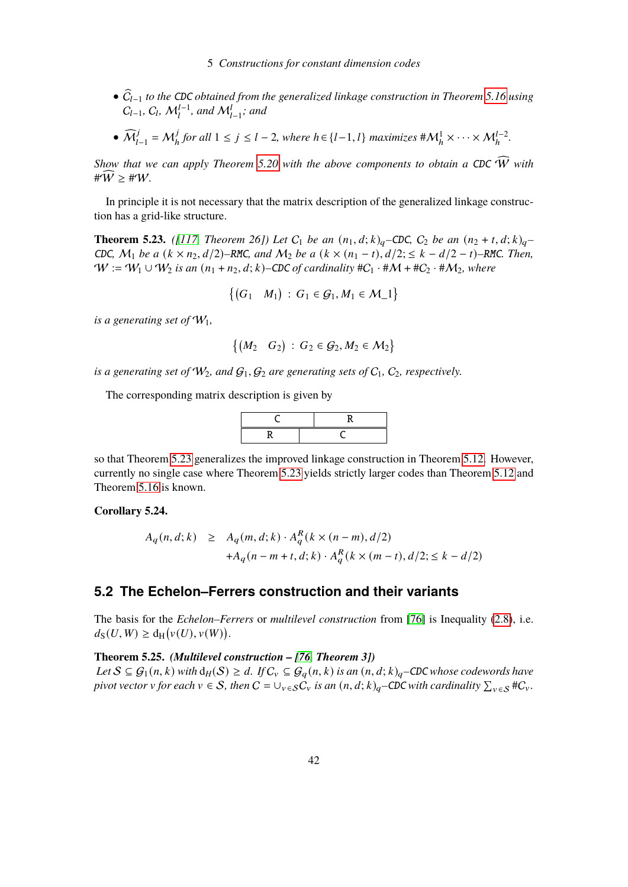- $\widehat{C}_{l-1}$ *to the* CDC *obtained from the generalized linkage construction in Theorem 5.16 using* $C_{l-1}$*,* $C_l$*,* $\mathcal{M}_l^{l-1}$*, and* $\mathcal{M}_{l-1}^{l}$*; and*
- $\widehat{\mathcal{M}}_{l-1}^{j} = \mathcal{M}_h^j$ *for all* $1 \le j \le l-2$*, where* $h \in \{l-1, l\}$ *maximizes* $\#\mathcal{M}_h^1 \times \cdots \times \mathcal{M}_h^{l-2}$*.*

*Show that we can apply Theorem 5.20 with the above components to obtain a* CDC $\widehat{\mathcal{W}}$ *with* $\#\widehat{\mathcal{W}} \ge \#\mathcal{W}$*.*

In principle it is not necessary that the matrix description of the generalized linkage construction has a grid-like structure.

**Theorem 5.23.** *([117, Theorem 26]) Let* $C_1$ *be an* $(n_1, d; k)_q$*–*CDC*,* $C_2$ *be an* $(n_2 + t, d; k)_q$*–*CDC*,* $\mathcal{M}_1$ *be a* $(k \times n_2, d/2)$*–*RMC*, and* $\mathcal{M}_2$ *be a* $(k \times (n_1 - t), d/2; \le k - d/2 - t)$*–*RMC*. Then,* $\mathcal{W} := \mathcal{W}_1 \cup \mathcal{W}_2$ *is an* $(n_1 + n_2, d; k)$*–*CDC *of cardinality* $\#C_1 \cdot \#\mathcal{M} + \#C_2 \cdot \#\mathcal{M}_2$*, where*

$$\left\{ \begin{pmatrix} G_1 & M_1 \end{pmatrix} \,:\, G_1 \in \mathcal{G}_1, M_1 \in \mathcal{M}\_1 \right\}$$

*is a generating set of* $\mathcal{W}_1$*,*

$$\left\{ \begin{pmatrix} M_2 & G_2 \end{pmatrix} \,:\, G_2 \in \mathcal{G}_2, M_2 \in \mathcal{M}_2 \right\}$$

*is a generating set of* $\mathcal{W}_2$*, and* $\mathcal{G}_1, \mathcal{G}_2$ *are generating sets of* $C_1$*,* $C_2$*, respectively.*

The corresponding matrix description is given by

| C | R |
|---|---|
| R | C |

so that Theorem 5.23 generalizes the improved linkage construction in Theorem 5.12. However, currently no single case where Theorem 5.23 yields strictly larger codes than Theorem 5.12 and Theorem 5.16 is known.

**Corollary 5.24.**

$$\begin{aligned} A_q(n, d; k) \quad \ge \quad & A_q(m, d; k) \cdot A_q^R(k \times (n - m), d/2) \\ & + A_q(n - m + t, d; k) \cdot A_q^R(k \times (m - t), d/2; \le k - d/2) \end{aligned}$$

## 5.2 The Echelon–Ferrers construction and their variants

The basis for the *Echelon–Ferrers* or *multilevel construction* from [76] is Inequality (2.8), i.e. $d_S(U, W) \ge d_H\big(v(U), v(W)\big)$.

**Theorem 5.25.** ***(Multilevel construction – [76, Theorem 3])***
*Let* $\mathcal{S} \subseteq \mathcal{G}_1(n, k)$ *with* $d_H(\mathcal{S}) \ge d$*. If* $C_v \subseteq \mathcal{G}_q(n, k)$ *is an* $(n, d; k)_q$*–*CDC *whose codewords have pivot vector* $v$ *for each* $v \in \mathcal{S}$*, then* $C = \cup_{v \in \mathcal{S}} C_v$ *is an* $(n, d; k)_q$*–*CDC *with cardinality* $\sum_{v \in \mathcal{S}} \#C_v$*.*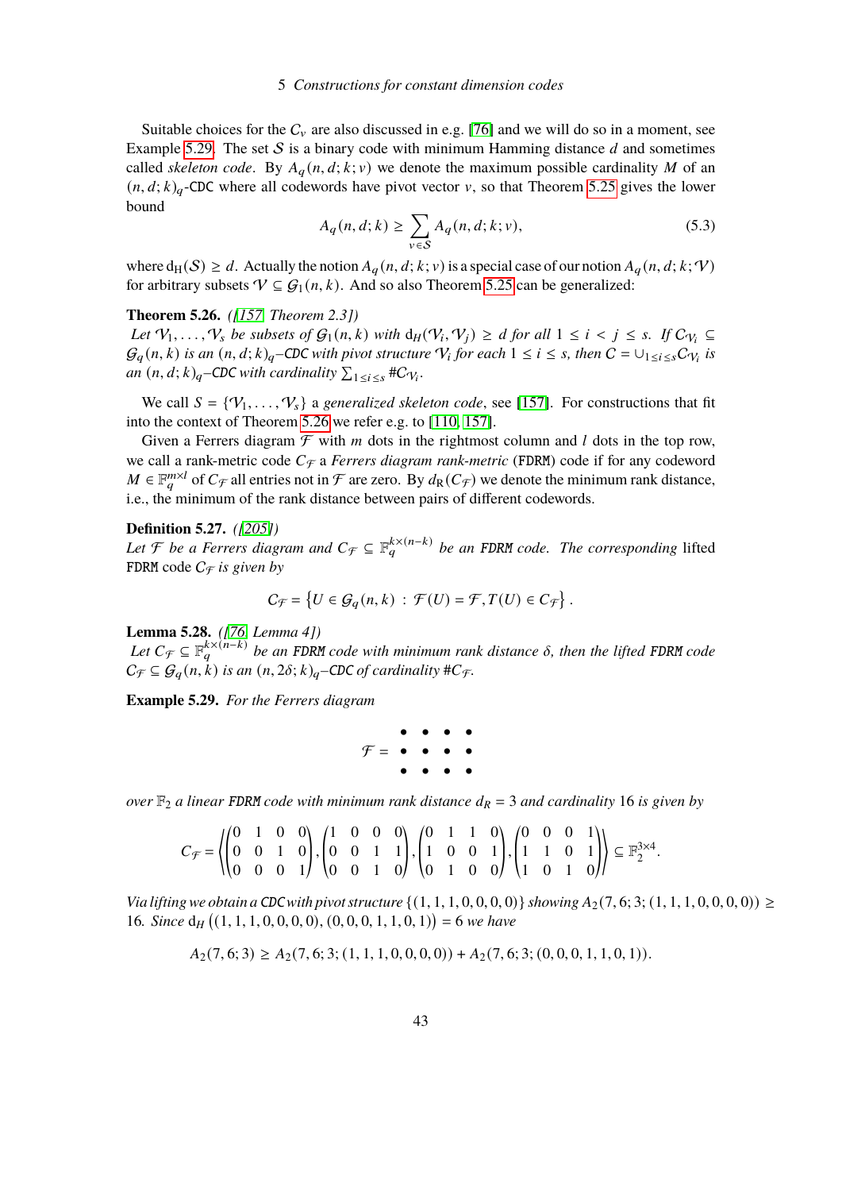Suitable choices for the $C_v$ are also discussed in e.g. [76] and we will do so in a moment, see Example 5.29. The set $\mathcal{S}$ is a binary code with minimum Hamming distance $d$ and sometimes called *skeleton code*. By $A_q(n, d; k; v)$ we denote the maximum possible cardinality $M$ of an $(n, d; k)_q$-CDC where all codewords have pivot vector $v$, so that Theorem 5.25 gives the lower bound

$$A_q(n, d; k) \geq \sum_{v \in \mathcal{S}} A_q(n, d; k; v), \tag{5.3}$$

where $d_H(\mathcal{S}) \geq d$. Actually the notion $A_q(n, d; k; v)$ is a special case of our notion $A_q(n, d; k; \mathcal{V})$ for arbitrary subsets $\mathcal{V} \subseteq \mathcal{G}_1(n, k)$. And so also Theorem 5.25 can be generalized:

**Theorem 5.26.** *([157, Theorem 2.3])*
*Let $\mathcal{V}_1, \dots, \mathcal{V}_s$ be subsets of $\mathcal{G}_1(n, k)$ with $d_H(\mathcal{V}_i, \mathcal{V}_j) \geq d$ for all $1 \leq i < j \leq s$. If $C_{\mathcal{V}_i} \subseteq \mathcal{G}_q(n, k)$ is an $(n, d; k)_q$–CDC with pivot structure $\mathcal{V}_i$ for each $1 \leq i \leq s$, then $C = \cup_{1 \leq i \leq s} C_{\mathcal{V}_i}$ is an $(n, d; k)_q$–CDC with cardinality $\sum_{1 \leq i \leq s} \# C_{\mathcal{V}_i}$.*

We call $S = \{\mathcal{V}_1, \dots, \mathcal{V}_s\}$ a *generalized skeleton code*, see [157]. For constructions that fit into the context of Theorem 5.26 we refer e.g. to [110, 157].

Given a Ferrers diagram $\mathcal{F}$ with $m$ dots in the rightmost column and $l$ dots in the top row, we call a rank-metric code $C_{\mathcal{F}}$ a *Ferrers diagram rank-metric* (FDRM) code if for any codeword $M \in \mathbb{F}_q^{m \times l}$ of $C_{\mathcal{F}}$ all entries not in $\mathcal{F}$ are zero. By $d_R(C_{\mathcal{F}})$ we denote the minimum rank distance, i.e., the minimum of the rank distance between pairs of different codewords.

**Definition 5.27.** *([205])*
*Let $\mathcal{F}$ be a Ferrers diagram and $C_{\mathcal{F}} \subseteq \mathbb{F}_q^{k \times (n-k)}$ be an FDRM code. The corresponding* lifted FDRM code *$\mathcal{C}_{\mathcal{F}}$ is given by*

$$\mathcal{C}_{\mathcal{F}} = \left\{ U \in \mathcal{G}_q(n, k) \,:\, \mathcal{F}(U) = \mathcal{F}, T(U) \in C_{\mathcal{F}} \right\}.$$

**Lemma 5.28.** *([76, Lemma 4])*
*Let $C_{\mathcal{F}} \subseteq \mathbb{F}_q^{k \times (n-k)}$ be an FDRM code with minimum rank distance $\delta$, then the lifted FDRM code $\mathcal{C}_{\mathcal{F}} \subseteq \mathcal{G}_q(n, k)$ is an $(n, 2\delta; k)_q$–CDC of cardinality $\# C_{\mathcal{F}}$.*

**Example 5.29.** *For the Ferrers diagram*

$$\mathcal{F} = \begin{matrix} \bullet & \bullet & \bullet & \bullet \\ \bullet & \bullet & \bullet & \bullet \\ \bullet & \bullet & \bullet & \bullet \end{matrix}$$

*over $\mathbb{F}_2$ a linear FDRM code with minimum rank distance $d_R = 3$ and cardinality 16 is given by*

$$C_{\mathcal{F}} = \left\langle \begin{pmatrix} 0 & 1 & 0 & 0 \\ 0 & 0 & 1 & 0 \\ 0 & 0 & 0 & 1 \end{pmatrix}, \begin{pmatrix} 1 & 0 & 0 & 0 \\ 0 & 0 & 1 & 1 \\ 0 & 0 & 1 & 0 \end{pmatrix}, \begin{pmatrix} 0 & 1 & 1 & 0 \\ 1 & 0 & 0 & 1 \\ 0 & 1 & 0 & 0 \end{pmatrix}, \begin{pmatrix} 0 & 0 & 0 & 1 \\ 1 & 1 & 0 & 1 \\ 1 & 0 & 1 & 0 \end{pmatrix} \right\rangle \subseteq \mathbb{F}_2^{3 \times 4}.$$

*Via lifting we obtain a CDC with pivot structure $\{(1, 1, 1, 0, 0, 0, 0)\}$ showing $A_2(7, 6; 3; (1, 1, 1, 0, 0, 0, 0)) \geq 16$. Since $d_H\left((1, 1, 1, 0, 0, 0, 0), (0, 0, 0, 1, 1, 0, 1)\right) = 6$ we have*

$$A_2(7, 6; 3) \geq A_2(7, 6; 3; (1, 1, 1, 0, 0, 0, 0)) + A_2(7, 6; 3; (0, 0, 0, 1, 1, 0, 1)).$$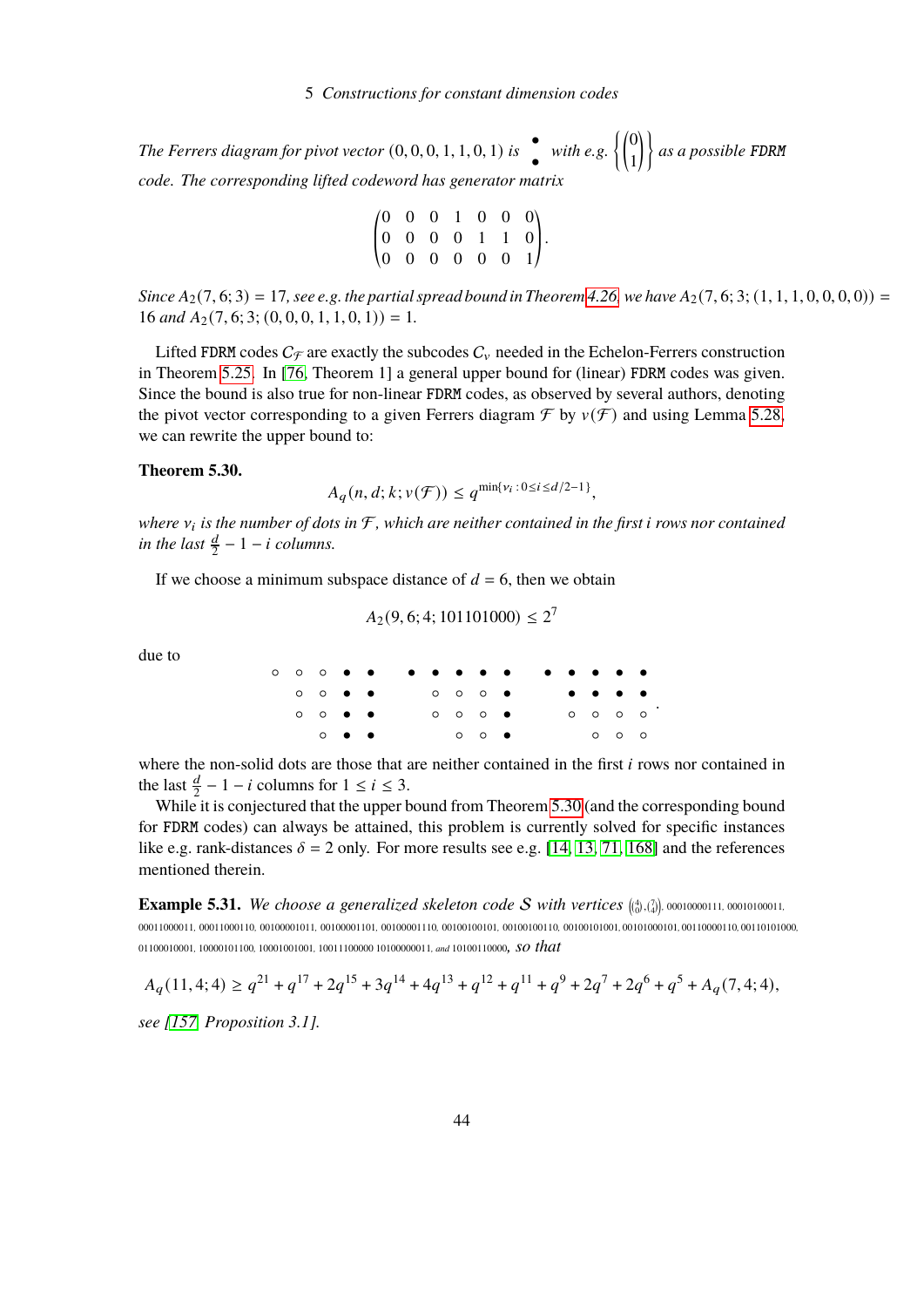*The Ferrers diagram for pivot vector* $(0,0,0,1,1,0,1)$ *is* $\begin{smallmatrix}\bullet\\\bullet\end{smallmatrix}$ *with e.g.* $\left\{\begin{pmatrix}0\\1\end{pmatrix}\right\}$ *as a possible* FDRM *code. The corresponding lifted codeword has generator matrix*

$$\begin{pmatrix} 0 & 0 & 0 & 1 & 0 & 0 & 0 \\ 0 & 0 & 0 & 0 & 1 & 1 & 0 \\ 0 & 0 & 0 & 0 & 0 & 0 & 1 \end{pmatrix}.$$

*Since* $A_2(7,6;3) = 17$*, see e.g. the partial spread bound in Theorem 4.26, we have* $A_2(7,6;3;(1,1,1,0,0,0,0)) = 16$ *and* $A_2(7,6;3;(0,0,0,1,1,0,1)) = 1$*.*

Lifted FDRM codes $C_{\mathcal{F}}$ are exactly the subcodes $C_v$ needed in the Echelon-Ferrers construction in Theorem 5.25. In [76, Theorem 1] a general upper bound for (linear) FDRM codes was given. Since the bound is also true for non-linear FDRM codes, as observed by several authors, denoting the pivot vector corresponding to a given Ferrers diagram $\mathcal{F}$ by $v(\mathcal{F})$ and using Lemma 5.28, we can rewrite the upper bound to:

**Theorem 5.30.**

$$A_q(n,d;k;v(\mathcal{F})) \le q^{\min\{\nu_i \,:\, 0 \le i \le d/2-1\}},$$

*where* $\nu_i$ *is the number of dots in* $\mathcal{F}$*, which are neither contained in the first* $i$ *rows nor contained in the last* $\frac{d}{2} - 1 - i$ *columns.*

If we choose a minimum subspace distance of $d = 6$, then we obtain

$$A_2(9,6;4;101101000) \le 2^7$$

due to

$$\begin{array}{ccccc} \circ & \circ & \circ & \bullet & \bullet \\ & \circ & \circ & \bullet & \bullet \\ & \circ & \circ & \bullet & \bullet \\ & & \circ & \bullet & \bullet \end{array} \qquad \begin{array}{ccccc} \bullet & \bullet & \bullet & \bullet & \bullet \\ & \circ & \circ & \circ & \bullet \\ & \circ & \circ & \circ & \bullet \\ & & \circ & \circ & \bullet \end{array} \qquad \begin{array}{ccccc} \bullet & \bullet & \bullet & \bullet & \bullet \\ & \bullet & \bullet & \bullet & \bullet \\ & \circ & \circ & \circ & \circ \\ & & \circ & \circ & \circ \end{array}.$$

where the non-solid dots are those that are neither contained in the first $i$ rows nor contained in the last $\frac{d}{2} - 1 - i$ columns for $1 \le i \le 3$.

While it is conjectured that the upper bound from Theorem 5.30 (and the corresponding bound for FDRM codes) can always be attained, this problem is currently solved for specific instances like e.g. rank-distances $\delta = 2$ only. For more results see e.g. [14, 13, 71, 168] and the references mentioned therein.

**Example 5.31.** *We choose a generalized skeleton code* $\mathcal{S}$ *with vertices* $\left(\binom{4}{0},\binom{7}{4}\right)$, 00010000111, 00010100011, 00011000011, 00011000110, 00100001011, 00100001101, 00100001110, 00100100101, 00100100110, 00100101001, 00101000101, 00110000110, 00110101000, 01100010001, 10000101100, 10001001001, 10011100000 10100000011, *and* 10100110000*, so that*

$$A_q(11,4;4) \ge q^{21} + q^{17} + 2q^{15} + 3q^{14} + 4q^{13} + q^{12} + q^{11} + q^9 + 2q^7 + 2q^6 + q^5 + A_q(7,4;4),$$

*see [157, Proposition 3.1].*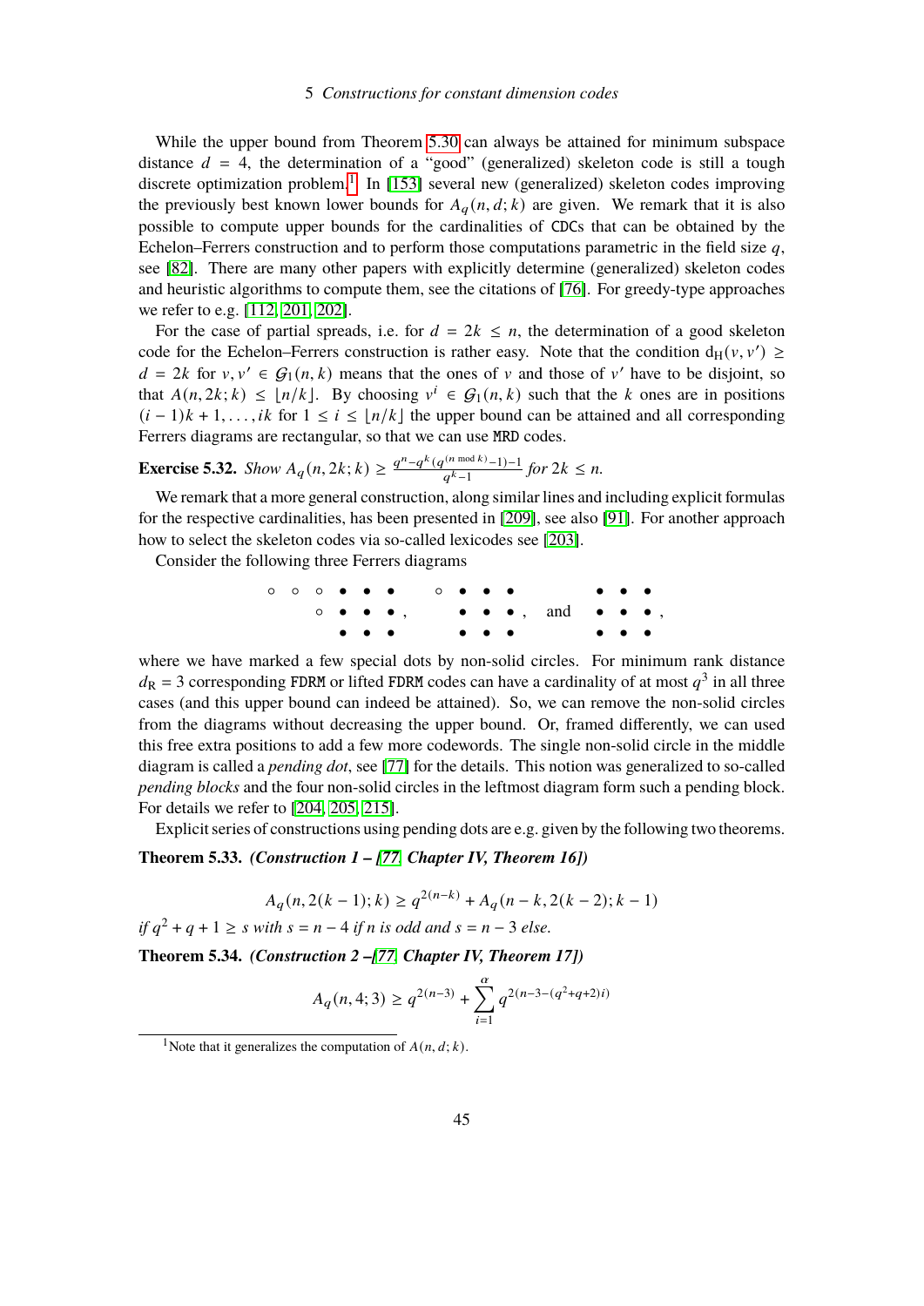While the upper bound from Theorem 5.30 can always be attained for minimum subspace distance $d = 4$, the determination of a "good" (generalized) skeleton code is still a tough discrete optimization problem.[1] In [153] several new (generalized) skeleton codes improving the previously best known lower bounds for $A_q(n, d; k)$ are given. We remark that it is also possible to compute upper bounds for the cardinalities of CDCs that can be obtained by the Echelon–Ferrers construction and to perform those computations parametric in the field size $q$, see [82]. There are many other papers with explicitly determine (generalized) skeleton codes and heuristic algorithms to compute them, see the citations of [76]. For greedy-type approaches we refer to e.g. [112, 201, 202].

For the case of partial spreads, i.e. for $d = 2k \le n$, the determination of a good skeleton code for the Echelon–Ferrers construction is rather easy. Note that the condition $d_H(v, v') \ge d = 2k$ for $v, v' \in \mathcal{G}_1(n, k)$ means that the ones of $v$ and those of $v'$ have to be disjoint, so that $A(n, 2k; k) \le \lfloor n/k \rfloor$. By choosing $v^i \in \mathcal{G}_1(n, k)$ such that the $k$ ones are in positions $(i-1)k + 1, \dots, ik$ for $1 \le i \le \lfloor n/k \rfloor$ the upper bound can be attained and all corresponding Ferrers diagrams are rectangular, so that we can use MRD codes.

**Exercise 5.32.** *Show* $A_q(n, 2k; k) \ge \frac{q^n - q^k(q^{(n \bmod k)} - 1) - 1}{q^k - 1}$ *for* $2k \le n$.

We remark that a more general construction, along similar lines and including explicit formulas for the respective cardinalities, has been presented in [209], see also [91]. For another approach how to select the skeleton codes via so-called lexicodes see [203].

Consider the following three Ferrers diagrams

$$
\begin{array}{cccccc}
\circ & \circ & \circ & \bullet & \bullet & \bullet \\
 & & \circ & \bullet & \bullet & \bullet \\
 & & & \bullet & \bullet & \bullet
\end{array}
,\qquad
\begin{array}{cccc}
\circ & \bullet & \bullet & \bullet \\
 & \bullet & \bullet & \bullet \\
 & \bullet & \bullet & \bullet
\end{array}
,\quad \text{and} \quad
\begin{array}{ccc}
\bullet & \bullet & \bullet \\
\bullet & \bullet & \bullet \\
\bullet & \bullet & \bullet
\end{array}
,
$$

where we have marked a few special dots by non-solid circles. For minimum rank distance $d_R = 3$ corresponding FDRM or lifted FDRM codes can have a cardinality of at most $q^3$ in all three cases (and this upper bound can indeed be attained). So, we can remove the non-solid circles from the diagrams without decreasing the upper bound. Or, framed differently, we can used this free extra positions to add a few more codewords. The single non-solid circle in the middle diagram is called a *pending dot*, see [77] for the details. This notion was generalized to so-called *pending blocks* and the four non-solid circles in the leftmost diagram form such a pending block. For details we refer to [204, 205, 215].

Explicit series of constructions using pending dots are e.g. given by the following two theorems.

**Theorem 5.33.** ***(Construction 1 – [77, Chapter IV, Theorem 16])***

$$A_q(n, 2(k-1); k) \ge q^{2(n-k)} + A_q(n-k, 2(k-2); k-1)$$

*if* $q^2 + q + 1 \ge s$ *with* $s = n - 4$ *if* $n$ *is odd and* $s = n - 3$ *else.*

**Theorem 5.34.** ***(Construction 2 –[77, Chapter IV, Theorem 17])***

$$A_q(n, 4; 3) \ge q^{2(n-3)} + \sum_{i=1}^{\alpha} q^{2(n-3-(q^2+q+2)i)}$$

[1] Note that it generalizes the computation of $A(n, d; k)$.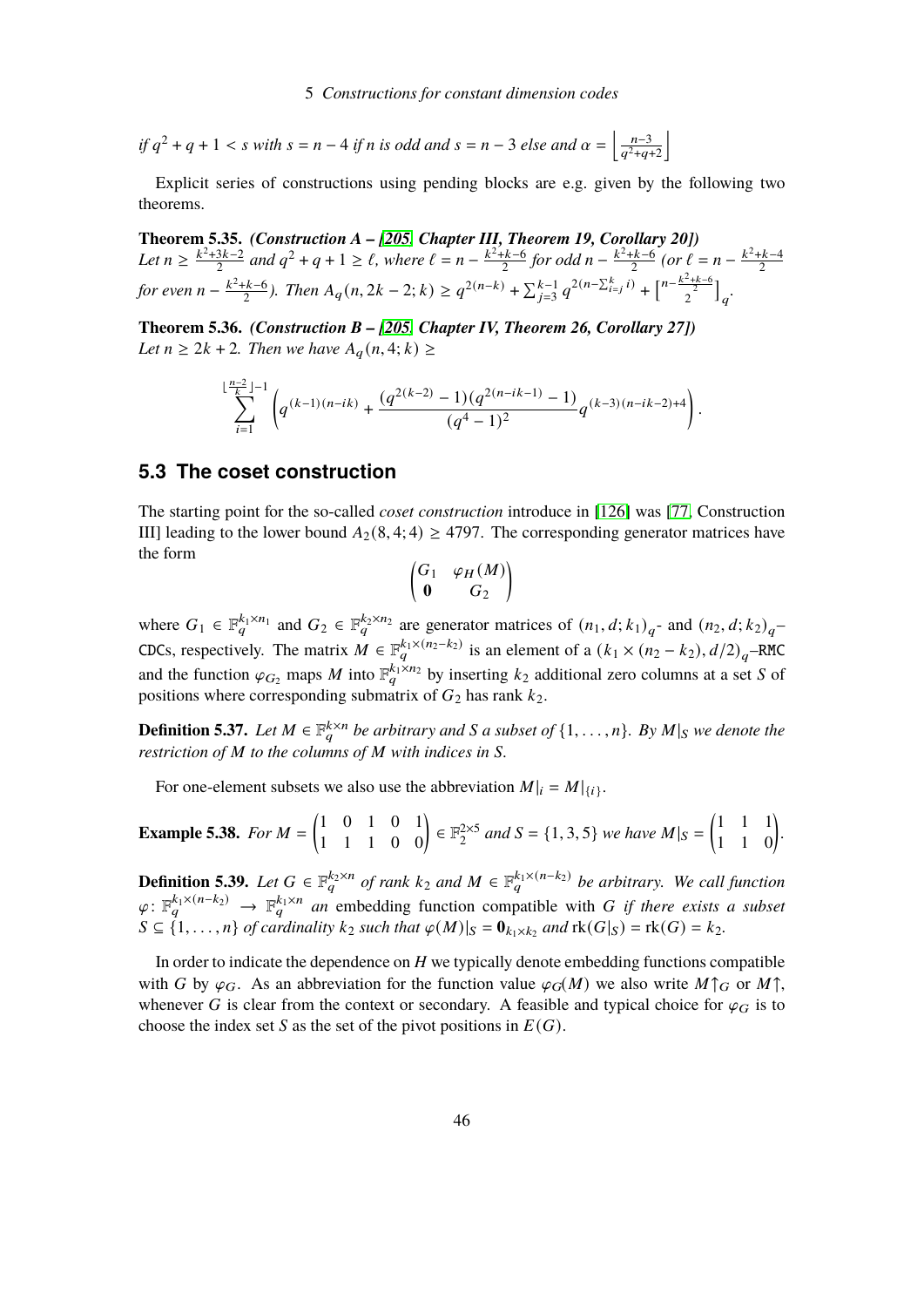*if* $q^2 + q + 1 < s$ *with* $s = n - 4$ *if n is odd and* $s = n - 3$ *else and* $\alpha = \left\lfloor \frac{n-3}{q^2+q+2} \right\rfloor$

Explicit series of constructions using pending blocks are e.g. given by the following two theorems.

**Theorem 5.35.** ***(Construction A – [205, Chapter III, Theorem 19, Corollary 20])*** *Let* $n \geq \frac{k^2+3k-2}{2}$ *and* $q^2 + q + 1 \geq \ell$*, where* $\ell = n - \frac{k^2+k-6}{2}$ *for odd* $n - \frac{k^2+k-6}{2}$ *(or* $\ell = n - \frac{k^2+k-4}{2}$ *for even* $n - \frac{k^2+k-6}{2}$*). Then* $A_q(n, 2k-2; k) \geq q^{2(n-k)} + \sum_{j=3}^{k-1} q^{2(n - \sum_{i=j}^{k} i)} + \left[{n - \frac{k^2+k-6}{2} \atop 2}\right]_q$.

**Theorem 5.36.** ***(Construction B – [205, Chapter IV, Theorem 26, Corollary 27])*** *Let* $n \geq 2k + 2$*. Then we have* $A_q(n, 4; k) \geq$

$$\sum_{i=1}^{\lfloor \frac{n-2}{k} \rfloor - 1} \left( q^{(k-1)(n-ik)} + \frac{(q^{2(k-2)} - 1)(q^{2(n-ik-1)} - 1)}{(q^4 - 1)^2} q^{(k-3)(n-ik-2)+4} \right).$$

## 5.3 The coset construction

The starting point for the so-called *coset construction* introduce in [126] was [77, Construction III] leading to the lower bound $A_2(8, 4; 4) \geq 4797$. The corresponding generator matrices have the form

$$\begin{pmatrix} G_1 & \varphi_H(M) \\ \mathbf{0} & G_2 \end{pmatrix}$$

where $G_1 \in \mathbb{F}_q^{k_1 \times n_1}$ and $G_2 \in \mathbb{F}_q^{k_2 \times n_2}$ are generator matrices of $(n_1, d; k_1)_q$- and $(n_2, d; k_2)_q$–CDCs, respectively. The matrix $M \in \mathbb{F}_q^{k_1 \times (n_2 - k_2)}$ is an element of a $(k_1 \times (n_2 - k_2), d/2)_q$–RMC and the function $\varphi_{G_2}$ maps $M$ into $\mathbb{F}_q^{k_1 \times n_2}$ by inserting $k_2$ additional zero columns at a set $S$ of positions where corresponding submatrix of $G_2$ has rank $k_2$.

**Definition 5.37.** *Let* $M \in \mathbb{F}_q^{k \times n}$ *be arbitrary and S a subset of* $\{1, \ldots, n\}$*. By* $M|_S$ *we denote the restriction of M to the columns of M with indices in S.*

For one-element subsets we also use the abbreviation $M|_i = M|_{\{i\}}$.

**Example 5.38.** *For* $M = \begin{pmatrix} 1 & 0 & 1 & 0 & 1 \\ 1 & 1 & 1 & 0 & 0 \end{pmatrix} \in \mathbb{F}_2^{2 \times 5}$ *and* $S = \{1, 3, 5\}$ *we have* $M|_S = \begin{pmatrix} 1 & 1 & 1 \\ 1 & 1 & 0 \end{pmatrix}$.

**Definition 5.39.** *Let* $G \in \mathbb{F}_q^{k_2 \times n}$ *of rank* $k_2$ *and* $M \in \mathbb{F}_q^{k_1 \times (n-k_2)}$ *be arbitrary. We call function* $\varphi \colon \mathbb{F}_q^{k_1 \times (n-k_2)} \to \mathbb{F}_q^{k_1 \times n}$ *an* embedding function compatible with *G if there exists a subset* $S \subseteq \{1, \ldots, n\}$ *of cardinality* $k_2$ *such that* $\varphi(M)|_S = \mathbf{0}_{k_1 \times k_2}$ *and* $\operatorname{rk}(G|_S) = \operatorname{rk}(G) = k_2$.

In order to indicate the dependence on $H$ we typically denote embedding functions compatible with $G$ by $\varphi_G$. As an abbreviation for the function value $\varphi_G(M)$ we also write $M\!\uparrow_G$ or $M\!\uparrow$, whenever $G$ is clear from the context or secondary. A feasible and typical choice for $\varphi_G$ is to choose the index set $S$ as the set of the pivot positions in $E(G)$.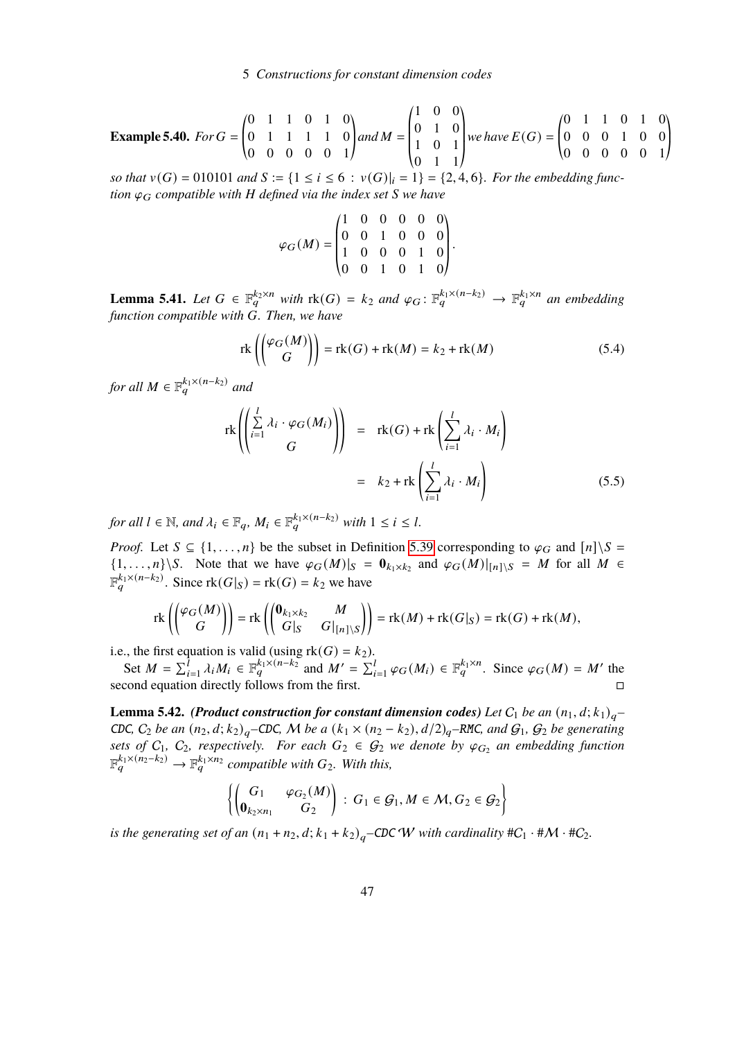**Example 5.40.** *For* $G = \begin{pmatrix} 0 & 1 & 1 & 0 & 1 & 0 \\ 0 & 1 & 1 & 1 & 1 & 0 \\ 0 & 0 & 0 & 0 & 0 & 1 \end{pmatrix}$ *and* $M = \begin{pmatrix} 1 & 0 & 0 \\ 0 & 1 & 0 \\ 1 & 0 & 1 \\ 0 & 1 & 1 \end{pmatrix}$ *we have* $E(G) = \begin{pmatrix} 0 & 1 & 1 & 0 & 1 & 0 \\ 0 & 0 & 0 & 1 & 0 & 0 \\ 0 & 0 & 0 & 0 & 0 & 1 \end{pmatrix}$ *so that* $v(G) = 010101$ *and* $S := \{1 \le i \le 6 \,:\, v(G)|_i = 1\} = \{2, 4, 6\}$. *For the embedding function* $\varphi_G$ *compatible with* $H$ *defined via the index set* $S$ *we have*

$$\varphi_G(M) = \begin{pmatrix} 1 & 0 & 0 & 0 & 0 & 0 \\ 0 & 0 & 1 & 0 & 0 & 0 \\ 1 & 0 & 0 & 0 & 1 & 0 \\ 0 & 0 & 1 & 0 & 1 & 0 \end{pmatrix}.$$

**Lemma 5.41.** *Let* $G \in \mathbb{F}_q^{k_2 \times n}$ *with* $\operatorname{rk}(G) = k_2$ *and* $\varphi_G \colon \mathbb{F}_q^{k_1 \times (n-k_2)} \to \mathbb{F}_q^{k_1 \times n}$ *an embedding function compatible with* $G$. *Then, we have*

$$\operatorname{rk}\left(\begin{pmatrix} \varphi_G(M) \\ G \end{pmatrix}\right) = \operatorname{rk}(G) + \operatorname{rk}(M) = k_2 + \operatorname{rk}(M) \tag{5.4}$$

*for all* $M \in \mathbb{F}_q^{k_1 \times (n-k_2)}$ *and*

$$\begin{aligned} \operatorname{rk}\left(\begin{pmatrix} \sum\limits_{i=1}^{l} \lambda_i \cdot \varphi_G(M_i) \\ G \end{pmatrix}\right) &= \operatorname{rk}(G) + \operatorname{rk}\left(\sum_{i=1}^{l} \lambda_i \cdot M_i\right) \\ &= k_2 + \operatorname{rk}\left(\sum_{i=1}^{l} \lambda_i \cdot M_i\right) \end{aligned} \tag{5.5}$$

*for all* $l \in \mathbb{N}$, *and* $\lambda_i \in \mathbb{F}_q$, $M_i \in \mathbb{F}_q^{k_1 \times (n-k_2)}$ *with* $1 \le i \le l$.

*Proof.* Let $S \subseteq \{1, \ldots, n\}$ be the subset in Definition 5.39 corresponding to $\varphi_G$ and $[n] \backslash S = \{1, \ldots, n\} \backslash S$. Note that we have $\varphi_G(M)|_S = \mathbf{0}_{k_1 \times k_2}$ and $\varphi_G(M)|_{[n]\backslash S} = M$ for all $M \in \mathbb{F}_q^{k_1 \times (n-k_2)}$. Since $\operatorname{rk}(G|_S) = \operatorname{rk}(G) = k_2$ we have

$$\operatorname{rk}\left(\begin{pmatrix} \varphi_G(M) \\ G \end{pmatrix}\right) = \operatorname{rk}\left(\begin{pmatrix} \mathbf{0}_{k_1 \times k_2} & M \\ G|_S & G|_{[n]\backslash S} \end{pmatrix}\right) = \operatorname{rk}(M) + \operatorname{rk}(G|_S) = \operatorname{rk}(G) + \operatorname{rk}(M),$$

i.e., the first equation is valid (using $\operatorname{rk}(G) = k_2$).

Set $M = \sum_{i=1}^{l} \lambda_i M_i \in \mathbb{F}_q^{k_1 \times (n-k_2}$ and $M' = \sum_{i=1}^{l} \varphi_G(M_i) \in \mathbb{F}_q^{k_1 \times n}$. Since $\varphi_G(M) = M'$ the second equation directly follows from the first. □

**Lemma 5.42.** ***(Product construction for constant dimension codes)*** *Let* $\mathcal{C}_1$ *be an* $(n_1, d; k_1)_q$*–CDC,* $\mathcal{C}_2$ *be an* $(n_2, d; k_2)_q$*–CDC,* $\mathcal{M}$ *be a* $(k_1 \times (n_2 - k_2), d/2)_q$*–RMC, and* $\mathcal{G}_1$, $\mathcal{G}_2$ *be generating sets of* $\mathcal{C}_1$, $\mathcal{C}_2$, *respectively. For each* $G_2 \in \mathcal{G}_2$ *we denote by* $\varphi_{G_2}$ *an embedding function* $\mathbb{F}_q^{k_1 \times (n_2-k_2)} \to \mathbb{F}_q^{k_1 \times n_2}$ *compatible with* $G_2$. *With this,*

$$\left\{ \begin{pmatrix} G_1 & \varphi_{G_2}(M) \\ \mathbf{0}_{k_2 \times n_1} & G_2 \end{pmatrix} \,:\, G_1 \in \mathcal{G}_1, M \in \mathcal{M}, G_2 \in \mathcal{G}_2 \right\}$$

*is the generating set of an* $(n_1 + n_2, d; k_1 + k_2)_q$*–CDC* $\mathcal{W}$ *with cardinality* $\#\mathcal{C}_1 \cdot \#\mathcal{M} \cdot \#\mathcal{C}_2$.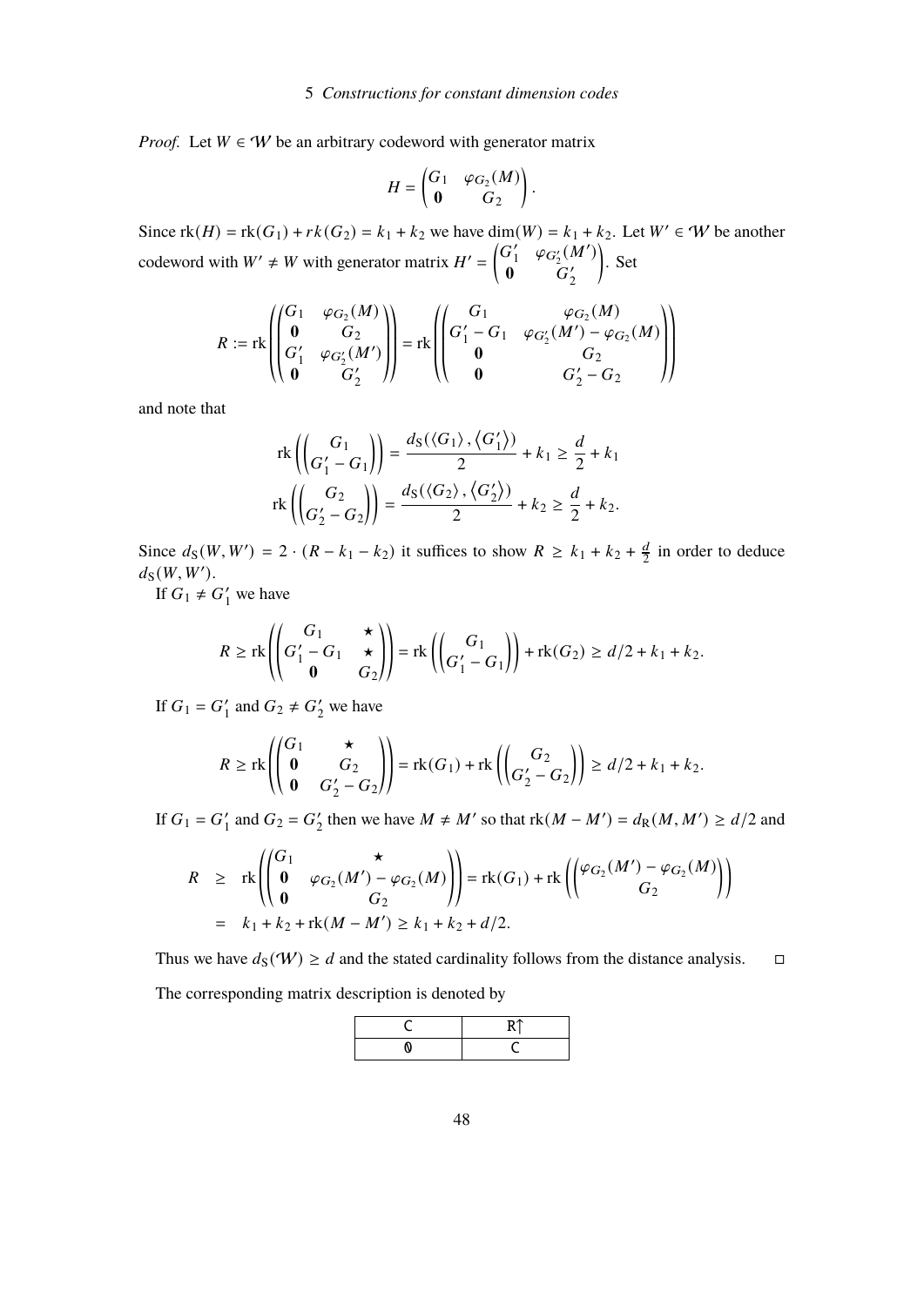*Proof.* Let $W \in \mathcal{W}$ be an arbitrary codeword with generator matrix

$$H = \begin{pmatrix} G_1 & \varphi_{G_2}(M) \\ \mathbf{0} & G_2 \end{pmatrix}.$$

Since $\text{rk}(H) = \text{rk}(G_1) + rk(G_2) = k_1 + k_2$ we have $\dim(W) = k_1 + k_2$. Let $W' \in \mathcal{W}$ be another codeword with $W' \neq W$ with generator matrix $H' = \begin{pmatrix} G_1' & \varphi_{G_2'}(M') \\ \mathbf{0} & G_2' \end{pmatrix}$. Set

$$R := \text{rk}\left(\begin{pmatrix} G_1 & \varphi_{G_2}(M) \\ \mathbf{0} & G_2 \\ G_1' & \varphi_{G_2'}(M') \\ \mathbf{0} & G_2' \end{pmatrix}\right) = \text{rk}\left(\begin{pmatrix} G_1 & \varphi_{G_2}(M) \\ G_1' - G_1 & \varphi_{G_2'}(M') - \varphi_{G_2}(M) \\ \mathbf{0} & G_2 \\ \mathbf{0} & G_2' - G_2 \end{pmatrix}\right)$$

and note that

$$\text{rk}\left(\begin{pmatrix} G_1 \\ G_1' - G_1 \end{pmatrix}\right) = \frac{d_S(\langle G_1 \rangle, \langle G_1' \rangle)}{2} + k_1 \geq \frac{d}{2} + k_1$$

$$\text{rk}\left(\begin{pmatrix} G_2 \\ G_2' - G_2 \end{pmatrix}\right) = \frac{d_S(\langle G_2 \rangle, \langle G_2' \rangle)}{2} + k_2 \geq \frac{d}{2} + k_2.$$

Since $d_S(W, W') = 2 \cdot (R - k_1 - k_2)$ it suffices to show $R \geq k_1 + k_2 + \frac{d}{2}$ in order to deduce $d_S(W, W')$.

If $G_1 \neq G_1'$ we have

$$R \geq \text{rk}\left(\begin{pmatrix} G_1 & \star \\ G_1' - G_1 & \star \\ \mathbf{0} & G_2 \end{pmatrix}\right) = \text{rk}\left(\begin{pmatrix} G_1 \\ G_1' - G_1 \end{pmatrix}\right) + \text{rk}(G_2) \geq d/2 + k_1 + k_2.$$

If $G_1 = G_1'$ and $G_2 \neq G_2'$ we have

$$R \geq \text{rk}\left(\begin{pmatrix} G_1 & \star \\ \mathbf{0} & G_2 \\ \mathbf{0} & G_2' - G_2 \end{pmatrix}\right) = \text{rk}(G_1) + \text{rk}\left(\begin{pmatrix} G_2 \\ G_2' - G_2 \end{pmatrix}\right) \geq d/2 + k_1 + k_2.$$

If $G_1 = G_1'$ and $G_2 = G_2'$ then we have $M \neq M'$ so that $\text{rk}(M - M') = d_R(M, M') \geq d/2$ and

$$\begin{aligned} R &\geq \text{rk}\left(\begin{pmatrix} G_1 & \star \\ \mathbf{0} & \varphi_{G_2}(M') - \varphi_{G_2}(M) \\ \mathbf{0} & G_2 \end{pmatrix}\right) = \text{rk}(G_1) + \text{rk}\left(\begin{pmatrix} \varphi_{G_2}(M') - \varphi_{G_2}(M) \\ G_2 \end{pmatrix}\right) \\ &= k_1 + k_2 + \text{rk}(M - M') \geq k_1 + k_2 + d/2. \end{aligned}$$

Thus we have $d_S(\mathcal{W}) \geq d$ and the stated cardinality follows from the distance analysis. □

The corresponding matrix description is denoted by

| C | R↑ |
|---|---|
| 0 | C |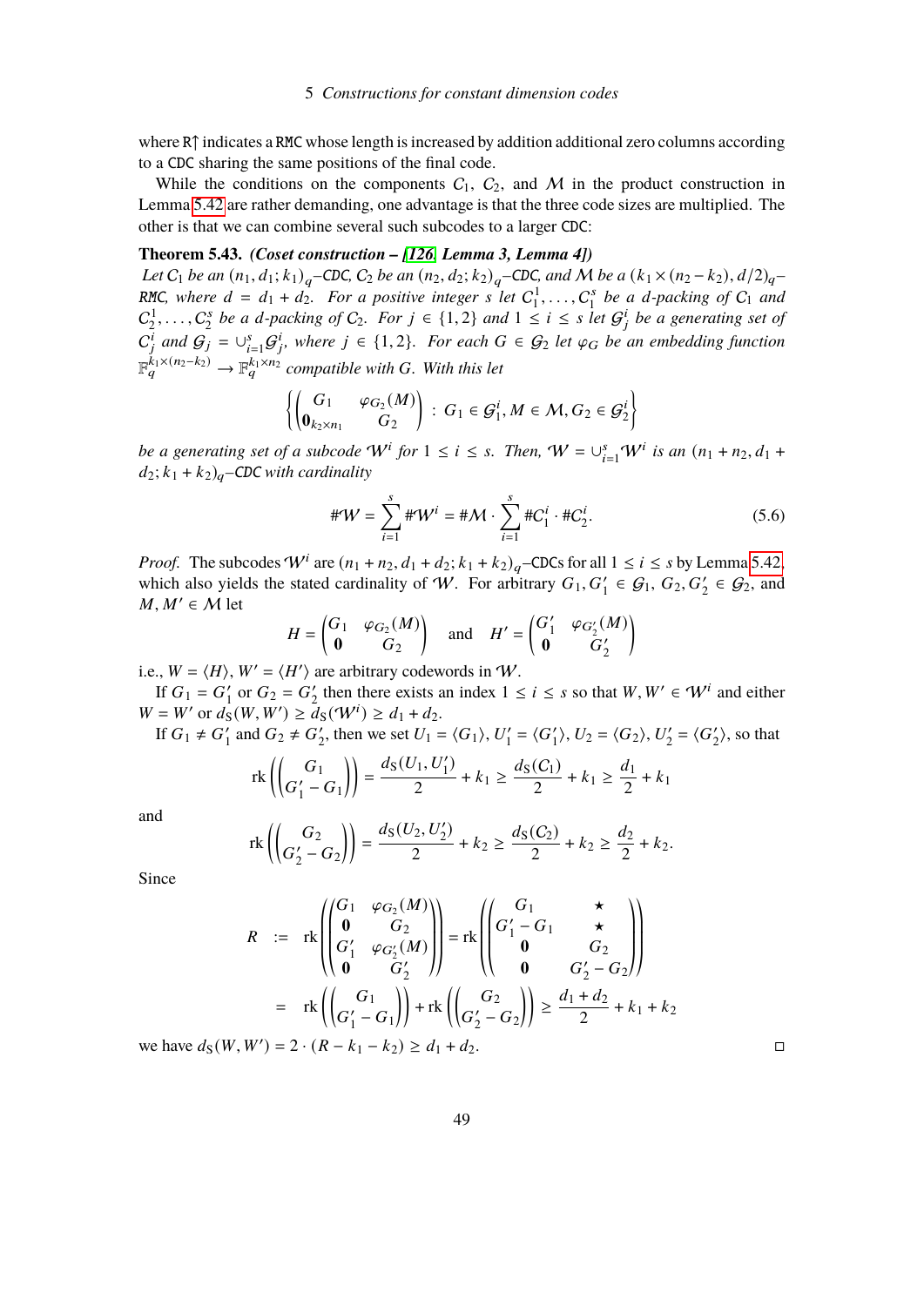where R↑ indicates a RMC whose length is increased by addition additional zero columns according to a CDC sharing the same positions of the final code.

While the conditions on the components $C_1$, $C_2$, and $\mathcal{M}$ in the product construction in Lemma 5.42 are rather demanding, one advantage is that the three code sizes are multiplied. The other is that we can combine several such subcodes to a larger CDC:

**Theorem 5.43.** ***(Coset construction – [126, Lemma 3, Lemma 4])***
*Let $C_1$ be an $(n_1, d_1; k_1)_q$–CDC, $C_2$ be an $(n_2, d_2; k_2)_q$–CDC, and $\mathcal{M}$ be a $(k_1 \times (n_2 - k_2), d/2)_q$–RMC, where $d = d_1 + d_2$. For a positive integer $s$ let $C_1^1, \ldots, C_1^s$ be a $d$-packing of $C_1$ and $C_2^1, \ldots, C_2^s$ be a $d$-packing of $C_2$. For $j \in \{1, 2\}$ and $1 \le i \le s$ let $\mathcal{G}_j^i$ be a generating set of $C_j^i$ and $\mathcal{G}_j = \cup_{i=1}^s \mathcal{G}_j^i$, where $j \in \{1, 2\}$. For each $G \in \mathcal{G}_2$ let $\varphi_G$ be an embedding function $\mathbb{F}_q^{k_1 \times (n_2 - k_2)} \to \mathbb{F}_q^{k_1 \times n_2}$ compatible with $G$. With this let*

$$\left\{ \begin{pmatrix} G_1 & \varphi_{G_2}(M) \\ \mathbf{0}_{k_2 \times n_1} & G_2 \end{pmatrix} : G_1 \in \mathcal{G}_1^i, M \in \mathcal{M}, G_2 \in \mathcal{G}_2^i \right\}$$

*be a generating set of a subcode $\mathcal{W}^i$ for $1 \le i \le s$. Then, $\mathcal{W} = \cup_{i=1}^s \mathcal{W}^i$ is an $(n_1 + n_2, d_1 + d_2; k_1 + k_2)_q$–CDC with cardinality*

$$\#\mathcal{W} = \sum_{i=1}^{s} \#\mathcal{W}^i = \#\mathcal{M} \cdot \sum_{i=1}^{s} \#C_1^i \cdot \#C_2^i. \tag{5.6}$$

*Proof.* The subcodes $\mathcal{W}^i$ are $(n_1 + n_2, d_1 + d_2; k_1 + k_2)_q$–CDCs for all $1 \le i \le s$ by Lemma 5.42, which also yields the stated cardinality of $\mathcal{W}$. For arbitrary $G_1, G_1' \in \mathcal{G}_1$, $G_2, G_2' \in \mathcal{G}_2$, and $M, M' \in \mathcal{M}$ let

$$H = \begin{pmatrix} G_1 & \varphi_{G_2}(M) \\ \mathbf{0} & G_2 \end{pmatrix} \quad \text{and} \quad H' = \begin{pmatrix} G_1' & \varphi_{G_2'}(M) \\ \mathbf{0} & G_2' \end{pmatrix}$$

i.e., $W = \langle H \rangle$, $W' = \langle H' \rangle$ are arbitrary codewords in $\mathcal{W}$.

If $G_1 = G_1'$ or $G_2 = G_2'$ then there exists an index $1 \le i \le s$ so that $W, W' \in \mathcal{W}^i$ and either $W = W'$ or $d_S(W, W') \ge d_S(\mathcal{W}^i) \ge d_1 + d_2$.

If $G_1 \ne G_1'$ and $G_2 \ne G_2'$, then we set $U_1 = \langle G_1 \rangle$, $U_1' = \langle G_1' \rangle$, $U_2 = \langle G_2 \rangle$, $U_2' = \langle G_2' \rangle$, so that

$$\operatorname{rk}\left(\begin{pmatrix} G_1 \\ G_1' - G_1 \end{pmatrix}\right) = \frac{d_S(U_1, U_1')}{2} + k_1 \ge \frac{d_S(C_1)}{2} + k_1 \ge \frac{d_1}{2} + k_1$$

and

$$\operatorname{rk}\left(\begin{pmatrix} G_2 \\ G_2' - G_2 \end{pmatrix}\right) = \frac{d_S(U_2, U_2')}{2} + k_2 \ge \frac{d_S(C_2)}{2} + k_2 \ge \frac{d_2}{2} + k_2.$$

Since

$$\begin{aligned} R &:= \operatorname{rk}\left(\begin{pmatrix} G_1 & \varphi_{G_2}(M) \\ \mathbf{0} & G_2 \\ G_1' & \varphi_{G_2'}(M) \\ \mathbf{0} & G_2' \end{pmatrix}\right) = \operatorname{rk}\left(\begin{pmatrix} G_1 & \star \\ G_1' - G_1 & \star \\ \mathbf{0} & G_2 \\ \mathbf{0} & G_2' - G_2 \end{pmatrix}\right) \\ &= \operatorname{rk}\left(\begin{pmatrix} G_1 \\ G_1' - G_1 \end{pmatrix}\right) + \operatorname{rk}\left(\begin{pmatrix} G_2 \\ G_2' - G_2 \end{pmatrix}\right) \ge \frac{d_1 + d_2}{2} + k_1 + k_2 \end{aligned}$$

we have $d_S(W, W') = 2 \cdot (R - k_1 - k_2) \ge d_1 + d_2$. □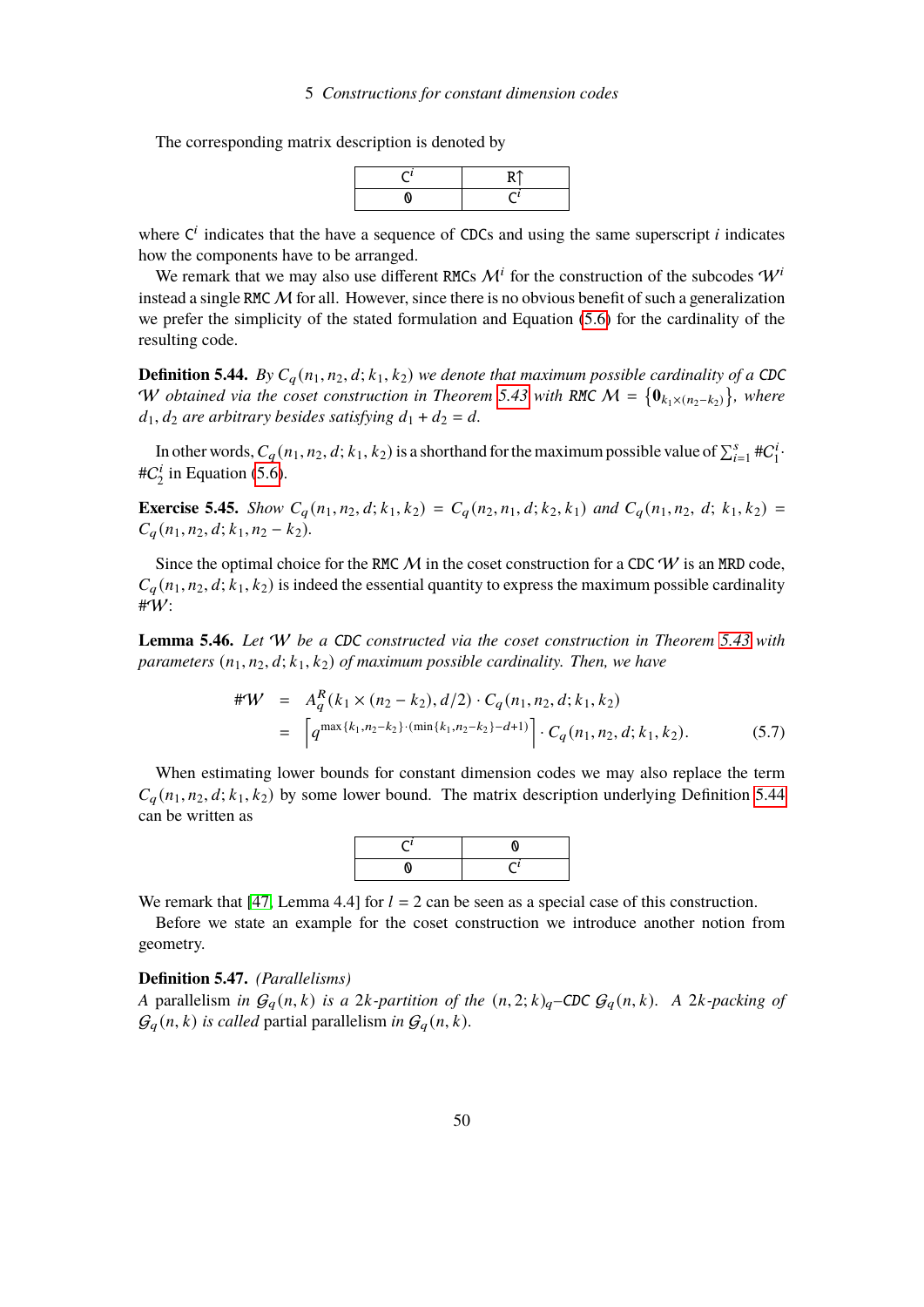The corresponding matrix description is denoted by

| $\mathtt{C}^i$ | $\mathtt{R}\uparrow$ |
|---|---|
| $\mathtt{0}$ | $\mathtt{C}^i$ |

where $\mathtt{C}^i$ indicates that the have a sequence of CDCs and using the same superscript $i$ indicates how the components have to be arranged.

We remark that we may also use different RMCs $\mathcal{M}^i$ for the construction of the subcodes $\mathcal{W}^i$ instead a single RMC $\mathcal{M}$ for all. However, since there is no obvious benefit of such a generalization we prefer the simplicity of the stated formulation and Equation (5.6) for the cardinality of the resulting code.

**Definition 5.44.** *By $C_q(n_1, n_2, d; k_1, k_2)$ we denote that maximum possible cardinality of a CDC $\mathcal{W}$ obtained via the coset construction in Theorem 5.43 with RMC $\mathcal{M} = \left\{\mathbf{0}_{k_1\times(n_2-k_2)}\right\}$, where $d_1, d_2$ are arbitrary besides satisfying $d_1 + d_2 = d$.*

In other words, $C_q(n_1, n_2, d; k_1, k_2)$ is a shorthand for the maximum possible value of $\sum_{i=1}^{s} \#C_1^i \cdot \#C_2^i$ in Equation (5.6).

**Exercise 5.45.** *Show $C_q(n_1, n_2, d; k_1, k_2) = C_q(n_2, n_1, d; k_2, k_1)$ and $C_q(n_1, n_2, d; k_1, k_2) = C_q(n_1, n_2, d; k_1, n_2 - k_2)$.*

Since the optimal choice for the RMC $\mathcal{M}$ in the coset construction for a CDC $\mathcal{W}$ is an MRD code, $C_q(n_1, n_2, d; k_1, k_2)$ is indeed the essential quantity to express the maximum possible cardinality $\#\mathcal{W}$:

**Lemma 5.46.** *Let $\mathcal{W}$ be a CDC constructed via the coset construction in Theorem 5.43 with parameters $(n_1, n_2, d; k_1, k_2)$ of maximum possible cardinality. Then, we have*

$$
\begin{aligned}
\#\mathcal{W} &= A_q^R(k_1 \times (n_2 - k_2), d/2) \cdot C_q(n_1, n_2, d; k_1, k_2) \\
&= \left\lceil q^{\max\{k_1, n_2-k_2\}\cdot(\min\{k_1, n_2-k_2\}-d+1)} \right\rceil \cdot C_q(n_1, n_2, d; k_1, k_2). \qquad (5.7)
\end{aligned}
$$

When estimating lower bounds for constant dimension codes we may also replace the term $C_q(n_1, n_2, d; k_1, k_2)$ by some lower bound. The matrix description underlying Definition 5.44 can be written as

| $\mathtt{C}^i$ | $\mathtt{0}$ |
|---|---|
| $\mathtt{0}$ | $\mathtt{C}^i$ |

We remark that [47, Lemma 4.4] for $l = 2$ can be seen as a special case of this construction.

Before we state an example for the coset construction we introduce another notion from geometry.

**Definition 5.47.** *(Parallelisms)*
*A* parallelism *in $\mathcal{G}_q(n, k)$ is a $2k$-partition of the $(n, 2; k)_q$–CDC $\mathcal{G}_q(n, k)$. A $2k$-packing of $\mathcal{G}_q(n, k)$ is called* partial parallelism *in $\mathcal{G}_q(n, k)$.*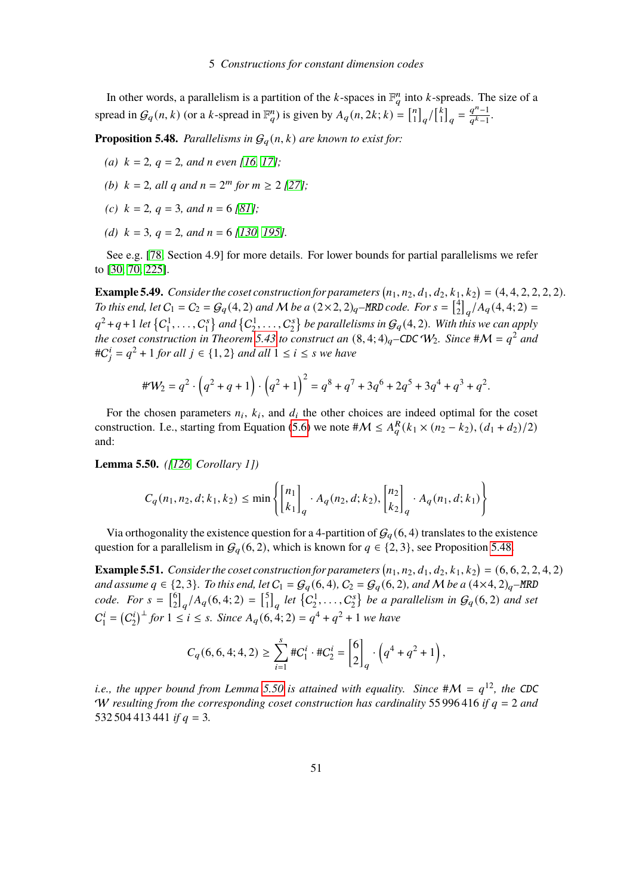In other words, a parallelism is a partition of the $k$-spaces in $\mathbb{F}_q^n$ into $k$-spreads. The size of a spread in $\mathcal{G}_q(n,k)$ (or a $k$-spread in $\mathbb{F}_q^n$) is given by $A_q(n,2k;k) = \begin{bmatrix} n \\ 1 \end{bmatrix}_q / \begin{bmatrix} k \\ 1 \end{bmatrix}_q = \frac{q^n-1}{q^k-1}$.

**Proposition 5.48.** *Parallelisms in $\mathcal{G}_q(n,k)$ are known to exist for:*

*(a) $k=2$, $q=2$, and $n$ even [16, 17];*

*(b) $k=2$, all $q$ and $n=2^m$ for $m \ge 2$ [27];*

*(c) $k=2$, $q=3$, and $n=6$ [81];*

*(d) $k=3$, $q=2$, and $n=6$ [130, 195].*

See e.g. [78, Section 4.9] for more details. For lower bounds for partial parallelisms we refer to [30, 70, 225].

**Example 5.49.** *Consider the coset construction for parameters $(n_1,n_2,d_1,d_2,k_1,k_2) = (4,4,2,2,2,2)$. To this end, let $\mathcal{C}_1 = \mathcal{C}_2 = \mathcal{G}_q(4,2)$ and $\mathcal{M}$ be a $(2\times 2,2)_q$–MRD code. For $s = \begin{bmatrix} 4 \\ 2 \end{bmatrix}_q / A_q(4,4;2) = q^2+q+1$ let $\{\mathcal{C}_1^1,\dots,\mathcal{C}_1^s\}$ and $\{\mathcal{C}_2^1,\dots,\mathcal{C}_2^s\}$ be parallelisms in $\mathcal{G}_q(4,2)$. With this we can apply the coset construction in Theorem 5.43 to construct an $(8,4;4)_q$–CDC $\mathcal{W}_2$. Since $\#\mathcal{M} = q^2$ and $\#\mathcal{C}_j^i = q^2+1$ for all $j \in \{1,2\}$ and all $1 \le i \le s$ we have*

$$\#\mathcal{W}_2 = q^2 \cdot \left(q^2+q+1\right) \cdot \left(q^2+1\right)^2 = q^8+q^7+3q^6+2q^5+3q^4+q^3+q^2.$$

For the chosen parameters $n_i$, $k_i$, and $d_i$ the other choices are indeed optimal for the coset construction. I.e., starting from Equation (5.6) we note $\#\mathcal{M} \le A_q^R(k_1 \times (n_2-k_2),(d_1+d_2)/2)$ and:

**Lemma 5.50.** *([126, Corollary 1])*

$$C_q(n_1,n_2,d;k_1,k_2) \le \min\left\{ \begin{bmatrix} n_1 \\ k_1 \end{bmatrix}_q \cdot A_q(n_2,d;k_2), \begin{bmatrix} n_2 \\ k_2 \end{bmatrix}_q \cdot A_q(n_1,d;k_1) \right\}$$

Via orthogonality the existence question for a 4-partition of $\mathcal{G}_q(6,4)$ translates to the existence question for a parallelism in $\mathcal{G}_q(6,2)$, which is known for $q \in \{2,3\}$, see Proposition 5.48.

**Example 5.51.** *Consider the coset construction for parameters $(n_1,n_2,d_1,d_2,k_1,k_2) = (6,6,2,2,4,2)$ and assume $q \in \{2,3\}$. To this end, let $\mathcal{C}_1 = \mathcal{G}_q(6,4)$, $\mathcal{C}_2 = \mathcal{G}_q(6,2)$, and $\mathcal{M}$ be a $(4\times 4,2)_q$–MRD code. For $s = \begin{bmatrix} 6 \\ 2 \end{bmatrix}_q / A_q(6,4;2) = \begin{bmatrix} 5 \\ 1 \end{bmatrix}_q$ let $\{\mathcal{C}_2^1,\dots,\mathcal{C}_2^s\}$ be a parallelism in $\mathcal{G}_q(6,2)$ and set $\mathcal{C}_1^i = \left(\mathcal{C}_2^i\right)^\perp$ for $1 \le i \le s$. Since $A_q(6,4;2) = q^4+q^2+1$ we have*

$$C_q(6,6,4;4,2) \ge \sum_{i=1}^{s} \#\mathcal{C}_1^i \cdot \#\mathcal{C}_2^i = \begin{bmatrix} 6 \\ 2 \end{bmatrix}_q \cdot \left(q^4+q^2+1\right),$$

*i.e., the upper bound from Lemma 5.50 is attained with equality. Since $\#\mathcal{M} = q^{12}$, the CDC $\mathcal{W}$ resulting from the corresponding coset construction has cardinality 55 996 416 if $q=2$ and 532 504 413 441 if $q=3$.*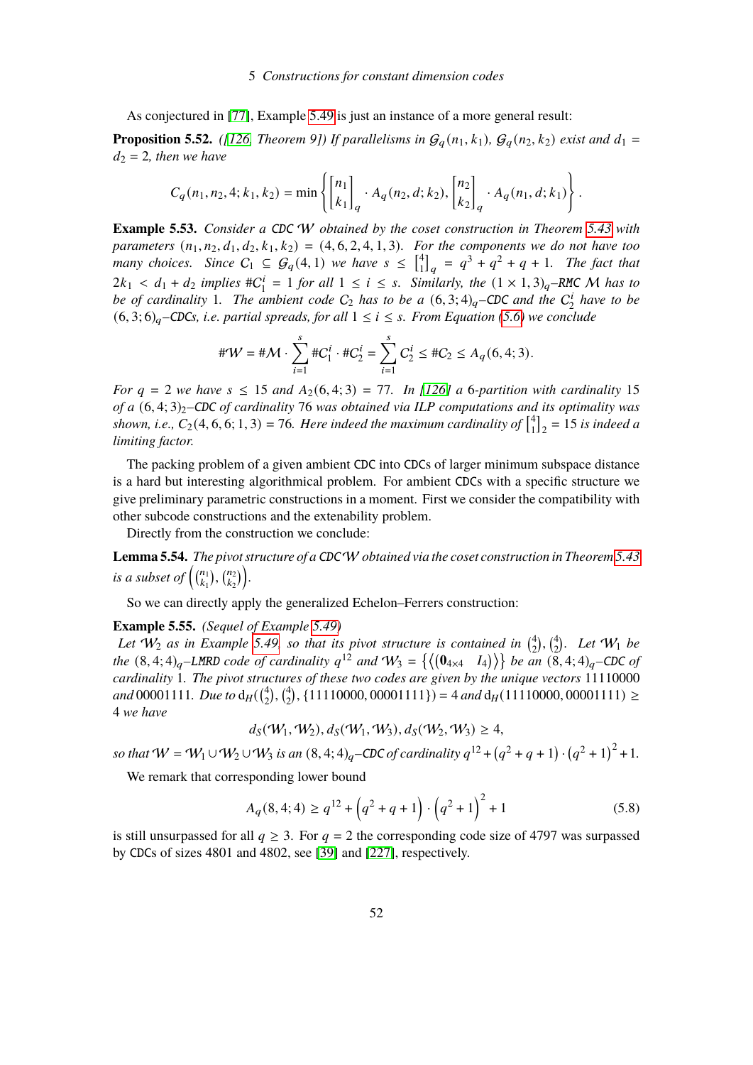As conjectured in [77], Example 5.49 is just an instance of a more general result:

**Proposition 5.52.** *([126, Theorem 9]) If parallelisms in $\mathcal{G}_q(n_1, k_1)$, $\mathcal{G}_q(n_2, k_2)$ exist and $d_1 = d_2 = 2$, then we have*

$$C_q(n_1, n_2, 4; k_1, k_2) = \min\left\{ \begin{bmatrix} n_1 \\ k_1 \end{bmatrix}_q \cdot A_q(n_2, d; k_2), \begin{bmatrix} n_2 \\ k_2 \end{bmatrix}_q \cdot A_q(n_1, d; k_1) \right\}.$$

**Example 5.53.** *Consider a* CDC $\mathcal{W}$ *obtained by the coset construction in Theorem 5.43 with parameters $(n_1, n_2, d_1, d_2, k_1, k_2) = (4, 6, 2, 4, 1, 3)$. For the components we do not have too many choices. Since $C_1 \subseteq \mathcal{G}_q(4, 1)$ we have $s \le \begin{bmatrix} 4 \\ 1 \end{bmatrix}_q = q^3 + q^2 + q + 1$. The fact that $2k_1 < d_1 + d_2$ implies $\# C_1^i = 1$ for all $1 \le i \le s$. Similarly, the $(1 \times 1, 3)_q$–*RMC $\mathcal{M}$ *has to be of cardinality* 1. *The ambient code $C_2$ has to be a $(6, 3; 4)_q$–*CDC *and the $C_2^i$ have to be $(6, 3; 6)_q$–*CDCs, *i.e. partial spreads, for all $1 \le i \le s$. From Equation (5.6) we conclude*

$$\#\mathcal{W} = \#\mathcal{M} \cdot \sum_{i=1}^{s} \# C_1^i \cdot \# C_2^i = \sum_{i=1}^{s} C_2^i \le \# C_2 \le A_q(6, 4; 3).$$

*For $q = 2$ we have $s \le 15$ and $A_2(6, 4; 3) = 77$. In [126] a* 6*-partition with cardinality* 15 *of a $(6, 4; 3)_2$–*CDC *of cardinality* 76 *was obtained via ILP computations and its optimality was shown, i.e., $C_2(4, 6, 6; 1, 3) = 76$. Here indeed the maximum cardinality of $\begin{bmatrix} 4 \\ 1 \end{bmatrix}_2 = 15$ is indeed a limiting factor.*

The packing problem of a given ambient CDC into CDCs of larger minimum subspace distance is a hard but interesting algorithmical problem. For ambient CDCs with a specific structure we give preliminary parametric constructions in a moment. First we consider the compatibility with other subcode constructions and the extenability problem.

Directly from the construction we conclude:

**Lemma 5.54.** *The pivot structure of a* CDC $\mathcal{W}$ *obtained via the coset construction in Theorem 5.43 is a subset of $\left(\binom{n_1}{k_1}, \binom{n_2}{k_2}\right)$.*

So we can directly apply the generalized Echelon–Ferrers construction:

**Example 5.55.** *(Sequel of Example 5.49)*
*Let $\mathcal{W}_2$ as in Example 5.49 so that its pivot structure is contained in $\binom{4}{2}, \binom{4}{2}$. Let $\mathcal{W}_1$ be the $(8, 4; 4)_q$–*LMRD *code of cardinality $q^{12}$ and $\mathcal{W}_3 = \left\{ \left\langle \begin{pmatrix} \mathbf{0}_{4\times 4} & I_4 \end{pmatrix} \right\rangle \right\}$ be an $(8, 4; 4)_q$–*CDC *of cardinality* 1. *The pivot structures of these two codes are given by the unique vectors* 11110000 *and* 00001111. *Due to $\mathrm{d}_H(\binom{4}{2}, \binom{4}{2}, \{11110000, 00001111\}) = 4$ and $\mathrm{d}_H(11110000, 00001111) \ge 4$ we have*

$$d_S(\mathcal{W}_1, \mathcal{W}_2), d_S(\mathcal{W}_1, \mathcal{W}_3), d_S(\mathcal{W}_2, \mathcal{W}_3) \ge 4,$$

*so that $\mathcal{W} = \mathcal{W}_1 \cup \mathcal{W}_2 \cup \mathcal{W}_3$ is an $(8, 4; 4)_q$–*CDC *of cardinality $q^{12} + (q^2 + q + 1) \cdot (q^2 + 1)^2 + 1$.*

We remark that corresponding lower bound

$$A_q(8, 4; 4) \ge q^{12} + \left(q^2 + q + 1\right) \cdot \left(q^2 + 1\right)^2 + 1 \tag{5.8}$$

is still unsurpassed for all $q \ge 3$. For $q = 2$ the corresponding code size of 4797 was surpassed by CDCs of sizes 4801 and 4802, see [39] and [227], respectively.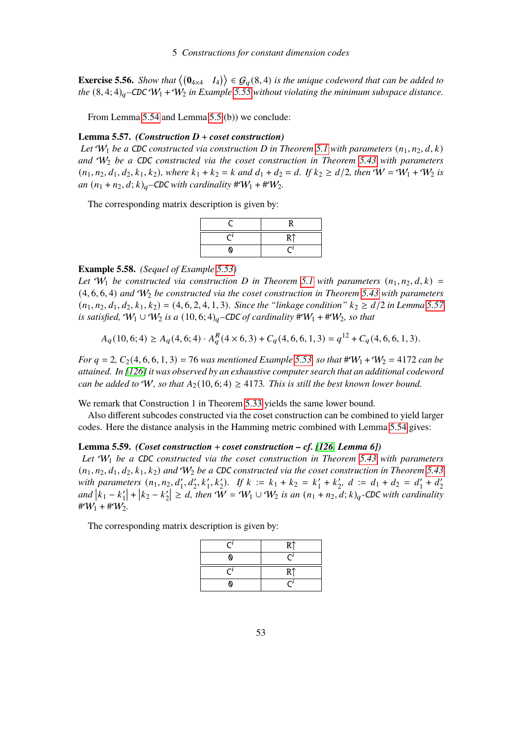**Exercise 5.56.** *Show that $\langle (\mathbf{0}_{4\times 4} \quad I_4) \rangle \in \mathcal{G}_q(8,4)$ is the unique codeword that can be added to the $(8,4;4)_q$–CDC $\mathcal{W}_1 + \mathcal{W}_2$ in Example 5.55 without violating the minimum subspace distance.*

From Lemma 5.54 and Lemma 5.5 (b)) we conclude:

**Lemma 5.57.** ***(Construction D + coset construction)***
*Let $\mathcal{W}_1$ be a CDC constructed via construction D in Theorem 5.1 with parameters $(n_1, n_2, d, k)$ and $\mathcal{W}_2$ be a CDC constructed via the coset construction in Theorem 5.43 with parameters $(n_1, n_2, d_1, d_2, k_1, k_2)$, where $k_1 + k_2 = k$ and $d_1 + d_2 = d$. If $k_2 \geq d/2$, then $\mathcal{W} = \mathcal{W}_1 + \mathcal{W}_2$ is an $(n_1 + n_2, d; k)_q$–CDC with cardinality $\#\mathcal{W}_1 + \#\mathcal{W}_2$.*

The corresponding matrix description is given by:

| C | R |
|---|---|
| $\mathsf{C}^i$ | $\mathsf{R}\uparrow$ |
| $\mathbf{0}$ | $\mathsf{C}^i$ |

**Example 5.58.** *(Sequel of Example 5.53)*
*Let $\mathcal{W}_1$ be constructed via construction D in Theorem 5.1 with parameters $(n_1, n_2, d, k) = (4, 6, 6, 4)$ and $\mathcal{W}_2$ be constructed via the coset construction in Theorem 5.43 with parameters $(n_1, n_2, d_1, d_2, k_1, k_2) = (4, 6, 2, 4, 1, 3)$. Since the "linkage condition" $k_2 \geq d/2$ in Lemma 5.57 is satisfied, $\mathcal{W}_1 \cup \mathcal{W}_2$ is a $(10, 6; 4)_q$–CDC of cardinality $\#\mathcal{W}_1 + \#\mathcal{W}_2$, so that*

$$A_q(10, 6; 4) \geq A_q(4, 6; 4) \cdot A_q^R(4 \times 6, 3) + C_q(4, 6, 6, 1, 3) = q^{12} + C_q(4, 6, 6, 1, 3).$$

*For $q = 2$, $C_2(4, 6, 6, 1, 3) = 76$ was mentioned Example 5.53, so that $\#\mathcal{W}_1 + \mathcal{W}_2 = 4172$ can be attained. In [126] it was observed by an exhaustive computer search that an additional codeword can be added to $\mathcal{W}$, so that $A_2(10, 6; 4) \geq 4173$. This is still the best known lower bound.*

We remark that Construction 1 in Theorem 5.33 yields the same lower bound.

Also different subcodes constructed via the coset construction can be combined to yield larger codes. Here the distance analysis in the Hamming metric combined with Lemma 5.54 gives:

**Lemma 5.59.** ***(Coset construction + coset construction – cf. [126, Lemma 6])***
*Let $\mathcal{W}_1$ be a CDC constructed via the coset construction in Theorem 5.43 with parameters $(n_1, n_2, d_1, d_2, k_1, k_2)$ and $\mathcal{W}_2$ be a CDC constructed via the coset construction in Theorem 5.43 with parameters $(n_1, n_2, d_1', d_2', k_1', k_2')$. If $k := k_1 + k_2 = k_1' + k_2'$, $d := d_1 + d_2 = d_1' + d_2'$ and $|k_1 - k_1'| + |k_2 - k_2'| \geq d$, then $\mathcal{W} = \mathcal{W}_1 \cup \mathcal{W}_2$ is an $(n_1 + n_2, d; k)_q$-CDC with cardinality $\#\mathcal{W}_1 + \#\mathcal{W}_2$.*

The corresponding matrix description is given by:

| $\mathsf{C}^i$ | $\mathsf{R}\uparrow$ |
|---|---|
| $\mathbf{0}$ | $\mathsf{C}^i$ |
| $\mathsf{C}^i$ | $\mathsf{R}\uparrow$ |
| $\mathbf{0}$ | $\mathsf{C}^i$ |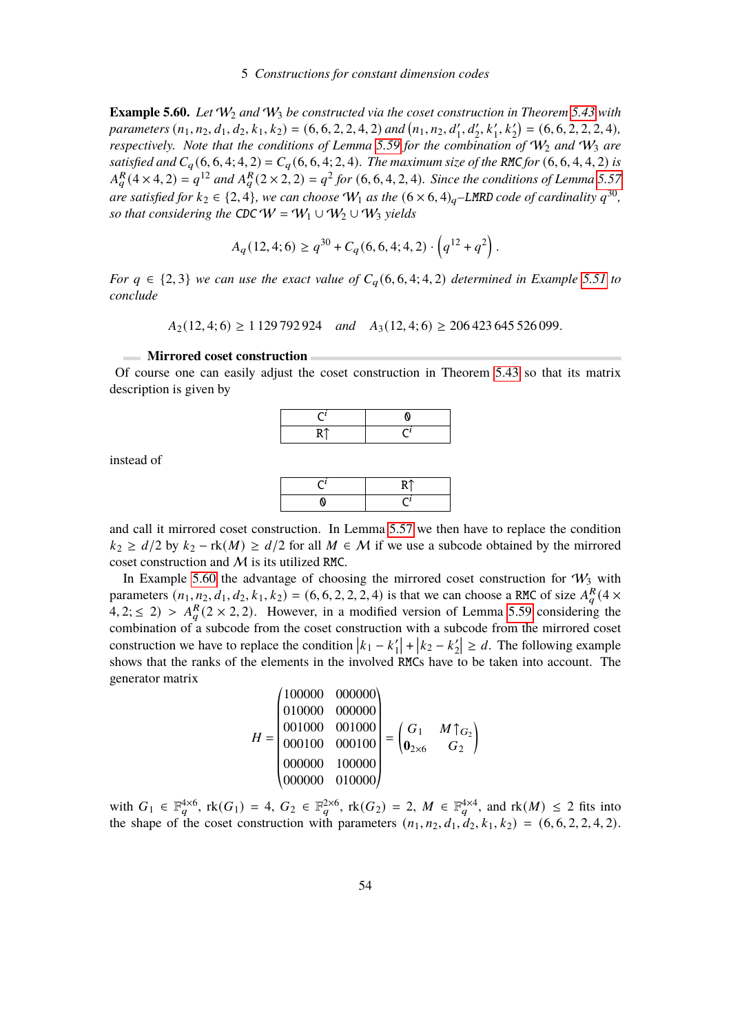**Example 5.60.** *Let $\mathcal{W}_2$ and $\mathcal{W}_3$ be constructed via the coset construction in Theorem 5.43 with parameters $(n_1, n_2, d_1, d_2, k_1, k_2) = (6, 6, 2, 2, 4, 2)$ and $(n_1, n_2, d_1', d_2', k_1', k_2') = (6, 6, 2, 2, 2, 4)$, respectively. Note that the conditions of Lemma 5.59 for the combination of $\mathcal{W}_2$ and $\mathcal{W}_3$ are satisfied and $C_q(6, 6, 4; 4, 2) = C_q(6, 6, 4; 2, 4)$. The maximum size of the* RMC *for $(6, 6, 4, 4, 2)$ is $A_q^R(4 \times 4, 2) = q^{12}$ and $A_q^R(2 \times 2, 2) = q^2$ for $(6, 6, 4, 2, 4)$. Since the conditions of Lemma 5.57 are satisfied for $k_2 \in \{2, 4\}$, we can choose $\mathcal{W}_1$ as the $(6 \times 6, 4)_q$–*LMRD *code of cardinality $q^{30}$, so that considering the* CDC *$\mathcal{W} = \mathcal{W}_1 \cup \mathcal{W}_2 \cup \mathcal{W}_3$ yields*

$$A_q(12, 4; 6) \geq q^{30} + C_q(6, 6, 4; 4, 2) \cdot \left(q^{12} + q^2\right).$$

*For $q \in \{2, 3\}$ we can use the exact value of $C_q(6, 6, 4; 4, 2)$ determined in Example 5.51 to conclude*

$$A_2(12, 4; 6) \geq 1\,129\,792\,924 \quad \text{and} \quad A_3(12, 4; 6) \geq 206\,423\,645\,526\,099.$$

**Mirrored coset construction**

Of course one can easily adjust the coset construction in Theorem 5.43 so that its matrix description is given by

| $\mathtt{C}^i$ | $\mathtt{0}$ |
|---|---|
| $\mathtt{R}\!\uparrow$ | $\mathtt{C}^i$ |

instead of

| $\mathtt{C}^i$ | $\mathtt{R}\!\uparrow$ |
|---|---|
| $\mathtt{0}$ | $\mathtt{C}^i$ |

and call it mirrored coset construction. In Lemma 5.57 we then have to replace the condition $k_2 \geq d/2$ by $k_2 - \operatorname{rk}(M) \geq d/2$ for all $M \in \mathcal{M}$ if we use a subcode obtained by the mirrored coset construction and $\mathcal{M}$ is its utilized RMC.

In Example 5.60 the advantage of choosing the mirrored coset construction for $\mathcal{W}_3$ with parameters $(n_1, n_2, d_1, d_2, k_1, k_2) = (6, 6, 2, 2, 2, 4)$ is that we can choose a RMC of size $A_q^R(4 \times 4, 2; \leq 2) > A_q^R(2 \times 2, 2)$. However, in a modified version of Lemma 5.59 considering the combination of a subcode from the coset construction with a subcode from the mirrored coset construction we have to replace the condition $|k_1 - k_1'| + |k_2 - k_2'| \geq d$. The following example shows that the ranks of the elements in the involved RMCs have to be taken into account. The generator matrix

$$H = \begin{pmatrix} 100000 & 000000 \\ 010000 & 000000 \\ 001000 & 001000 \\ 000100 & 000100 \\ 000000 & 100000 \\ 000000 & 010000 \end{pmatrix} = \begin{pmatrix} G_1 & M\!\uparrow_{G_2} \\ \mathbf{0}_{2\times 6} & G_2 \end{pmatrix}$$

with $G_1 \in \mathbb{F}_q^{4\times 6}$, $\operatorname{rk}(G_1) = 4$, $G_2 \in \mathbb{F}_q^{2\times 6}$, $\operatorname{rk}(G_2) = 2$, $M \in \mathbb{F}_q^{4\times 4}$, and $\operatorname{rk}(M) \leq 2$ fits into the shape of the coset construction with parameters $(n_1, n_2, d_1, d_2, k_1, k_2) = (6, 6, 2, 2, 4, 2)$.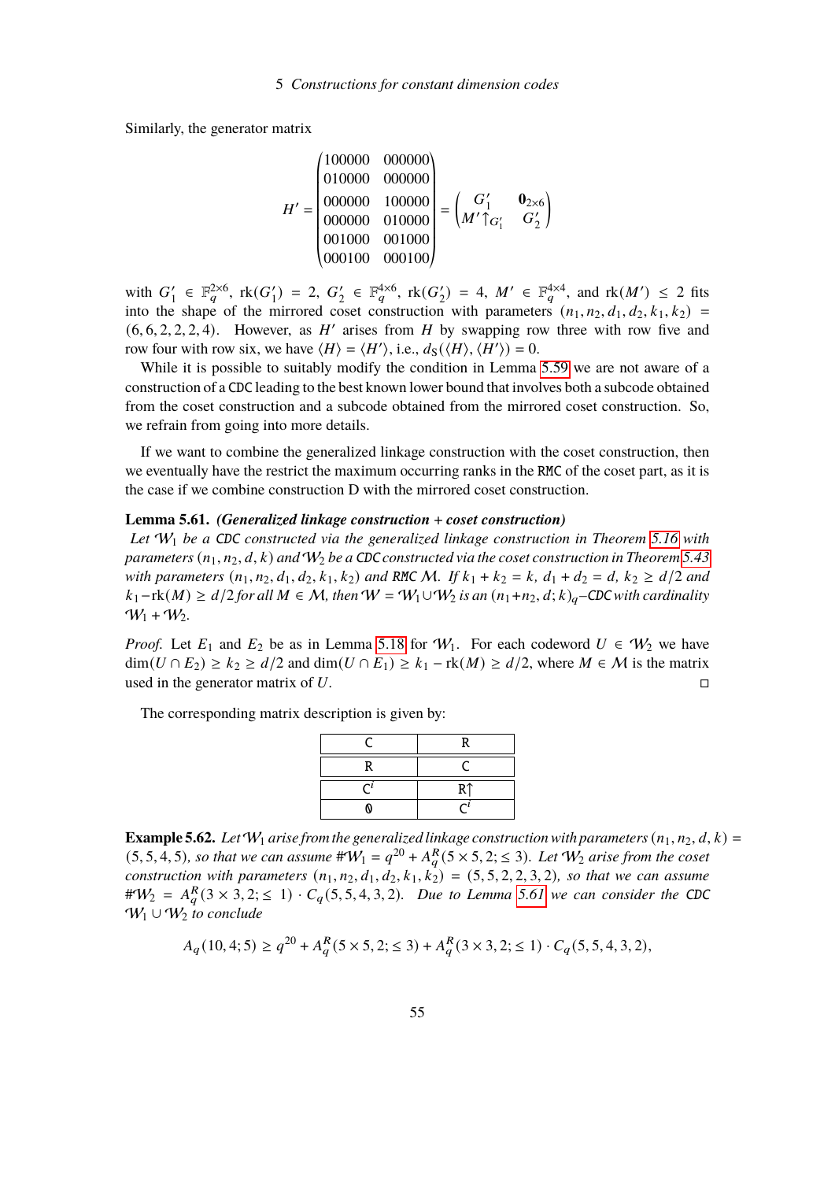Similarly, the generator matrix

$$H' = \begin{pmatrix} 100000 & 000000 \\ 010000 & 000000 \\ 000000 & 100000 \\ 000000 & 010000 \\ 001000 & 001000 \\ 000100 & 000100 \end{pmatrix} = \begin{pmatrix} G_1' & \mathbf{0}_{2\times 6} \\ M'\!\uparrow_{G_1'} & G_2' \end{pmatrix}$$

with $G_1' \in \mathbb{F}_q^{2\times 6}$, $\operatorname{rk}(G_1') = 2$, $G_2' \in \mathbb{F}_q^{4\times 6}$, $\operatorname{rk}(G_2') = 4$, $M' \in \mathbb{F}_q^{4\times 4}$, and $\operatorname{rk}(M') \leq 2$ fits into the shape of the mirrored coset construction with parameters $(n_1, n_2, d_1, d_2, k_1, k_2) = (6, 6, 2, 2, 2, 4)$. However, as $H'$ arises from $H$ by swapping row three with row five and row four with row six, we have $\langle H \rangle = \langle H' \rangle$, i.e., $d_S(\langle H \rangle, \langle H' \rangle) = 0$.

While it is possible to suitably modify the condition in Lemma 5.59 we are not aware of a construction of a CDC leading to the best known lower bound that involves both a subcode obtained from the coset construction and a subcode obtained from the mirrored coset construction. So, we refrain from going into more details.

If we want to combine the generalized linkage construction with the coset construction, then we eventually have the restrict the maximum occurring ranks in the RMC of the coset part, as it is the case if we combine construction D with the mirrored coset construction.

**Lemma 5.61.** ***(Generalized linkage construction + coset construction)***
*Let $\mathcal{W}_1$ be a CDC constructed via the generalized linkage construction in Theorem 5.16 with parameters $(n_1, n_2, d, k)$ and $\mathcal{W}_2$ be a CDC constructed via the coset construction in Theorem 5.43 with parameters $(n_1, n_2, d_1, d_2, k_1, k_2)$ and RMC $\mathcal{M}$. If $k_1 + k_2 = k$, $d_1 + d_2 = d$, $k_2 \geq d/2$ and $k_1 - \operatorname{rk}(M) \geq d/2$ for all $M \in \mathcal{M}$, then $\mathcal{W} = \mathcal{W}_1 \cup \mathcal{W}_2$ is an $(n_1+n_2, d; k)_q$–CDC with cardinality $\mathcal{W}_1 + \mathcal{W}_2$.*

*Proof.* Let $E_1$ and $E_2$ be as in Lemma 5.18 for $\mathcal{W}_1$. For each codeword $U \in \mathcal{W}_2$ we have $\dim(U \cap E_2) \geq k_2 \geq d/2$ and $\dim(U \cap E_1) \geq k_1 - \operatorname{rk}(M) \geq d/2$, where $M \in \mathcal{M}$ is the matrix used in the generator matrix of $U$. □

The corresponding matrix description is given by:

| C | R |
|---|---|
| R | C |
| $\mathsf{C}^i$ | R↑ |
| 0 | $\mathsf{C}^i$ |

**Example 5.62.** *Let $\mathcal{W}_1$ arise from the generalized linkage construction with parameters $(n_1, n_2, d, k) = (5, 5, 4, 5)$, so that we can assume $\#\mathcal{W}_1 = q^{20} + A_q^R(5 \times 5, 2; \leq 3)$. Let $\mathcal{W}_2$ arise from the coset construction with parameters $(n_1, n_2, d_1, d_2, k_1, k_2) = (5, 5, 2, 2, 3, 2)$, so that we can assume $\#\mathcal{W}_2 = A_q^R(3 \times 3, 2; \leq 1) \cdot C_q(5, 5, 4, 3, 2)$. Due to Lemma 5.61 we can consider the CDC $\mathcal{W}_1 \cup \mathcal{W}_2$ to conclude*

$$A_q(10, 4; 5) \geq q^{20} + A_q^R(5 \times 5, 2; \leq 3) + A_q^R(3 \times 3, 2; \leq 1) \cdot C_q(5, 5, 4, 3, 2),$$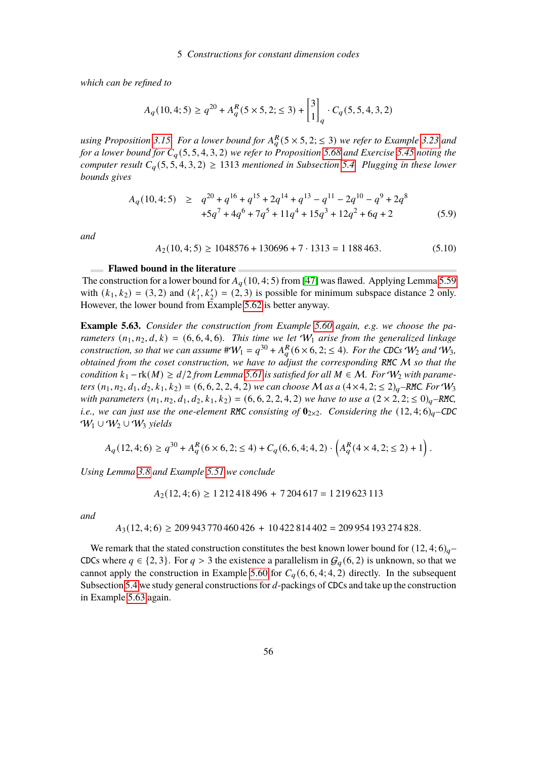*which can be refined to*

$$A_q(10,4;5) \ge q^{20} + A_q^R(5\times 5,2;\le 3) + \begin{bmatrix}3\\1\end{bmatrix}_q \cdot C_q(5,5,4,3,2)$$

*using Proposition 3.15. For a lower bound for $A_q^R(5\times 5,2;\le 3)$ we refer to Example 3.23 and for a lower bound for $C_q(5,5,4,3,2)$ we refer to Proposition 5.68 and Exercise 5.45 noting the computer result $C_q(5,5,4,3,2) \ge 1313$ mentioned in Subsection 5.4. Plugging in these lower bounds gives*

$$\begin{aligned} A_q(10,4;5) \ \ge\ & q^{20}+q^{16}+q^{15}+2q^{14}+q^{13}-q^{11}-2q^{10}-q^{9}+2q^{8} \\ & +5q^{7}+4q^{6}+7q^{5}+11q^{4}+15q^{3}+12q^{2}+6q+2 \end{aligned} \tag{5.9}$$

*and*

$$A_2(10,4;5) \ge 1048576 + 130696 + 7\cdot 1313 = 1\,188\,463. \tag{5.10}$$

**Flawed bound in the literature**

The construction for a lower bound for $A_q(10,4;5)$ from [47] was flawed. Applying Lemma 5.59 with $(k_1,k_2) = (3,2)$ and $(k_1',k_2') = (2,3)$ is possible for minimum subspace distance 2 only. However, the lower bound from Example 5.62 is better anyway.

**Example 5.63.** *Consider the construction from Example 5.60 again, e.g. we choose the parameters $(n_1,n_2,d,k) = (6,6,4,6)$. This time we let $\mathcal{W}_1$ arise from the generalized linkage construction, so that we can assume $\#\mathcal{W}_1 = q^{30} + A_q^R(6\times 6,2;\le 4)$. For the CDCs $\mathcal{W}_2$ and $\mathcal{W}_3$, obtained from the coset construction, we have to adjust the corresponding RMC $\mathcal{M}$ so that the condition $k_1 - \operatorname{rk}(M) \ge d/2$ from Lemma 5.61 is satisfied for all $M\in\mathcal{M}$. For $\mathcal{W}_2$ with parameters $(n_1,n_2,d_1,d_2,k_1,k_2) = (6,6,2,2,4,2)$ we can choose $\mathcal{M}$ as a $(4\times 4,2;\le 2)_q$–RMC. For $\mathcal{W}_3$ with parameters $(n_1,n_2,d_1,d_2,k_1,k_2) = (6,6,2,2,4,2)$ we have to use a $(2\times 2,2;\le 0)_q$–RMC, i.e., we can just use the one-element RMC consisting of $\mathbf{0}_{2\times 2}$. Considering the $(12,4;6)_q$–CDC $\mathcal{W}_1\cup\mathcal{W}_2\cup\mathcal{W}_3$ yields*

$$A_q(12,4;6) \ge q^{30} + A_q^R(6\times 6,2;\le 4) + C_q(6,6,4;4,2)\cdot\left(A_q^R(4\times 4,2;\le 2)+1\right).$$

*Using Lemma 3.8 and Example 5.51 we conclude*

$$A_2(12,4;6) \ge 1\,212\,418\,496 \ +\ 7\,204\,617 = 1\,219\,623\,113$$

*and*

$$A_3(12,4;6) \ge 209\,943\,770\,460\,426 \ +\ 10\,422\,814\,402 = 209\,954\,193\,274\,828.$$

We remark that the stated construction constitutes the best known lower bound for $(12,4;6)_q$–CDCs where $q\in\{2,3\}$. For $q>3$ the existence a parallelism in $\mathcal{G}_q(6,2)$ is unknown, so that we cannot apply the construction in Example 5.60 for $C_q(6,6,4;4,2)$ directly. In the subsequent Subsection 5.4 we study general constructions for $d$-packings of CDCs and take up the construction in Example 5.63 again.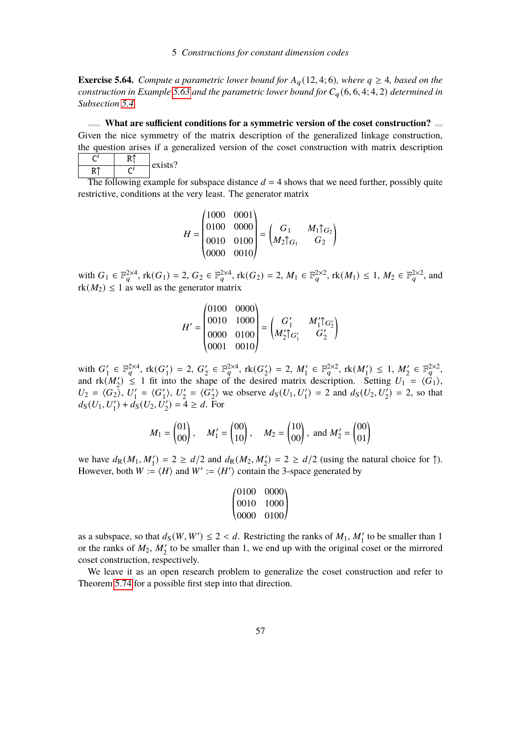**Exercise 5.64.** *Compute a parametric lower bound for $A_q(12,4;6)$, where $q \ge 4$, based on the construction in Example 5.63 and the parametric lower bound for $C_q(6,6,4;4,2)$ determined in Subsection 5.4.*

**What are sufficient conditions for a symmetric version of the coset construction?**
Given the nice symmetry of the matrix description of the generalized linkage construction, the question arises if a generalized version of the coset construction with matrix description

| $\mathsf{C}^i$ | $\mathsf{R}\uparrow$ |
|---|---|
| $\mathsf{R}\uparrow$ | $\mathsf{C}^i$ |

exists?

The following example for subspace distance $d = 4$ shows that we need further, possibly quite restrictive, conditions at the very least. The generator matrix

$$H = \begin{pmatrix} 1000 & 0001 \\ 0100 & 0000 \\ 0010 & 0100 \\ 0000 & 0010 \end{pmatrix} = \begin{pmatrix} G_1 & M_1 \uparrow_{G_2} \\ M_2 \uparrow_{G_1} & G_2 \end{pmatrix}$$

with $G_1 \in \mathbb{F}_q^{2\times 4}$, $\operatorname{rk}(G_1) = 2$, $G_2 \in \mathbb{F}_q^{2\times 4}$, $\operatorname{rk}(G_2) = 2$, $M_1 \in \mathbb{F}_q^{2\times 2}$, $\operatorname{rk}(M_1) \le 1$, $M_2 \in \mathbb{F}_q^{2\times 2}$, and $\operatorname{rk}(M_2) \le 1$ as well as the generator matrix

$$H' = \begin{pmatrix} 0100 & 0000 \\ 0010 & 1000 \\ 0000 & 0100 \\ 0001 & 0010 \end{pmatrix} = \begin{pmatrix} G'_1 & M'_1 \uparrow_{G'_2} \\ M'_2 \uparrow_{G'_1} & G'_2 \end{pmatrix}$$

with $G'_1 \in \mathbb{F}_q^{2\times 4}$, $\operatorname{rk}(G'_1) = 2$, $G'_2 \in \mathbb{F}_q^{2\times 4}$, $\operatorname{rk}(G'_2) = 2$, $M'_1 \in \mathbb{F}_q^{2\times 2}$, $\operatorname{rk}(M'_1) \le 1$, $M'_2 \in \mathbb{F}_q^{2\times 2}$, and $\operatorname{rk}(M'_2) \le 1$ fit into the shape of the desired matrix description. Setting $U_1 = \langle G_1 \rangle$, $U_2 = \langle G_2 \rangle$, $U'_1 = \langle G'_1 \rangle$, $U'_2 = \langle G'_2 \rangle$ we observe $d_S(U_1, U'_1) = 2$ and $d_S(U_2, U'_2) = 2$, so that $d_S(U_1, U'_1) + d_S(U_2, U'_2) = 4 \ge d$. For

$$M_1 = \begin{pmatrix} 01 \\ 00 \end{pmatrix}, \quad M'_1 = \begin{pmatrix} 00 \\ 10 \end{pmatrix}, \quad M_2 = \begin{pmatrix} 10 \\ 00 \end{pmatrix}, \text{ and } M'_2 = \begin{pmatrix} 00 \\ 01 \end{pmatrix}$$

we have $d_R(M_1, M'_1) = 2 \ge d/2$ and $d_R(M_2, M'_2) = 2 \ge d/2$ (using the natural choice for $\uparrow$). However, both $W := \langle H \rangle$ and $W' := \langle H' \rangle$ contain the 3-space generated by

$$\begin{pmatrix} 0100 & 0000 \\ 0010 & 1000 \\ 0000 & 0100 \end{pmatrix}$$

as a subspace, so that $d_S(W, W') \le 2 < d$. Restricting the ranks of $M_1$, $M'_1$ to be smaller than 1 or the ranks of $M_2$, $M'_2$ to be smaller than 1, we end up with the original coset or the mirrored coset construction, respectively.

We leave it as an open research problem to generalize the coset construction and refer to Theorem 5.74 for a possible first step into that direction.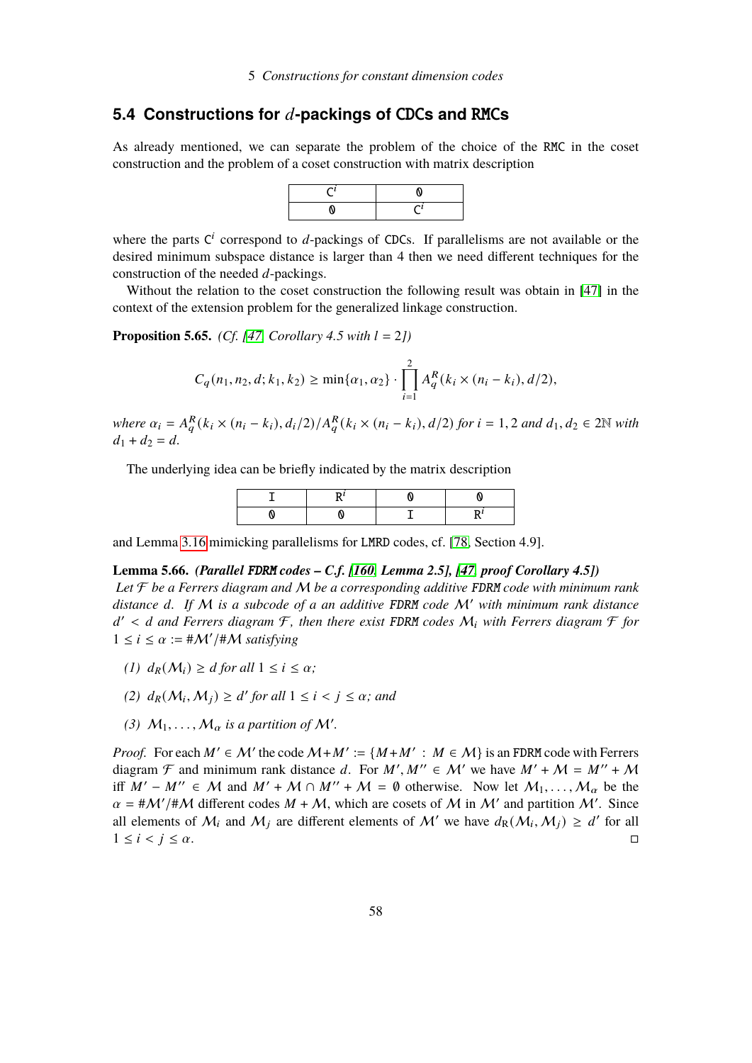## 5.4 Constructions for $d$-packings of CDCs and RMCs

As already mentioned, we can separate the problem of the choice of the RMC in the coset construction and the problem of a coset construction with matrix description

| $C^i$ | 0 |
|---|---|
| 0 | $C^i$ |

where the parts $C^i$ correspond to $d$-packings of CDCs. If parallelisms are not available or the desired minimum subspace distance is larger than 4 then we need different techniques for the construction of the needed $d$-packings.

Without the relation to the coset construction the following result was obtain in [47] in the context of the extension problem for the generalized linkage construction.

**Proposition 5.65.** *(Cf. [47, Corollary 4.5 with $l = 2$])*

$$C_q(n_1, n_2, d; k_1, k_2) \geq \min\{\alpha_1, \alpha_2\} \cdot \prod_{i=1}^{2} A_q^R(k_i \times (n_i - k_i), d/2),$$

*where $\alpha_i = A_q^R(k_i \times (n_i - k_i), d_i/2)/A_q^R(k_i \times (n_i - k_i), d/2)$ for $i = 1, 2$ and $d_1, d_2 \in 2\mathbb{N}$ with $d_1 + d_2 = d$.*

The underlying idea can be briefly indicated by the matrix description

| I | $R^i$ | 0 | 0 |
|---|---|---|---|
| 0 | 0 | I | $R^i$ |

and Lemma 3.16 mimicking parallelisms for LMRD codes, cf. [78, Section 4.9].

**Lemma 5.66.** ***(Parallel FDRM codes – C.f. [160, Lemma 2.5], [47, proof Corollary 4.5])***
*Let $\mathcal{F}$ be a Ferrers diagram and $\mathcal{M}$ be a corresponding additive FDRM code with minimum rank distance $d$. If $\mathcal{M}$ is a subcode of a an additive FDRM code $\mathcal{M}'$ with minimum rank distance $d' < d$ and Ferrers diagram $\mathcal{F}$, then there exist FDRM codes $\mathcal{M}_i$ with Ferrers diagram $\mathcal{F}$ for $1 \leq i \leq \alpha := \#\mathcal{M}'/\#\mathcal{M}$ satisfying*

*(1) $d_R(\mathcal{M}_i) \geq d$ for all $1 \leq i \leq \alpha$;*

*(2) $d_R(\mathcal{M}_i, \mathcal{M}_j) \geq d'$ for all $1 \leq i < j \leq \alpha$; and*

*(3) $\mathcal{M}_1, \ldots, \mathcal{M}_\alpha$ is a partition of $\mathcal{M}'$.*

*Proof.* For each $M' \in \mathcal{M}'$ the code $\mathcal{M} + M' := \{M + M' : M \in \mathcal{M}\}$ is an FDRM code with Ferrers diagram $\mathcal{F}$ and minimum rank distance $d$. For $M', M'' \in \mathcal{M}'$ we have $M' + \mathcal{M} = M'' + \mathcal{M}$ iff $M' - M'' \in \mathcal{M}$ and $M' + \mathcal{M} \cap M'' + \mathcal{M} = \emptyset$ otherwise. Now let $\mathcal{M}_1, \ldots, \mathcal{M}_\alpha$ be the $\alpha = \#\mathcal{M}'/\#\mathcal{M}$ different codes $M + \mathcal{M}$, which are cosets of $\mathcal{M}$ in $\mathcal{M}'$ and partition $\mathcal{M}'$. Since all elements of $\mathcal{M}_i$ and $\mathcal{M}_j$ are different elements of $\mathcal{M}'$ we have $d_R(\mathcal{M}_i, \mathcal{M}_j) \geq d'$ for all $1 \leq i < j \leq \alpha$. □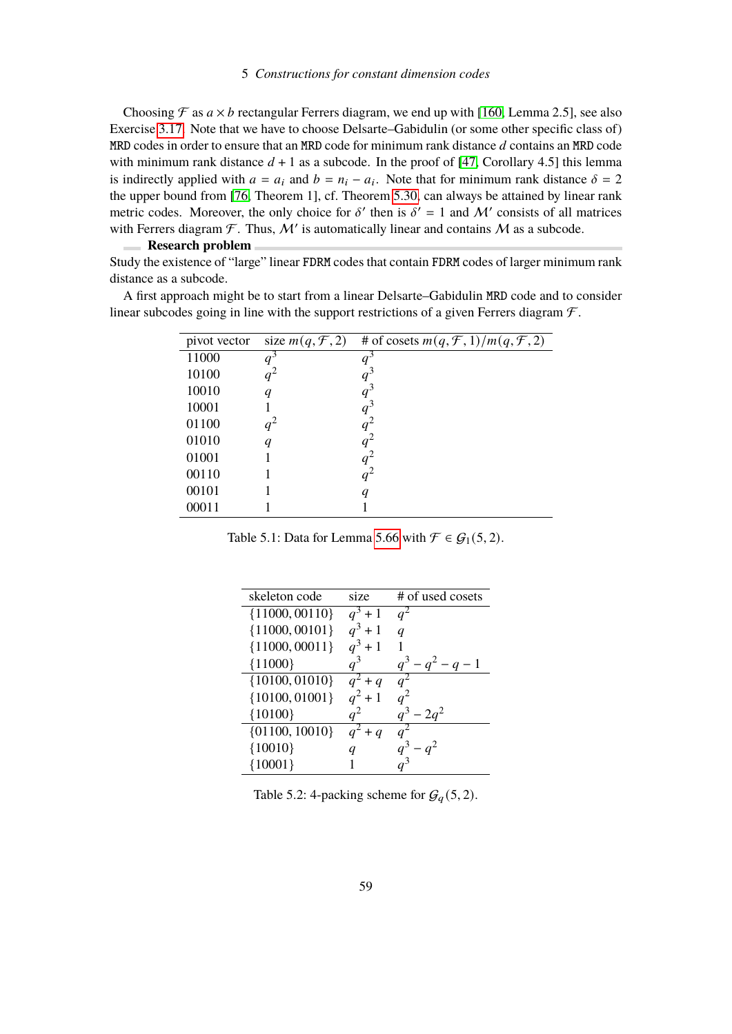Choosing $\mathcal{F}$ as $a \times b$ rectangular Ferrers diagram, we end up with [160, Lemma 2.5], see also Exercise 3.17. Note that we have to choose Delsarte–Gabidulin (or some other specific class of) MRD codes in order to ensure that an MRD code for minimum rank distance $d$ contains an MRD code with minimum rank distance $d + 1$ as a subcode. In the proof of [47, Corollary 4.5] this lemma is indirectly applied with $a = a_i$ and $b = n_i - a_i$. Note that for minimum rank distance $\delta = 2$ the upper bound from [76, Theorem 1], cf. Theorem 5.30, can always be attained by linear rank metric codes. Moreover, the only choice for $\delta'$ then is $\delta' = 1$ and $\mathcal{M}'$ consists of all matrices with Ferrers diagram $\mathcal{F}$. Thus, $\mathcal{M}'$ is automatically linear and contains $\mathcal{M}$ as a subcode.

**Research problem**

Study the existence of "large" linear FDRM codes that contain FDRM codes of larger minimum rank distance as a subcode.

A first approach might be to start from a linear Delsarte–Gabidulin MRD code and to consider linear subcodes going in line with the support restrictions of a given Ferrers diagram $\mathcal{F}$.

| pivot vector | size $m(q, \mathcal{F}, 2)$ | # of cosets $m(q, \mathcal{F}, 1)/m(q, \mathcal{F}, 2)$ |
|---|---|---|
| 11000 | $q^3$ | $q^3$ |
| 10100 | $q^2$ | $q^3$ |
| 10010 | $q$ | $q^3$ |
| 10001 | 1 | $q^3$ |
| 01100 | $q^2$ | $q^2$ |
| 01010 | $q$ | $q^2$ |
| 01001 | 1 | $q^2$ |
| 00110 | 1 | $q^2$ |
| 00101 | 1 | $q$ |
| 00011 | 1 | 1 |

Table 5.1: Data for Lemma 5.66 with $\mathcal{F} \in \mathcal{G}_1(5, 2)$.

| skeleton code | size | # of used cosets |
|---|---|---|
| $\{11000, 00110\}$ | $q^3 + 1$ | $q^2$ |
| $\{11000, 00101\}$ | $q^3 + 1$ | $q$ |
| $\{11000, 00011\}$ | $q^3 + 1$ | 1 |
| $\{11000\}$ | $q^3$ | $q^3 - q^2 - q - 1$ |
| $\{10100, 01010\}$ | $q^2 + q$ | $q^2$ |
| $\{10100, 01001\}$ | $q^2 + 1$ | $q^2$ |
| $\{10100\}$ | $q^2$ | $q^3 - 2q^2$ |
| $\{01100, 10010\}$ | $q^2 + q$ | $q^2$ |
| $\{10010\}$ | $q$ | $q^3 - q^2$ |
| $\{10001\}$ | 1 | $q^3$ |

Table 5.2: 4-packing scheme for $\mathcal{G}_q(5, 2)$.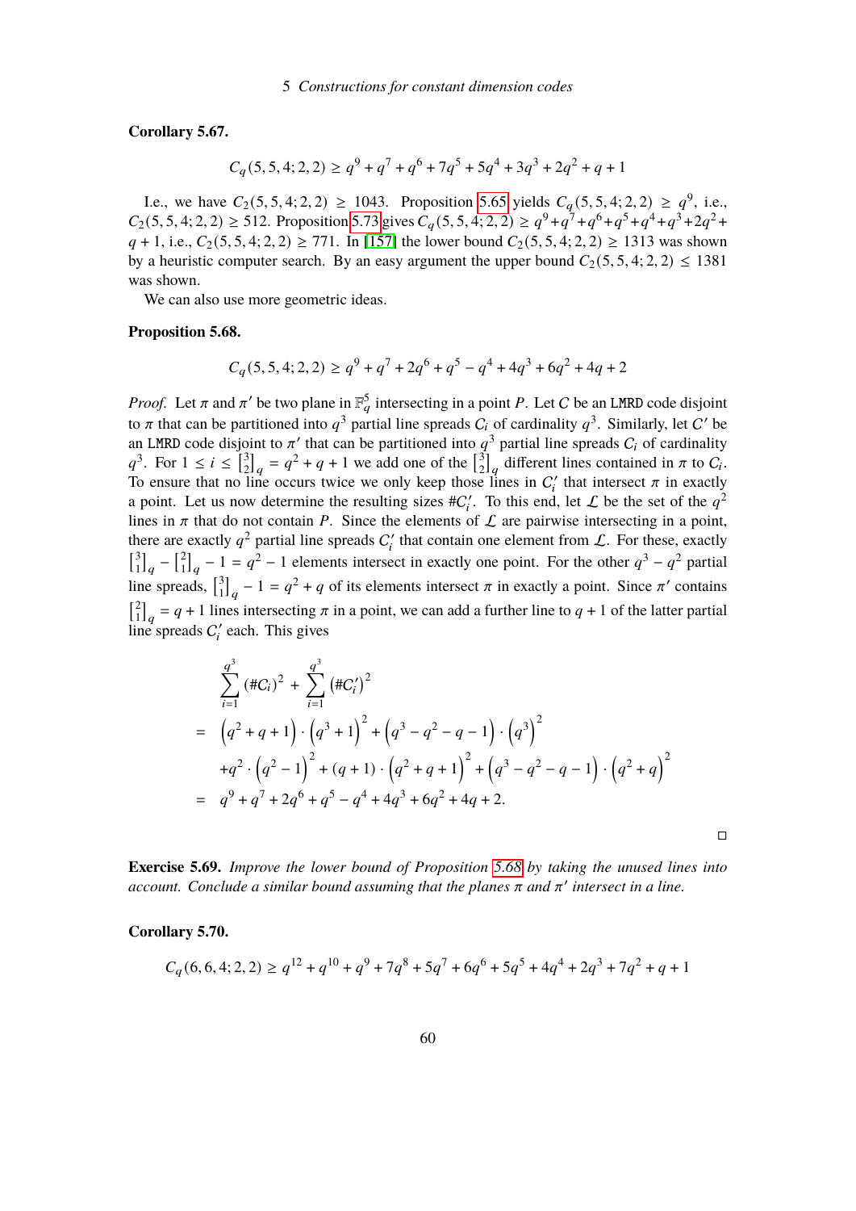**Corollary 5.67.**

$$C_q(5,5,4;2,2) \ge q^9 + q^7 + q^6 + 7q^5 + 5q^4 + 3q^3 + 2q^2 + q + 1$$

I.e., we have $C_2(5,5,4;2,2) \ge 1043$. Proposition 5.65 yields $C_q(5,5,4;2,2) \ge q^9$, i.e., $C_2(5,5,4;2,2) \ge 512$. Proposition 5.73 gives $C_q(5,5,4;2,2) \ge q^9+q^7+q^6+q^5+q^4+q^3+2q^2+q+1$, i.e., $C_2(5,5,4;2,2) \ge 771$. In [157] the lower bound $C_2(5,5,4;2,2) \ge 1313$ was shown by a heuristic computer search. By an easy argument the upper bound $C_2(5,5,4;2,2) \le 1381$ was shown.

We can also use more geometric ideas.

**Proposition 5.68.**

$$C_q(5,5,4;2,2) \ge q^9 + q^7 + 2q^6 + q^5 - q^4 + 4q^3 + 6q^2 + 4q + 2$$

*Proof.* Let $\pi$ and $\pi'$ be two plane in $\mathbb{F}_q^5$ intersecting in a point $P$. Let $C$ be an LMRD code disjoint to $\pi$ that can be partitioned into $q^3$ partial line spreads $C_i$ of cardinality $q^3$. Similarly, let $C'$ be an LMRD code disjoint to $\pi'$ that can be partitioned into $q^3$ partial line spreads $C_i$ of cardinality $q^3$. For $1 \le i \le \begin{bmatrix}3\\2\end{bmatrix}_q = q^2+q+1$ we add one of the $\begin{bmatrix}3\\2\end{bmatrix}_q$ different lines contained in $\pi$ to $C_i$. To ensure that no line occurs twice we only keep those lines in $C_i'$ that intersect $\pi$ in exactly a point. Let us now determine the resulting sizes $\#C_i'$. To this end, let $\mathcal{L}$ be the set of the $q^2$ lines in $\pi$ that do not contain $P$. Since the elements of $\mathcal{L}$ are pairwise intersecting in a point, there are exactly $q^2$ partial line spreads $C_i'$ that contain one element from $\mathcal{L}$. For these, exactly $\begin{bmatrix}3\\1\end{bmatrix}_q - \begin{bmatrix}2\\1\end{bmatrix}_q - 1 = q^2 - 1$ elements intersect in exactly one point. For the other $q^3 - q^2$ partial line spreads, $\begin{bmatrix}3\\1\end{bmatrix}_q - 1 = q^2 + q$ of its elements intersect $\pi$ in exactly a point. Since $\pi'$ contains $\begin{bmatrix}2\\1\end{bmatrix}_q = q+1$ lines intersecting $\pi$ in a point, we can add a further line to $q+1$ of the latter partial line spreads $C_i'$ each. This gives

$$\begin{aligned}
&\sum_{i=1}^{q^3} (\#C_i)^2 + \sum_{i=1}^{q^3} \left(\#C_i'\right)^2 \\
=\;& \left(q^2+q+1\right)\cdot\left(q^3+1\right)^2 + \left(q^3-q^2-q-1\right)\cdot\left(q^3\right)^2 \\
&+ q^2\cdot\left(q^2-1\right)^2 + (q+1)\cdot\left(q^2+q+1\right)^2 + \left(q^3-q^2-q-1\right)\cdot\left(q^2+q\right)^2 \\
=\;& q^9 + q^7 + 2q^6 + q^5 - q^4 + 4q^3 + 6q^2 + 4q + 2.
\end{aligned}$$

□

**Exercise 5.69.** *Improve the lower bound of Proposition 5.68 by taking the unused lines into account. Conclude a similar bound assuming that the planes $\pi$ and $\pi'$ intersect in a line.*

**Corollary 5.70.**

$$C_q(6,6,4;2,2) \ge q^{12} + q^{10} + q^9 + 7q^8 + 5q^7 + 6q^6 + 5q^5 + 4q^4 + 2q^3 + 7q^2 + q + 1$$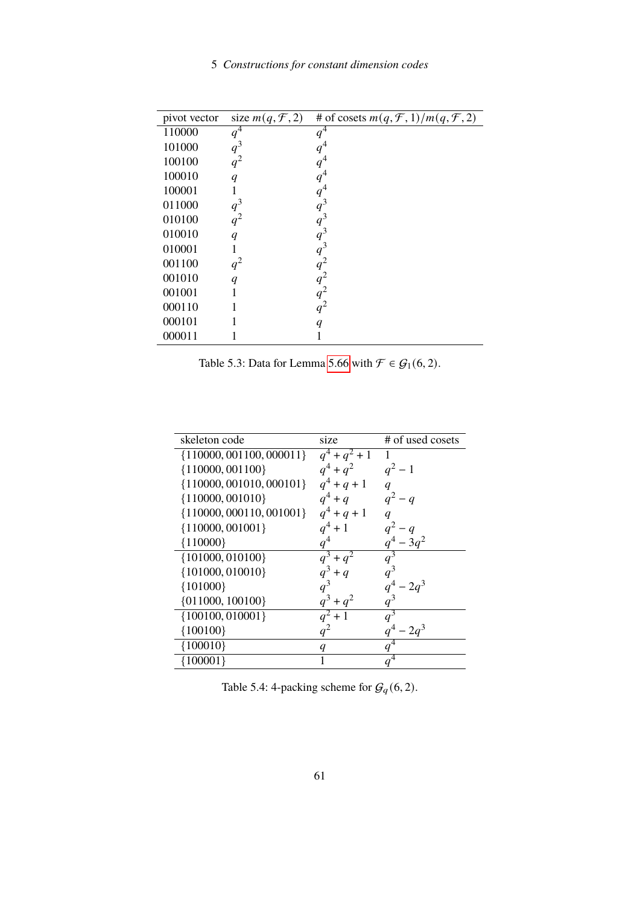| pivot vector | size $m(q,\mathcal{F},2)$ | # of cosets $m(q,\mathcal{F},1)/m(q,\mathcal{F},2)$ |
|---|---|---|
| 110000 | $q^4$ | $q^4$ |
| 101000 | $q^3$ | $q^4$ |
| 100100 | $q^2$ | $q^4$ |
| 100010 | $q$ | $q^4$ |
| 100001 | 1 | $q^4$ |
| 011000 | $q^3$ | $q^3$ |
| 010100 | $q^2$ | $q^3$ |
| 010010 | $q$ | $q^3$ |
| 010001 | 1 | $q^3$ |
| 001100 | $q^2$ | $q^2$ |
| 001010 | $q$ | $q^2$ |
| 001001 | 1 | $q^2$ |
| 000110 | 1 | $q^2$ |
| 000101 | 1 | $q$ |
| 000011 | 1 | 1 |

Table 5.3: Data for Lemma 5.66 with $\mathcal{F} \in \mathcal{G}_1(6,2)$.

| skeleton code | size | # of used cosets |
|---|---|---|
| $\{110000, 001100, 000011\}$ | $q^4+q^2+1$ | 1 |
| $\{110000, 001100\}$ | $q^4+q^2$ | $q^2-1$ |
| $\{110000, 001010, 000101\}$ | $q^4+q+1$ | $q$ |
| $\{110000, 001010\}$ | $q^4+q$ | $q^2-q$ |
| $\{110000, 000110, 001001\}$ | $q^4+q+1$ | $q$ |
| $\{110000, 001001\}$ | $q^4+1$ | $q^2-q$ |
| $\{110000\}$ | $q^4$ | $q^4-3q^2$ |
| $\{101000, 010100\}$ | $q^3+q^2$ | $q^3$ |
| $\{101000, 010010\}$ | $q^3+q$ | $q^3$ |
| $\{101000\}$ | $q^3$ | $q^4-2q^3$ |
| $\{011000, 100100\}$ | $q^3+q^2$ | $q^3$ |
| $\{100100, 010001\}$ | $q^2+1$ | $q^3$ |
| $\{100100\}$ | $q^2$ | $q^4-2q^3$ |
| $\{100010\}$ | $q$ | $q^4$ |
| $\{100001\}$ | 1 | $q^4$ |

Table 5.4: 4-packing scheme for $\mathcal{G}_q(6,2)$.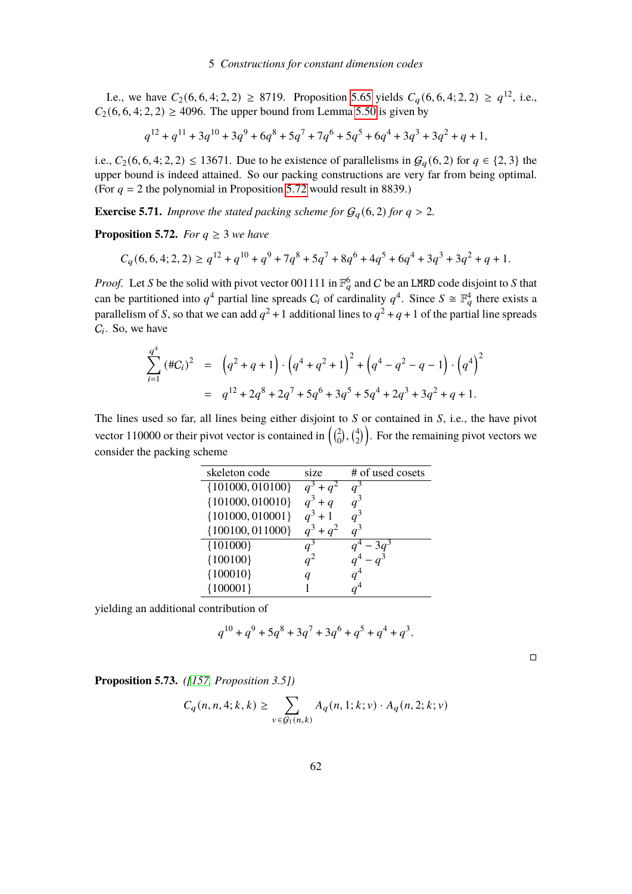I.e., we have $C_2(6,6,4;2,2) \geq 8719$. Proposition 5.65 yields $C_q(6,6,4;2,2) \geq q^{12}$, i.e., $C_2(6,6,4;2,2) \geq 4096$. The upper bound from Lemma 5.50 is given by

$$q^{12} + q^{11} + 3q^{10} + 3q^9 + 6q^8 + 5q^7 + 7q^6 + 5q^5 + 6q^4 + 3q^3 + 3q^2 + q + 1,$$

i.e., $C_2(6,6,4;2,2) \leq 13671$. Due to he existence of parallelisms in $\mathcal{G}_q(6,2)$ for $q \in \{2,3\}$ the upper bound is indeed attained. So our packing constructions are very far from being optimal. (For $q = 2$ the polynomial in Proposition 5.72 would result in 8839.)

**Exercise 5.71.** *Improve the stated packing scheme for $\mathcal{G}_q(6,2)$ for $q > 2$.*

**Proposition 5.72.** *For $q \geq 3$ we have*

$$C_q(6,6,4;2,2) \geq q^{12} + q^{10} + q^9 + 7q^8 + 5q^7 + 8q^6 + 4q^5 + 6q^4 + 3q^3 + 3q^2 + q + 1.$$

*Proof.* Let $S$ be the solid with pivot vector 001111 in $\mathbb{F}_q^6$ and $C$ be an LMRD code disjoint to $S$ that can be partitioned into $q^4$ partial line spreads $C_i$ of cardinality $q^4$. Since $S \cong \mathbb{F}_q^4$ there exists a parallelism of $S$, so that we can add $q^2+1$ additional lines to $q^2+q+1$ of the partial line spreads $C_i$. So, we have

$$\begin{aligned}
\sum_{i=1}^{q^4} (\#C_i)^2 &= \left(q^2+q+1\right)\cdot\left(q^4+q^2+1\right)^2 + \left(q^4-q^2-q-1\right)\cdot\left(q^4\right)^2 \\
&= q^{12} + 2q^8 + 2q^7 + 5q^6 + 3q^5 + 5q^4 + 2q^3 + 3q^2 + q + 1.
\end{aligned}$$

The lines used so far, all lines being either disjoint to $S$ or contained in $S$, i.e., the have pivot vector 110000 or their pivot vector is contained in $\left(\binom{2}{0}, \binom{4}{2}\right)$. For the remaining pivot vectors we consider the packing scheme

| skeleton code | size | # of used cosets |
|---|---|---|
| {101000, 010100} | $q^3 + q^2$ | $q^3$ |
| {101000, 010010} | $q^3 + q$ | $q^3$ |
| {101000, 010001} | $q^3 + 1$ | $q^3$ |
| {100100, 011000} | $q^3 + q^2$ | $q^3$ |
| {101000} | $q^3$ | $q^4 - 3q^3$ |
| {100100} | $q^2$ | $q^4 - q^3$ |
| {100010} | $q$ | $q^4$ |
| {100001} | 1 | $q^4$ |

yielding an additional contribution of

$$q^{10} + q^9 + 5q^8 + 3q^7 + 3q^6 + q^5 + q^4 + q^3.$$

□

**Proposition 5.73.** *([157, Proposition 3.5])*

$$C_q(n,n,4;k,k) \geq \sum_{v \in \mathcal{G}_1(n,k)} A_q(n,1;k;v) \cdot A_q(n,2;k;v)$$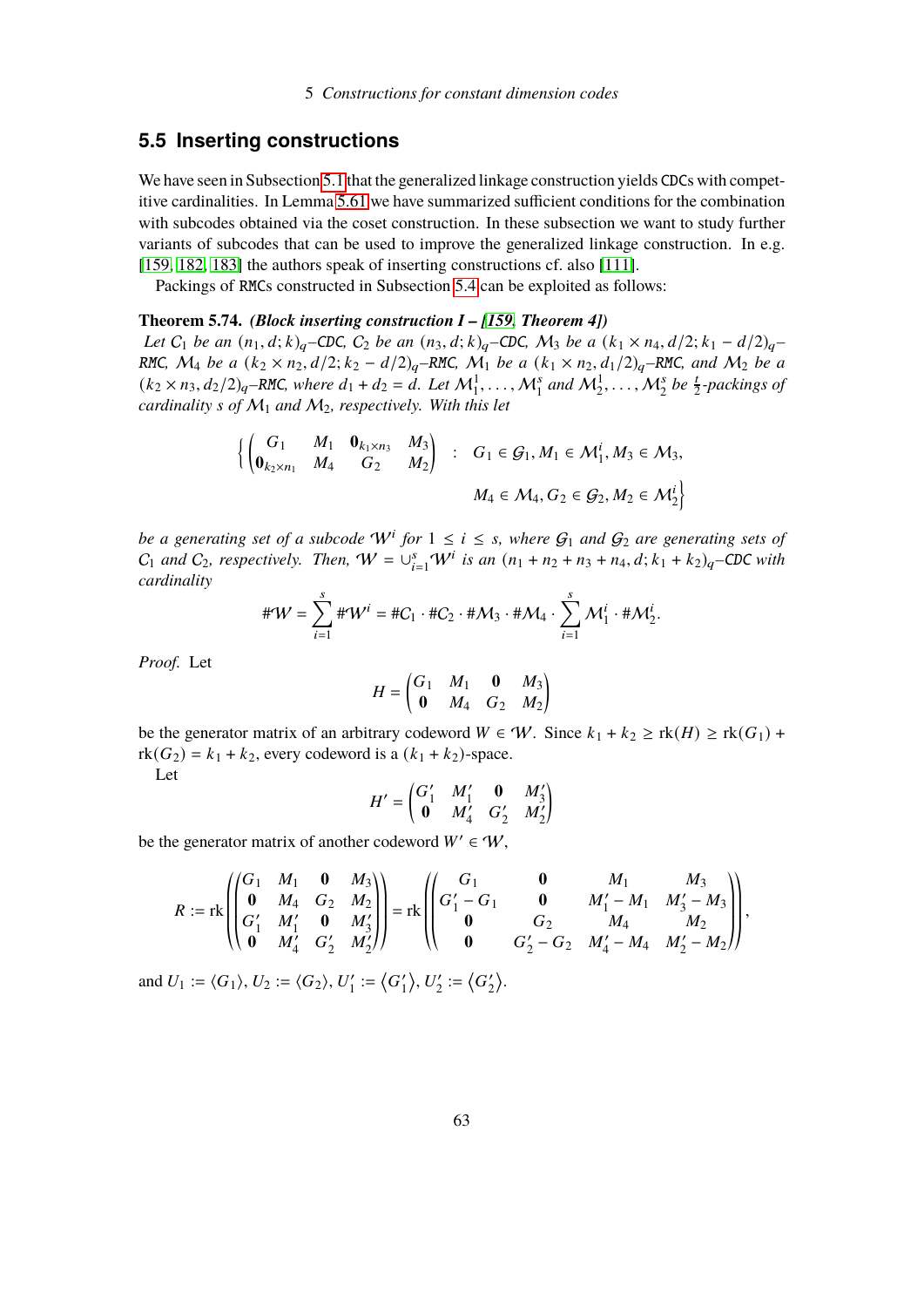## 5.5 Inserting constructions

We have seen in Subsection 5.1 that the generalized linkage construction yields CDCs with competitive cardinalities. In Lemma 5.61 we have summarized sufficient conditions for the combination with subcodes obtained via the coset construction. In these subsection we want to study further variants of subcodes that can be used to improve the generalized linkage construction. In e.g. [159, 182, 183] the authors speak of inserting constructions cf. also [111].

Packings of RMCs constructed in Subsection 5.4 can be exploited as follows:

**Theorem 5.74.** ***(Block inserting construction I – [159, Theorem 4])***
*Let $\mathcal{C}_1$ be an $(n_1, d; k)_q$–CDC, $\mathcal{C}_2$ be an $(n_3, d; k)_q$–CDC, $\mathcal{M}_3$ be a $(k_1 \times n_4, d/2; k_1 - d/2)_q$–RMC, $\mathcal{M}_4$ be a $(k_2 \times n_2, d/2; k_2 - d/2)_q$–RMC, $\mathcal{M}_1$ be a $(k_1 \times n_2, d_1/2)_q$–RMC, and $\mathcal{M}_2$ be a $(k_2 \times n_3, d_2/2)_q$–RMC, where $d_1 + d_2 = d$. Let $\mathcal{M}_1^1, \ldots, \mathcal{M}_1^s$ and $\mathcal{M}_2^1, \ldots, \mathcal{M}_2^s$ be $\frac{t}{2}$-packings of cardinality $s$ of $\mathcal{M}_1$ and $\mathcal{M}_2$, respectively. With this let*

$$\left\{ \begin{pmatrix} G_1 & M_1 & \mathbf{0}_{k_1 \times n_3} & M_3 \\ \mathbf{0}_{k_2 \times n_1} & M_4 & G_2 & M_2 \end{pmatrix} \;:\; G_1 \in \mathcal{G}_1, M_1 \in \mathcal{M}_1^i, M_3 \in \mathcal{M}_3, \right.$$
$$\left. M_4 \in \mathcal{M}_4, G_2 \in \mathcal{G}_2, M_2 \in \mathcal{M}_2^i \right\}$$

*be a generating set of a subcode $\mathcal{W}^i$ for $1 \le i \le s$, where $\mathcal{G}_1$ and $\mathcal{G}_2$ are generating sets of $\mathcal{C}_1$ and $\mathcal{C}_2$, respectively. Then, $\mathcal{W} = \cup_{i=1}^s \mathcal{W}^i$ is an $(n_1 + n_2 + n_3 + n_4, d; k_1 + k_2)_q$–CDC with cardinality*

$$\#\mathcal{W} = \sum_{i=1}^{s} \#\mathcal{W}^i = \#\mathcal{C}_1 \cdot \#\mathcal{C}_2 \cdot \#\mathcal{M}_3 \cdot \#\mathcal{M}_4 \cdot \sum_{i=1}^{s} \mathcal{M}_1^i \cdot \#\mathcal{M}_2^i.$$

*Proof.* Let

$$H = \begin{pmatrix} G_1 & M_1 & \mathbf{0} & M_3 \\ \mathbf{0} & M_4 & G_2 & M_2 \end{pmatrix}$$

be the generator matrix of an arbitrary codeword $W \in \mathcal{W}$. Since $k_1 + k_2 \ge \operatorname{rk}(H) \ge \operatorname{rk}(G_1) + \operatorname{rk}(G_2) = k_1 + k_2$, every codeword is a $(k_1 + k_2)$-space.

Let

$$H' = \begin{pmatrix} G_1' & M_1' & \mathbf{0} & M_3' \\ \mathbf{0} & M_4' & G_2' & M_2' \end{pmatrix}$$

be the generator matrix of another codeword $W' \in \mathcal{W}$,

$$R := \operatorname{rk}\left( \begin{pmatrix} G_1 & M_1 & \mathbf{0} & M_3 \\ \mathbf{0} & M_4 & G_2 & M_2 \\ G_1' & M_1' & \mathbf{0} & M_3' \\ \mathbf{0} & M_4' & G_2' & M_2' \end{pmatrix} \right) = \operatorname{rk}\left( \begin{pmatrix} G_1 & \mathbf{0} & M_1 & M_3 \\ G_1' - G_1 & \mathbf{0} & M_1' - M_1 & M_3' - M_3 \\ \mathbf{0} & G_2 & M_4 & M_2 \\ \mathbf{0} & G_2' - G_2 & M_4' - M_4 & M_2' - M_2 \end{pmatrix} \right),$$

and $U_1 := \langle G_1 \rangle$, $U_2 := \langle G_2 \rangle$, $U_1' := \langle G_1' \rangle$, $U_2' := \langle G_2' \rangle$.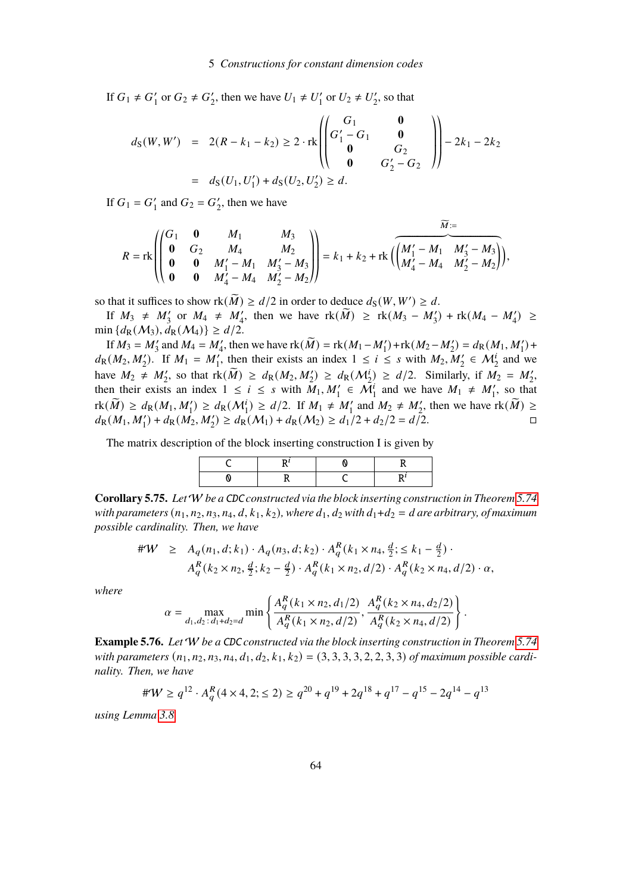If $G_1 \neq G_1'$ or $G_2 \neq G_2'$, then we have $U_1 \neq U_1'$ or $U_2 \neq U_2'$, so that

$$
\begin{aligned}
d_S(W, W') &= 2(R - k_1 - k_2) \geq 2 \cdot \operatorname{rk}\left(\begin{pmatrix} G_1 & \mathbf{0} \\ G_1' - G_1 & \mathbf{0} \\ \mathbf{0} & G_2 \\ \mathbf{0} & G_2' - G_2 \end{pmatrix}\right) - 2k_1 - 2k_2 \\
&= d_S(U_1, U_1') + d_S(U_2, U_2') \geq d.
\end{aligned}
$$

If $G_1 = G_1'$ and $G_2 = G_2'$, then we have

$$
R = \operatorname{rk}\left(\begin{pmatrix} G_1 & \mathbf{0} & M_1 & M_3 \\ \mathbf{0} & G_2 & M_4 & M_2 \\ \mathbf{0} & \mathbf{0} & M_1' - M_1 & M_3' - M_3 \\ \mathbf{0} & \mathbf{0} & M_4' - M_4 & M_2' - M_2 \end{pmatrix}\right) = k_1 + k_2 + \operatorname{rk}\Bigg(\overbrace{\begin{pmatrix} M_1' - M_1 & M_3' - M_3 \\ M_4' - M_4 & M_2' - M_2 \end{pmatrix}}^{\widetilde{M} :=}\Bigg),
$$

so that it suffices to show $\operatorname{rk}(\widetilde{M}) \geq d/2$ in order to deduce $d_S(W, W') \geq d$.

If $M_3 \neq M_3'$ or $M_4 \neq M_4'$, then we have $\operatorname{rk}(\widetilde{M}) \geq \operatorname{rk}(M_3 - M_3') + \operatorname{rk}(M_4 - M_4') \geq \min\{d_R(\mathcal{M}_3), d_R(\mathcal{M}_4)\} \geq d/2$.

If $M_3 = M_3'$ and $M_4 = M_4'$, then we have $\operatorname{rk}(\widetilde{M}) = \operatorname{rk}(M_1 - M_1') + \operatorname{rk}(M_2 - M_2') = d_R(M_1, M_1') + d_R(M_2, M_2')$. If $M_1 = M_1'$, then their exists an index $1 \leq i \leq s$ with $M_2, M_2' \in \mathcal{M}_2^i$ and we have $M_2 \neq M_2'$, so that $\operatorname{rk}(\widetilde{M}) \geq d_R(M_2, M_2') \geq d_R(\mathcal{M}_2^i) \geq d/2$. Similarly, if $M_2 = M_2'$, then their exists an index $1 \leq i \leq s$ with $M_1, M_1' \in \mathcal{M}_1^i$ and we have $M_1 \neq M_1'$, so that $\operatorname{rk}(\widetilde{M}) \geq d_R(M_1, M_1') \geq d_R(\mathcal{M}_1^i) \geq d/2$. If $M_1 \neq M_1'$ and $M_2 \neq M_2'$, then we have $\operatorname{rk}(\widetilde{M}) \geq d_R(M_1, M_1') + d_R(M_2, M_2') \geq d_R(\mathcal{M}_1) + d_R(\mathcal{M}_2) \geq d_1/2 + d_2/2 = d/2$. □

The matrix description of the block inserting construction I is given by

| C | R$^i$ | 0 | R |
|---|---|---|---|
| 0 | R | C | R$^i$ |

**Corollary 5.75.** *Let $\mathcal{W}$ be a CDC constructed via the block inserting construction in Theorem 5.74 with parameters $(n_1, n_2, n_3, n_4, d, k_1, k_2)$, where $d_1, d_2$ with $d_1 + d_2 = d$ are arbitrary, of maximum possible cardinality. Then, we have*

$$
\begin{aligned}
\#\mathcal{W} \;\geq\; & A_q(n_1, d; k_1) \cdot A_q(n_3, d; k_2) \cdot A_q^R(k_1 \times n_4, \tfrac{d}{2}; \leq k_1 - \tfrac{d}{2}) \cdot \\
& A_q^R(k_2 \times n_2, \tfrac{d}{2}; k_2 - \tfrac{d}{2}) \cdot A_q^R(k_1 \times n_2, d/2) \cdot A_q^R(k_2 \times n_4, d/2) \cdot \alpha,
\end{aligned}
$$

*where*

$$
\alpha = \max_{d_1, d_2 \,:\, d_1 + d_2 = d} \min\left\{ \frac{A_q^R(k_1 \times n_2, d_1/2)}{A_q^R(k_1 \times n_2, d/2)}, \frac{A_q^R(k_2 \times n_4, d_2/2)}{A_q^R(k_2 \times n_4, d/2)} \right\}.
$$

**Example 5.76.** *Let $\mathcal{W}$ be a CDC constructed via the block inserting construction in Theorem 5.74 with parameters $(n_1, n_2, n_3, n_4, d_1, d_2, k_1, k_2) = (3, 3, 3, 3, 2, 2, 3, 3)$ of maximum possible cardinality. Then, we have*

$$
\#\mathcal{W} \geq q^{12} \cdot A_q^R(4 \times 4, 2; \leq 2) \geq q^{20} + q^{19} + 2q^{18} + q^{17} - q^{15} - 2q^{14} - q^{13}
$$

*using Lemma 3.8.*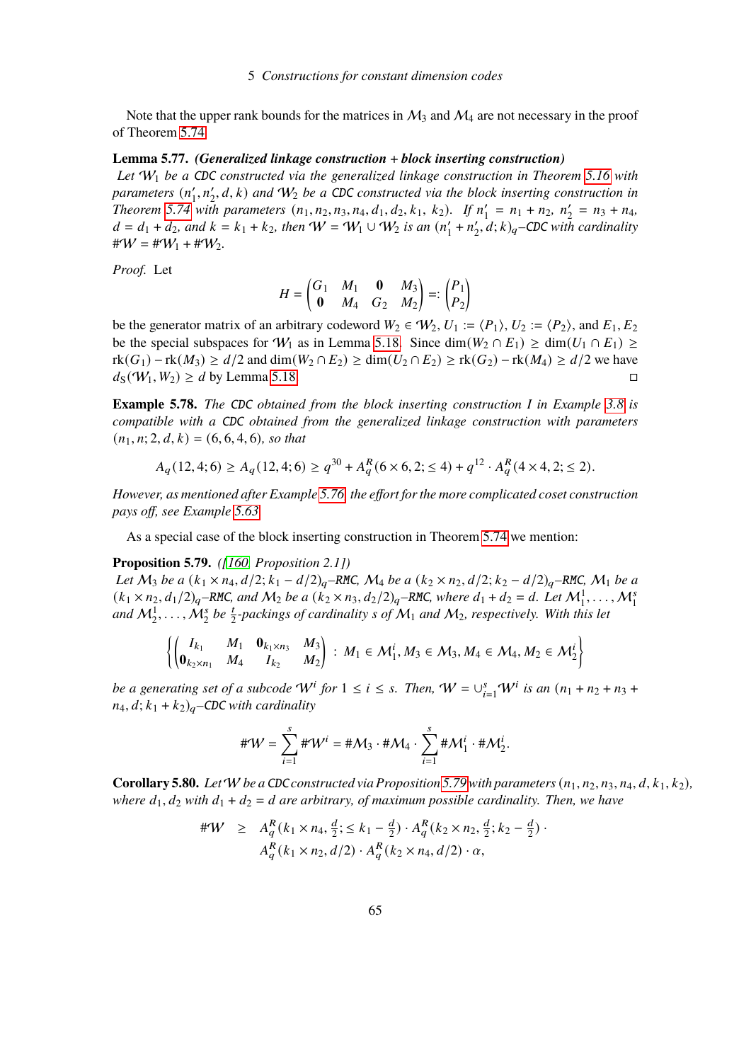Note that the upper rank bounds for the matrices in $\mathcal{M}_3$ and $\mathcal{M}_4$ are not necessary in the proof of Theorem 5.74.

**Lemma 5.77.** ***(Generalized linkage construction + block inserting construction)***
*Let $\mathcal{W}_1$ be a* CDC *constructed via the generalized linkage construction in Theorem 5.16 with parameters $(n'_1, n'_2, d, k)$ and $\mathcal{W}_2$ be a* CDC *constructed via the block inserting construction in Theorem 5.74 with parameters $(n_1, n_2, n_3, n_4, d_1, d_2, k_1, k_2)$. If $n'_1 = n_1 + n_2$, $n'_2 = n_3 + n_4$, $d = d_1 + d_2$, and $k = k_1 + k_2$, then $\mathcal{W} = \mathcal{W}_1 \cup \mathcal{W}_2$ is an $(n'_1 + n'_2, d; k)_q$–*CDC *with cardinality $\#\mathcal{W} = \#\mathcal{W}_1 + \#\mathcal{W}_2$.*

*Proof.* Let

$$H = \begin{pmatrix} G_1 & M_1 & \mathbf{0} & M_3 \\ \mathbf{0} & M_4 & G_2 & M_2 \end{pmatrix} =: \begin{pmatrix} P_1 \\ P_2 \end{pmatrix}$$

be the generator matrix of an arbitrary codeword $W_2 \in \mathcal{W}_2$, $U_1 := \langle P_1 \rangle$, $U_2 := \langle P_2 \rangle$, and $E_1, E_2$ be the special subspaces for $\mathcal{W}_1$ as in Lemma 5.18. Since $\dim(W_2 \cap E_1) \ge \dim(U_1 \cap E_1) \ge \operatorname{rk}(G_1) - \operatorname{rk}(M_3) \ge d/2$ and $\dim(W_2 \cap E_2) \ge \dim(U_2 \cap E_2) \ge \operatorname{rk}(G_2) - \operatorname{rk}(M_4) \ge d/2$ we have $d_S(\mathcal{W}_1, W_2) \ge d$ by Lemma 5.18. □

**Example 5.78.** *The* CDC *obtained from the block inserting construction I in Example 3.8 is compatible with a* CDC *obtained from the generalized linkage construction with parameters $(n_1, n; 2, d, k) = (6, 6, 4, 6)$, so that*

$$A_q(12, 4; 6) \ge A_q(12, 4; 6) \ge q^{30} + A_q^R(6 \times 6, 2; \le 4) + q^{12} \cdot A_q^R(4 \times 4, 2; \le 2).$$

*However, as mentioned after Example 5.76, the effort for the more complicated coset construction pays off, see Example 5.63.*

As a special case of the block inserting construction in Theorem 5.74 we mention:

**Proposition 5.79.** *([160, Proposition 2.1])*
*Let $\mathcal{M}_3$ be a $(k_1 \times n_4, d/2; k_1 - d/2)_q$–*RMC*, $\mathcal{M}_4$ be a $(k_2 \times n_2, d/2; k_2 - d/2)_q$–*RMC*, $\mathcal{M}_1$ be a $(k_1 \times n_2, d_1/2)_q$–*RMC*, and $\mathcal{M}_2$ be a $(k_2 \times n_3, d_2/2)_q$–*RMC*, where $d_1 + d_2 = d$. Let $\mathcal{M}_1^1, \ldots, \mathcal{M}_1^s$ and $\mathcal{M}_2^1, \ldots, \mathcal{M}_2^s$ be $\frac{t}{2}$-packings of cardinality $s$ of $\mathcal{M}_1$ and $\mathcal{M}_2$, respectively. With this let*

$$\left\{ \begin{pmatrix} I_{k_1} & M_1 & \mathbf{0}_{k_1 \times n_3} & M_3 \\ \mathbf{0}_{k_2 \times n_1} & M_4 & I_{k_2} & M_2 \end{pmatrix} : M_1 \in \mathcal{M}_1^i, M_3 \in \mathcal{M}_3, M_4 \in \mathcal{M}_4, M_2 \in \mathcal{M}_2^i \right\}$$

*be a generating set of a subcode $\mathcal{W}^i$ for $1 \le i \le s$. Then, $\mathcal{W} = \cup_{i=1}^s \mathcal{W}^i$ is an $(n_1 + n_2 + n_3 + n_4, d; k_1 + k_2)_q$–*CDC *with cardinality*

$$\#\mathcal{W} = \sum_{i=1}^{s} \#\mathcal{W}^i = \#\mathcal{M}_3 \cdot \#\mathcal{M}_4 \cdot \sum_{i=1}^{s} \#\mathcal{M}_1^i \cdot \#\mathcal{M}_2^i.$$

**Corollary 5.80.** *Let $\mathcal{W}$ be a* CDC *constructed via Proposition 5.79 with parameters $(n_1, n_2, n_3, n_4, d, k_1, k_2)$, where $d_1, d_2$ with $d_1 + d_2 = d$ are arbitrary, of maximum possible cardinality. Then, we have*

$$\begin{aligned} \#\mathcal{W} \quad \ge \quad & A_q^R(k_1 \times n_4, \tfrac{d}{2}; \le k_1 - \tfrac{d}{2}) \cdot A_q^R(k_2 \times n_2, \tfrac{d}{2}; k_2 - \tfrac{d}{2}) \cdot \\ & A_q^R(k_1 \times n_2, d/2) \cdot A_q^R(k_2 \times n_4, d/2) \cdot \alpha, \end{aligned}$$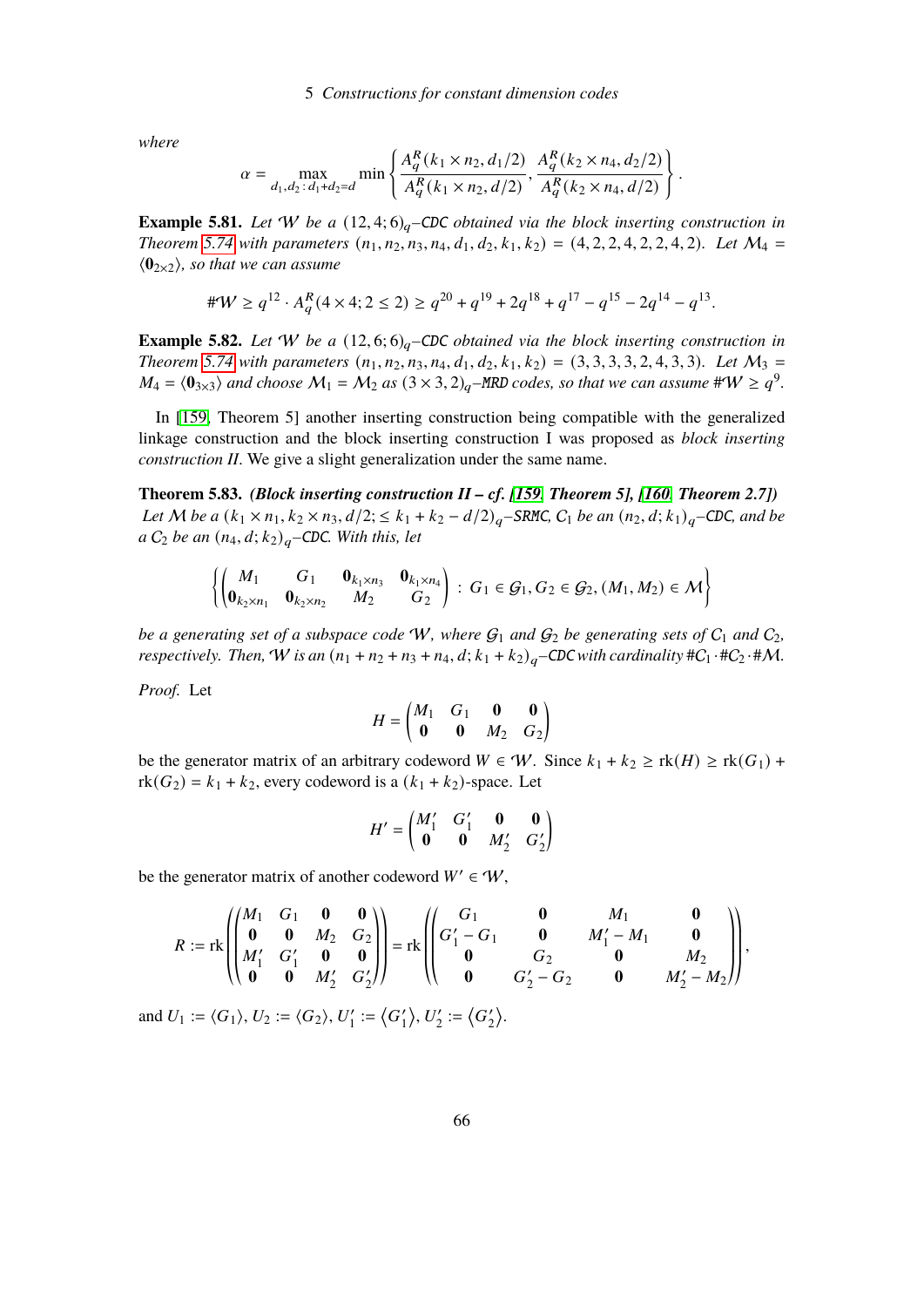where

$$\alpha = \max_{d_1,d_2\,:\,d_1+d_2=d} \min\left\{ \frac{A_q^R(k_1\times n_2, d_1/2)}{A_q^R(k_1\times n_2, d/2)}, \frac{A_q^R(k_2\times n_4, d_2/2)}{A_q^R(k_2\times n_4, d/2)} \right\}.$$

**Example 5.81.** *Let $\mathcal{W}$ be a $(12,4;6)_q$–CDC obtained via the block inserting construction in Theorem 5.74 with parameters $(n_1,n_2,n_3,n_4,d_1,d_2,k_1,k_2) = (4,2,2,4,2,2,4,2)$. Let $\mathcal{M}_4 = \langle \mathbf{0}_{2\times 2}\rangle$, so that we can assume*

$$\#\mathcal{W} \ge q^{12}\cdot A_q^R(4\times 4; 2\le 2) \ge q^{20}+q^{19}+2q^{18}+q^{17}-q^{15}-2q^{14}-q^{13}.$$

**Example 5.82.** *Let $\mathcal{W}$ be a $(12,6;6)_q$–CDC obtained via the block inserting construction in Theorem 5.74 with parameters $(n_1,n_2,n_3,n_4,d_1,d_2,k_1,k_2) = (3,3,3,3,2,4,3,3)$. Let $\mathcal{M}_3 = M_4 = \langle \mathbf{0}_{3\times 3}\rangle$ and choose $\mathcal{M}_1 = \mathcal{M}_2$ as $(3\times 3,2)_q$–MRD codes, so that we can assume $\#\mathcal{W} \ge q^9$.*

In [159, Theorem 5] another inserting construction being compatible with the generalized linkage construction and the block inserting construction I was proposed as *block inserting construction II*. We give a slight generalization under the same name.

**Theorem 5.83.** ***(Block inserting construction II – cf. [159, Theorem 5], [160, Theorem 2.7])*** *Let $\mathcal{M}$ be a $(k_1\times n_1, k_2\times n_3, d/2; \le k_1+k_2-d/2)_q$–SRMC, $\mathcal{C}_1$ be an $(n_2,d;k_1)_q$–CDC, and be a $\mathcal{C}_2$ be an $(n_4,d;k_2)_q$–CDC. With this, let*

$$\left\{ \begin{pmatrix} M_1 & G_1 & \mathbf{0}_{k_1\times n_3} & \mathbf{0}_{k_1\times n_4} \\ \mathbf{0}_{k_2\times n_1} & \mathbf{0}_{k_2\times n_2} & M_2 & G_2 \end{pmatrix} : G_1\in\mathcal{G}_1, G_2\in\mathcal{G}_2, (M_1,M_2)\in\mathcal{M} \right\}$$

*be a generating set of a subspace code $\mathcal{W}$, where $\mathcal{G}_1$ and $\mathcal{G}_2$ be generating sets of $\mathcal{C}_1$ and $\mathcal{C}_2$, respectively. Then, $\mathcal{W}$ is an $(n_1+n_2+n_3+n_4,d;k_1+k_2)_q$–CDC with cardinality $\#\mathcal{C}_1\cdot\#\mathcal{C}_2\cdot\#\mathcal{M}$.*

*Proof.* Let

$$H = \begin{pmatrix} M_1 & G_1 & \mathbf{0} & \mathbf{0} \\ \mathbf{0} & \mathbf{0} & M_2 & G_2 \end{pmatrix}$$

be the generator matrix of an arbitrary codeword $W\in\mathcal{W}$. Since $k_1+k_2 \ge \operatorname{rk}(H) \ge \operatorname{rk}(G_1)+\operatorname{rk}(G_2) = k_1+k_2$, every codeword is a $(k_1+k_2)$-space. Let

$$H' = \begin{pmatrix} M_1' & G_1' & \mathbf{0} & \mathbf{0} \\ \mathbf{0} & \mathbf{0} & M_2' & G_2' \end{pmatrix}$$

be the generator matrix of another codeword $W'\in\mathcal{W}$,

$$R := \operatorname{rk}\left(\begin{pmatrix} M_1 & G_1 & \mathbf{0} & \mathbf{0} \\ \mathbf{0} & \mathbf{0} & M_2 & G_2 \\ M_1' & G_1' & \mathbf{0} & \mathbf{0} \\ \mathbf{0} & \mathbf{0} & M_2' & G_2' \end{pmatrix}\right) = \operatorname{rk}\left(\begin{pmatrix} G_1 & \mathbf{0} & M_1 & \mathbf{0} \\ G_1'-G_1 & \mathbf{0} & M_1'-M_1 & \mathbf{0} \\ \mathbf{0} & G_2 & \mathbf{0} & M_2 \\ \mathbf{0} & G_2'-G_2 & \mathbf{0} & M_2'-M_2 \end{pmatrix}\right),$$

and $U_1 := \langle G_1\rangle$, $U_2 := \langle G_2\rangle$, $U_1' := \langle G_1'\rangle$, $U_2' := \langle G_2'\rangle$.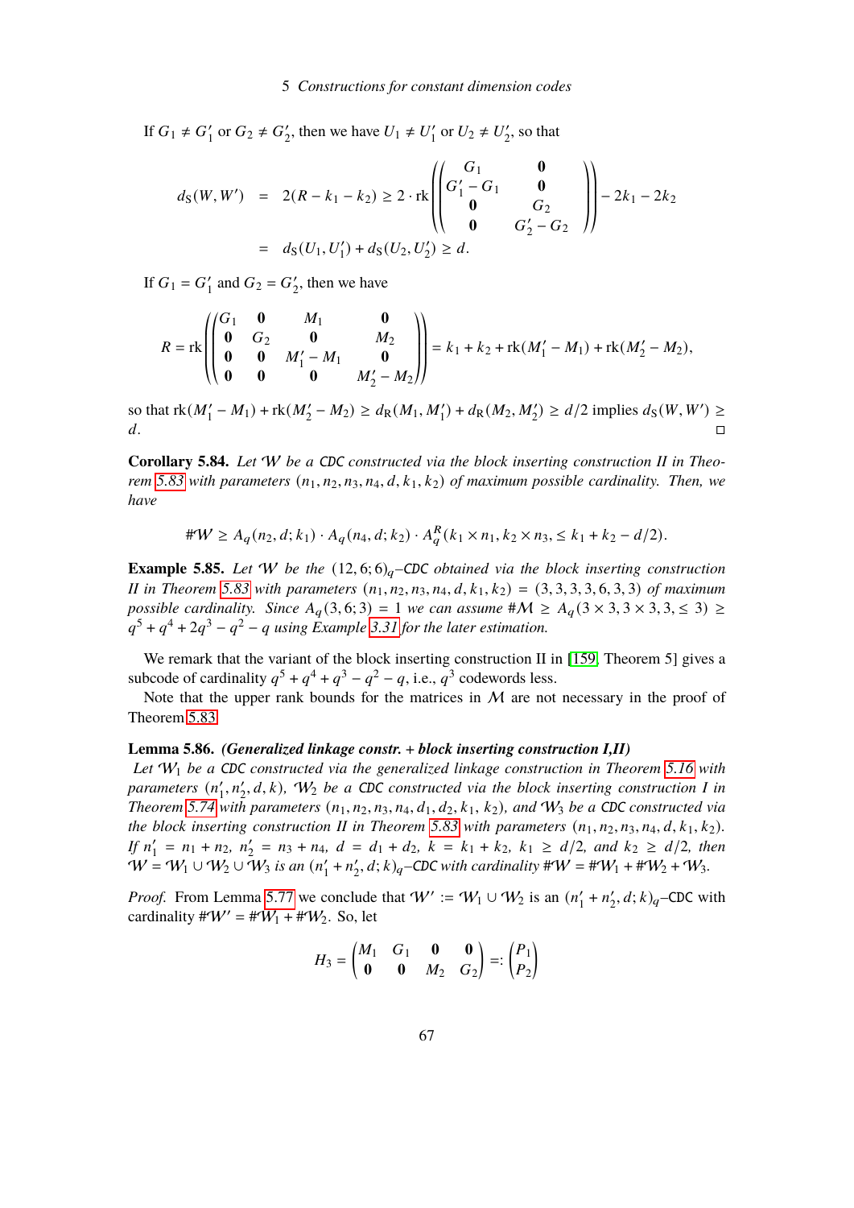If $G_1 \neq G_1'$ or $G_2 \neq G_2'$, then we have $U_1 \neq U_1'$ or $U_2 \neq U_2'$, so that

$$
\begin{aligned}
d_S(W, W') &= 2(R - k_1 - k_2) \geq 2 \cdot \operatorname{rk}\left(\begin{pmatrix} G_1 & \mathbf{0} \\ G_1' - G_1 & \mathbf{0} \\ \mathbf{0} & G_2 \\ \mathbf{0} & G_2' - G_2 \end{pmatrix}\right) - 2k_1 - 2k_2 \\
&= d_S(U_1, U_1') + d_S(U_2, U_2') \geq d.
\end{aligned}
$$

If $G_1 = G_1'$ and $G_2 = G_2'$, then we have

$$
R = \operatorname{rk}\left(\begin{pmatrix} G_1 & \mathbf{0} & M_1 & \mathbf{0} \\ \mathbf{0} & G_2 & \mathbf{0} & M_2 \\ \mathbf{0} & \mathbf{0} & M_1' - M_1 & \mathbf{0} \\ \mathbf{0} & \mathbf{0} & \mathbf{0} & M_2' - M_2 \end{pmatrix}\right) = k_1 + k_2 + \operatorname{rk}(M_1' - M_1) + \operatorname{rk}(M_2' - M_2),
$$

so that $\operatorname{rk}(M_1' - M_1) + \operatorname{rk}(M_2' - M_2) \geq d_R(M_1, M_1') + d_R(M_2, M_2') \geq d/2$ implies $d_S(W, W') \geq d$. $\square$

**Corollary 5.84.** *Let $\mathcal{W}$ be a* CDC *constructed via the block inserting construction II in Theorem 5.83 with parameters $(n_1, n_2, n_3, n_4, d, k_1, k_2)$ of maximum possible cardinality. Then, we have*

$$
\#\mathcal{W} \geq A_q(n_2, d; k_1) \cdot A_q(n_4, d; k_2) \cdot A_q^R(k_1 \times n_1, k_2 \times n_3, \leq k_1 + k_2 - d/2).
$$

**Example 5.85.** *Let $\mathcal{W}$ be the $(12, 6; 6)_q$–*CDC *obtained via the block inserting construction II in Theorem 5.83 with parameters $(n_1, n_2, n_3, n_4, d, k_1, k_2) = (3, 3, 3, 3, 6, 3, 3)$ of maximum possible cardinality. Since $A_q(3, 6; 3) = 1$ we can assume $\#\mathcal{M} \geq A_q(3 \times 3, 3 \times 3, 3, \leq 3) \geq q^5 + q^4 + 2q^3 - q^2 - q$ using Example 3.31 for the later estimation.*

We remark that the variant of the block inserting construction II in [159, Theorem 5] gives a subcode of cardinality $q^5 + q^4 + q^3 - q^2 - q$, i.e., $q^3$ codewords less.

Note that the upper rank bounds for the matrices in $\mathcal{M}$ are not necessary in the proof of Theorem 5.83.

**Lemma 5.86.** ***(Generalized linkage constr. + block inserting construction I,II)***
*Let $\mathcal{W}_1$ be a* CDC *constructed via the generalized linkage construction in Theorem 5.16 with parameters $(n_1', n_2', d, k)$, $\mathcal{W}_2$ be a* CDC *constructed via the block inserting construction I in Theorem 5.74 with parameters $(n_1, n_2, n_3, n_4, d_1, d_2, k_1, k_2)$, and $\mathcal{W}_3$ be a* CDC *constructed via the block inserting construction II in Theorem 5.83 with parameters $(n_1, n_2, n_3, n_4, d, k_1, k_2)$. If $n_1' = n_1 + n_2$, $n_2' = n_3 + n_4$, $d = d_1 + d_2$, $k = k_1 + k_2$, $k_1 \geq d/2$, and $k_2 \geq d/2$, then $\mathcal{W} = \mathcal{W}_1 \cup \mathcal{W}_2 \cup \mathcal{W}_3$ is an $(n_1' + n_2', d; k)_q$–*CDC *with cardinality $\#\mathcal{W} = \#\mathcal{W}_1 + \#\mathcal{W}_2 + \#\mathcal{W}_3$.*

*Proof.* From Lemma 5.77 we conclude that $\mathcal{W}' := \mathcal{W}_1 \cup \mathcal{W}_2$ is an $(n_1' + n_2', d; k)_q$–CDC with cardinality $\#\mathcal{W}' = \#\mathcal{W}_1 + \#\mathcal{W}_2$. So, let

$$
H_3 = \begin{pmatrix} M_1 & G_1 & \mathbf{0} & \mathbf{0} \\ \mathbf{0} & \mathbf{0} & M_2 & G_2 \end{pmatrix} =: \begin{pmatrix} P_1 \\ P_2 \end{pmatrix}
$$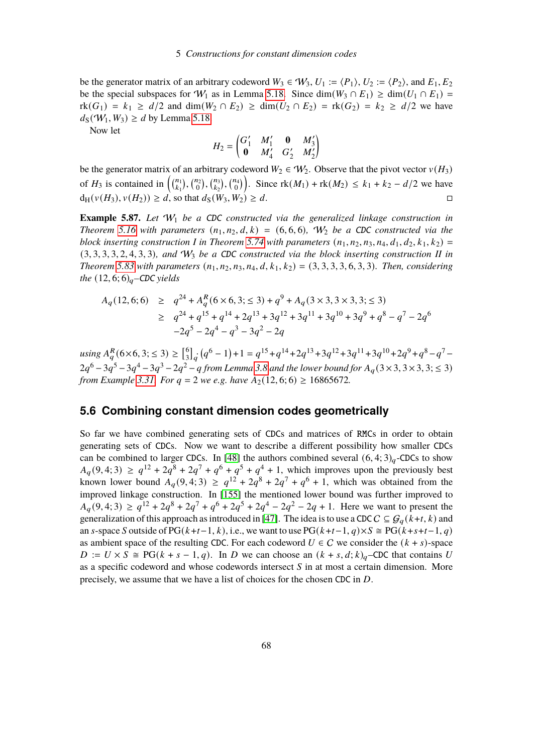be the generator matrix of an arbitrary codeword $W_3 \in \mathcal{W}_3$, $U_1 := \langle P_1 \rangle$, $U_2 := \langle P_2 \rangle$, and $E_1, E_2$ be the special subspaces for $\mathcal{W}_1$ as in Lemma 5.18. Since $\dim(W_3 \cap E_1) \geq \dim(U_1 \cap E_1) = \operatorname{rk}(G_1) = k_1 \geq d/2$ and $\dim(W_2 \cap E_2) \geq \dim(U_2 \cap E_2) = \operatorname{rk}(G_2) = k_2 \geq d/2$ we have $d_S(\mathcal{W}_1, W_3) \geq d$ by Lemma 5.18.

Now let

$$H_2 = \begin{pmatrix} G_1' & M_1' & \mathbf{0} & M_3' \\ \mathbf{0} & M_4' & G_2' & M_2' \end{pmatrix}$$

be the generator matrix of an arbitrary codeword $W_2 \in \mathcal{W}_2$. Observe that the pivot vector $v(H_3)$ of $H_3$ is contained in $\left(\binom{n_1}{k_1}, \binom{n_2}{0}, \binom{n_3}{k_2}, \binom{n_4}{0}\right)$. Since $\operatorname{rk}(M_1) + \operatorname{rk}(M_2) \leq k_1 + k_2 - d/2$ we have $\mathrm{d_H}(v(H_3), v(H_2)) \geq d$, so that $d_S(W_3, W_2) \geq d$. $\square$

**Example 5.87.** *Let $\mathcal{W}_1$ be a CDC constructed via the generalized linkage construction in Theorem 5.16 with parameters $(n_1, n_2, d, k) = (6, 6, 6)$, $\mathcal{W}_2$ be a CDC constructed via the block inserting construction I in Theorem 5.74 with parameters $(n_1, n_2, n_3, n_4, d_1, d_2, k_1, k_2) = (3, 3, 3, 3, 2, 4, 3, 3)$, and $\mathcal{W}_3$ be a CDC constructed via the block inserting construction II in Theorem 5.83 with parameters $(n_1, n_2, n_3, n_4, d, k_1, k_2) = (3, 3, 3, 3, 6, 3, 3)$. Then, considering the $(12, 6; 6)_q$–CDC yields*

$$\begin{aligned} A_q(12, 6; 6) &\geq q^{24} + A_q^R(6 \times 6, 3; \leq 3) + q^9 + A_q(3 \times 3, 3 \times 3, 3; \leq 3) \\ &\geq q^{24} + q^{15} + q^{14} + 2q^{13} + 3q^{12} + 3q^{11} + 3q^{10} + 3q^9 + q^8 - q^7 - 2q^6 \\ &\quad -2q^5 - 2q^4 - q^3 - 3q^2 - 2q \end{aligned}$$

*using $A_q^R(6 \times 6, 3; \leq 3) \geq \begin{bmatrix} 6 \\ 3 \end{bmatrix}_q (q^6 - 1) + 1 = q^{15} + q^{14} + 2q^{13} + 3q^{12} + 3q^{11} + 3q^{10} + 2q^9 + q^8 - q^7 - 2q^6 - 3q^5 - 3q^4 - 3q^3 - 2q^2 - q$ from Lemma 3.8 and the lower bound for $A_q(3 \times 3, 3 \times 3, 3; \leq 3)$ from Example 3.31. For $q = 2$ we e.g. have $A_2(12, 6; 6) \geq 16865672$.*

## 5.6 Combining constant dimension codes geometrically

So far we have combined generating sets of CDCs and matrices of RMCs in order to obtain generating sets of CDCs. Now we want to describe a different possibility how smaller CDCs can be combined to larger CDCs. In [48] the authors combined several $(6, 4; 3)_q$-CDCs to show $A_q(9, 4; 3) \geq q^{12} + 2q^8 + 2q^7 + q^6 + q^5 + q^4 + 1$, which improves upon the previously best known lower bound $A_q(9, 4; 3) \geq q^{12} + 2q^8 + 2q^7 + q^6 + 1$, which was obtained from the improved linkage construction. In [155] the mentioned lower bound was further improved to $A_q(9, 4; 3) \geq q^{12} + 2q^8 + 2q^7 + q^6 + 2q^5 + 2q^4 - 2q^2 - 2q + 1$. Here we want to present the generalization of this approach as introduced in [47]. The idea is to use a CDC $C \subseteq \mathcal{G}_q(k+t, k)$ and an $s$-space $S$ outside of $\mathrm{PG}(k+t-1, k)$, i.e., we want to use $\mathrm{PG}(k+t-1, q) \times S \cong \mathrm{PG}(k+s+t-1, q)$ as ambient space of the resulting CDC. For each codeword $U \in C$ we consider the $(k+s)$-space $D := U \times S \cong \mathrm{PG}(k+s-1, q)$. In $D$ we can choose an $(k+s, d; k)_q$–CDC that contains $U$ as a specific codeword and whose codewords intersect $S$ in at most a certain dimension. More precisely, we assume that we have a list of choices for the chosen CDC in $D$.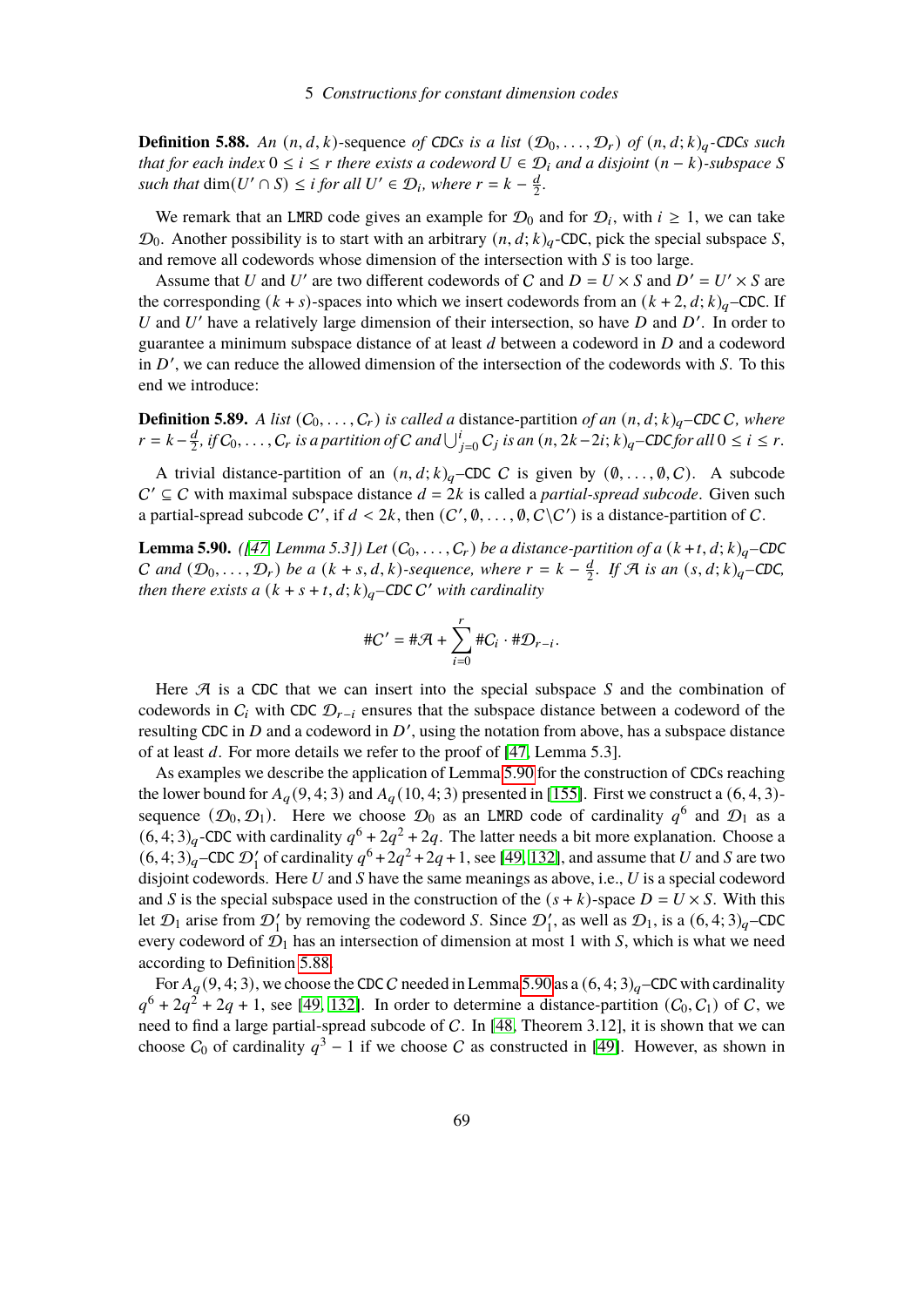**Definition 5.88.** *An $(n, d, k)$-sequence of* CDC*s is a list $(\mathcal{D}_0, \ldots, \mathcal{D}_r)$ of $(n, d; k)_q$-*CDC*s such that for each index $0 \le i \le r$ there exists a codeword $U \in \mathcal{D}_i$ and a disjoint $(n-k)$-subspace $S$ such that $\dim(U' \cap S) \le i$ for all $U' \in \mathcal{D}_i$, where $r = k - \frac{d}{2}$.*

We remark that an LMRD code gives an example for $\mathcal{D}_0$ and for $\mathcal{D}_i$, with $i \ge 1$, we can take $\mathcal{D}_0$. Another possibility is to start with an arbitrary $(n, d; k)_q$-CDC, pick the special subspace $S$, and remove all codewords whose dimension of the intersection with $S$ is too large.

Assume that $U$ and $U'$ are two different codewords of $C$ and $D = U \times S$ and $D' = U' \times S$ are the corresponding $(k+s)$-spaces into which we insert codewords from an $(k+2, d; k)_q$–CDC. If $U$ and $U'$ have a relatively large dimension of their intersection, so have $D$ and $D'$. In order to guarantee a minimum subspace distance of at least $d$ between a codeword in $D$ and a codeword in $D'$, we can reduce the allowed dimension of the intersection of the codewords with $S$. To this end we introduce:

**Definition 5.89.** *A list $(C_0, \ldots, C_r)$ is called a* distance-partition *of an $(n, d; k)_q$–*CDC *$C$, where $r = k - \frac{d}{2}$, if $C_0, \ldots, C_r$ is a partition of $C$ and $\bigcup_{j=0}^{i} C_j$ is an $(n, 2k-2i; k)_q$–*CDC *for all $0 \le i \le r$.*

A trivial distance-partition of an $(n, d; k)_q$–CDC $C$ is given by $(\emptyset, \ldots, \emptyset, C)$. A subcode $C' \subseteq C$ with maximal subspace distance $d = 2k$ is called a *partial-spread subcode*. Given such a partial-spread subcode $C'$, if $d < 2k$, then $(C', \emptyset, \ldots, \emptyset, C \backslash C')$ is a distance-partition of $C$.

**Lemma 5.90.** *([47, Lemma 5.3]) Let $(C_0, \ldots, C_r)$ be a distance-partition of a $(k+t, d; k)_q$–*CDC *$C$ and $(\mathcal{D}_0, \ldots, \mathcal{D}_r)$ be a $(k+s, d, k)$-sequence, where $r = k - \frac{d}{2}$. If $\mathcal{A}$ is an $(s, d; k)_q$–*CDC*, then there exists a $(k+s+t, d; k)_q$–*CDC *$C'$ with cardinality*

$$\#C' = \#\mathcal{A} + \sum_{i=0}^{r} \#C_i \cdot \#\mathcal{D}_{r-i}.$$

Here $\mathcal{A}$ is a CDC that we can insert into the special subspace $S$ and the combination of codewords in $C_i$ with CDC $\mathcal{D}_{r-i}$ ensures that the subspace distance between a codeword of the resulting CDC in $D$ and a codeword in $D'$, using the notation from above, has a subspace distance of at least $d$. For more details we refer to the proof of [47, Lemma 5.3].

As examples we describe the application of Lemma 5.90 for the construction of CDCs reaching the lower bound for $A_q(9, 4; 3)$ and $A_q(10, 4; 3)$ presented in [155]. First we construct a $(6, 4, 3)$-sequence $(\mathcal{D}_0, \mathcal{D}_1)$. Here we choose $\mathcal{D}_0$ as an LMRD code of cardinality $q^6$ and $\mathcal{D}_1$ as a $(6, 4; 3)_q$-CDC with cardinality $q^6 + 2q^2 + 2q$. The latter needs a bit more explanation. Choose a $(6, 4; 3)_q$–CDC $\mathcal{D}_1'$ of cardinality $q^6 + 2q^2 + 2q + 1$, see [49, 132], and assume that $U$ and $S$ are two disjoint codewords. Here $U$ and $S$ have the same meanings as above, i.e., $U$ is a special codeword and $S$ is the special subspace used in the construction of the $(s+k)$-space $D = U \times S$. With this let $\mathcal{D}_1$ arise from $\mathcal{D}_1'$ by removing the codeword $S$. Since $\mathcal{D}_1'$, as well as $\mathcal{D}_1$, is a $(6, 4; 3)_q$–CDC every codeword of $\mathcal{D}_1$ has an intersection of dimension at most 1 with $S$, which is what we need according to Definition 5.88.

For $A_q(9, 4; 3)$, we choose the CDC $C$ needed in Lemma 5.90 as a $(6, 4; 3)_q$–CDC with cardinality $q^6 + 2q^2 + 2q + 1$, see [49, 132]. In order to determine a distance-partition $(C_0, C_1)$ of $C$, we need to find a large partial-spread subcode of $C$. In [48, Theorem 3.12], it is shown that we can choose $C_0$ of cardinality $q^3 - 1$ if we choose $C$ as constructed in [49]. However, as shown in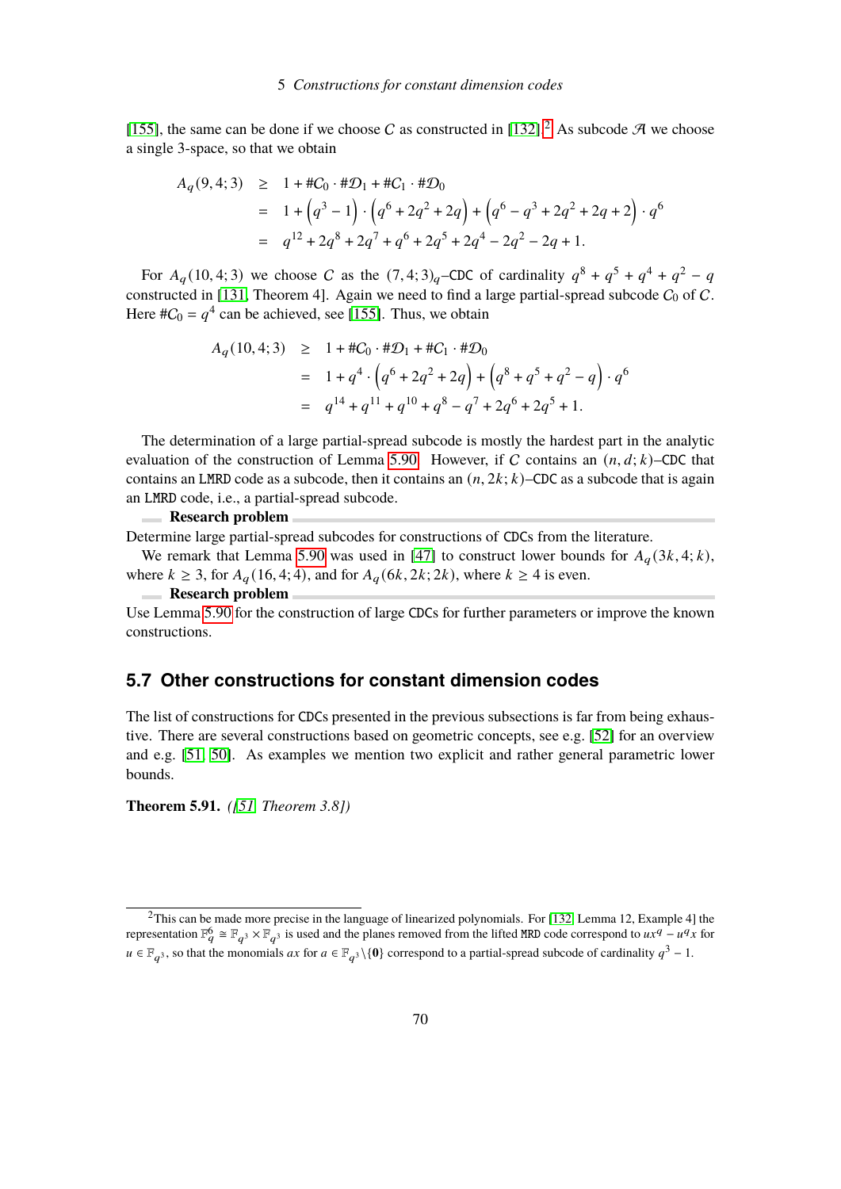[155], the same can be done if we choose $C$ as constructed in [132].[2] As subcode $\mathcal{A}$ we choose a single 3-space, so that we obtain

$$\begin{aligned} A_q(9,4;3) &\geq 1 + \#\mathcal{C}_0 \cdot \#\mathcal{D}_1 + \#\mathcal{C}_1 \cdot \#\mathcal{D}_0 \\ &= 1 + \left(q^3 - 1\right) \cdot \left(q^6 + 2q^2 + 2q\right) + \left(q^6 - q^3 + 2q^2 + 2q + 2\right) \cdot q^6 \\ &= q^{12} + 2q^8 + 2q^7 + q^6 + 2q^5 + 2q^4 - 2q^2 - 2q + 1. \end{aligned}$$

For $A_q(10,4;3)$ we choose $C$ as the $(7,4;3)_q$–CDC of cardinality $q^8 + q^5 + q^4 + q^2 - q$ constructed in [131, Theorem 4]. Again we need to find a large partial-spread subcode $\mathcal{C}_0$ of $\mathcal{C}$. Here $\#\mathcal{C}_0 = q^4$ can be achieved, see [155]. Thus, we obtain

$$\begin{aligned} A_q(10,4;3) &\geq 1 + \#\mathcal{C}_0 \cdot \#\mathcal{D}_1 + \#\mathcal{C}_1 \cdot \#\mathcal{D}_0 \\ &= 1 + q^4 \cdot \left(q^6 + 2q^2 + 2q\right) + \left(q^8 + q^5 + q^2 - q\right) \cdot q^6 \\ &= q^{14} + q^{11} + q^{10} + q^8 - q^7 + 2q^6 + 2q^5 + 1. \end{aligned}$$

The determination of a large partial-spread subcode is mostly the hardest part in the analytic evaluation of the construction of Lemma 5.90. However, if $C$ contains an $(n,d;k)$–CDC that contains an LMRD code as a subcode, then it contains an $(n,2k;k)$–CDC as a subcode that is again an LMRD code, i.e., a partial-spread subcode.

**Research problem**

Determine large partial-spread subcodes for constructions of CDCs from the literature.

We remark that Lemma 5.90 was used in [47] to construct lower bounds for $A_q(3k,4;k)$, where $k \geq 3$, for $A_q(16,4;4)$, and for $A_q(6k,2k;2k)$, where $k \geq 4$ is even.

**Research problem**

Use Lemma 5.90 for the construction of large CDCs for further parameters or improve the known constructions.

## 5.7 Other constructions for constant dimension codes

The list of constructions for CDCs presented in the previous subsections is far from being exhaustive. There are several constructions based on geometric concepts, see e.g. [52] for an overview and e.g. [51, 50]. As examples we mention two explicit and rather general parametric lower bounds.

**Theorem 5.91.** *([51, Theorem 3.8])*

[2] This can be made more precise in the language of linearized polynomials. For [132, Lemma 12, Example 4] the representation $\mathbb{F}_q^6 \cong \mathbb{F}_{q^3} \times \mathbb{F}_{q^3}$ is used and the planes removed from the lifted MRD code correspond to $ux^q - u^q x$ for $u \in \mathbb{F}_{q^3}$, so that the monomials $ax$ for $a \in \mathbb{F}_{q^3} \backslash \{\mathbf{0}\}$ correspond to a partial-spread subcode of cardinality $q^3 - 1$.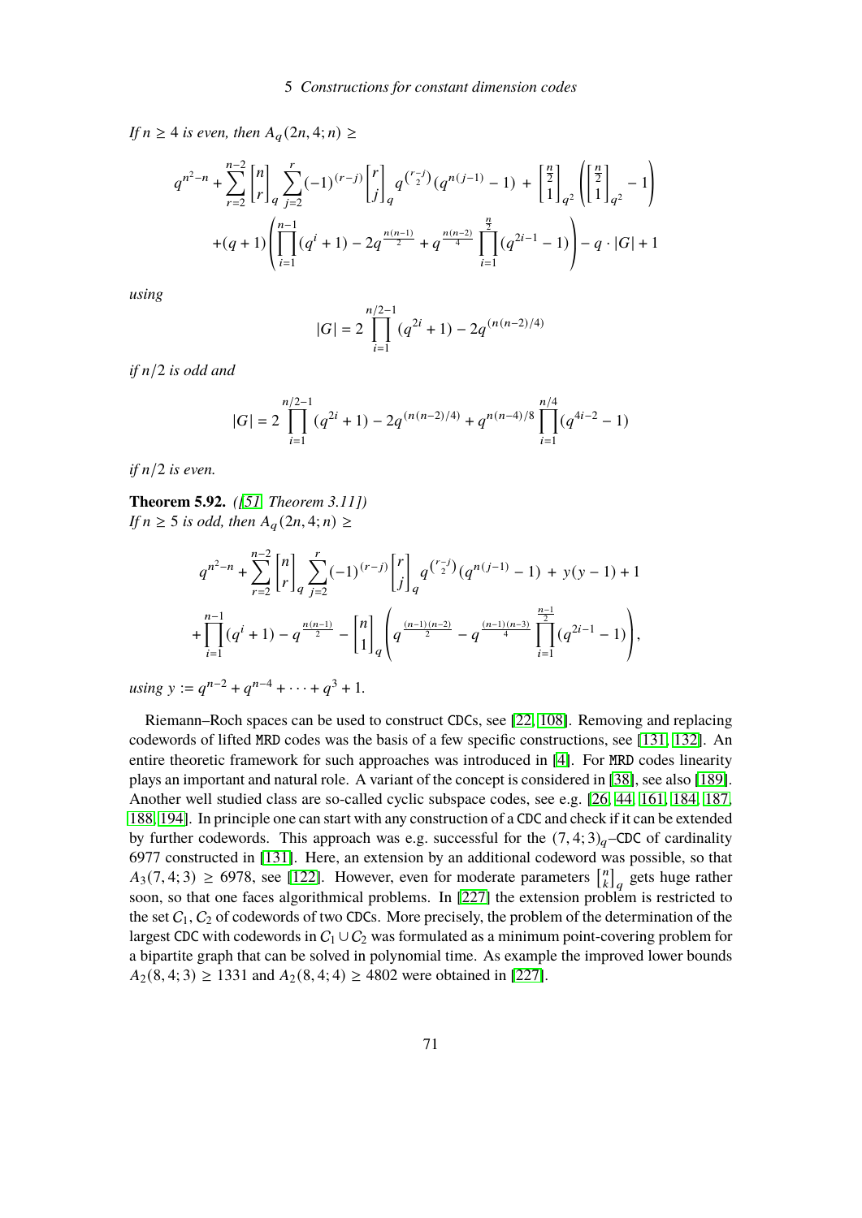*If $n \ge 4$ is even, then $A_q(2n,4;n) \ge$*

$$q^{n^2-n} + \sum_{r=2}^{n-2} \begin{bmatrix} n \\ r \end{bmatrix}_q \sum_{j=2}^{r} (-1)^{(r-j)} \begin{bmatrix} r \\ j \end{bmatrix}_q q^{\binom{r-j}{2}} (q^{n(j-1)} - 1) \; + \; \begin{bmatrix} \frac{n}{2} \\ 1 \end{bmatrix}_{q^2} \left( \begin{bmatrix} \frac{n}{2} \\ 1 \end{bmatrix}_{q^2} - 1 \right)$$
$$+(q+1)\left( \prod_{i=1}^{n-1} (q^i+1) - 2q^{\frac{n(n-1)}{2}} + q^{\frac{n(n-2)}{4}} \prod_{i=1}^{\frac{n}{2}} (q^{2i-1}-1) \right) - q \cdot |G| + 1$$

*using*

$$|G| = 2 \prod_{i=1}^{n/2-1} (q^{2i}+1) - 2q^{(n(n-2)/4)}$$

*if $n/2$ is odd and*

$$|G| = 2 \prod_{i=1}^{n/2-1} (q^{2i}+1) - 2q^{(n(n-2)/4)} + q^{n(n-4)/8} \prod_{i=1}^{n/4} (q^{4i-2}-1)$$

*if $n/2$ is even.*

**Theorem 5.92.** *([51, Theorem 3.11])*
*If $n \ge 5$ is odd, then $A_q(2n,4;n) \ge$*

$$q^{n^2-n} + \sum_{r=2}^{n-2} \begin{bmatrix} n \\ r \end{bmatrix}_q \sum_{j=2}^{r} (-1)^{(r-j)} \begin{bmatrix} r \\ j \end{bmatrix}_q q^{\binom{r-j}{2}} (q^{n(j-1)} - 1) \; + \; y(y-1) + 1$$
$$+ \prod_{i=1}^{n-1} (q^i+1) - q^{\frac{n(n-1)}{2}} - \begin{bmatrix} n \\ 1 \end{bmatrix}_q \left( q^{\frac{(n-1)(n-2)}{2}} - q^{\frac{(n-1)(n-3)}{4}} \prod_{i=1}^{\frac{n-1}{2}} (q^{2i-1}-1) \right),$$

*using $y := q^{n-2} + q^{n-4} + \cdots + q^3 + 1$.*

Riemann–Roch spaces can be used to construct CDCs, see [22, 108]. Removing and replacing codewords of lifted MRD codes was the basis of a few specific constructions, see [131, 132]. An entire theoretic framework for such approaches was introduced in [4]. For MRD codes linearity plays an important and natural role. A variant of the concept is considered in [38], see also [189]. Another well studied class are so-called cyclic subspace codes, see e.g. [26, 44, 161, 184, 187, 188, 194]. In principle one can start with any construction of a CDC and check if it can be extended by further codewords. This approach was e.g. successful for the $(7,4;3)_q$–CDC of cardinality 6977 constructed in [131]. Here, an extension by an additional codeword was possible, so that $A_3(7,4;3) \ge 6978$, see [122]. However, even for moderate parameters $\begin{bmatrix} n \\ k \end{bmatrix}_q$ gets huge rather soon, so that one faces algorithmical problems. In [227] the extension problem is restricted to the set $C_1, C_2$ of codewords of two CDCs. More precisely, the problem of the determination of the largest CDC with codewords in $C_1 \cup C_2$ was formulated as a minimum point-covering problem for a bipartite graph that can be solved in polynomial time. As example the improved lower bounds $A_2(8,4;3) \ge 1331$ and $A_2(8,4;4) \ge 4802$ were obtained in [227].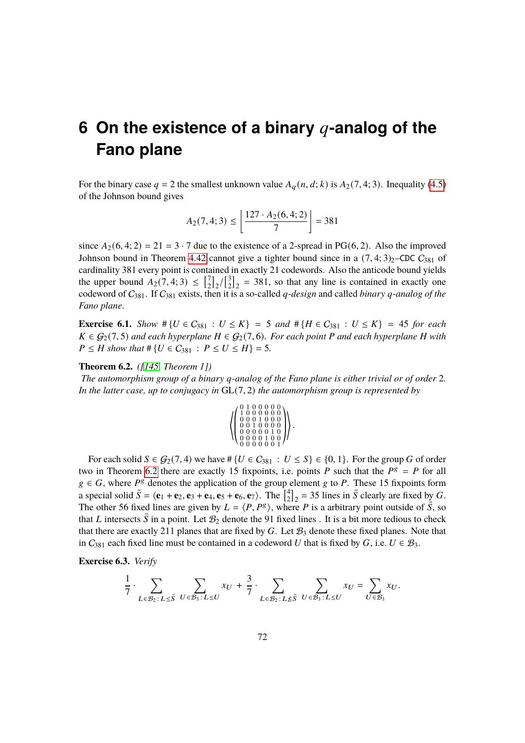# 6 On the existence of a binary $q$-analog of the Fano plane

For the binary case $q = 2$ the smallest unknown value $A_q(n, d; k)$ is $A_2(7, 4; 3)$. Inequality (4.5) of the Johnson bound gives

$$A_2(7,4;3) \le \left\lfloor \frac{127 \cdot A_2(6,4;2)}{7} \right\rfloor = 381$$

since $A_2(6, 4; 2) = 21 = 3 \cdot 7$ due to the existence of a 2-spread in $\mathrm{PG}(6, 2)$. Also the improved Johnson bound in Theorem 4.42 cannot give a tighter bound since in a $(7, 4; 3)_2$–CDC $C_{381}$ of cardinality 381 every point is contained in exactly 21 codewords. Also the anticode bound yields the upper bound $A_2(7, 4; 3) \le \left[{7 \atop 2}\right]_2 / \left[{3 \atop 2}\right]_2 = 381$, so that any line is contained in exactly one codeword of $C_{381}$. If $C_{381}$ exists, then it is a so-called *$q$-design* and called *binary $q$-analog of the Fano plane*.

**Exercise 6.1.** *Show $\#\{U \in C_{381} : U \le K\} = 5$ and $\#\{H \in C_{381} : U \le K\} = 45$ for each $K \in \mathcal{G}_2(7, 5)$ and each hyperplane $H \in \mathcal{G}_2(7, 6)$. For each point $P$ and each hyperplane $H$ with $P \le H$ show that $\#\{U \in C_{381} : P \le U \le H\} = 5$.*

**Theorem 6.2.** *([145, Theorem 1])*
*The automorphism group of a binary $q$-analog of the Fano plane is either trivial or of order 2. In the latter case, up to conjugacy in $\mathrm{GL}(7, 2)$ the automorphism group is represented by*

$$\left\langle \begin{pmatrix} 0&1&0&0&0&0&0 \\ 1&0&0&0&0&0&0 \\ 0&0&0&1&0&0&0 \\ 0&0&1&0&0&0&0 \\ 0&0&0&0&0&1&0 \\ 0&0&0&0&1&0&0 \\ 0&0&0&0&0&0&1 \end{pmatrix} \right\rangle.$$

For each solid $S \in \mathcal{G}_2(7, 4)$ we have $\#\{U \in C_{381} : U \le S\} \in \{0, 1\}$. For the group $G$ of order two in Theorem 6.2 there are exactly 15 fixpoints, i.e. points $P$ such that the $P^g = P$ for all $g \in G$, where $P^g$ denotes the application of the group element $g$ to $P$. These 15 fixpoints form a special solid $\bar{S} = \langle \mathbf{e}_1 + \mathbf{e}_2, \mathbf{e}_3 + \mathbf{e}_4, \mathbf{e}_5 + \mathbf{e}_6, \mathbf{e}_7 \rangle$. The $\left[{4 \atop 2}\right]_2 = 35$ lines in $\bar{S}$ clearly are fixed by $G$. The other 56 fixed lines are given by $L = \langle P, P^g \rangle$, where $P$ is a arbitrary point outside of $\bar{S}$, so that $L$ intersects $\bar{S}$ in a point. Let $\mathcal{B}_2$ denote the 91 fixed lines . It is a bit more tedious to check that there are exactly 211 planes that are fixed by $G$. Let $\mathcal{B}_3$ denote these fixed planes. Note that in $C_{381}$ each fixed line must be contained in a codeword $U$ that is fixed by $G$, i.e. $U \in \mathcal{B}_3$.

**Exercise 6.3.** *Verify*

$$\frac{1}{7} \cdot \sum_{L \in \mathcal{B}_2 : L \le \bar{S}} \; \sum_{U \in \mathcal{B}_3 : L \le U} x_U \;+\; \frac{3}{7} \cdot \sum_{L \in \mathcal{B}_2 : L \not\le \bar{S}} \; \sum_{U \in \mathcal{B}_3 : L \le U} x_U \;=\; \sum_{U \in \mathcal{B}_3} x_U.$$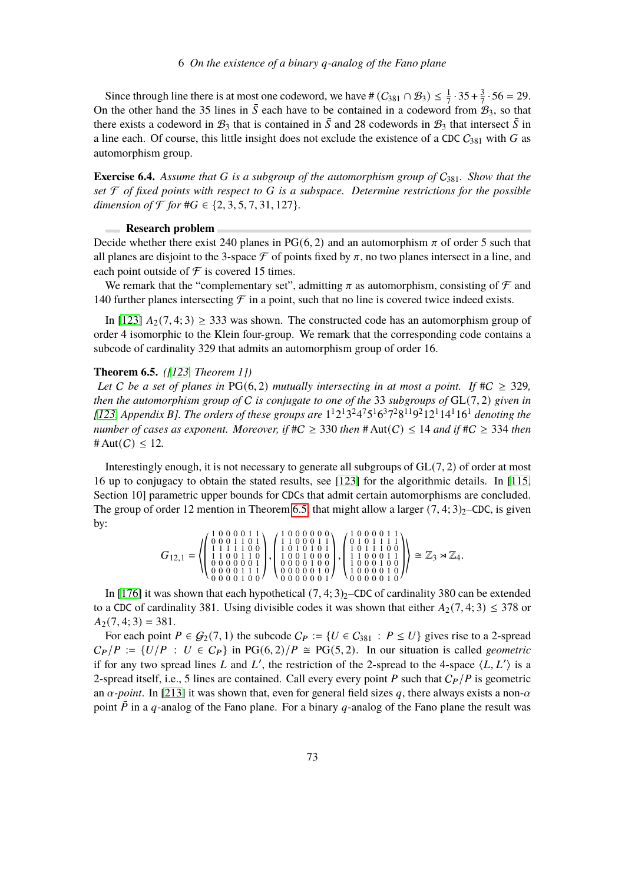Since through line there is at most one codeword, we have $\#(C_{381} \cap \mathcal{B}_3) \le \frac{1}{7} \cdot 35 + \frac{3}{7} \cdot 56 = 29$. On the other hand the 35 lines in $\bar{S}$ each have to be contained in a codeword from $\mathcal{B}_3$, so that there exists a codeword in $\mathcal{B}_3$ that is contained in $\bar{S}$ and 28 codewords in $\mathcal{B}_3$ that intersect $\bar{S}$ in a line each. Of course, this little insight does not exclude the existence of a CDC $C_{381}$ with $G$ as automorphism group.

**Exercise 6.4.** *Assume that $G$ is a subgroup of the automorphism group of $C_{381}$. Show that the set $\mathcal{F}$ of fixed points with respect to $G$ is a subspace. Determine restrictions for the possible dimension of $\mathcal{F}$ for $\#G \in \{2, 3, 5, 7, 31, 127\}$.*

**Research problem**

Decide whether there exist 240 planes in $\mathrm{PG}(6, 2)$ and an automorphism $\pi$ of order 5 such that all planes are disjoint to the 3-space $\mathcal{F}$ of points fixed by $\pi$, no two planes intersect in a line, and each point outside of $\mathcal{F}$ is covered 15 times.

We remark that the "complementary set", admitting $\pi$ as automorphism, consisting of $\mathcal{F}$ and 140 further planes intersecting $\mathcal{F}$ in a point, such that no line is covered twice indeed exists.

In [123] $A_2(7, 4; 3) \ge 333$ was shown. The constructed code has an automorphism group of order 4 isomorphic to the Klein four-group. We remark that the corresponding code contains a subcode of cardinality 329 that admits an automorphism group of order 16.

**Theorem 6.5.** *([123, Theorem 1])*
*Let $C$ be a set of planes in $\mathrm{PG}(6, 2)$ mutually intersecting in at most a point. If $\#C \ge 329$, then the automorphism group of $C$ is conjugate to one of the 33 subgroups of $\mathrm{GL}(7, 2)$ given in [123, Appendix B]. The orders of these groups are $1^1 2^1 3^2 4^7 5^1 6^3 7^2 8^{11} 9^2 12^1 14^1 16^1$ denoting the number of cases as exponent. Moreover, if $\#C \ge 330$ then $\#\operatorname{Aut}(C) \le 14$ and if $\#C \ge 334$ then $\#\operatorname{Aut}(C) \le 12$.*

Interestingly enough, it is not necessary to generate all subgroups of $\mathrm{GL}(7, 2)$ of order at most 16 up to conjugacy to obtain the stated results, see [123] for the algorithmic details. In [115, Section 10] parametric upper bounds for CDCs that admit certain automorphisms are concluded. The group of order 12 mention in Theorem 6.5, that might allow a larger $(7, 4; 3)_2$–CDC, is given by:

$$G_{12,1} = \left\langle \begin{pmatrix} 1&0&0&0&0&1&1\\ 0&0&0&1&1&0&1\\ 1&1&1&1&1&0&0\\ 1&1&0&0&1&1&0\\ 0&0&0&0&0&0&1\\ 0&0&0&0&1&1&1\\ 0&0&0&0&1&0&0 \end{pmatrix}, \begin{pmatrix} 1&0&0&0&0&0&0\\ 1&1&0&0&0&1&1\\ 1&0&1&0&1&0&1\\ 1&0&0&1&0&0&0\\ 0&0&0&0&1&0&0\\ 0&0&0&0&0&1&0\\ 0&0&0&0&0&0&1 \end{pmatrix}, \begin{pmatrix} 1&0&0&0&0&1&1\\ 0&1&0&1&1&1&1\\ 1&0&1&1&1&0&0\\ 1&1&0&0&0&1&1\\ 1&0&0&0&1&0&0\\ 1&0&0&0&0&1&0\\ 0&0&0&0&0&1&0 \end{pmatrix} \right\rangle \cong \mathbb{Z}_3 \rtimes \mathbb{Z}_4.$$

In [176] it was shown that each hypothetical $(7, 4; 3)_2$–CDC of cardinality 380 can be extended to a CDC of cardinality 381. Using divisible codes it was shown that either $A_2(7, 4; 3) \le 378$ or $A_2(7, 4; 3) = 381$.

For each point $P \in \mathcal{G}_2(7, 1)$ the subcode $C_P := \{U \in C_{381} : P \le U\}$ gives rise to a 2-spread $C_P/P := \{U/P : U \in C_P\}$ in $\mathrm{PG}(6, 2)/P \cong \mathrm{PG}(5, 2)$. In our situation is called *geometric* if for any two spread lines $L$ and $L'$, the restriction of the 2-spread to the 4-space $\langle L, L' \rangle$ is a 2-spread itself, i.e., 5 lines are contained. Call every point $P$ such that $C_P/P$ is geometric an *$\alpha$-point*. In [213] it was shown that, even for general field sizes $q$, there always exists a non-$\alpha$ point $\bar{P}$ in a $q$-analog of the Fano plane. For a binary $q$-analog of the Fano plane the result was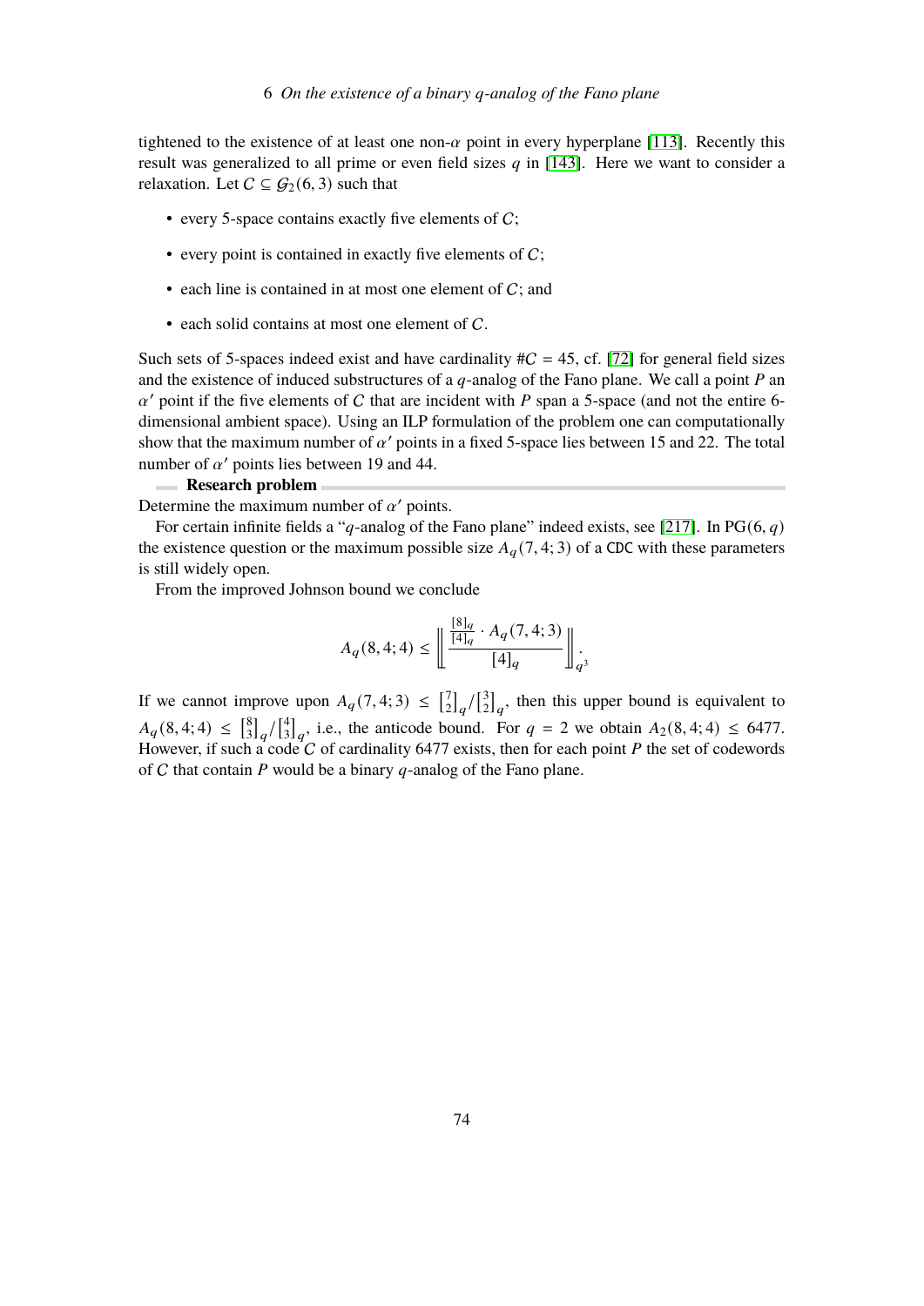tightened to the existence of at least one non-$\alpha$ point in every hyperplane [113]. Recently this result was generalized to all prime or even field sizes $q$ in [143]. Here we want to consider a relaxation. Let $C \subseteq \mathcal{G}_2(6,3)$ such that

- every 5-space contains exactly five elements of $C$;
- every point is contained in exactly five elements of $C$;
- each line is contained in at most one element of $C$; and
- each solid contains at most one element of $C$.

Such sets of 5-spaces indeed exist and have cardinality $\#C = 45$, cf. [72] for general field sizes and the existence of induced substructures of a $q$-analog of the Fano plane. We call a point $P$ an $\alpha'$ point if the five elements of $C$ that are incident with $P$ span a 5-space (and not the entire 6-dimensional ambient space). Using an ILP formulation of the problem one can computationally show that the maximum number of $\alpha'$ points in a fixed 5-space lies between 15 and 22. The total number of $\alpha'$ points lies between 19 and 44.

**Research problem**

Determine the maximum number of $\alpha'$ points.

For certain infinite fields a "$q$-analog of the Fano plane" indeed exists, see [217]. In $\operatorname{PG}(6,q)$ the existence question or the maximum possible size $A_q(7,4;3)$ of a CDC with these parameters is still widely open.

From the improved Johnson bound we conclude

$$A_q(8,4;4) \le \left\lfloor \frac{\frac{[8]_q}{[4]_q} \cdot A_q(7,4;3)}{[4]_q} \right\rfloor_{q^3}.$$

If we cannot improve upon $A_q(7,4;3) \le \begin{bmatrix}7\\2\end{bmatrix}_q / \begin{bmatrix}3\\2\end{bmatrix}_q$, then this upper bound is equivalent to $A_q(8,4;4) \le \begin{bmatrix}8\\3\end{bmatrix}_q / \begin{bmatrix}4\\3\end{bmatrix}_q$, i.e., the anticode bound. For $q = 2$ we obtain $A_2(8,4;4) \le 6477$. However, if such a code $C$ of cardinality 6477 exists, then for each point $P$ the set of codewords of $C$ that contain $P$ would be a binary $q$-analog of the Fano plane.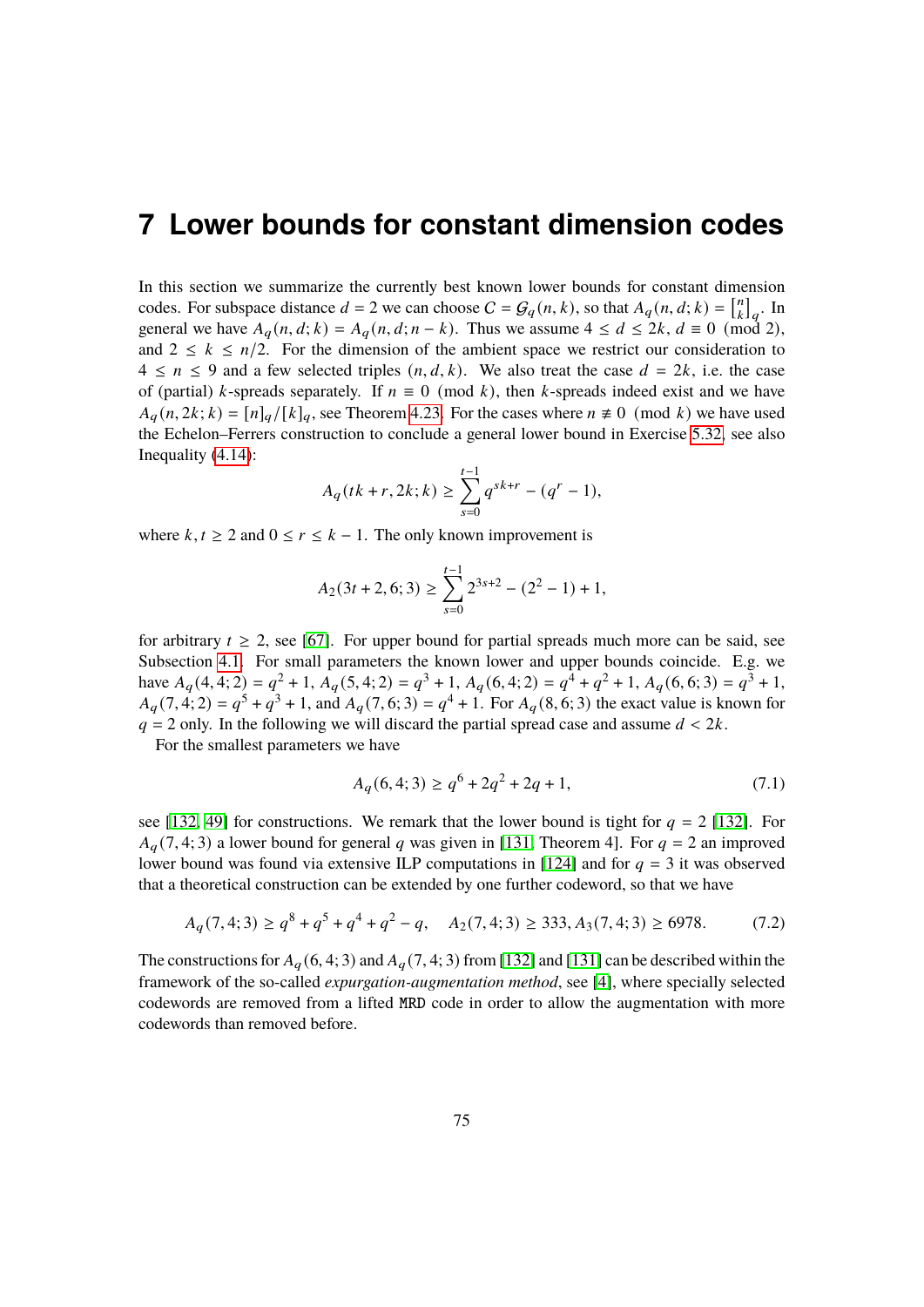# 7 Lower bounds for constant dimension codes

In this section we summarize the currently best known lower bounds for constant dimension codes. For subspace distance $d = 2$ we can choose $C = \mathcal{G}_q(n, k)$, so that $A_q(n, d; k) = \begin{bmatrix} n \\ k \end{bmatrix}_q$. In general we have $A_q(n, d; k) = A_q(n, d; n - k)$. Thus we assume $4 \le d \le 2k$, $d \equiv 0 \pmod 2$, and $2 \le k \le n/2$. For the dimension of the ambient space we restrict our consideration to $4 \le n \le 9$ and a few selected triples $(n, d, k)$. We also treat the case $d = 2k$, i.e. the case of (partial) $k$-spreads separately. If $n \equiv 0 \pmod k$, then $k$-spreads indeed exist and we have $A_q(n, 2k; k) = [n]_q/[k]_q$, see Theorem 4.23. For the cases where $n \not\equiv 0 \pmod k$ we have used the Echelon–Ferrers construction to conclude a general lower bound in Exercise 5.32, see also Inequality (4.14):

$$A_q(tk + r, 2k; k) \ge \sum_{s=0}^{t-1} q^{sk+r} - (q^r - 1),$$

where $k, t \ge 2$ and $0 \le r \le k - 1$. The only known improvement is

$$A_2(3t + 2, 6; 3) \ge \sum_{s=0}^{t-1} 2^{3s+2} - (2^2 - 1) + 1,$$

for arbitrary $t \ge 2$, see [67]. For upper bound for partial spreads much more can be said, see Subsection 4.1. For small parameters the known lower and upper bounds coincide. E.g. we have $A_q(4, 4; 2) = q^2 + 1$, $A_q(5, 4; 2) = q^3 + 1$, $A_q(6, 4; 2) = q^4 + q^2 + 1$, $A_q(6, 6; 3) = q^3 + 1$, $A_q(7, 4; 2) = q^5 + q^3 + 1$, and $A_q(7, 6; 3) = q^4 + 1$. For $A_q(8, 6; 3)$ the exact value is known for $q = 2$ only. In the following we will discard the partial spread case and assume $d < 2k$.

For the smallest parameters we have

$$A_q(6, 4; 3) \ge q^6 + 2q^2 + 2q + 1, \tag{7.1}$$

see [132, 49] for constructions. We remark that the lower bound is tight for $q = 2$ [132]. For $A_q(7, 4; 3)$ a lower bound for general $q$ was given in [131, Theorem 4]. For $q = 2$ an improved lower bound was found via extensive ILP computations in [124] and for $q = 3$ it was observed that a theoretical construction can be extended by one further codeword, so that we have

$$A_q(7, 4; 3) \ge q^8 + q^5 + q^4 + q^2 - q, \quad A_2(7, 4; 3) \ge 333, A_3(7, 4; 3) \ge 6978. \tag{7.2}$$

The constructions for $A_q(6, 4; 3)$ and $A_q(7, 4; 3)$ from [132] and [131] can be described within the framework of the so-called *expurgation-augmentation method*, see [4], where specially selected codewords are removed from a lifted MRD code in order to allow the augmentation with more codewords than removed before.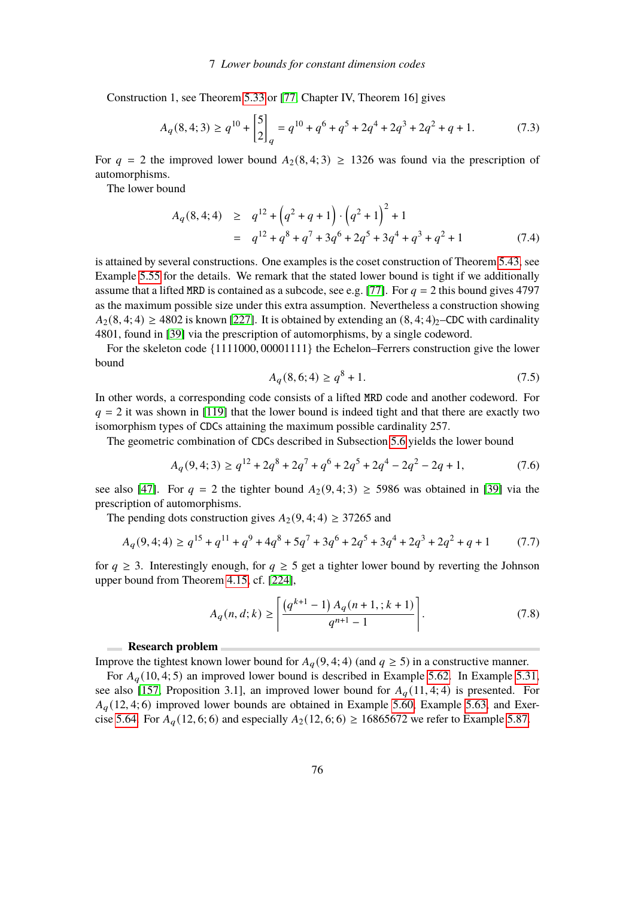Construction 1, see Theorem 5.33 or [77, Chapter IV, Theorem 16] gives

$$A_q(8,4;3) \geq q^{10} + \begin{bmatrix} 5 \\ 2 \end{bmatrix}_q = q^{10} + q^6 + q^5 + 2q^4 + 2q^3 + 2q^2 + q + 1. \tag{7.3}$$

For $q = 2$ the improved lower bound $A_2(8,4;3) \geq 1326$ was found via the prescription of automorphisms.

The lower bound

$$\begin{aligned} A_q(8,4;4) &\geq q^{12} + \left(q^2+q+1\right) \cdot \left(q^2+1\right)^2 + 1 \\ &= q^{12} + q^8 + q^7 + 3q^6 + 2q^5 + 3q^4 + q^3 + q^2 + 1 \end{aligned} \tag{7.4}$$

is attained by several constructions. One examples is the coset construction of Theorem 5.43, see Example 5.55 for the details. We remark that the stated lower bound is tight if we additionally assume that a lifted MRD is contained as a subcode, see e.g. [77]. For $q = 2$ this bound gives 4797 as the maximum possible size under this extra assumption. Nevertheless a construction showing $A_2(8,4;4) \geq 4802$ is known [227]. It is obtained by extending an $(8,4;4)_2$–CDC with cardinality 4801, found in [39] via the prescription of automorphisms, by a single codeword.

For the skeleton code $\{1111000, 00001111\}$ the Echelon–Ferrers construction give the lower bound

$$A_q(8,6;4) \geq q^8 + 1. \tag{7.5}$$

In other words, a corresponding code consists of a lifted MRD code and another codeword. For $q = 2$ it was shown in [119] that the lower bound is indeed tight and that there are exactly two isomorphism types of CDCs attaining the maximum possible cardinality 257.

The geometric combination of CDCs described in Subsection 5.6 yields the lower bound

$$A_q(9,4;3) \geq q^{12} + 2q^8 + 2q^7 + q^6 + 2q^5 + 2q^4 - 2q^2 - 2q + 1, \tag{7.6}$$

see also [47]. For $q = 2$ the tighter bound $A_2(9,4;3) \geq 5986$ was obtained in [39] via the prescription of automorphisms.

The pending dots construction gives $A_2(9,4;4) \geq 37265$ and

$$A_q(9,4;4) \geq q^{15} + q^{11} + q^9 + 4q^8 + 5q^7 + 3q^6 + 2q^5 + 3q^4 + 2q^3 + 2q^2 + q + 1 \tag{7.7}$$

for $q \geq 3$. Interestingly enough, for $q \geq 5$ get a tighter lower bound by reverting the Johnson upper bound from Theorem 4.15, cf. [224],

$$A_q(n,d;k) \geq \left\lceil \frac{\left(q^{k+1}-1\right) A_q(n+1, ; k+1)}{q^{n+1}-1} \right\rceil. \tag{7.8}$$

**Research problem**

Improve the tightest known lower bound for $A_q(9,4;4)$ (and $q \geq 5$) in a constructive manner.

For $A_q(10,4;5)$ an improved lower bound is described in Example 5.62. In Example 5.31, see also [157, Proposition 3.1], an improved lower bound for $A_q(11,4;4)$ is presented. For $A_q(12,4;6)$ improved lower bounds are obtained in Example 5.60, Example 5.63, and Exercise 5.64. For $A_q(12,6;6)$ and especially $A_2(12,6;6) \geq 16865672$ we refer to Example 5.87.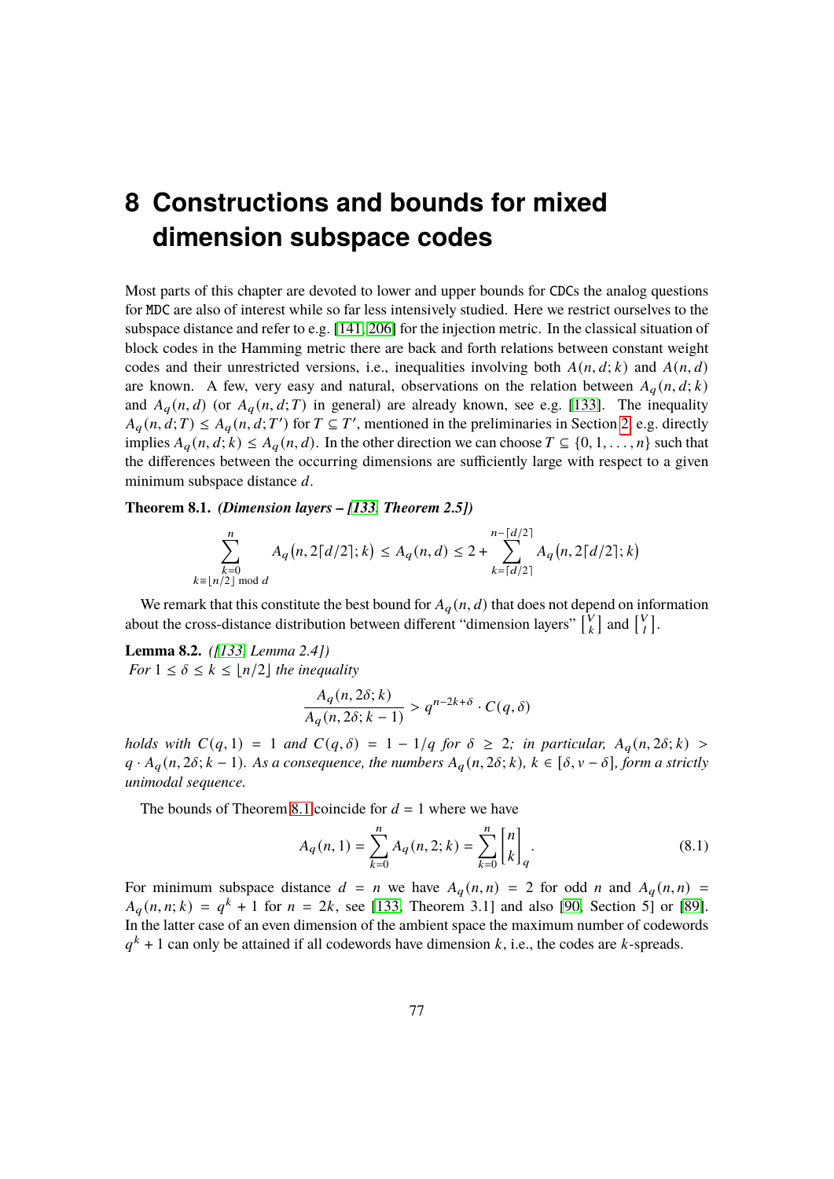# 8 Constructions and bounds for mixed dimension subspace codes

Most parts of this chapter are devoted to lower and upper bounds for CDCs the analog questions for MDC are also of interest while so far less intensively studied. Here we restrict ourselves to the subspace distance and refer to e.g. [141, 206] for the injection metric. In the classical situation of block codes in the Hamming metric there are back and forth relations between constant weight codes and their unrestricted versions, i.e., inequalities involving both $A(n,d;k)$ and $A(n,d)$ are known. A few, very easy and natural, observations on the relation between $A_q(n,d;k)$ and $A_q(n,d)$ (or $A_q(n,d;T)$ in general) are already known, see e.g. [133]. The inequality $A_q(n,d;T) \le A_q(n,d;T')$ for $T \subseteq T'$, mentioned in the preliminaries in Section 2, e.g. directly implies $A_q(n,d;k) \le A_q(n,d)$. In the other direction we can choose $T \subseteq \{0,1,\dots,n\}$ such that the differences between the occurring dimensions are sufficiently large with respect to a given minimum subspace distance $d$.

**Theorem 8.1.** ***(Dimension layers – [133, Theorem 2.5])***

$$\sum_{\substack{k=0 \\ k \equiv \lfloor n/2 \rfloor \bmod d}}^{n} A_q\big(n, 2\lceil d/2\rceil; k\big) \le A_q(n,d) \le 2 + \sum_{k=\lceil d/2\rceil}^{n-\lceil d/2\rceil} A_q\big(n, 2\lceil d/2\rceil; k\big)$$

We remark that this constitute the best bound for $A_q(n,d)$ that does not depend on information about the cross-distance distribution between different "dimension layers" $\left[{V \atop k}\right]$ and $\left[{V \atop l}\right]$.

**Lemma 8.2.** *([133, Lemma 2.4])*
*For $1 \le \delta \le k \le \lfloor n/2 \rfloor$ the inequality*

$$\frac{A_q(n,2\delta;k)}{A_q(n,2\delta;k-1)} > q^{n-2k+\delta} \cdot C(q,\delta)$$

*holds with $C(q,1) = 1$ and $C(q,\delta) = 1 - 1/q$ for $\delta \ge 2$; in particular, $A_q(n,2\delta;k) > q \cdot A_q(n,2\delta;k-1)$. As a consequence, the numbers $A_q(n,2\delta;k)$, $k \in [\delta, v-\delta]$, form a strictly unimodal sequence.*

The bounds of Theorem 8.1 coincide for $d = 1$ where we have

$$A_q(n,1) = \sum_{k=0}^{n} A_q(n,2;k) = \sum_{k=0}^{n} \begin{bmatrix} n \\ k \end{bmatrix}_q. \tag{8.1}$$

For minimum subspace distance $d = n$ we have $A_q(n,n) = 2$ for odd $n$ and $A_q(n,n) = A_q(n,n;k) = q^k + 1$ for $n = 2k$, see [133, Theorem 3.1] and also [90, Section 5] or [89]. In the latter case of an even dimension of the ambient space the maximum number of codewords $q^k + 1$ can only be attained if all codewords have dimension $k$, i.e., the codes are $k$-spreads.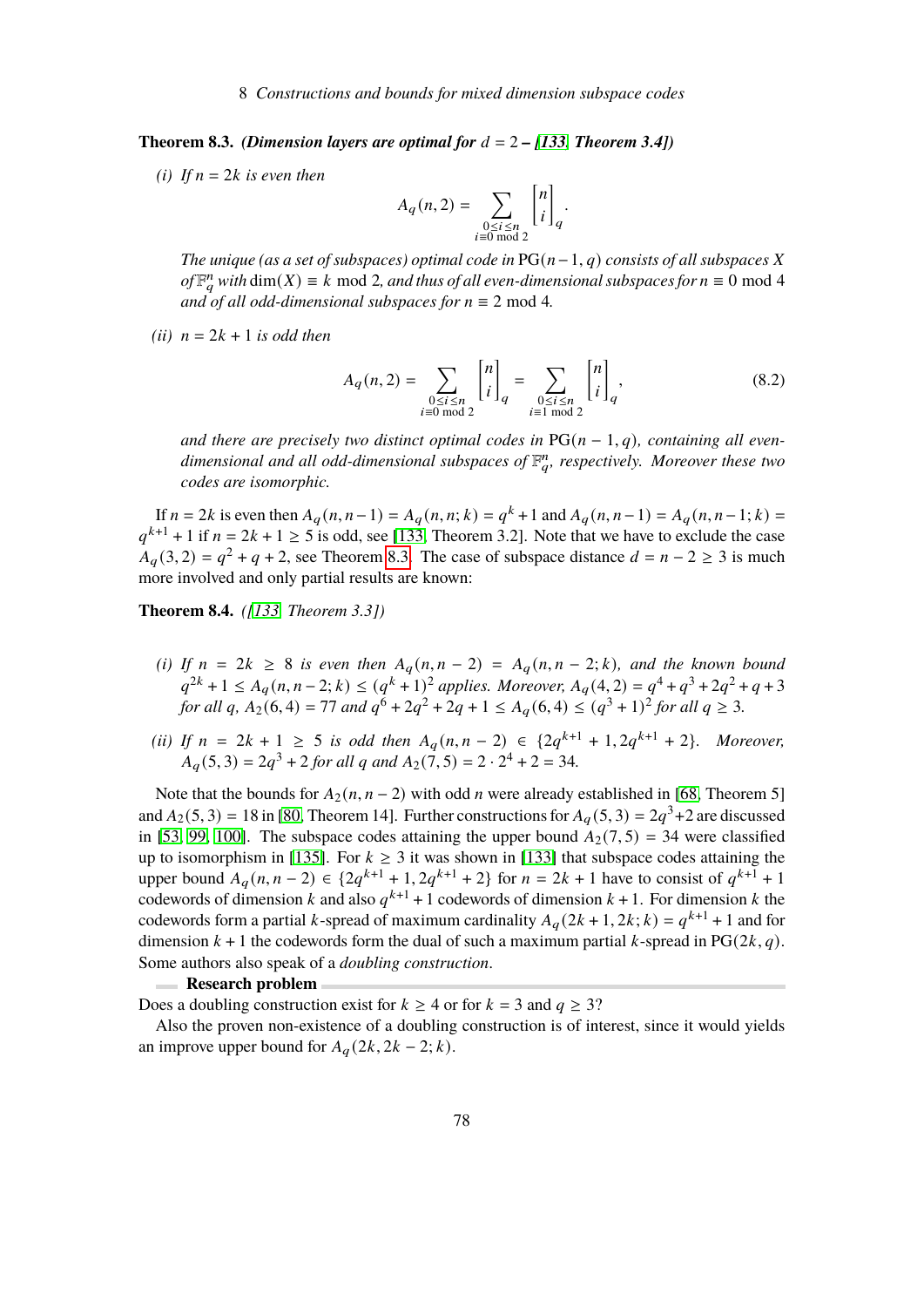**Theorem 8.3.** ***(Dimension layers are optimal for*** $d = 2$ ***– [133, Theorem 3.4])***

*(i) If $n = 2k$ is even then*

$$A_q(n,2) = \sum_{\substack{0 \le i \le n \\ i \equiv 0 \bmod 2}} \begin{bmatrix} n \\ i \end{bmatrix}_q.$$

*The unique (as a set of subspaces) optimal code in* $\mathrm{PG}(n-1,q)$ *consists of all subspaces* $X$ *of* $\mathbb{F}_q^n$ *with* $\dim(X) \equiv k \bmod 2$*, and thus of all even-dimensional subspaces for* $n \equiv 0 \bmod 4$ *and of all odd-dimensional subspaces for* $n \equiv 2 \bmod 4$*.*

*(ii) $n = 2k + 1$ is odd then*

$$A_q(n,2) = \sum_{\substack{0 \le i \le n \\ i \equiv 0 \bmod 2}} \begin{bmatrix} n \\ i \end{bmatrix}_q = \sum_{\substack{0 \le i \le n \\ i \equiv 1 \bmod 2}} \begin{bmatrix} n \\ i \end{bmatrix}_q, \tag{8.2}$$

*and there are precisely two distinct optimal codes in* $\mathrm{PG}(n-1,q)$*, containing all even-dimensional and all odd-dimensional subspaces of* $\mathbb{F}_q^n$*, respectively. Moreover these two codes are isomorphic.*

If $n = 2k$ is even then $A_q(n, n-1) = A_q(n, n; k) = q^k + 1$ and $A_q(n, n-1) = A_q(n, n-1; k) = q^{k+1} + 1$ if $n = 2k + 1 \ge 5$ is odd, see [133, Theorem 3.2]. Note that we have to exclude the case $A_q(3, 2) = q^2 + q + 2$, see Theorem 8.3. The case of subspace distance $d = n - 2 \ge 3$ is much more involved and only partial results are known:

**Theorem 8.4.** *([133, Theorem 3.3])*

*(i) If $n = 2k \ge 8$ is even then $A_q(n, n-2) = A_q(n, n-2; k)$, and the known bound $q^{2k} + 1 \le A_q(n, n-2; k) \le (q^k + 1)^2$ applies. Moreover, $A_q(4, 2) = q^4 + q^3 + 2q^2 + q + 3$ for all $q$, $A_2(6, 4) = 77$ and $q^6 + 2q^2 + 2q + 1 \le A_q(6, 4) \le (q^3 + 1)^2$ for all $q \ge 3$.*

*(ii) If $n = 2k + 1 \ge 5$ is odd then $A_q(n, n-2) \in \{2q^{k+1} + 1, 2q^{k+1} + 2\}$. Moreover, $A_q(5, 3) = 2q^3 + 2$ for all $q$ and $A_2(7, 5) = 2 \cdot 2^4 + 2 = 34$.*

Note that the bounds for $A_2(n, n-2)$ with odd $n$ were already established in [68, Theorem 5] and $A_2(5, 3) = 18$ in [80, Theorem 14]. Further constructions for $A_q(5, 3) = 2q^3 + 2$ are discussed in [53, 99, 100]. The subspace codes attaining the upper bound $A_2(7, 5) = 34$ were classified up to isomorphism in [135]. For $k \ge 3$ it was shown in [133] that subspace codes attaining the upper bound $A_q(n, n-2) \in \{2q^{k+1} + 1, 2q^{k+1} + 2\}$ for $n = 2k + 1$ have to consist of $q^{k+1} + 1$ codewords of dimension $k$ and also $q^{k+1} + 1$ codewords of dimension $k + 1$. For dimension $k$ the codewords form a partial $k$-spread of maximum cardinality $A_q(2k + 1, 2k; k) = q^{k+1} + 1$ and for dimension $k + 1$ the codewords form the dual of such a maximum partial $k$-spread in $\mathrm{PG}(2k, q)$. Some authors also speak of a *doubling construction*.

**Research problem**

Does a doubling construction exist for $k \ge 4$ or for $k = 3$ and $q \ge 3$?

Also the proven non-existence of a doubling construction is of interest, since it would yields an improve upper bound for $A_q(2k, 2k - 2; k)$.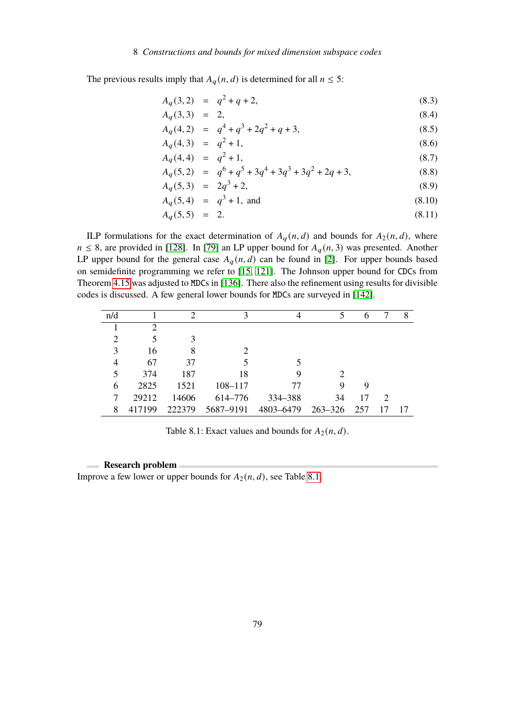The previous results imply that $A_q(n,d)$ is determined for all $n \le 5$:

$$A_q(3,2) = q^2 + q + 2, \tag{8.3}$$

$$A_q(3,3) = 2, \tag{8.4}$$

$$A_q(4,2) = q^4 + q^3 + 2q^2 + q + 3, \tag{8.5}$$

$$A_q(4,3) = q^2 + 1, \tag{8.6}$$

$$A_q(4,4) = q^2 + 1, \tag{8.7}$$

$$A_q(5,2) = q^6 + q^5 + 3q^4 + 3q^3 + 3q^2 + 2q + 3, \tag{8.8}$$

$$A_q(5,3) = 2q^3 + 2, \tag{8.9}$$

$$A_q(5,4) = q^3 + 1, \text{ and} \tag{8.10}$$

$$A_q(5,5) = 2. \tag{8.11}$$

ILP formulations for the exact determination of $A_q(n,d)$ and bounds for $A_2(n,d)$, where $n \le 8$, are provided in [128]. In [79] an LP upper bound for $A_q(n,3)$ was presented. Another LP upper bound for the general case $A_q(n,d)$ can be found in [2]. For upper bounds based on semidefinite programming we refer to [15, 121]. The Johnson upper bound for CDCs from Theorem 4.15 was adjusted to MDCs in [136]. There also the refinement using results for divisible codes is discussed. A few general lower bounds for MDCs are surveyed in [142].

| n/d | 1 | 2 | 3 | 4 | 5 | 6 | 7 | 8 |
|---|---|---|---|---|---|---|---|---|
| 1 | 2 | | | | | | | |
| 2 | 5 | 3 | | | | | | |
| 3 | 16 | 8 | 2 | | | | | |
| 4 | 67 | 37 | 5 | 5 | | | | |
| 5 | 374 | 187 | 18 | 9 | 2 | | | |
| 6 | 2825 | 1521 | 108–117 | 77 | 9 | 9 | | |
| 7 | 29212 | 14606 | 614–776 | 334–388 | 34 | 17 | 2 | |
| 8 | 417199 | 222379 | 5687–9191 | 4803–6479 | 263–326 | 257 | 17 | 17 |

Table 8.1: Exact values and bounds for $A_2(n,d)$.

**Research problem**

Improve a few lower or upper bounds for $A_2(n,d)$, see Table 8.1.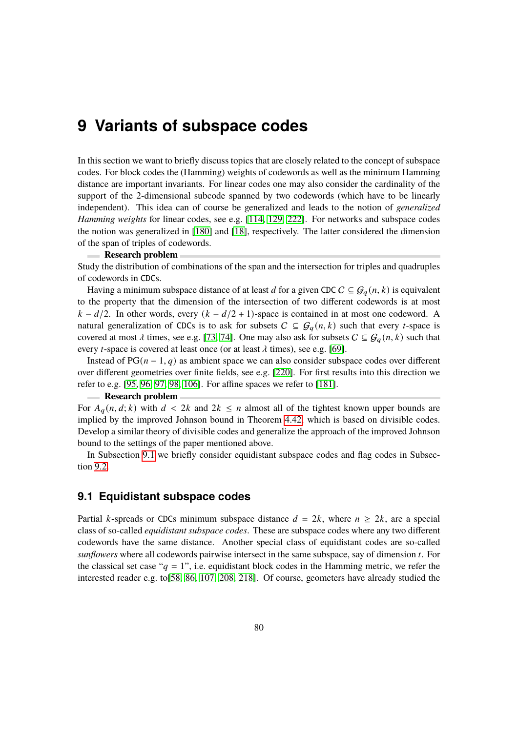# 9 Variants of subspace codes

In this section we want to briefly discuss topics that are closely related to the concept of subspace codes. For block codes the (Hamming) weights of codewords as well as the minimum Hamming distance are important invariants. For linear codes one may also consider the cardinality of the support of the 2-dimensional subcode spanned by two codewords (which have to be linearly independent). This idea can of course be generalized and leads to the notion of *generalized Hamming weights* for linear codes, see e.g. [114, 129, 222]. For networks and subspace codes the notion was generalized in [180] and [18], respectively. The latter considered the dimension of the span of triples of codewords.

**Research problem**

Study the distribution of combinations of the span and the intersection for triples and quadruples of codewords in CDCs.

Having a minimum subspace distance of at least $d$ for a given CDC $C \subseteq \mathcal{G}_q(n, k)$ is equivalent to the property that the dimension of the intersection of two different codewords is at most $k - d/2$. In other words, every $(k - d/2 + 1)$-space is contained in at most one codeword. A natural generalization of CDCs is to ask for subsets $C \subseteq \mathcal{G}_q(n, k)$ such that every $t$-space is covered at most $\lambda$ times, see e.g. [73, 74]. One may also ask for subsets $C \subseteq \mathcal{G}_q(n, k)$ such that every $t$-space is covered at least once (or at least $\lambda$ times), see e.g. [69].

Instead of $\mathrm{PG}(n-1, q)$ as ambient space we can also consider subspace codes over different over different geometries over finite fields, see e.g. [220]. For first results into this direction we refer to e.g. [95, 96, 97, 98, 106]. For affine spaces we refer to [181].

**Research problem**

For $A_q(n, d; k)$ with $d < 2k$ and $2k \le n$ almost all of the tightest known upper bounds are implied by the improved Johnson bound in Theorem 4.42, which is based on divisible codes. Develop a similar theory of divisible codes and generalize the approach of the improved Johnson bound to the settings of the paper mentioned above.

In Subsection 9.1 we briefly consider equidistant subspace codes and flag codes in Subsection 9.2.

## 9.1 Equidistant subspace codes

Partial $k$-spreads or CDCs minimum subspace distance $d = 2k$, where $n \ge 2k$, are a special class of so-called *equidistant subspace codes*. These are subspace codes where any two different codewords have the same distance. Another special class of equidistant codes are so-called *sunflowers* where all codewords pairwise intersect in the same subspace, say of dimension $t$. For the classical set case "$q = 1$", i.e. equidistant block codes in the Hamming metric, we refer the interested reader e.g. to[58, 86, 107, 208, 218]. Of course, geometers have already studied the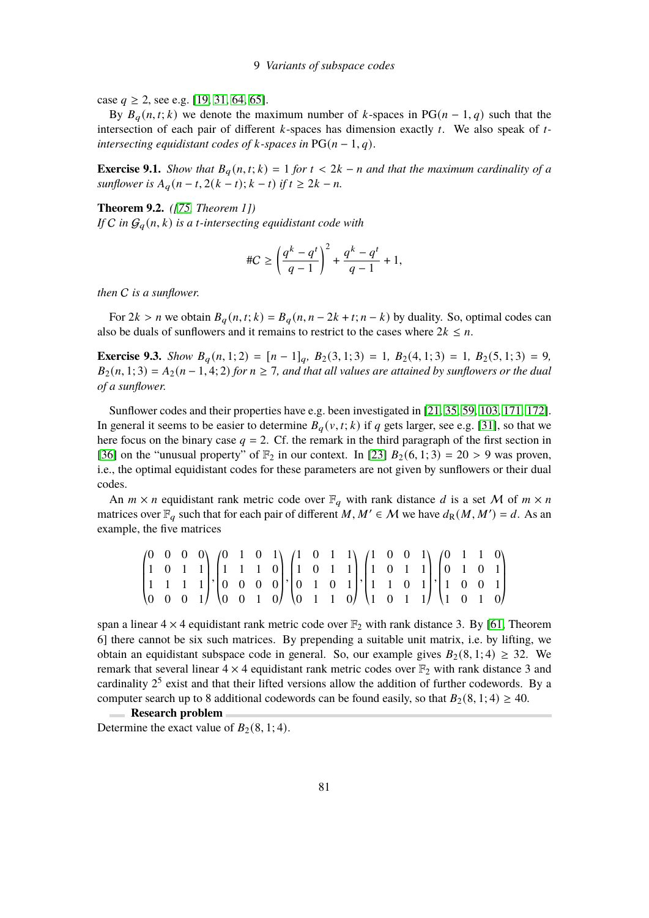case $q \geq 2$, see e.g. [19, 31, 64, 65].

By $B_q(n, t; k)$ we denote the maximum number of $k$-spaces in $\operatorname{PG}(n-1, q)$ such that the intersection of each pair of different $k$-spaces has dimension exactly $t$. We also speak of *$t$-intersecting equidistant codes of $k$-spaces in* $\operatorname{PG}(n-1, q)$.

**Exercise 9.1.** *Show that $B_q(n, t; k) = 1$ for $t < 2k - n$ and that the maximum cardinality of a sunflower is $A_q(n-t, 2(k-t); k-t)$ if $t \geq 2k - n$.*

**Theorem 9.2.** *([75, Theorem 1])*
*If $C$ in $\mathcal{G}_q(n, k)$ is a $t$-intersecting equidistant code with*

$$\#C \geq \left(\frac{q^k - q^t}{q-1}\right)^2 + \frac{q^k - q^t}{q-1} + 1,$$

*then $C$ is a sunflower.*

For $2k > n$ we obtain $B_q(n, t; k) = B_q(n, n-2k+t; n-k)$ by duality. So, optimal codes can also be duals of sunflowers and it remains to restrict to the cases where $2k \leq n$.

**Exercise 9.3.** *Show $B_q(n, 1; 2) = [n-1]_q$, $B_2(3, 1; 3) = 1$, $B_2(4, 1; 3) = 1$, $B_2(5, 1; 3) = 9$, $B_2(n, 1; 3) = A_2(n-1, 4; 2)$ for $n \geq 7$, and that all values are attained by sunflowers or the dual of a sunflower.*

Sunflower codes and their properties have e.g. been investigated in [21, 35, 59, 103, 171, 172]. In general it seems to be easier to determine $B_q(v, t; k)$ if $q$ gets larger, see e.g. [31], so that we here focus on the binary case $q = 2$. Cf. the remark in the third paragraph of the first section in [36] on the "unusual property" of $\mathbb{F}_2$ in our context. In [23] $B_2(6, 1; 3) = 20 > 9$ was proven, i.e., the optimal equidistant codes for these parameters are not given by sunflowers or their dual codes.

An $m \times n$ equidistant rank metric code over $\mathbb{F}_q$ with rank distance $d$ is a set $\mathcal{M}$ of $m \times n$ matrices over $\mathbb{F}_q$ such that for each pair of different $M, M' \in \mathcal{M}$ we have $d_R(M, M') = d$. As an example, the five matrices

$$\begin{pmatrix} 0 & 0 & 0 & 0 \\ 1 & 0 & 1 & 1 \\ 1 & 1 & 1 & 1 \\ 0 & 0 & 0 & 1 \end{pmatrix}, \begin{pmatrix} 0 & 1 & 0 & 1 \\ 1 & 1 & 1 & 0 \\ 0 & 0 & 0 & 0 \\ 0 & 0 & 1 & 0 \end{pmatrix}, \begin{pmatrix} 1 & 0 & 1 & 1 \\ 1 & 0 & 1 & 1 \\ 0 & 1 & 0 & 1 \\ 0 & 1 & 1 & 0 \end{pmatrix}, \begin{pmatrix} 1 & 0 & 0 & 1 \\ 1 & 0 & 1 & 1 \\ 1 & 1 & 0 & 1 \\ 1 & 0 & 1 & 1 \end{pmatrix}, \begin{pmatrix} 0 & 1 & 1 & 0 \\ 0 & 1 & 0 & 1 \\ 1 & 0 & 0 & 1 \\ 1 & 0 & 1 & 0 \end{pmatrix}$$

span a linear $4 \times 4$ equidistant rank metric code over $\mathbb{F}_2$ with rank distance 3. By [61, Theorem 6] there cannot be six such matrices. By prepending a suitable unit matrix, i.e. by lifting, we obtain an equidistant subspace code in general. So, our example gives $B_2(8, 1; 4) \geq 32$. We remark that several linear $4 \times 4$ equidistant rank metric codes over $\mathbb{F}_2$ with rank distance 3 and cardinality $2^5$ exist and that their lifted versions allow the addition of further codewords. By a computer search up to 8 additional codewords can be found easily, so that $B_2(8, 1; 4) \geq 40$.

**Research problem**

Determine the exact value of $B_2(8, 1; 4)$.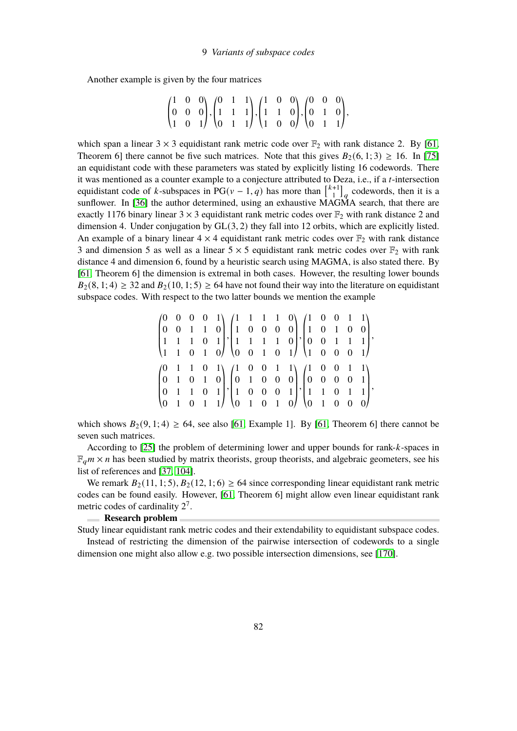Another example is given by the four matrices

$$\begin{pmatrix}1&0&0\\0&0&0\\1&0&1\end{pmatrix},\begin{pmatrix}0&1&1\\1&1&1\\0&1&1\end{pmatrix},\begin{pmatrix}1&0&0\\1&1&0\\1&0&0\end{pmatrix},\begin{pmatrix}0&0&0\\0&1&0\\0&1&1\end{pmatrix},$$

which span a linear $3 \times 3$ equidistant rank metric code over $\mathbb{F}_2$ with rank distance 2. By [61, Theorem 6] there cannot be five such matrices. Note that this gives $B_2(6, 1; 3) \geq 16$. In [75] an equidistant code with these parameters was stated by explicitly listing 16 codewords. There it was mentioned as a counter example to a conjecture attributed to Deza, i.e., if a $t$-intersection equidistant code of $k$-subspaces in $\mathrm{PG}(v-1, q)$ has more than $\begin{bmatrix}k+1\\1\end{bmatrix}_q$ codewords, then it is a sunflower. In [36] the author determined, using an exhaustive MAGMA search, that there are exactly 1176 binary linear $3 \times 3$ equidistant rank metric codes over $\mathbb{F}_2$ with rank distance 2 and dimension 4. Under conjugation by $\mathrm{GL}(3, 2)$ they fall into 12 orbits, which are explicitly listed. An example of a binary linear $4 \times 4$ equidistant rank metric codes over $\mathbb{F}_2$ with rank distance 3 and dimension 5 as well as a linear $5 \times 5$ equidistant rank metric codes over $\mathbb{F}_2$ with rank distance 4 and dimension 6, found by a heuristic search using MAGMA, is also stated there. By [61, Theorem 6] the dimension is extremal in both cases. However, the resulting lower bounds $B_2(8, 1; 4) \geq 32$ and $B_2(10, 1; 5) \geq 64$ have not found their way into the literature on equidistant subspace codes. With respect to the two latter bounds we mention the example

$$\begin{pmatrix}0&0&0&0&1\\0&0&1&1&0\\1&1&1&0&1\\1&1&0&1&0\end{pmatrix},\begin{pmatrix}1&1&1&1&0\\1&0&0&0&0\\1&1&1&1&0\\0&0&1&0&1\end{pmatrix},\begin{pmatrix}1&0&0&1&1\\1&0&1&0&0\\0&0&1&1&1\\1&0&0&0&1\end{pmatrix},$$

$$\begin{pmatrix}0&1&1&0&1\\0&1&0&1&0\\0&1&1&0&1\\0&1&0&1&1\end{pmatrix},\begin{pmatrix}1&0&0&1&1\\0&1&0&0&0\\1&0&0&0&1\\0&1&0&1&0\end{pmatrix},\begin{pmatrix}1&0&0&1&1\\0&0&0&0&1\\1&1&0&1&1\\0&1&0&0&0\end{pmatrix},$$

which shows $B_2(9, 1; 4) \geq 64$, see also [61, Example 1]. By [61, Theorem 6] there cannot be seven such matrices.

According to [25] the problem of determining lower and upper bounds for rank-$k$-spaces in $\mathbb{F}_q m \times n$ has been studied by matrix theorists, group theorists, and algebraic geometers, see his list of references and [37, 104].

We remark $B_2(11, 1; 5), B_2(12, 1; 6) \geq 64$ since corresponding linear equidistant rank metric codes can be found easily. However, [61, Theorem 6] might allow even linear equidistant rank metric codes of cardinality $2^7$.

**Research problem**

Study linear equidistant rank metric codes and their extendability to equidistant subspace codes.

Instead of restricting the dimension of the pairwise intersection of codewords to a single dimension one might also allow e.g. two possible intersection dimensions, see [170].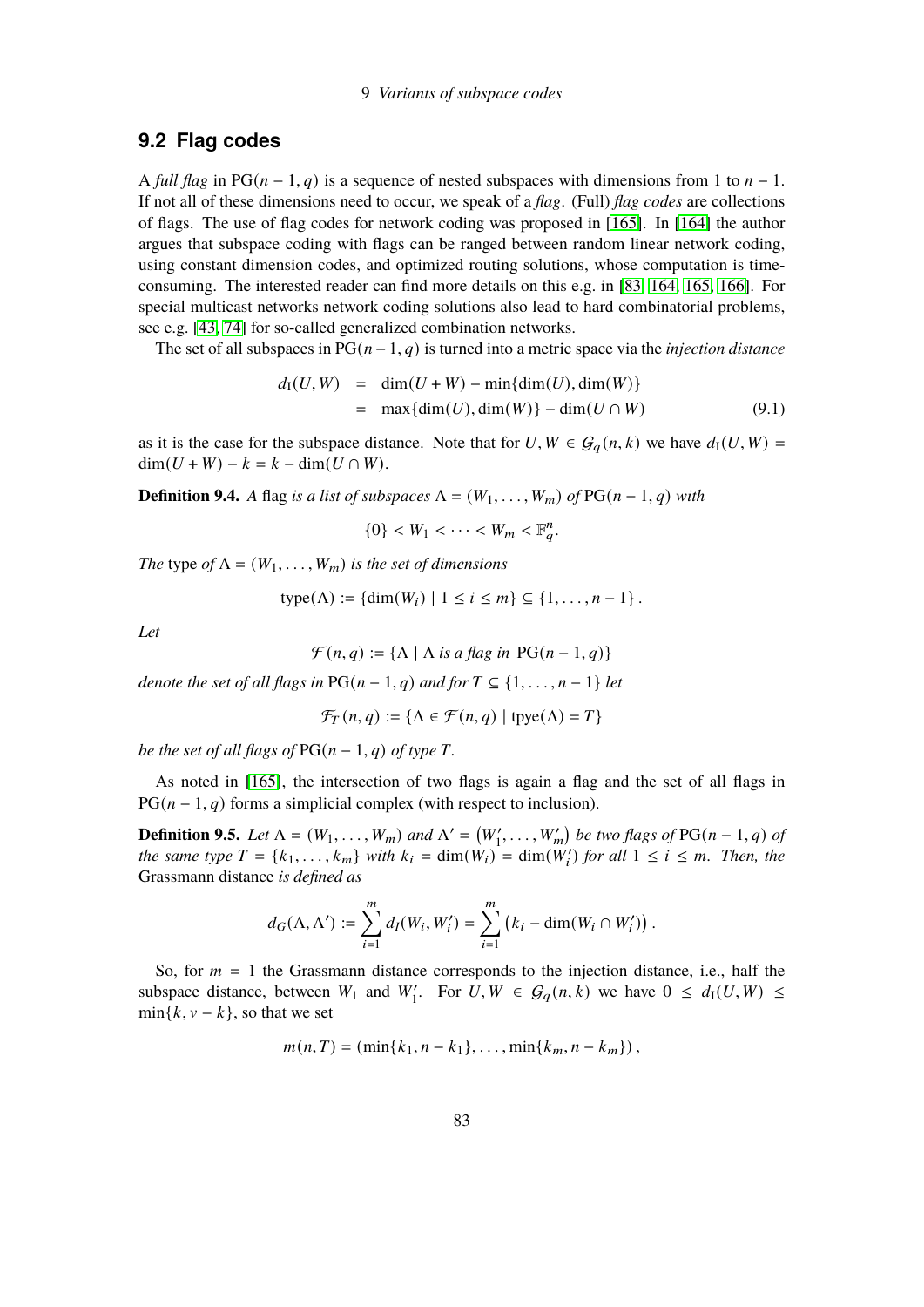## 9.2 Flag codes

A *full flag* in $\mathrm{PG}(n-1, q)$ is a sequence of nested subspaces with dimensions from 1 to $n-1$. If not all of these dimensions need to occur, we speak of a *flag*. (Full) *flag codes* are collections of flags. The use of flag codes for network coding was proposed in [165]. In [164] the author argues that subspace coding with flags can be ranged between random linear network coding, using constant dimension codes, and optimized routing solutions, whose computation is time-consuming. The interested reader can find more details on this e.g. in [83, 164, 165, 166]. For special multicast networks network coding solutions also lead to hard combinatorial problems, see e.g. [43, 74] for so-called generalized combination networks.

The set of all subspaces in $\mathrm{PG}(n-1, q)$ is turned into a metric space via the *injection distance*

$$
\begin{aligned}
d_I(U, W) &= \dim(U + W) - \min\{\dim(U), \dim(W)\} \\
&= \max\{\dim(U), \dim(W)\} - \dim(U \cap W) \qquad (9.1)
\end{aligned}
$$

as it is the case for the subspace distance. Note that for $U, W \in \mathcal{G}_q(n, k)$ we have $d_I(U, W) = \dim(U + W) - k = k - \dim(U \cap W)$.

**Definition 9.4.** *A* flag *is a list of subspaces $\Lambda = (W_1, \ldots, W_m)$ of $\mathrm{PG}(n-1, q)$ with*

$$\{0\} < W_1 < \cdots < W_m < \mathbb{F}_q^n.$$

*The* type *of $\Lambda = (W_1, \ldots, W_m)$ is the set of dimensions*

$$\mathrm{type}(\Lambda) := \{\dim(W_i) \mid 1 \le i \le m\} \subseteq \{1, \ldots, n-1\}.$$

*Let*

$$\mathcal{F}(n, q) := \{\Lambda \mid \Lambda \text{ is a flag in } \mathrm{PG}(n-1, q)\}$$

*denote the set of all flags in $\mathrm{PG}(n-1, q)$ and for $T \subseteq \{1, \ldots, n-1\}$ let*

$$\mathcal{F}_T(n, q) := \{\Lambda \in \mathcal{F}(n, q) \mid \mathrm{tpye}(\Lambda) = T\}$$

*be the set of all flags of $\mathrm{PG}(n-1, q)$ of type $T$.*

As noted in [165], the intersection of two flags is again a flag and the set of all flags in $\mathrm{PG}(n-1, q)$ forms a simplicial complex (with respect to inclusion).

**Definition 9.5.** *Let $\Lambda = (W_1, \ldots, W_m)$ and $\Lambda' = (W_1', \ldots, W_m')$ be two flags of $\mathrm{PG}(n-1, q)$ of the same type $T = \{k_1, \ldots, k_m\}$ with $k_i = \dim(W_i) = \dim(W_i')$ for all $1 \le i \le m$. Then, the* Grassmann distance *is defined as*

$$d_G(\Lambda, \Lambda') := \sum_{i=1}^{m} d_I(W_i, W_i') = \sum_{i=1}^{m} \left(k_i - \dim(W_i \cap W_i')\right).$$

So, for $m = 1$ the Grassmann distance corresponds to the injection distance, i.e., half the subspace distance, between $W_1$ and $W_1'$. For $U, W \in \mathcal{G}_q(n, k)$ we have $0 \le d_I(U, W) \le \min\{k, v-k\}$, so that we set

$$m(n, T) = (\min\{k_1, n-k_1\}, \ldots, \min\{k_m, n-k_m\}),$$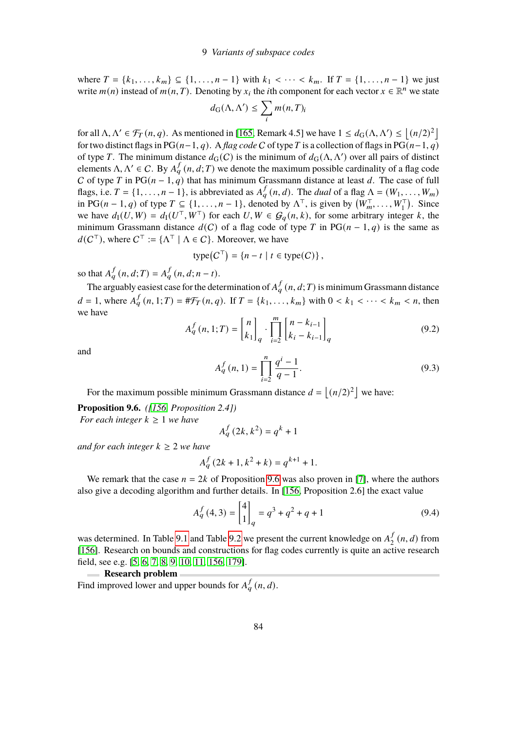where $T = \{k_1, \ldots, k_m\} \subseteq \{1, \ldots, n-1\}$ with $k_1 < \cdots < k_m$. If $T = \{1, \ldots, n-1\}$ we just write $m(n)$ instead of $m(n,T)$. Denoting by $x_i$ the $i$th component for each vector $x \in \mathbb{R}^n$ we state

$$d_G(\Lambda, \Lambda') \le \sum_i m(n,T)_i$$

for all $\Lambda, \Lambda' \in \mathcal{F}_T(n,q)$. As mentioned in [165, Remark 4.5] we have $1 \le d_G(\Lambda, \Lambda') \le \lfloor (n/2)^2 \rfloor$ for two distinct flags in $\mathrm{PG}(n-1,q)$. A *flag code* $C$ of type $T$ is a collection of flags in $\mathrm{PG}(n-1,q)$ of type $T$. The minimum distance $d_G(C)$ is the minimum of $d_G(\Lambda, \Lambda')$ over all pairs of distinct elements $\Lambda, \Lambda' \in C$. By $A_q^f(n,d;T)$ we denote the maximum possible cardinality of a flag code $C$ of type $T$ in $\mathrm{PG}(n-1,q)$ that has minimum Grassmann distance at least $d$. The case of full flags, i.e. $T = \{1, \ldots, n-1\}$, is abbreviated as $A_q^f(n,d)$. The *dual* of a flag $\Lambda = (W_1, \ldots, W_m)$ in $\mathrm{PG}(n-1,q)$ of type $T \subseteq \{1, \ldots, n-1\}$, denoted by $\Lambda^\top$, is given by $\left(W_m^\top, \ldots, W_1^\top\right)$. Since we have $d_I(U,W) = d_I(U^\top, W^\top)$ for each $U, W \in \mathcal{G}_q(n,k)$, for some arbitrary integer $k$, the minimum Grassmann distance $d(C)$ of a flag code of type $T$ in $\mathrm{PG}(n-1,q)$ is the same as $d(C^\top)$, where $C^\top := \{\Lambda^\top \mid \Lambda \in C\}$. Moreover, we have

$$\mathrm{type}\left(C^\top\right) = \{n - t \mid t \in \mathrm{type}(C)\},$$

so that $A_q^f(n,d;T) = A_q^f(n,d;n-t)$.

The arguably easiest case for the determination of $A_q^f(n,d;T)$ is minimum Grassmann distance $d = 1$, where $A_q^f(n,1;T) = \#\mathcal{F}_T(n,q)$. If $T = \{k_1, \ldots, k_m\}$ with $0 < k_1 < \cdots < k_m < n$, then we have

$$A_q^f(n,1;T) = \begin{bmatrix} n \\ k_1 \end{bmatrix}_q \cdot \prod_{i=2}^{m} \begin{bmatrix} n - k_{i-1} \\ k_i - k_{i-1} \end{bmatrix}_q \tag{9.2}$$

and

$$A_q^f(n,1) = \prod_{i=2}^{n} \frac{q^i - 1}{q - 1}. \tag{9.3}$$

For the maximum possible minimum Grassmann distance $d = \lfloor (n/2)^2 \rfloor$ we have:

**Proposition 9.6.** *([156, Proposition 2.4])*
*For each integer $k \ge 1$ we have*

$$A_q^f(2k, k^2) = q^k + 1$$

*and for each integer $k \ge 2$ we have*

$$A_q^f(2k+1, k^2+k) = q^{k+1} + 1.$$

We remark that the case $n = 2k$ of Proposition 9.6 was also proven in [7], where the authors also give a decoding algorithm and further details. In [156, Proposition 2.6] the exact value

$$A_q^f(4,3) = \begin{bmatrix} 4 \\ 1 \end{bmatrix}_q = q^3 + q^2 + q + 1 \tag{9.4}$$

was determined. In Table 9.1 and Table 9.2 we present the current knowledge on $A_2^f(n,d)$ from [156]. Research on bounds and constructions for flag codes currently is quite an active research field, see e.g. [5, 6, 7, 8, 9, 10, 11, 156, 179].

**Research problem**

Find improved lower and upper bounds for $A_q^f(n,d)$.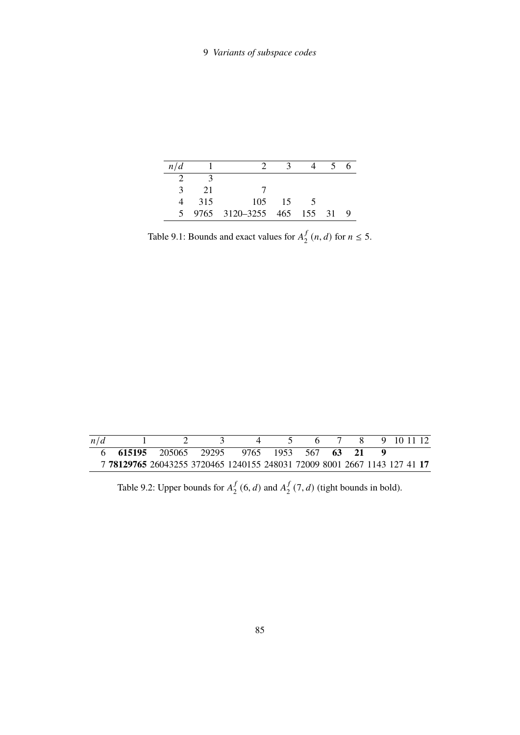| $n/d$ | 1 | 2 | 3 | 4 | 5 | 6 |
|---|---|---|---|---|---|---|
| 2 | 3 | | | | | |
| 3 | 21 | 7 | | | | |
| 4 | 315 | 105 | 15 | 5 | | |
| 5 | 9765 | 3120–3255 | 465 | 155 | 31 | 9 |

Table 9.1: Bounds and exact values for $A_2^f(n,d)$ for $n \le 5$.

| $n/d$ | 1 | 2 | 3 | 4 | 5 | 6 | 7 | 8 | 9 | 10 | 11 | 12 |
|---|---|---|---|---|---|---|---|---|---|---|---|---|
| 6 | **615195** | 205065 | 29295 | 9765 | 1953 | 567 | **63** | **21** | **9** | | | |
| 7 | **78129765** | 26043255 | 3720465 | 1240155 | 248031 | 72009 | 8001 | 2667 | 1143 | 127 | 41 | **17** |

Table 9.2: Upper bounds for $A_2^f(6,d)$ and $A_2^f(7,d)$ (tight bounds in bold).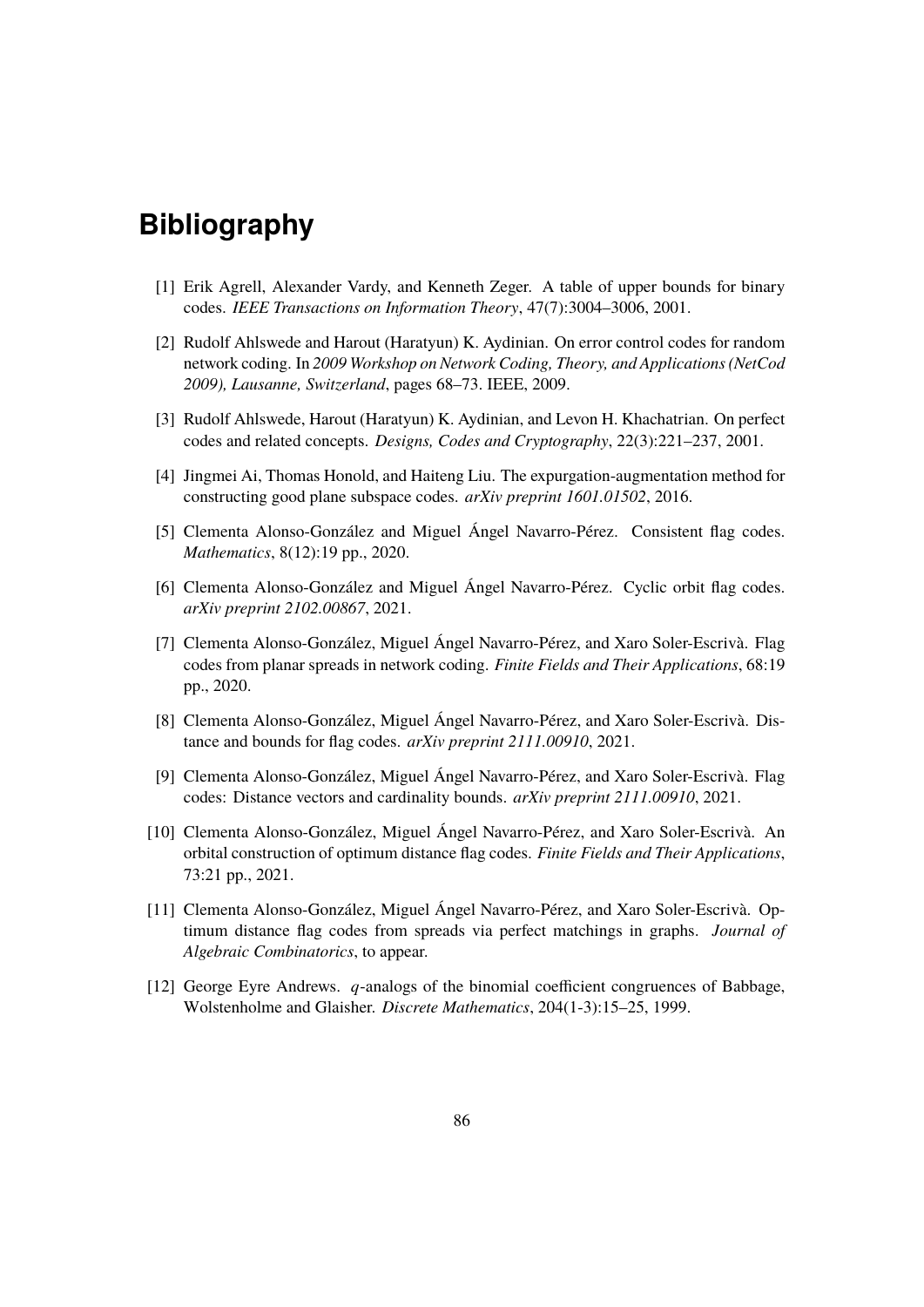# Bibliography

[1] Erik Agrell, Alexander Vardy, and Kenneth Zeger. A table of upper bounds for binary codes. *IEEE Transactions on Information Theory*, 47(7):3004–3006, 2001.

[2] Rudolf Ahlswede and Harout (Haratyun) K. Aydinian. On error control codes for random network coding. In *2009 Workshop on Network Coding, Theory, and Applications (NetCod 2009), Lausanne, Switzerland*, pages 68–73. IEEE, 2009.

[3] Rudolf Ahlswede, Harout (Haratyun) K. Aydinian, and Levon H. Khachatrian. On perfect codes and related concepts. *Designs, Codes and Cryptography*, 22(3):221–237, 2001.

[4] Jingmei Ai, Thomas Honold, and Haiteng Liu. The expurgation-augmentation method for constructing good plane subspace codes. *arXiv preprint 1601.01502*, 2016.

[5] Clementa Alonso-González and Miguel Ángel Navarro-Pérez. Consistent flag codes. *Mathematics*, 8(12):19 pp., 2020.

[6] Clementa Alonso-González and Miguel Ángel Navarro-Pérez. Cyclic orbit flag codes. *arXiv preprint 2102.00867*, 2021.

[7] Clementa Alonso-González, Miguel Ángel Navarro-Pérez, and Xaro Soler-Escrivà. Flag codes from planar spreads in network coding. *Finite Fields and Their Applications*, 68:19 pp., 2020.

[8] Clementa Alonso-González, Miguel Ángel Navarro-Pérez, and Xaro Soler-Escrivà. Distance and bounds for flag codes. *arXiv preprint 2111.00910*, 2021.

[9] Clementa Alonso-González, Miguel Ángel Navarro-Pérez, and Xaro Soler-Escrivà. Flag codes: Distance vectors and cardinality bounds. *arXiv preprint 2111.00910*, 2021.

[10] Clementa Alonso-González, Miguel Ángel Navarro-Pérez, and Xaro Soler-Escrivà. An orbital construction of optimum distance flag codes. *Finite Fields and Their Applications*, 73:21 pp., 2021.

[11] Clementa Alonso-González, Miguel Ángel Navarro-Pérez, and Xaro Soler-Escrivà. Optimum distance flag codes from spreads via perfect matchings in graphs. *Journal of Algebraic Combinatorics*, to appear.

[12] George Eyre Andrews. $q$-analogs of the binomial coefficient congruences of Babbage, Wolstenholme and Glaisher. *Discrete Mathematics*, 204(1-3):15–25, 1999.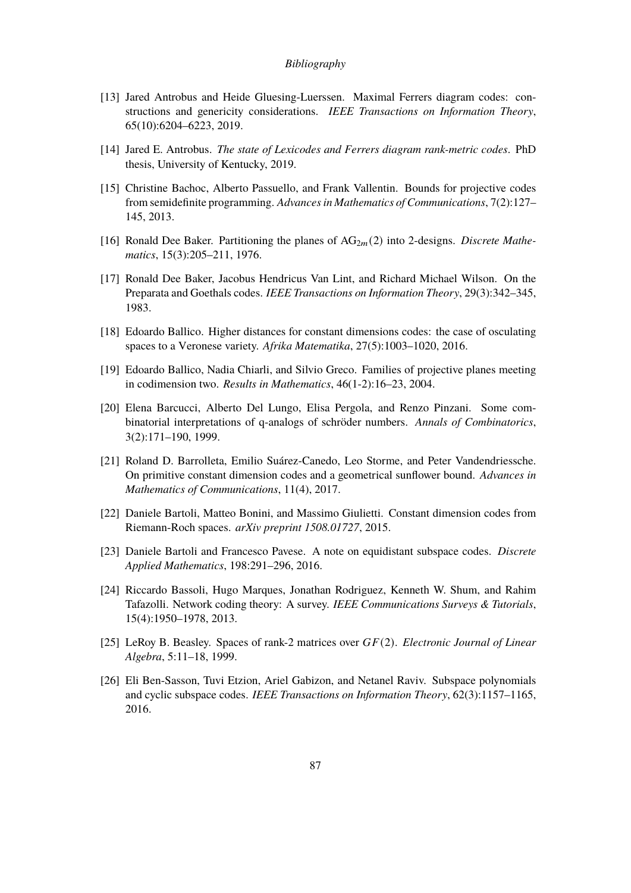[13] Jared Antrobus and Heide Gluesing-Luerssen. Maximal Ferrers diagram codes: constructions and genericity considerations. *IEEE Transactions on Information Theory*, 65(10):6204–6223, 2019.

[14] Jared E. Antrobus. *The state of Lexicodes and Ferrers diagram rank-metric codes*. PhD thesis, University of Kentucky, 2019.

[15] Christine Bachoc, Alberto Passuello, and Frank Vallentin. Bounds for projective codes from semidefinite programming. *Advances in Mathematics of Communications*, 7(2):127–145, 2013.

[16] Ronald Dee Baker. Partitioning the planes of $\mathrm{AG}_{2m}(2)$ into 2-designs. *Discrete Mathematics*, 15(3):205–211, 1976.

[17] Ronald Dee Baker, Jacobus Hendricus Van Lint, and Richard Michael Wilson. On the Preparata and Goethals codes. *IEEE Transactions on Information Theory*, 29(3):342–345, 1983.

[18] Edoardo Ballico. Higher distances for constant dimensions codes: the case of osculating spaces to a Veronese variety. *Afrika Matematika*, 27(5):1003–1020, 2016.

[19] Edoardo Ballico, Nadia Chiarli, and Silvio Greco. Families of projective planes meeting in codimension two. *Results in Mathematics*, 46(1-2):16–23, 2004.

[20] Elena Barcucci, Alberto Del Lungo, Elisa Pergola, and Renzo Pinzani. Some combinatorial interpretations of q-analogs of schröder numbers. *Annals of Combinatorics*, 3(2):171–190, 1999.

[21] Roland D. Barrolleta, Emilio Suárez-Canedo, Leo Storme, and Peter Vandendriessche. On primitive constant dimension codes and a geometrical sunflower bound. *Advances in Mathematics of Communications*, 11(4), 2017.

[22] Daniele Bartoli, Matteo Bonini, and Massimo Giulietti. Constant dimension codes from Riemann-Roch spaces. *arXiv preprint 1508.01727*, 2015.

[23] Daniele Bartoli and Francesco Pavese. A note on equidistant subspace codes. *Discrete Applied Mathematics*, 198:291–296, 2016.

[24] Riccardo Bassoli, Hugo Marques, Jonathan Rodriguez, Kenneth W. Shum, and Rahim Tafazolli. Network coding theory: A survey. *IEEE Communications Surveys & Tutorials*, 15(4):1950–1978, 2013.

[25] LeRoy B. Beasley. Spaces of rank-2 matrices over $GF(2)$. *Electronic Journal of Linear Algebra*, 5:11–18, 1999.

[26] Eli Ben-Sasson, Tuvi Etzion, Ariel Gabizon, and Netanel Raviv. Subspace polynomials and cyclic subspace codes. *IEEE Transactions on Information Theory*, 62(3):1157–1165, 2016.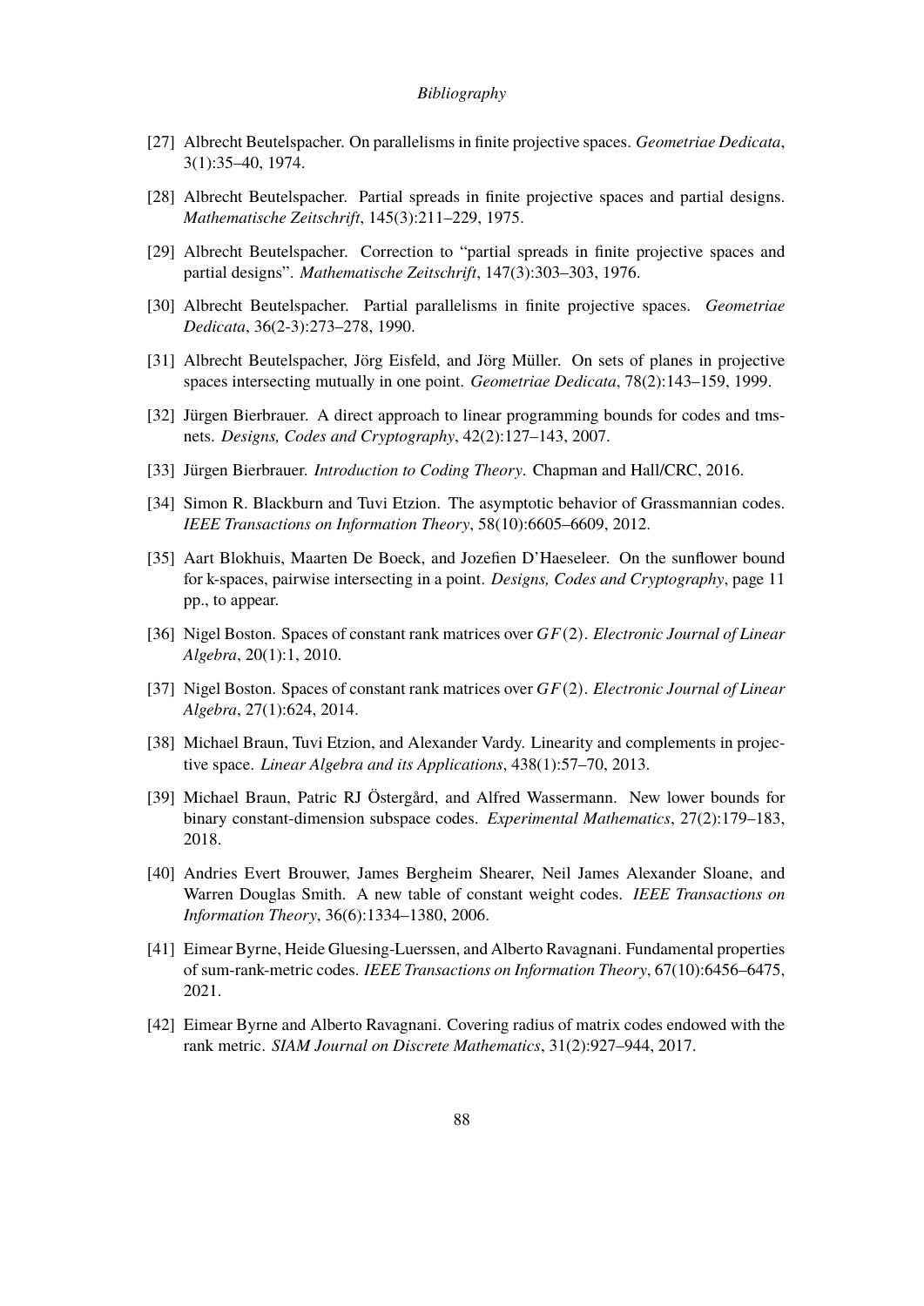[27] Albrecht Beutelspacher. On parallelisms in finite projective spaces. *Geometriae Dedicata*, 3(1):35–40, 1974.

[28] Albrecht Beutelspacher. Partial spreads in finite projective spaces and partial designs. *Mathematische Zeitschrift*, 145(3):211–229, 1975.

[29] Albrecht Beutelspacher. Correction to "partial spreads in finite projective spaces and partial designs". *Mathematische Zeitschrift*, 147(3):303–303, 1976.

[30] Albrecht Beutelspacher. Partial parallelisms in finite projective spaces. *Geometriae Dedicata*, 36(2-3):273–278, 1990.

[31] Albrecht Beutelspacher, Jörg Eisfeld, and Jörg Müller. On sets of planes in projective spaces intersecting mutually in one point. *Geometriae Dedicata*, 78(2):143–159, 1999.

[32] Jürgen Bierbrauer. A direct approach to linear programming bounds for codes and tms-nets. *Designs, Codes and Cryptography*, 42(2):127–143, 2007.

[33] Jürgen Bierbrauer. *Introduction to Coding Theory*. Chapman and Hall/CRC, 2016.

[34] Simon R. Blackburn and Tuvi Etzion. The asymptotic behavior of Grassmannian codes. *IEEE Transactions on Information Theory*, 58(10):6605–6609, 2012.

[35] Aart Blokhuis, Maarten De Boeck, and Jozefien D'Haeseleer. On the sunflower bound for k-spaces, pairwise intersecting in a point. *Designs, Codes and Cryptography*, page 11 pp., to appear.

[36] Nigel Boston. Spaces of constant rank matrices over $GF(2)$. *Electronic Journal of Linear Algebra*, 20(1):1, 2010.

[37] Nigel Boston. Spaces of constant rank matrices over $GF(2)$. *Electronic Journal of Linear Algebra*, 27(1):624, 2014.

[38] Michael Braun, Tuvi Etzion, and Alexander Vardy. Linearity and complements in projective space. *Linear Algebra and its Applications*, 438(1):57–70, 2013.

[39] Michael Braun, Patric RJ Östergård, and Alfred Wassermann. New lower bounds for binary constant-dimension subspace codes. *Experimental Mathematics*, 27(2):179–183, 2018.

[40] Andries Evert Brouwer, James Bergheim Shearer, Neil James Alexander Sloane, and Warren Douglas Smith. A new table of constant weight codes. *IEEE Transactions on Information Theory*, 36(6):1334–1380, 2006.

[41] Eimear Byrne, Heide Gluesing-Luerssen, and Alberto Ravagnani. Fundamental properties of sum-rank-metric codes. *IEEE Transactions on Information Theory*, 67(10):6456–6475, 2021.

[42] Eimear Byrne and Alberto Ravagnani. Covering radius of matrix codes endowed with the rank metric. *SIAM Journal on Discrete Mathematics*, 31(2):927–944, 2017.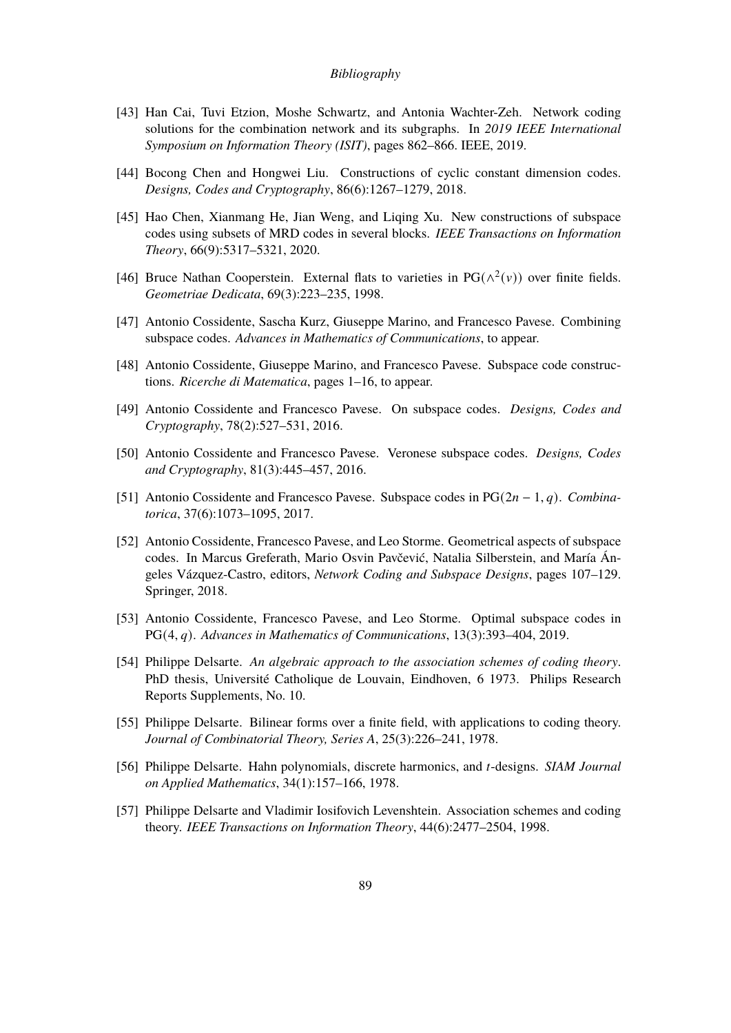[43] Han Cai, Tuvi Etzion, Moshe Schwartz, and Antonia Wachter-Zeh. Network coding solutions for the combination network and its subgraphs. In *2019 IEEE International Symposium on Information Theory (ISIT)*, pages 862–866. IEEE, 2019.

[44] Bocong Chen and Hongwei Liu. Constructions of cyclic constant dimension codes. *Designs, Codes and Cryptography*, 86(6):1267–1279, 2018.

[45] Hao Chen, Xianmang He, Jian Weng, and Liqing Xu. New constructions of subspace codes using subsets of MRD codes in several blocks. *IEEE Transactions on Information Theory*, 66(9):5317–5321, 2020.

[46] Bruce Nathan Cooperstein. External flats to varieties in $\mathrm{PG}(\wedge^2(v))$ over finite fields. *Geometriae Dedicata*, 69(3):223–235, 1998.

[47] Antonio Cossidente, Sascha Kurz, Giuseppe Marino, and Francesco Pavese. Combining subspace codes. *Advances in Mathematics of Communications*, to appear.

[48] Antonio Cossidente, Giuseppe Marino, and Francesco Pavese. Subspace code constructions. *Ricerche di Matematica*, pages 1–16, to appear.

[49] Antonio Cossidente and Francesco Pavese. On subspace codes. *Designs, Codes and Cryptography*, 78(2):527–531, 2016.

[50] Antonio Cossidente and Francesco Pavese. Veronese subspace codes. *Designs, Codes and Cryptography*, 81(3):445–457, 2016.

[51] Antonio Cossidente and Francesco Pavese. Subspace codes in $\mathrm{PG}(2n-1,q)$. *Combinatorica*, 37(6):1073–1095, 2017.

[52] Antonio Cossidente, Francesco Pavese, and Leo Storme. Geometrical aspects of subspace codes. In Marcus Greferath, Mario Osvin Pavčević, Natalia Silberstein, and María Ángeles Vázquez-Castro, editors, *Network Coding and Subspace Designs*, pages 107–129. Springer, 2018.

[53] Antonio Cossidente, Francesco Pavese, and Leo Storme. Optimal subspace codes in $\mathrm{PG}(4,q)$. *Advances in Mathematics of Communications*, 13(3):393–404, 2019.

[54] Philippe Delsarte. *An algebraic approach to the association schemes of coding theory*. PhD thesis, Université Catholique de Louvain, Eindhoven, 6 1973. Philips Research Reports Supplements, No. 10.

[55] Philippe Delsarte. Bilinear forms over a finite field, with applications to coding theory. *Journal of Combinatorial Theory, Series A*, 25(3):226–241, 1978.

[56] Philippe Delsarte. Hahn polynomials, discrete harmonics, and $t$-designs. *SIAM Journal on Applied Mathematics*, 34(1):157–166, 1978.

[57] Philippe Delsarte and Vladimir Iosifovich Levenshtein. Association schemes and coding theory. *IEEE Transactions on Information Theory*, 44(6):2477–2504, 1998.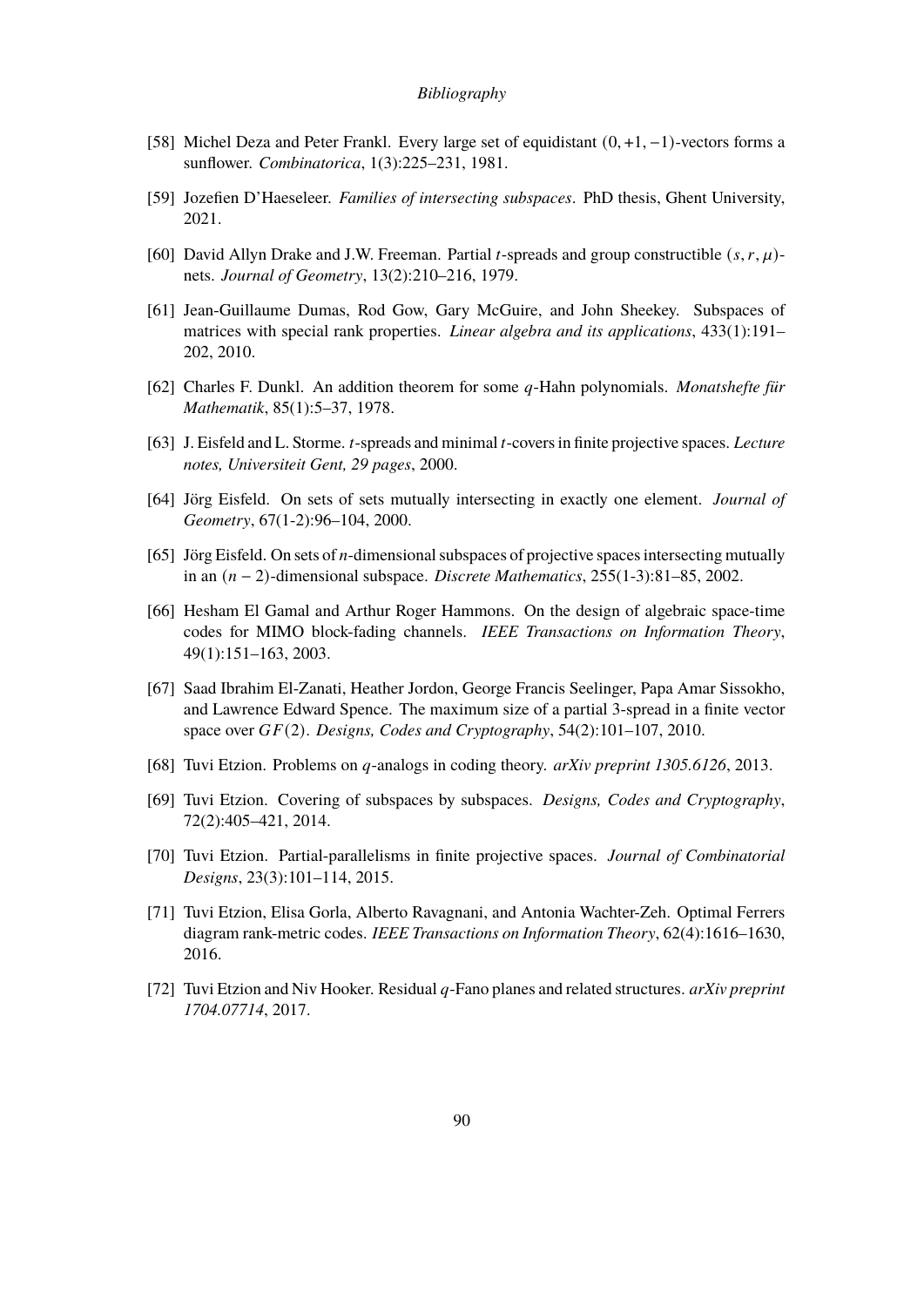- [58] Michel Deza and Peter Frankl. Every large set of equidistant $(0, +1, -1)$-vectors forms a sunflower. *Combinatorica*, 1(3):225–231, 1981.
- [59] Jozefien D'Haeseleer. *Families of intersecting subspaces*. PhD thesis, Ghent University, 2021.
- [60] David Allyn Drake and J.W. Freeman. Partial $t$-spreads and group constructible $(s, r, \mu)$-nets. *Journal of Geometry*, 13(2):210–216, 1979.
- [61] Jean-Guillaume Dumas, Rod Gow, Gary McGuire, and John Sheekey. Subspaces of matrices with special rank properties. *Linear algebra and its applications*, 433(1):191–202, 2010.
- [62] Charles F. Dunkl. An addition theorem for some $q$-Hahn polynomials. *Monatshefte für Mathematik*, 85(1):5–37, 1978.
- [63] J. Eisfeld and L. Storme. $t$-spreads and minimal $t$-covers in finite projective spaces. *Lecture notes, Universiteit Gent, 29 pages*, 2000.
- [64] Jörg Eisfeld. On sets of sets mutually intersecting in exactly one element. *Journal of Geometry*, 67(1-2):96–104, 2000.
- [65] Jörg Eisfeld. On sets of $n$-dimensional subspaces of projective spaces intersecting mutually in an $(n-2)$-dimensional subspace. *Discrete Mathematics*, 255(1-3):81–85, 2002.
- [66] Hesham El Gamal and Arthur Roger Hammons. On the design of algebraic space-time codes for MIMO block-fading channels. *IEEE Transactions on Information Theory*, 49(1):151–163, 2003.
- [67] Saad Ibrahim El-Zanati, Heather Jordon, George Francis Seelinger, Papa Amar Sissokho, and Lawrence Edward Spence. The maximum size of a partial 3-spread in a finite vector space over $GF(2)$. *Designs, Codes and Cryptography*, 54(2):101–107, 2010.
- [68] Tuvi Etzion. Problems on $q$-analogs in coding theory. *arXiv preprint 1305.6126*, 2013.
- [69] Tuvi Etzion. Covering of subspaces by subspaces. *Designs, Codes and Cryptography*, 72(2):405–421, 2014.
- [70] Tuvi Etzion. Partial-parallelisms in finite projective spaces. *Journal of Combinatorial Designs*, 23(3):101–114, 2015.
- [71] Tuvi Etzion, Elisa Gorla, Alberto Ravagnani, and Antonia Wachter-Zeh. Optimal Ferrers diagram rank-metric codes. *IEEE Transactions on Information Theory*, 62(4):1616–1630, 2016.
- [72] Tuvi Etzion and Niv Hooker. Residual $q$-Fano planes and related structures. *arXiv preprint 1704.07714*, 2017.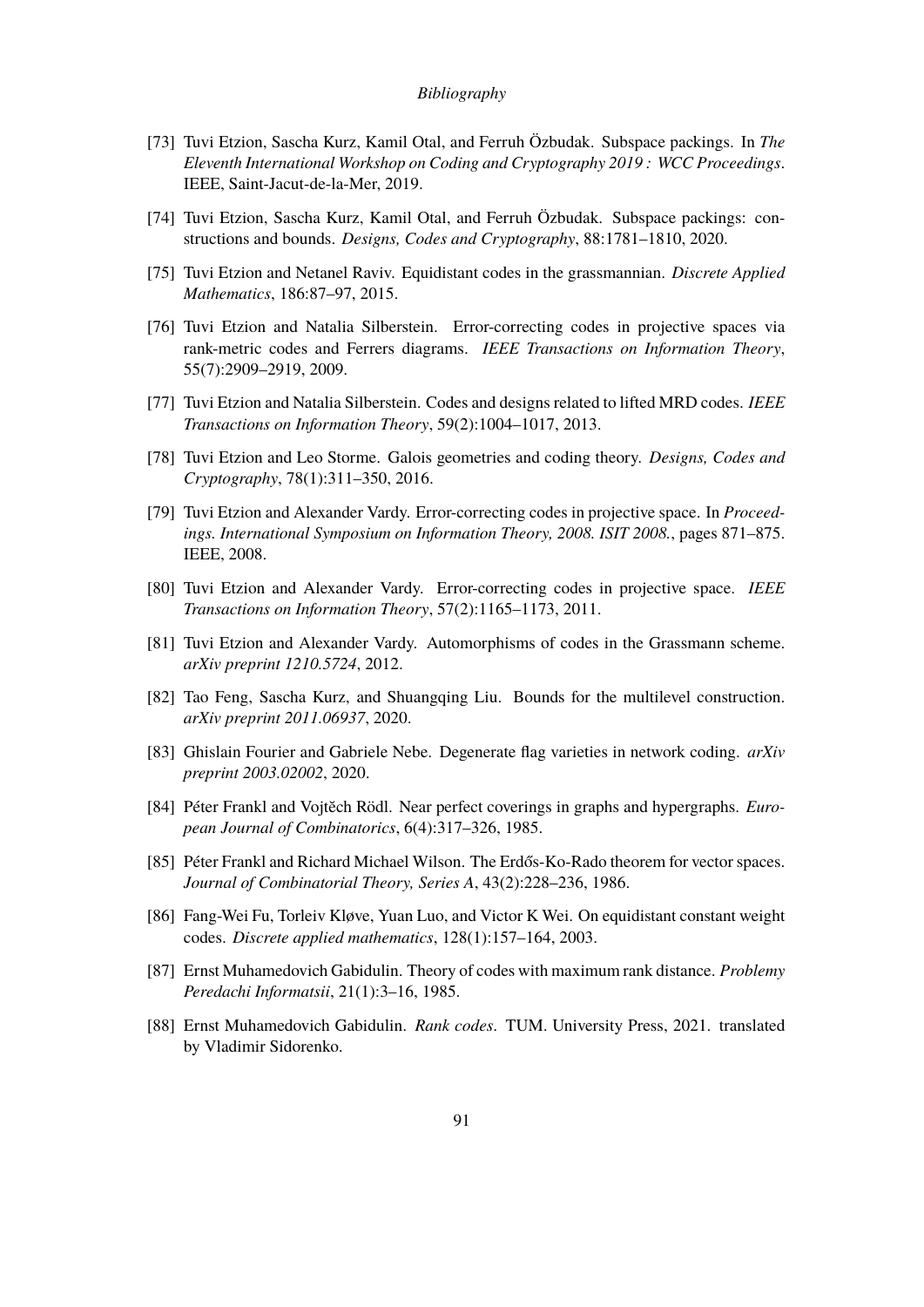[73] Tuvi Etzion, Sascha Kurz, Kamil Otal, and Ferruh Özbudak. Subspace packings. In *The Eleventh International Workshop on Coding and Cryptography 2019 : WCC Proceedings*. IEEE, Saint-Jacut-de-la-Mer, 2019.

[74] Tuvi Etzion, Sascha Kurz, Kamil Otal, and Ferruh Özbudak. Subspace packings: constructions and bounds. *Designs, Codes and Cryptography*, 88:1781–1810, 2020.

[75] Tuvi Etzion and Netanel Raviv. Equidistant codes in the grassmannian. *Discrete Applied Mathematics*, 186:87–97, 2015.

[76] Tuvi Etzion and Natalia Silberstein. Error-correcting codes in projective spaces via rank-metric codes and Ferrers diagrams. *IEEE Transactions on Information Theory*, 55(7):2909–2919, 2009.

[77] Tuvi Etzion and Natalia Silberstein. Codes and designs related to lifted MRD codes. *IEEE Transactions on Information Theory*, 59(2):1004–1017, 2013.

[78] Tuvi Etzion and Leo Storme. Galois geometries and coding theory. *Designs, Codes and Cryptography*, 78(1):311–350, 2016.

[79] Tuvi Etzion and Alexander Vardy. Error-correcting codes in projective space. In *Proceedings. International Symposium on Information Theory, 2008. ISIT 2008.*, pages 871–875. IEEE, 2008.

[80] Tuvi Etzion and Alexander Vardy. Error-correcting codes in projective space. *IEEE Transactions on Information Theory*, 57(2):1165–1173, 2011.

[81] Tuvi Etzion and Alexander Vardy. Automorphisms of codes in the Grassmann scheme. *arXiv preprint 1210.5724*, 2012.

[82] Tao Feng, Sascha Kurz, and Shuangqing Liu. Bounds for the multilevel construction. *arXiv preprint 2011.06937*, 2020.

[83] Ghislain Fourier and Gabriele Nebe. Degenerate flag varieties in network coding. *arXiv preprint 2003.02002*, 2020.

[84] Péter Frankl and Vojtěch Rödl. Near perfect coverings in graphs and hypergraphs. *European Journal of Combinatorics*, 6(4):317–326, 1985.

[85] Péter Frankl and Richard Michael Wilson. The Erdős-Ko-Rado theorem for vector spaces. *Journal of Combinatorial Theory, Series A*, 43(2):228–236, 1986.

[86] Fang-Wei Fu, Torleiv Kløve, Yuan Luo, and Victor K Wei. On equidistant constant weight codes. *Discrete applied mathematics*, 128(1):157–164, 2003.

[87] Ernst Muhamedovich Gabidulin. Theory of codes with maximum rank distance. *Problemy Peredachi Informatsii*, 21(1):3–16, 1985.

[88] Ernst Muhamedovich Gabidulin. *Rank codes*. TUM. University Press, 2021. translated by Vladimir Sidorenko.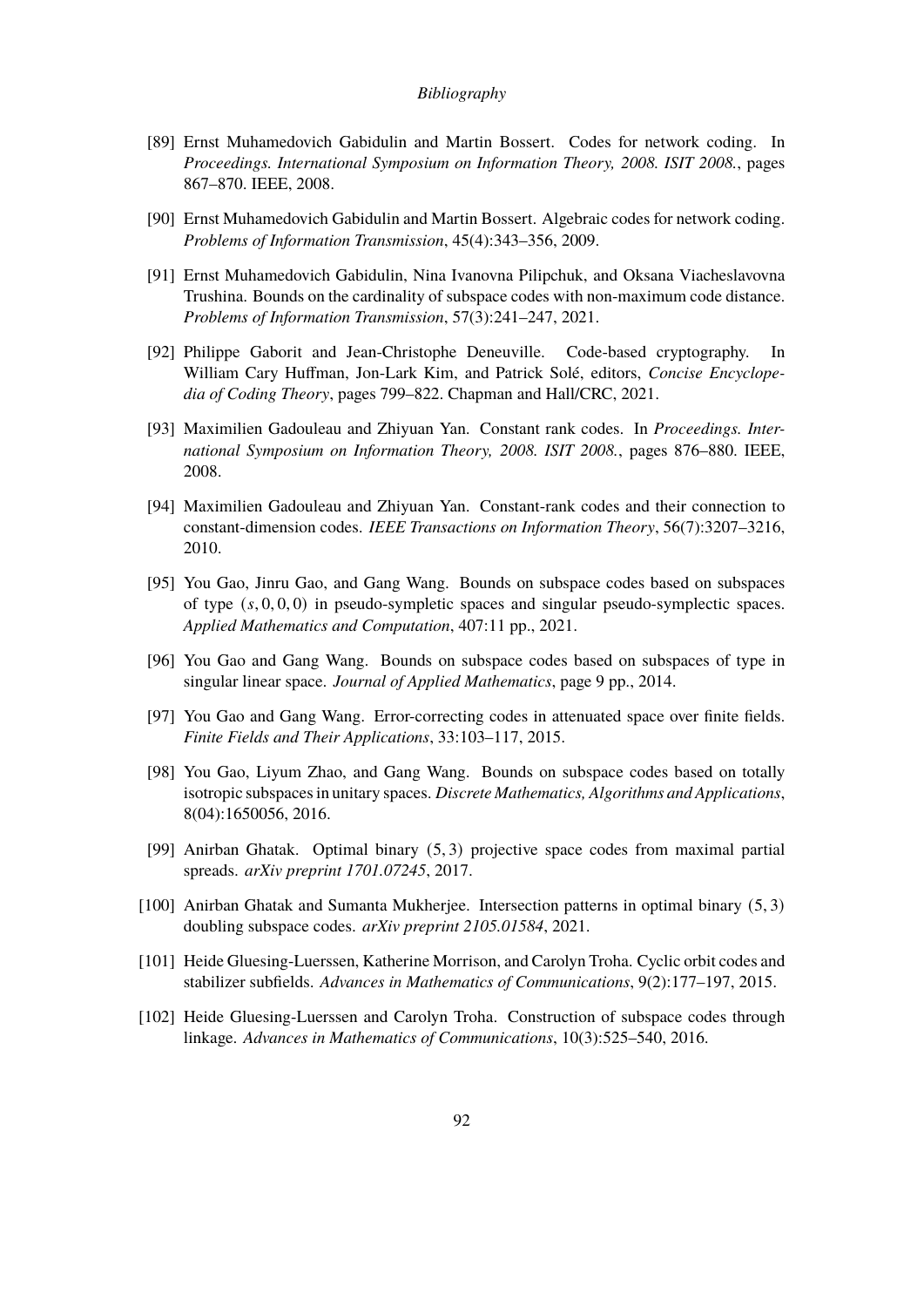[89] Ernst Muhamedovich Gabidulin and Martin Bossert. Codes for network coding. In *Proceedings. International Symposium on Information Theory, 2008. ISIT 2008.*, pages 867–870. IEEE, 2008.

[90] Ernst Muhamedovich Gabidulin and Martin Bossert. Algebraic codes for network coding. *Problems of Information Transmission*, 45(4):343–356, 2009.

[91] Ernst Muhamedovich Gabidulin, Nina Ivanovna Pilipchuk, and Oksana Viacheslavovna Trushina. Bounds on the cardinality of subspace codes with non-maximum code distance. *Problems of Information Transmission*, 57(3):241–247, 2021.

[92] Philippe Gaborit and Jean-Christophe Deneuville. Code-based cryptography. In William Cary Huffman, Jon-Lark Kim, and Patrick Solé, editors, *Concise Encyclopedia of Coding Theory*, pages 799–822. Chapman and Hall/CRC, 2021.

[93] Maximilien Gadouleau and Zhiyuan Yan. Constant rank codes. In *Proceedings. International Symposium on Information Theory, 2008. ISIT 2008.*, pages 876–880. IEEE, 2008.

[94] Maximilien Gadouleau and Zhiyuan Yan. Constant-rank codes and their connection to constant-dimension codes. *IEEE Transactions on Information Theory*, 56(7):3207–3216, 2010.

[95] You Gao, Jinru Gao, and Gang Wang. Bounds on subspace codes based on subspaces of type $(s, 0, 0, 0)$ in pseudo-sympletic spaces and singular pseudo-symplectic spaces. *Applied Mathematics and Computation*, 407:11 pp., 2021.

[96] You Gao and Gang Wang. Bounds on subspace codes based on subspaces of type in singular linear space. *Journal of Applied Mathematics*, page 9 pp., 2014.

[97] You Gao and Gang Wang. Error-correcting codes in attenuated space over finite fields. *Finite Fields and Their Applications*, 33:103–117, 2015.

[98] You Gao, Liyum Zhao, and Gang Wang. Bounds on subspace codes based on totally isotropic subspaces in unitary spaces. *Discrete Mathematics, Algorithms and Applications*, 8(04):1650056, 2016.

[99] Anirban Ghatak. Optimal binary $(5, 3)$ projective space codes from maximal partial spreads. *arXiv preprint 1701.07245*, 2017.

[100] Anirban Ghatak and Sumanta Mukherjee. Intersection patterns in optimal binary $(5, 3)$ doubling subspace codes. *arXiv preprint 2105.01584*, 2021.

[101] Heide Gluesing-Luerssen, Katherine Morrison, and Carolyn Troha. Cyclic orbit codes and stabilizer subfields. *Advances in Mathematics of Communications*, 9(2):177–197, 2015.

[102] Heide Gluesing-Luerssen and Carolyn Troha. Construction of subspace codes through linkage. *Advances in Mathematics of Communications*, 10(3):525–540, 2016.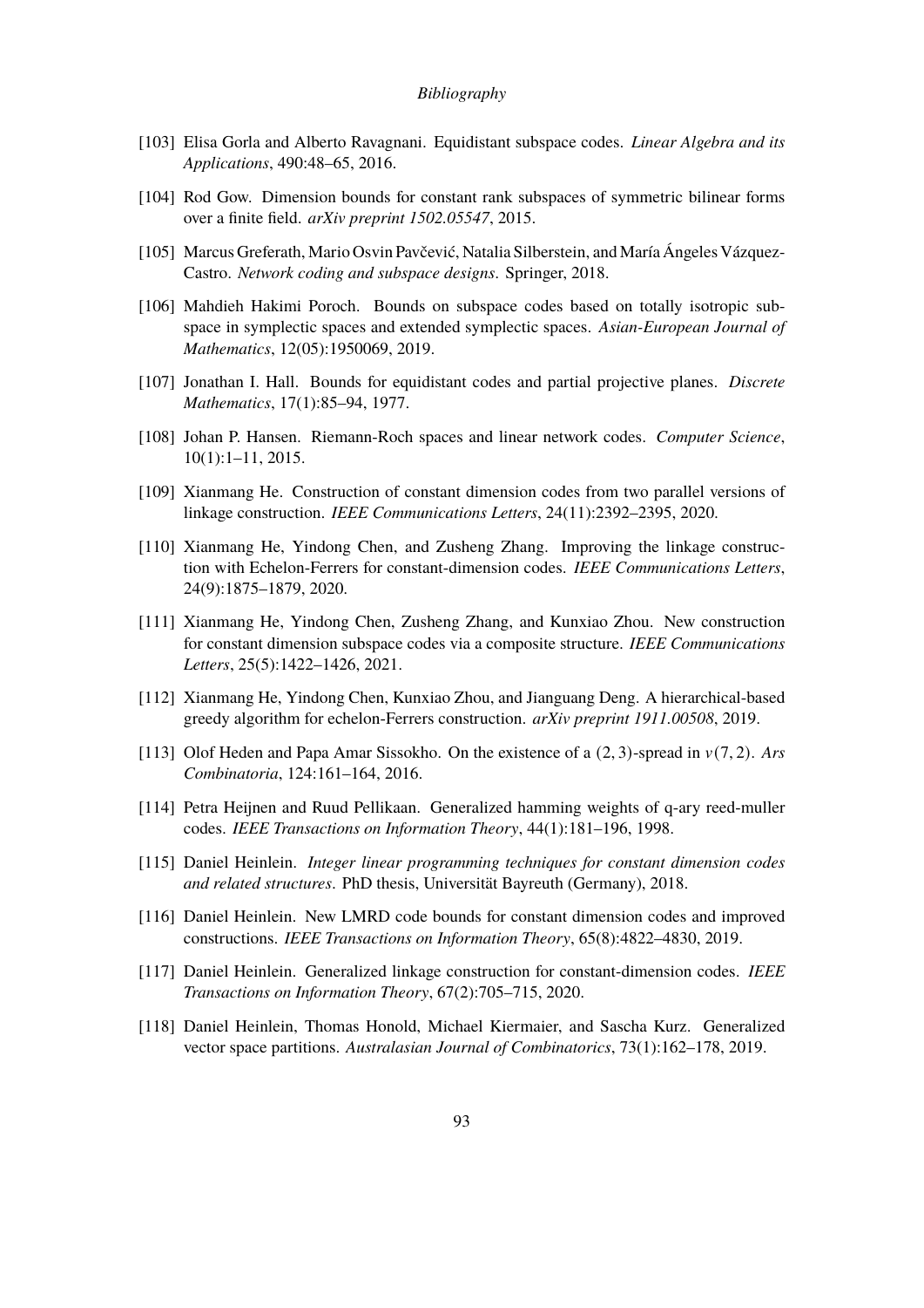[103] Elisa Gorla and Alberto Ravagnani. Equidistant subspace codes. *Linear Algebra and its Applications*, 490:48–65, 2016.

[104] Rod Gow. Dimension bounds for constant rank subspaces of symmetric bilinear forms over a finite field. *arXiv preprint 1502.05547*, 2015.

[105] Marcus Greferath, Mario Osvin Pavčević, Natalia Silberstein, and María Ángeles Vázquez-Castro. *Network coding and subspace designs*. Springer, 2018.

[106] Mahdieh Hakimi Poroch. Bounds on subspace codes based on totally isotropic subspace in symplectic spaces and extended symplectic spaces. *Asian-European Journal of Mathematics*, 12(05):1950069, 2019.

[107] Jonathan I. Hall. Bounds for equidistant codes and partial projective planes. *Discrete Mathematics*, 17(1):85–94, 1977.

[108] Johan P. Hansen. Riemann-Roch spaces and linear network codes. *Computer Science*, 10(1):1–11, 2015.

[109] Xianmang He. Construction of constant dimension codes from two parallel versions of linkage construction. *IEEE Communications Letters*, 24(11):2392–2395, 2020.

[110] Xianmang He, Yindong Chen, and Zusheng Zhang. Improving the linkage construction with Echelon-Ferrers for constant-dimension codes. *IEEE Communications Letters*, 24(9):1875–1879, 2020.

[111] Xianmang He, Yindong Chen, Zusheng Zhang, and Kunxiao Zhou. New construction for constant dimension subspace codes via a composite structure. *IEEE Communications Letters*, 25(5):1422–1426, 2021.

[112] Xianmang He, Yindong Chen, Kunxiao Zhou, and Jianguang Deng. A hierarchical-based greedy algorithm for echelon-Ferrers construction. *arXiv preprint 1911.00508*, 2019.

[113] Olof Heden and Papa Amar Sissokho. On the existence of a $(2, 3)$-spread in $v(7, 2)$. *Ars Combinatoria*, 124:161–164, 2016.

[114] Petra Heijnen and Ruud Pellikaan. Generalized hamming weights of q-ary reed-muller codes. *IEEE Transactions on Information Theory*, 44(1):181–196, 1998.

[115] Daniel Heinlein. *Integer linear programming techniques for constant dimension codes and related structures*. PhD thesis, Universität Bayreuth (Germany), 2018.

[116] Daniel Heinlein. New LMRD code bounds for constant dimension codes and improved constructions. *IEEE Transactions on Information Theory*, 65(8):4822–4830, 2019.

[117] Daniel Heinlein. Generalized linkage construction for constant-dimension codes. *IEEE Transactions on Information Theory*, 67(2):705–715, 2020.

[118] Daniel Heinlein, Thomas Honold, Michael Kiermaier, and Sascha Kurz. Generalized vector space partitions. *Australasian Journal of Combinatorics*, 73(1):162–178, 2019.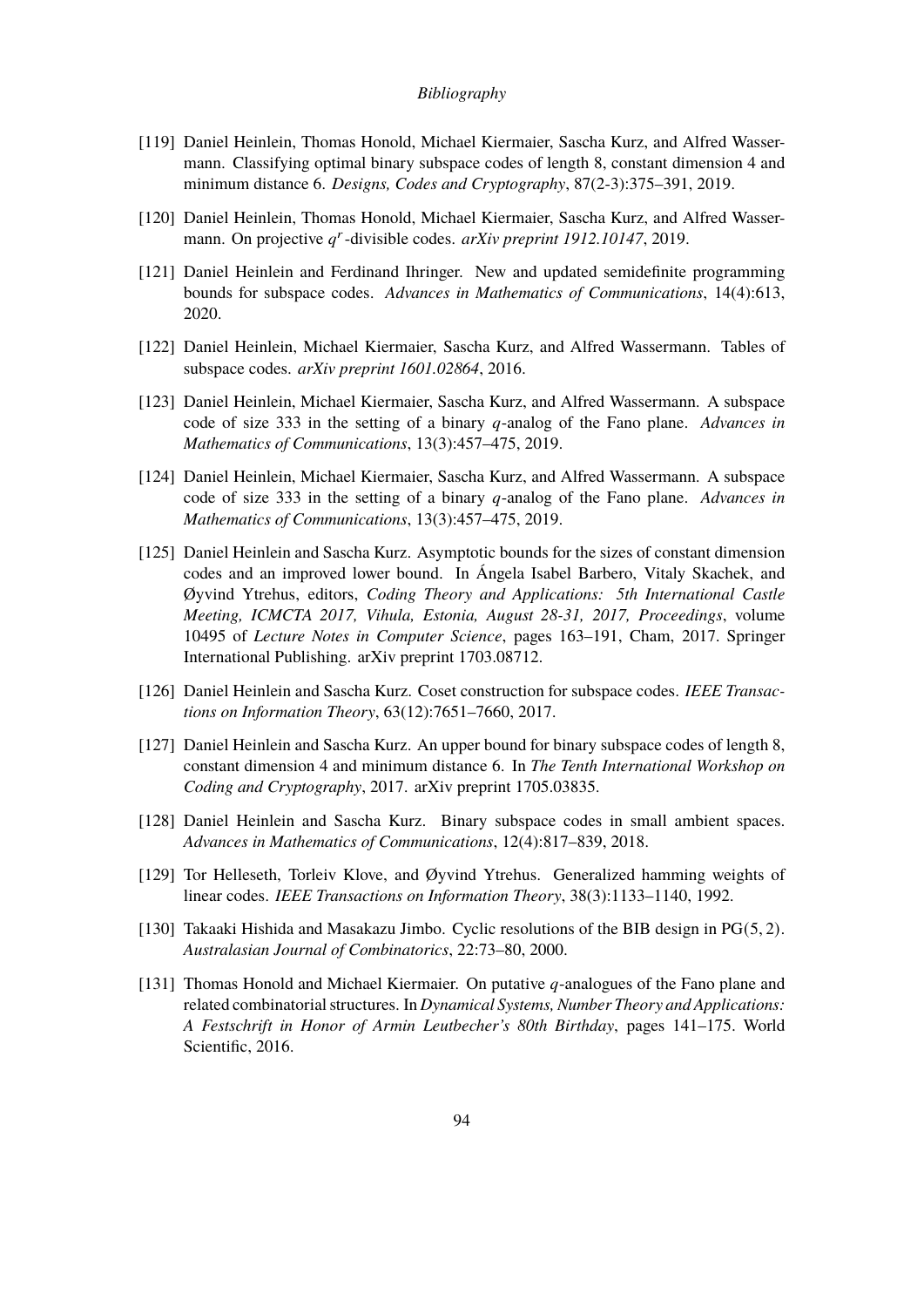[119] Daniel Heinlein, Thomas Honold, Michael Kiermaier, Sascha Kurz, and Alfred Wassermann. Classifying optimal binary subspace codes of length 8, constant dimension 4 and minimum distance 6. *Designs, Codes and Cryptography*, 87(2-3):375–391, 2019.

[120] Daniel Heinlein, Thomas Honold, Michael Kiermaier, Sascha Kurz, and Alfred Wassermann. On projective $q^r$-divisible codes. *arXiv preprint 1912.10147*, 2019.

[121] Daniel Heinlein and Ferdinand Ihringer. New and updated semidefinite programming bounds for subspace codes. *Advances in Mathematics of Communications*, 14(4):613, 2020.

[122] Daniel Heinlein, Michael Kiermaier, Sascha Kurz, and Alfred Wassermann. Tables of subspace codes. *arXiv preprint 1601.02864*, 2016.

[123] Daniel Heinlein, Michael Kiermaier, Sascha Kurz, and Alfred Wassermann. A subspace code of size 333 in the setting of a binary $q$-analog of the Fano plane. *Advances in Mathematics of Communications*, 13(3):457–475, 2019.

[124] Daniel Heinlein, Michael Kiermaier, Sascha Kurz, and Alfred Wassermann. A subspace code of size 333 in the setting of a binary $q$-analog of the Fano plane. *Advances in Mathematics of Communications*, 13(3):457–475, 2019.

[125] Daniel Heinlein and Sascha Kurz. Asymptotic bounds for the sizes of constant dimension codes and an improved lower bound. In Ángela Isabel Barbero, Vitaly Skachek, and Øyvind Ytrehus, editors, *Coding Theory and Applications: 5th International Castle Meeting, ICMCTA 2017, Vihula, Estonia, August 28-31, 2017, Proceedings*, volume 10495 of *Lecture Notes in Computer Science*, pages 163–191, Cham, 2017. Springer International Publishing. arXiv preprint 1703.08712.

[126] Daniel Heinlein and Sascha Kurz. Coset construction for subspace codes. *IEEE Transactions on Information Theory*, 63(12):7651–7660, 2017.

[127] Daniel Heinlein and Sascha Kurz. An upper bound for binary subspace codes of length 8, constant dimension 4 and minimum distance 6. In *The Tenth International Workshop on Coding and Cryptography*, 2017. arXiv preprint 1705.03835.

[128] Daniel Heinlein and Sascha Kurz. Binary subspace codes in small ambient spaces. *Advances in Mathematics of Communications*, 12(4):817–839, 2018.

[129] Tor Helleseth, Torleiv Klove, and Øyvind Ytrehus. Generalized hamming weights of linear codes. *IEEE Transactions on Information Theory*, 38(3):1133–1140, 1992.

[130] Takaaki Hishida and Masakazu Jimbo. Cyclic resolutions of the BIB design in $\mathrm{PG}(5, 2)$. *Australasian Journal of Combinatorics*, 22:73–80, 2000.

[131] Thomas Honold and Michael Kiermaier. On putative $q$-analogues of the Fano plane and related combinatorial structures. In *Dynamical Systems, Number Theory and Applications: A Festschrift in Honor of Armin Leutbecher's 80th Birthday*, pages 141–175. World Scientific, 2016.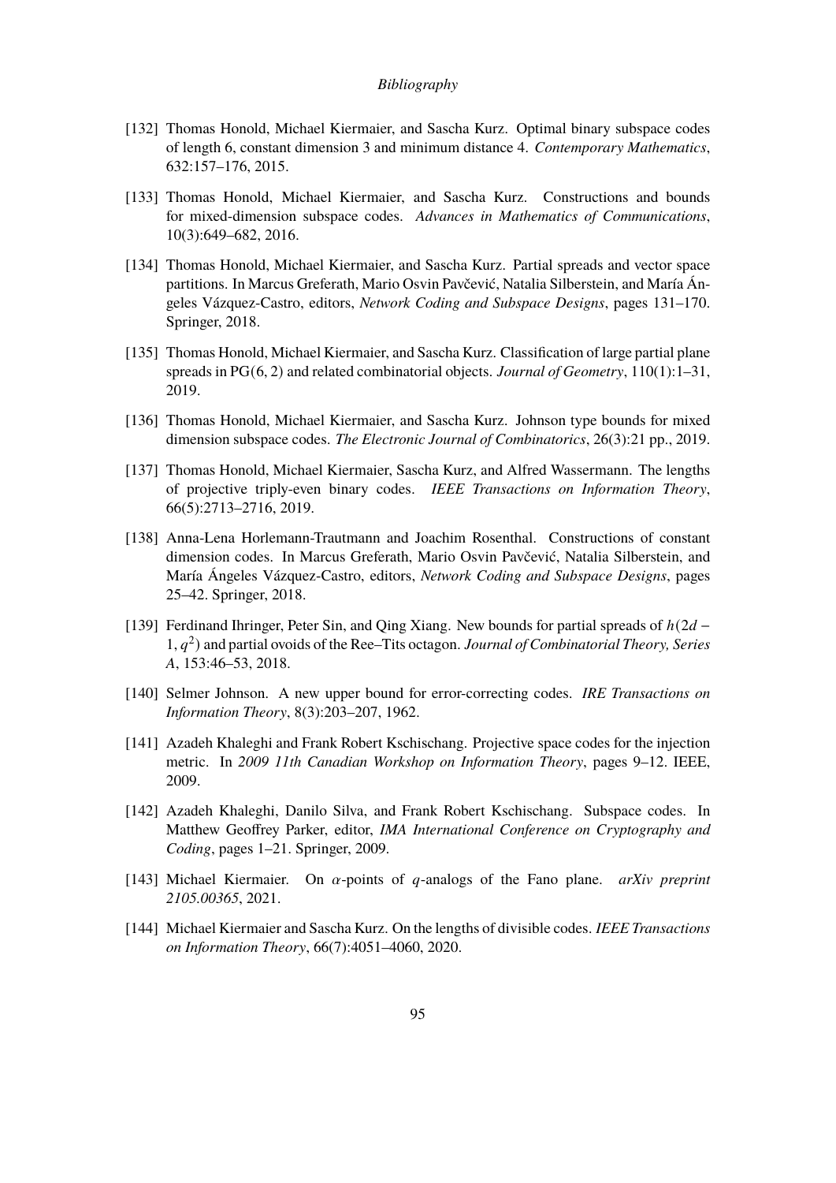[132] Thomas Honold, Michael Kiermaier, and Sascha Kurz. Optimal binary subspace codes of length 6, constant dimension 3 and minimum distance 4. *Contemporary Mathematics*, 632:157–176, 2015.

[133] Thomas Honold, Michael Kiermaier, and Sascha Kurz. Constructions and bounds for mixed-dimension subspace codes. *Advances in Mathematics of Communications*, 10(3):649–682, 2016.

[134] Thomas Honold, Michael Kiermaier, and Sascha Kurz. Partial spreads and vector space partitions. In Marcus Greferath, Mario Osvin Pavčević, Natalia Silberstein, and María Ángeles Vázquez-Castro, editors, *Network Coding and Subspace Designs*, pages 131–170. Springer, 2018.

[135] Thomas Honold, Michael Kiermaier, and Sascha Kurz. Classification of large partial plane spreads in $\mathrm{PG}(6,2)$ and related combinatorial objects. *Journal of Geometry*, 110(1):1–31, 2019.

[136] Thomas Honold, Michael Kiermaier, and Sascha Kurz. Johnson type bounds for mixed dimension subspace codes. *The Electronic Journal of Combinatorics*, 26(3):21 pp., 2019.

[137] Thomas Honold, Michael Kiermaier, Sascha Kurz, and Alfred Wassermann. The lengths of projective triply-even binary codes. *IEEE Transactions on Information Theory*, 66(5):2713–2716, 2019.

[138] Anna-Lena Horlemann-Trautmann and Joachim Rosenthal. Constructions of constant dimension codes. In Marcus Greferath, Mario Osvin Pavčević, Natalia Silberstein, and María Ángeles Vázquez-Castro, editors, *Network Coding and Subspace Designs*, pages 25–42. Springer, 2018.

[139] Ferdinand Ihringer, Peter Sin, and Qing Xiang. New bounds for partial spreads of $h(2d-1,q^2)$ and partial ovoids of the Ree–Tits octagon. *Journal of Combinatorial Theory, Series A*, 153:46–53, 2018.

[140] Selmer Johnson. A new upper bound for error-correcting codes. *IRE Transactions on Information Theory*, 8(3):203–207, 1962.

[141] Azadeh Khaleghi and Frank Robert Kschischang. Projective space codes for the injection metric. In *2009 11th Canadian Workshop on Information Theory*, pages 9–12. IEEE, 2009.

[142] Azadeh Khaleghi, Danilo Silva, and Frank Robert Kschischang. Subspace codes. In Matthew Geoffrey Parker, editor, *IMA International Conference on Cryptography and Coding*, pages 1–21. Springer, 2009.

[143] Michael Kiermaier. On $\alpha$-points of $q$-analogs of the Fano plane. *arXiv preprint 2105.00365*, 2021.

[144] Michael Kiermaier and Sascha Kurz. On the lengths of divisible codes. *IEEE Transactions on Information Theory*, 66(7):4051–4060, 2020.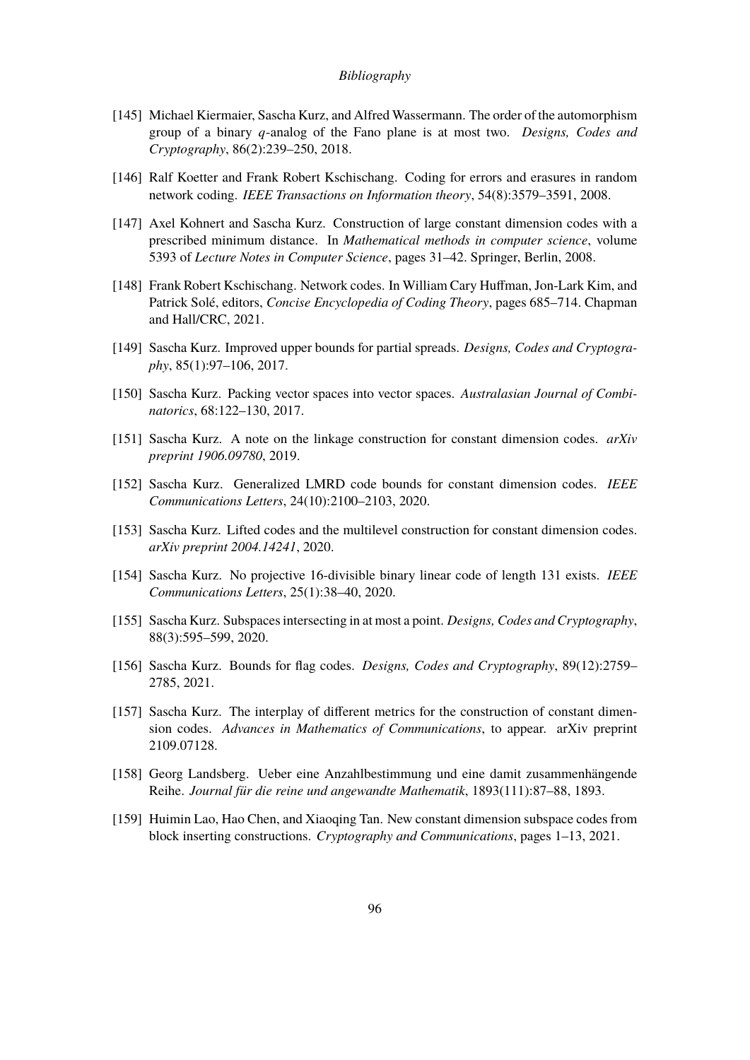[145] Michael Kiermaier, Sascha Kurz, and Alfred Wassermann. The order of the automorphism group of a binary $q$-analog of the Fano plane is at most two. *Designs, Codes and Cryptography*, 86(2):239–250, 2018.

[146] Ralf Koetter and Frank Robert Kschischang. Coding for errors and erasures in random network coding. *IEEE Transactions on Information theory*, 54(8):3579–3591, 2008.

[147] Axel Kohnert and Sascha Kurz. Construction of large constant dimension codes with a prescribed minimum distance. In *Mathematical methods in computer science*, volume 5393 of *Lecture Notes in Computer Science*, pages 31–42. Springer, Berlin, 2008.

[148] Frank Robert Kschischang. Network codes. In William Cary Huffman, Jon-Lark Kim, and Patrick Solé, editors, *Concise Encyclopedia of Coding Theory*, pages 685–714. Chapman and Hall/CRC, 2021.

[149] Sascha Kurz. Improved upper bounds for partial spreads. *Designs, Codes and Cryptography*, 85(1):97–106, 2017.

[150] Sascha Kurz. Packing vector spaces into vector spaces. *Australasian Journal of Combinatorics*, 68:122–130, 2017.

[151] Sascha Kurz. A note on the linkage construction for constant dimension codes. *arXiv preprint 1906.09780*, 2019.

[152] Sascha Kurz. Generalized LMRD code bounds for constant dimension codes. *IEEE Communications Letters*, 24(10):2100–2103, 2020.

[153] Sascha Kurz. Lifted codes and the multilevel construction for constant dimension codes. *arXiv preprint 2004.14241*, 2020.

[154] Sascha Kurz. No projective 16-divisible binary linear code of length 131 exists. *IEEE Communications Letters*, 25(1):38–40, 2020.

[155] Sascha Kurz. Subspaces intersecting in at most a point. *Designs, Codes and Cryptography*, 88(3):595–599, 2020.

[156] Sascha Kurz. Bounds for flag codes. *Designs, Codes and Cryptography*, 89(12):2759–2785, 2021.

[157] Sascha Kurz. The interplay of different metrics for the construction of constant dimension codes. *Advances in Mathematics of Communications*, to appear. arXiv preprint 2109.07128.

[158] Georg Landsberg. Ueber eine Anzahlbestimmung und eine damit zusammenhängende Reihe. *Journal für die reine und angewandte Mathematik*, 1893(111):87–88, 1893.

[159] Huimin Lao, Hao Chen, and Xiaoqing Tan. New constant dimension subspace codes from block inserting constructions. *Cryptography and Communications*, pages 1–13, 2021.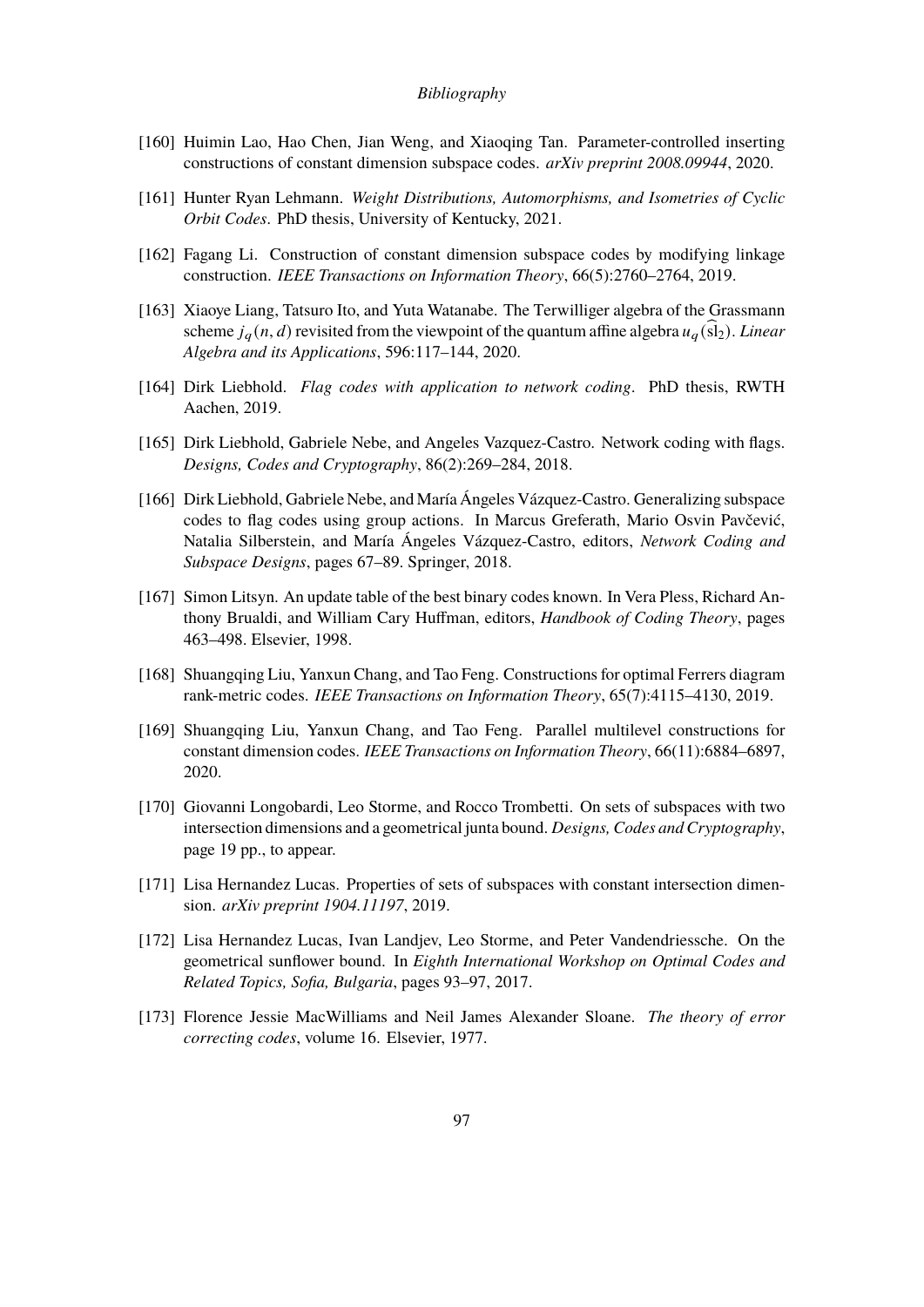[160] Huimin Lao, Hao Chen, Jian Weng, and Xiaoqing Tan. Parameter-controlled inserting constructions of constant dimension subspace codes. *arXiv preprint 2008.09944*, 2020.

[161] Hunter Ryan Lehmann. *Weight Distributions, Automorphisms, and Isometries of Cyclic Orbit Codes*. PhD thesis, University of Kentucky, 2021.

[162] Fagang Li. Construction of constant dimension subspace codes by modifying linkage construction. *IEEE Transactions on Information Theory*, 66(5):2760–2764, 2019.

[163] Xiaoye Liang, Tatsuro Ito, and Yuta Watanabe. The Terwilliger algebra of the Grassmann scheme $j_q(n, d)$ revisited from the viewpoint of the quantum affine algebra $u_q(\widehat{\mathrm{sl}}_2)$. *Linear Algebra and its Applications*, 596:117–144, 2020.

[164] Dirk Liebhold. *Flag codes with application to network coding*. PhD thesis, RWTH Aachen, 2019.

[165] Dirk Liebhold, Gabriele Nebe, and Angeles Vazquez-Castro. Network coding with flags. *Designs, Codes and Cryptography*, 86(2):269–284, 2018.

[166] Dirk Liebhold, Gabriele Nebe, and María Ángeles Vázquez-Castro. Generalizing subspace codes to flag codes using group actions. In Marcus Greferath, Mario Osvin Pavčević, Natalia Silberstein, and María Ángeles Vázquez-Castro, editors, *Network Coding and Subspace Designs*, pages 67–89. Springer, 2018.

[167] Simon Litsyn. An update table of the best binary codes known. In Vera Pless, Richard Anthony Brualdi, and William Cary Huffman, editors, *Handbook of Coding Theory*, pages 463–498. Elsevier, 1998.

[168] Shuangqing Liu, Yanxun Chang, and Tao Feng. Constructions for optimal Ferrers diagram rank-metric codes. *IEEE Transactions on Information Theory*, 65(7):4115–4130, 2019.

[169] Shuangqing Liu, Yanxun Chang, and Tao Feng. Parallel multilevel constructions for constant dimension codes. *IEEE Transactions on Information Theory*, 66(11):6884–6897, 2020.

[170] Giovanni Longobardi, Leo Storme, and Rocco Trombetti. On sets of subspaces with two intersection dimensions and a geometrical junta bound. *Designs, Codes and Cryptography*, page 19 pp., to appear.

[171] Lisa Hernandez Lucas. Properties of sets of subspaces with constant intersection dimension. *arXiv preprint 1904.11197*, 2019.

[172] Lisa Hernandez Lucas, Ivan Landjev, Leo Storme, and Peter Vandendriessche. On the geometrical sunflower bound. In *Eighth International Workshop on Optimal Codes and Related Topics, Sofia, Bulgaria*, pages 93–97, 2017.

[173] Florence Jessie MacWilliams and Neil James Alexander Sloane. *The theory of error correcting codes*, volume 16. Elsevier, 1977.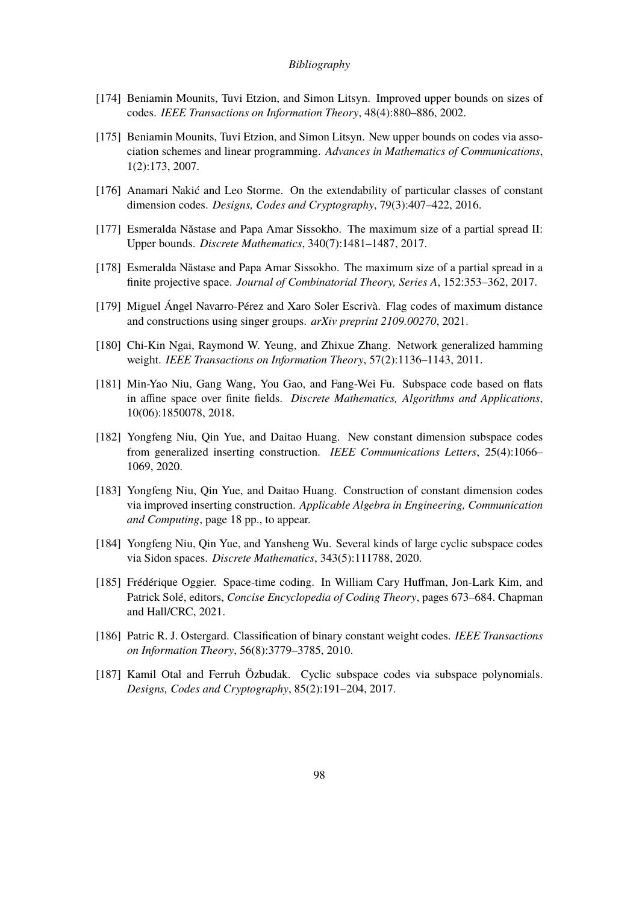[174] Beniamin Mounits, Tuvi Etzion, and Simon Litsyn. Improved upper bounds on sizes of codes. *IEEE Transactions on Information Theory*, 48(4):880–886, 2002.

[175] Beniamin Mounits, Tuvi Etzion, and Simon Litsyn. New upper bounds on codes via association schemes and linear programming. *Advances in Mathematics of Communications*, 1(2):173, 2007.

[176] Anamari Nakić and Leo Storme. On the extendability of particular classes of constant dimension codes. *Designs, Codes and Cryptography*, 79(3):407–422, 2016.

[177] Esmeralda Năstase and Papa Amar Sissokho. The maximum size of a partial spread II: Upper bounds. *Discrete Mathematics*, 340(7):1481–1487, 2017.

[178] Esmeralda Năstase and Papa Amar Sissokho. The maximum size of a partial spread in a finite projective space. *Journal of Combinatorial Theory, Series A*, 152:353–362, 2017.

[179] Miguel Ángel Navarro-Pérez and Xaro Soler Escrivà. Flag codes of maximum distance and constructions using singer groups. *arXiv preprint 2109.00270*, 2021.

[180] Chi-Kin Ngai, Raymond W. Yeung, and Zhixue Zhang. Network generalized hamming weight. *IEEE Transactions on Information Theory*, 57(2):1136–1143, 2011.

[181] Min-Yao Niu, Gang Wang, You Gao, and Fang-Wei Fu. Subspace code based on flats in affine space over finite fields. *Discrete Mathematics, Algorithms and Applications*, 10(06):1850078, 2018.

[182] Yongfeng Niu, Qin Yue, and Daitao Huang. New constant dimension subspace codes from generalized inserting construction. *IEEE Communications Letters*, 25(4):1066–1069, 2020.

[183] Yongfeng Niu, Qin Yue, and Daitao Huang. Construction of constant dimension codes via improved inserting construction. *Applicable Algebra in Engineering, Communication and Computing*, page 18 pp., to appear.

[184] Yongfeng Niu, Qin Yue, and Yansheng Wu. Several kinds of large cyclic subspace codes via Sidon spaces. *Discrete Mathematics*, 343(5):111788, 2020.

[185] Frédérique Oggier. Space-time coding. In William Cary Huffman, Jon-Lark Kim, and Patrick Solé, editors, *Concise Encyclopedia of Coding Theory*, pages 673–684. Chapman and Hall/CRC, 2021.

[186] Patric R. J. Ostergard. Classification of binary constant weight codes. *IEEE Transactions on Information Theory*, 56(8):3779–3785, 2010.

[187] Kamil Otal and Ferruh Özbudak. Cyclic subspace codes via subspace polynomials. *Designs, Codes and Cryptography*, 85(2):191–204, 2017.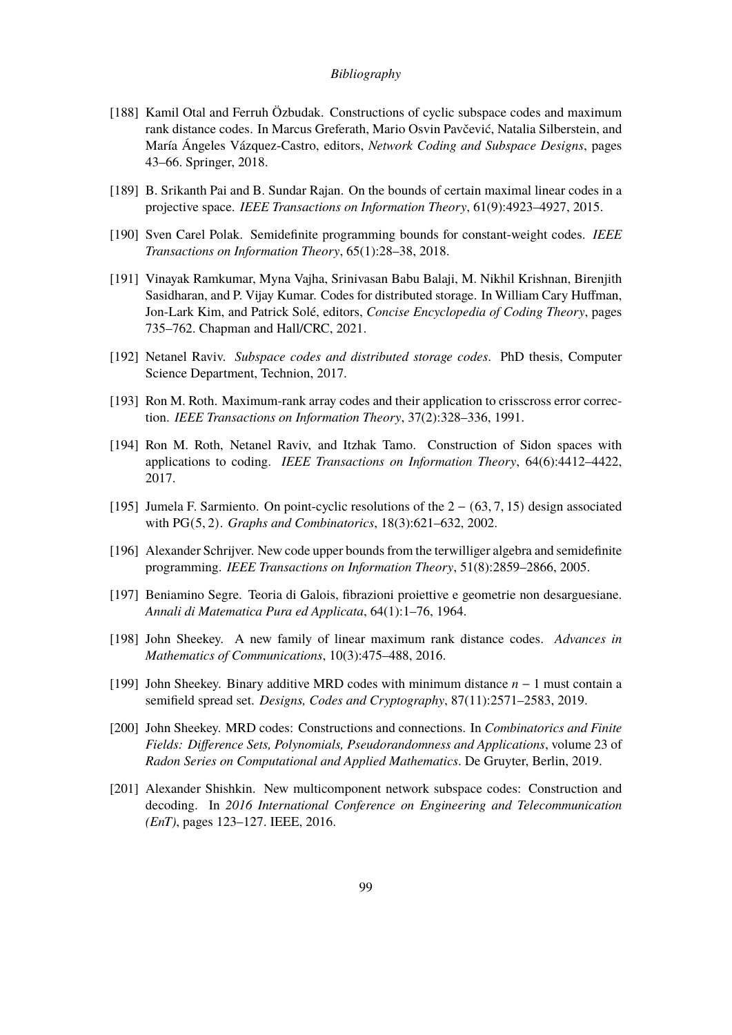[188] Kamil Otal and Ferruh Özbudak. Constructions of cyclic subspace codes and maximum rank distance codes. In Marcus Greferath, Mario Osvin Pavčević, Natalia Silberstein, and María Ángeles Vázquez-Castro, editors, *Network Coding and Subspace Designs*, pages 43–66. Springer, 2018.

[189] B. Srikanth Pai and B. Sundar Rajan. On the bounds of certain maximal linear codes in a projective space. *IEEE Transactions on Information Theory*, 61(9):4923–4927, 2015.

[190] Sven Carel Polak. Semidefinite programming bounds for constant-weight codes. *IEEE Transactions on Information Theory*, 65(1):28–38, 2018.

[191] Vinayak Ramkumar, Myna Vajha, Srinivasan Babu Balaji, M. Nikhil Krishnan, Birenjith Sasidharan, and P. Vijay Kumar. Codes for distributed storage. In William Cary Huffman, Jon-Lark Kim, and Patrick Solé, editors, *Concise Encyclopedia of Coding Theory*, pages 735–762. Chapman and Hall/CRC, 2021.

[192] Netanel Raviv. *Subspace codes and distributed storage codes*. PhD thesis, Computer Science Department, Technion, 2017.

[193] Ron M. Roth. Maximum-rank array codes and their application to crisscross error correction. *IEEE Transactions on Information Theory*, 37(2):328–336, 1991.

[194] Ron M. Roth, Netanel Raviv, and Itzhak Tamo. Construction of Sidon spaces with applications to coding. *IEEE Transactions on Information Theory*, 64(6):4412–4422, 2017.

[195] Jumela F. Sarmiento. On point-cyclic resolutions of the $2-(63,7,15)$ design associated with $\mathrm{PG}(5,2)$. *Graphs and Combinatorics*, 18(3):621–632, 2002.

[196] Alexander Schrijver. New code upper bounds from the terwilliger algebra and semidefinite programming. *IEEE Transactions on Information Theory*, 51(8):2859–2866, 2005.

[197] Beniamino Segre. Teoria di Galois, fibrazioni proiettive e geometrie non desarguesiane. *Annali di Matematica Pura ed Applicata*, 64(1):1–76, 1964.

[198] John Sheekey. A new family of linear maximum rank distance codes. *Advances in Mathematics of Communications*, 10(3):475–488, 2016.

[199] John Sheekey. Binary additive MRD codes with minimum distance $n-1$ must contain a semifield spread set. *Designs, Codes and Cryptography*, 87(11):2571–2583, 2019.

[200] John Sheekey. MRD codes: Constructions and connections. In *Combinatorics and Finite Fields: Difference Sets, Polynomials, Pseudorandomness and Applications*, volume 23 of *Radon Series on Computational and Applied Mathematics*. De Gruyter, Berlin, 2019.

[201] Alexander Shishkin. New multicomponent network subspace codes: Construction and decoding. In *2016 International Conference on Engineering and Telecommunication (EnT)*, pages 123–127. IEEE, 2016.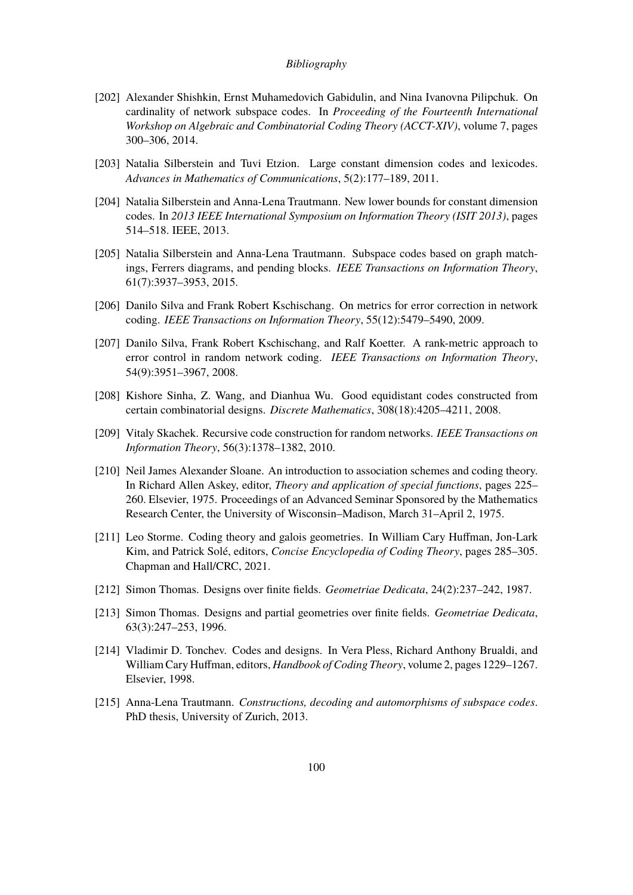[202] Alexander Shishkin, Ernst Muhamedovich Gabidulin, and Nina Ivanovna Pilipchuk. On cardinality of network subspace codes. In *Proceeding of the Fourteenth International Workshop on Algebraic and Combinatorial Coding Theory (ACCT-XIV)*, volume 7, pages 300–306, 2014.

[203] Natalia Silberstein and Tuvi Etzion. Large constant dimension codes and lexicodes. *Advances in Mathematics of Communications*, 5(2):177–189, 2011.

[204] Natalia Silberstein and Anna-Lena Trautmann. New lower bounds for constant dimension codes. In *2013 IEEE International Symposium on Information Theory (ISIT 2013)*, pages 514–518. IEEE, 2013.

[205] Natalia Silberstein and Anna-Lena Trautmann. Subspace codes based on graph matchings, Ferrers diagrams, and pending blocks. *IEEE Transactions on Information Theory*, 61(7):3937–3953, 2015.

[206] Danilo Silva and Frank Robert Kschischang. On metrics for error correction in network coding. *IEEE Transactions on Information Theory*, 55(12):5479–5490, 2009.

[207] Danilo Silva, Frank Robert Kschischang, and Ralf Koetter. A rank-metric approach to error control in random network coding. *IEEE Transactions on Information Theory*, 54(9):3951–3967, 2008.

[208] Kishore Sinha, Z. Wang, and Dianhua Wu. Good equidistant codes constructed from certain combinatorial designs. *Discrete Mathematics*, 308(18):4205–4211, 2008.

[209] Vitaly Skachek. Recursive code construction for random networks. *IEEE Transactions on Information Theory*, 56(3):1378–1382, 2010.

[210] Neil James Alexander Sloane. An introduction to association schemes and coding theory. In Richard Allen Askey, editor, *Theory and application of special functions*, pages 225–260. Elsevier, 1975. Proceedings of an Advanced Seminar Sponsored by the Mathematics Research Center, the University of Wisconsin–Madison, March 31–April 2, 1975.

[211] Leo Storme. Coding theory and galois geometries. In William Cary Huffman, Jon-Lark Kim, and Patrick Solé, editors, *Concise Encyclopedia of Coding Theory*, pages 285–305. Chapman and Hall/CRC, 2021.

[212] Simon Thomas. Designs over finite fields. *Geometriae Dedicata*, 24(2):237–242, 1987.

[213] Simon Thomas. Designs and partial geometries over finite fields. *Geometriae Dedicata*, 63(3):247–253, 1996.

[214] Vladimir D. Tonchev. Codes and designs. In Vera Pless, Richard Anthony Brualdi, and William Cary Huffman, editors, *Handbook of Coding Theory*, volume 2, pages 1229–1267. Elsevier, 1998.

[215] Anna-Lena Trautmann. *Constructions, decoding and automorphisms of subspace codes*. PhD thesis, University of Zurich, 2013.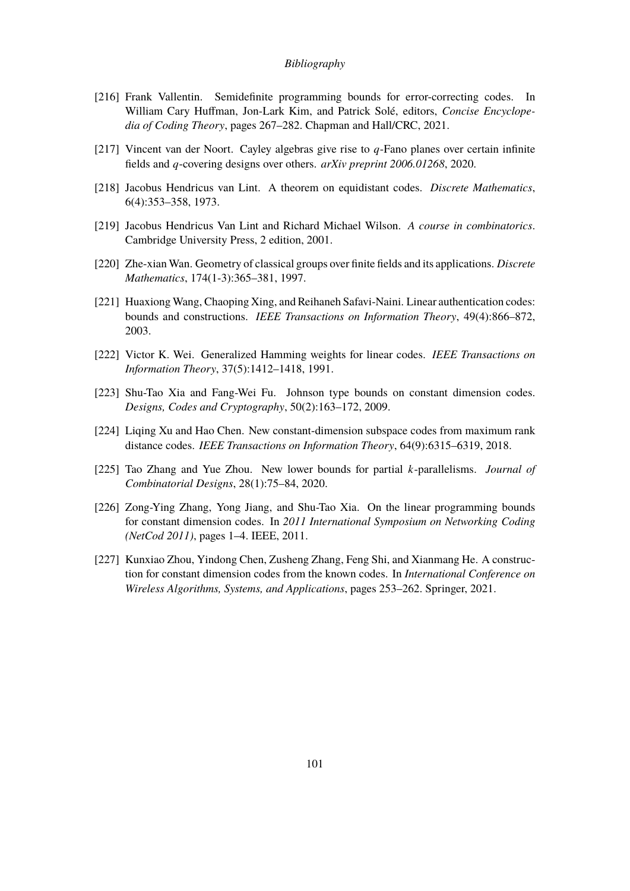[216] Frank Vallentin. Semidefinite programming bounds for error-correcting codes. In William Cary Huffman, Jon-Lark Kim, and Patrick Solé, editors, *Concise Encyclopedia of Coding Theory*, pages 267–282. Chapman and Hall/CRC, 2021.

[217] Vincent van der Noort. Cayley algebras give rise to $q$-Fano planes over certain infinite fields and $q$-covering designs over others. *arXiv preprint 2006.01268*, 2020.

[218] Jacobus Hendricus van Lint. A theorem on equidistant codes. *Discrete Mathematics*, 6(4):353–358, 1973.

[219] Jacobus Hendricus Van Lint and Richard Michael Wilson. *A course in combinatorics*. Cambridge University Press, 2 edition, 2001.

[220] Zhe-xian Wan. Geometry of classical groups over finite fields and its applications. *Discrete Mathematics*, 174(1-3):365–381, 1997.

[221] Huaxiong Wang, Chaoping Xing, and Reihaneh Safavi-Naini. Linear authentication codes: bounds and constructions. *IEEE Transactions on Information Theory*, 49(4):866–872, 2003.

[222] Victor K. Wei. Generalized Hamming weights for linear codes. *IEEE Transactions on Information Theory*, 37(5):1412–1418, 1991.

[223] Shu-Tao Xia and Fang-Wei Fu. Johnson type bounds on constant dimension codes. *Designs, Codes and Cryptography*, 50(2):163–172, 2009.

[224] Liqing Xu and Hao Chen. New constant-dimension subspace codes from maximum rank distance codes. *IEEE Transactions on Information Theory*, 64(9):6315–6319, 2018.

[225] Tao Zhang and Yue Zhou. New lower bounds for partial $k$-parallelisms. *Journal of Combinatorial Designs*, 28(1):75–84, 2020.

[226] Zong-Ying Zhang, Yong Jiang, and Shu-Tao Xia. On the linear programming bounds for constant dimension codes. In *2011 International Symposium on Networking Coding (NetCod 2011)*, pages 1–4. IEEE, 2011.

[227] Kunxiao Zhou, Yindong Chen, Zusheng Zhang, Feng Shi, and Xianmang He. A construction for constant dimension codes from the known codes. In *International Conference on Wireless Algorithms, Systems, and Applications*, pages 253–262. Springer, 2021.